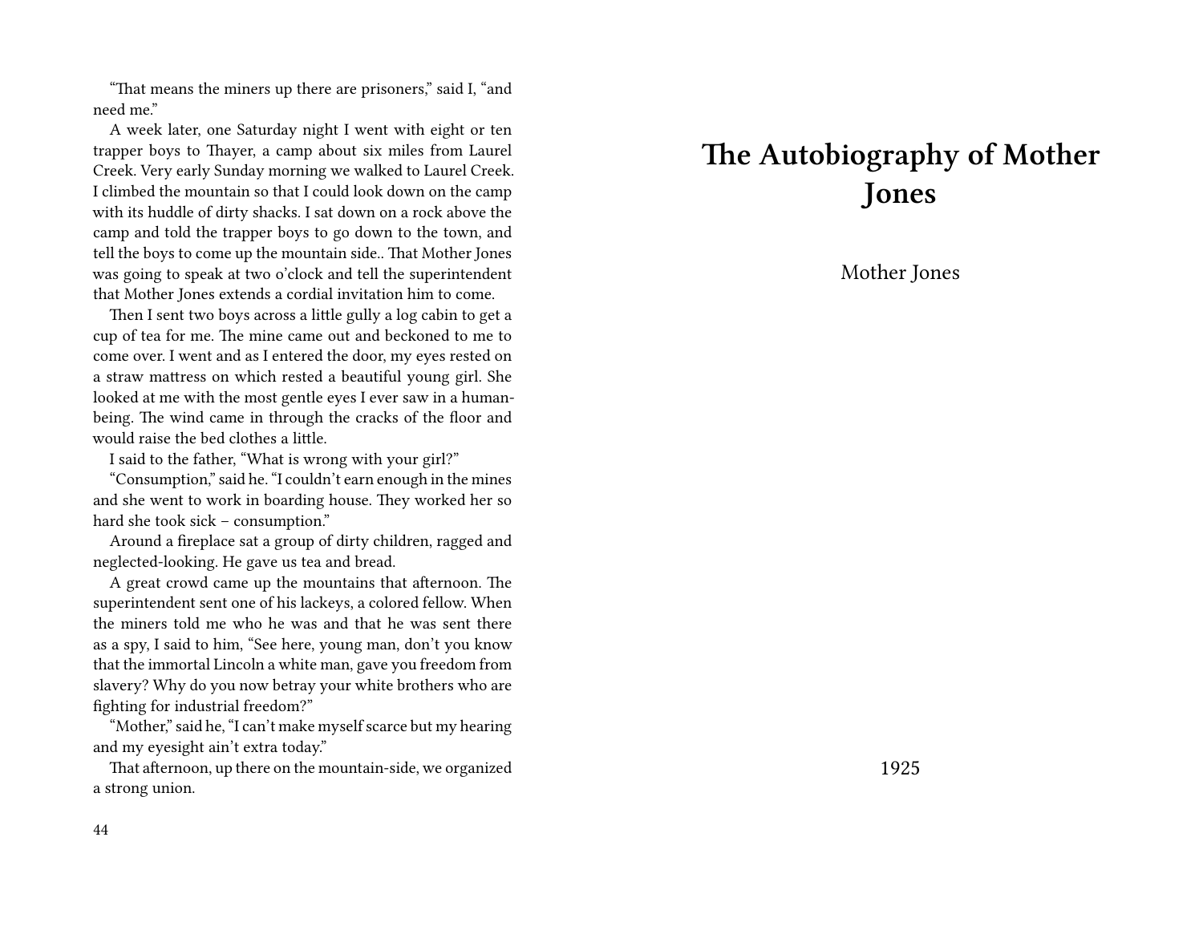"That means the miners up there are prisoners," said I, "and need me."

A week later, one Saturday night I went with eight or ten trapper boys to Thayer, a camp about six miles from Laurel Creek. Very early Sunday morning we walked to Laurel Creek. I climbed the mountain so that I could look down on the camp with its huddle of dirty shacks. I sat down on a rock above the camp and told the trapper boys to go down to the town, and tell the boys to come up the mountain side.. That Mother Jones was going to speak at two o'clock and tell the superintendent that Mother Jones extends a cordial invitation him to come.

Then I sent two boys across a little gully a log cabin to get a cup of tea for me. The mine came out and beckoned to me to come over. I went and as I entered the door, my eyes rested on a straw mattress on which rested a beautiful young girl. She looked at me with the most gentle eyes I ever saw in a human-being. The wind came in through the cracks of the floor and would raise the bed clothes a little.

I said to the father, "What is wrong with your girl?"

"Consumption," said he. "I couldn't earn enough in the mines and she went to work in boarding house. They worked her so hard she took sick – consumption."

Around a fireplace sat a group of dirty children, ragged and neglected-looking. He gave us tea and bread.

A great crowd came up the mountains that afternoon. The superintendent sent one of his lackeys, a colored fellow. When the miners told me who he was and that he was sent there as a spy, I said to him, "See here, young man, don't you know that the immortal Lincoln a white man, gave you freedom from slavery? Why do you now betray your white brothers who are fighting for industrial freedom?"

"Mother," said he, "I can't make myself scarce but my hearing and my eyesight ain't extra today."

That afternoon, up there on the mountain-side, we organized a strong union.

# The Autobiography of Mother Jones

Mother Jones

1925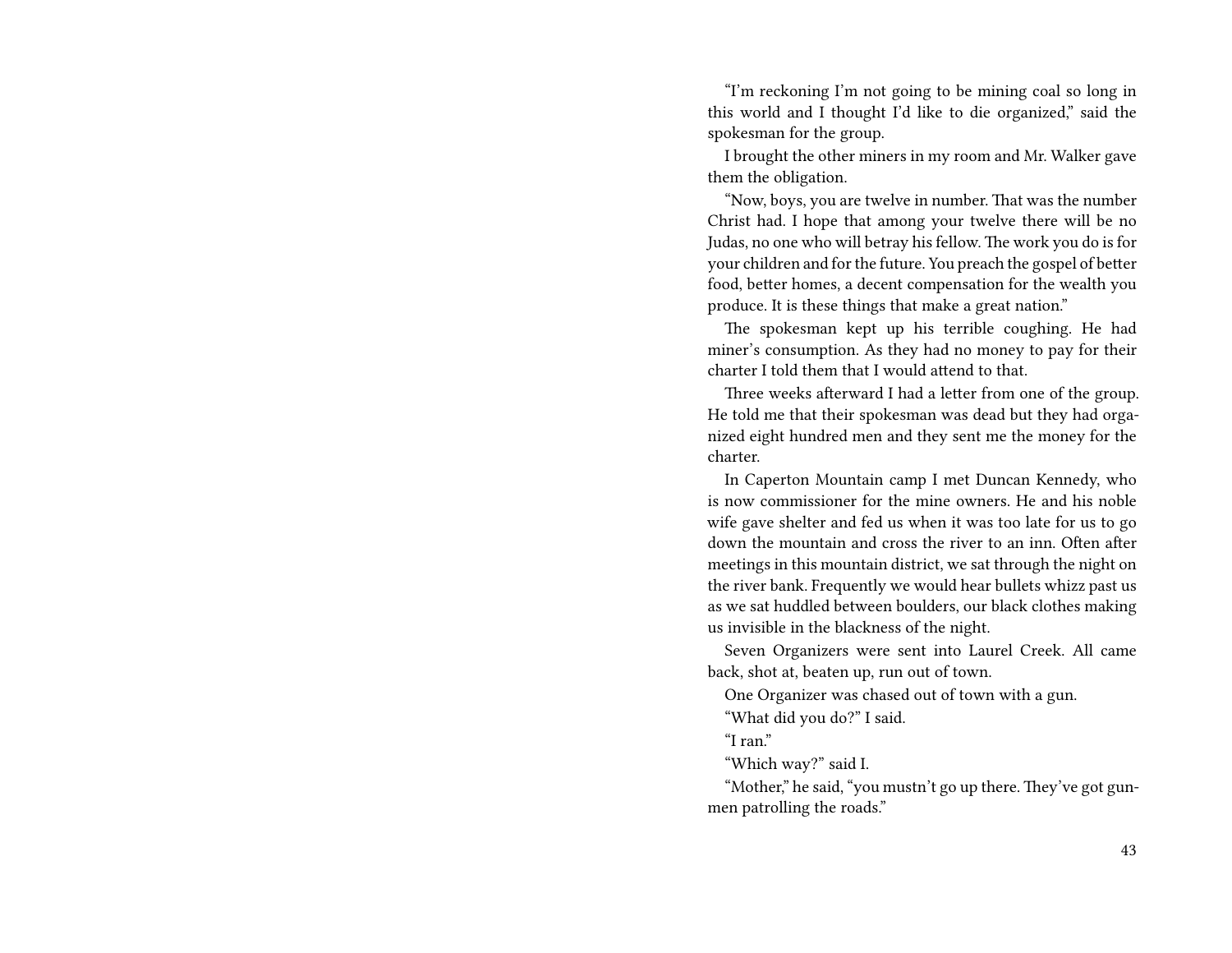"I'm reckoning I'm not going to be mining coal so long in this world and I thought I'd like to die organized," said the spokesman for the group.

I brought the other miners in my room and Mr. Walker gave them the obligation.

"Now, boys, you are twelve in number. That was the number Christ had. I hope that among your twelve there will be no Judas, no one who will betray his fellow. The work you do is for your children and for the future. You preach the gospel of better food, better homes, a decent compensation for the wealth you produce. It is these things that make a great nation."

The spokesman kept up his terrible coughing. He had miner's consumption. As they had no money to pay for their charter I told them that I would attend to that.

Three weeks afterward I had a letter from one of the group. He told me that their spokesman was dead but they had organized eight hundred men and they sent me the money for the charter.

In Caperton Mountain camp I met Duncan Kennedy, who is now commissioner for the mine owners. He and his noble wife gave shelter and fed us when it was too late for us to go down the mountain and cross the river to an inn. Often after meetings in this mountain district, we sat through the night on the river bank. Frequently we would hear bullets whizz past us as we sat huddled between boulders, our black clothes making us invisible in the blackness of the night.

Seven Organizers were sent into Laurel Creek. All came back, shot at, beaten up, run out of town.

One Organizer was chased out of town with a gun.

"What did you do?" I said.

"I ran."

"Which way?" said I.

"Mother," he said, "you mustn't go up there. They've got gunmen patrolling the roads."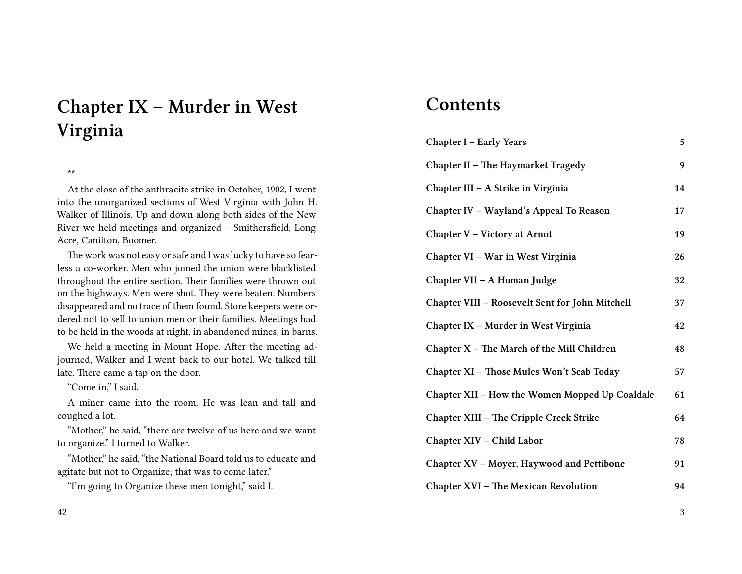# Chapter IX – Murder in West Virginia

**

At the close of the anthracite strike in October, 1902, I went into the unorganized sections of West Virginia with John H. Walker of Illinois. Up and down along both sides of the New River we held meetings and organized – Smithersfield, Long Acre, Canilton, Boomer.

The work was not easy or safe and I was lucky to have so fearless a co-worker. Men who joined the union were blacklisted throughout the entire section. Their families were thrown out on the highways. Men were shot. They were beaten. Numbers disappeared and no trace of them found. Store keepers were ordered not to sell to union men or their families. Meetings had to be held in the woods at night, in abandoned mines, in barns.

We held a meeting in Mount Hope. After the meeting adjourned, Walker and I went back to our hotel. We talked till late. There came a tap on the door.

"Come in," I said.

A miner came into the room. He was lean and tall and coughed a lot.

"Mother," he said, "there are twelve of us here and we want to organize." I turned to Walker.

"Mother," he said, "the National Board told us to educate and agitate but not to Organize; that was to come later."

"I'm going to Organize these men tonight," said I.

# Contents

| | |
|---|---|
| **Chapter I – Early Years** | **5** |
| **Chapter II – The Haymarket Tragedy** | **9** |
| **Chapter III – A Strike in Virginia** | **14** |
| **Chapter IV – Wayland's Appeal To Reason** | **17** |
| **Chapter V – Victory at Arnot** | **19** |
| **Chapter VI – War in West Virginia** | **26** |
| **Chapter VII – A Human Judge** | **32** |
| **Chapter VIII – Roosevelt Sent for John Mitchell** | **37** |
| **Chapter IX – Murder in West Virginia** | **42** |
| **Chapter X – The March of the Mill Children** | **48** |
| **Chapter XI – Those Mules Won't Scab Today** | **57** |
| **Chapter XII – How the Women Mopped Up Coaldale** | **61** |
| **Chapter XIII – The Cripple Creek Strike** | **64** |
| **Chapter XIV – Child Labor** | **78** |
| **Chapter XV – Moyer, Haywood and Pettibone** | **91** |
| **Chapter XVI – The Mexican Revolution** | **94** |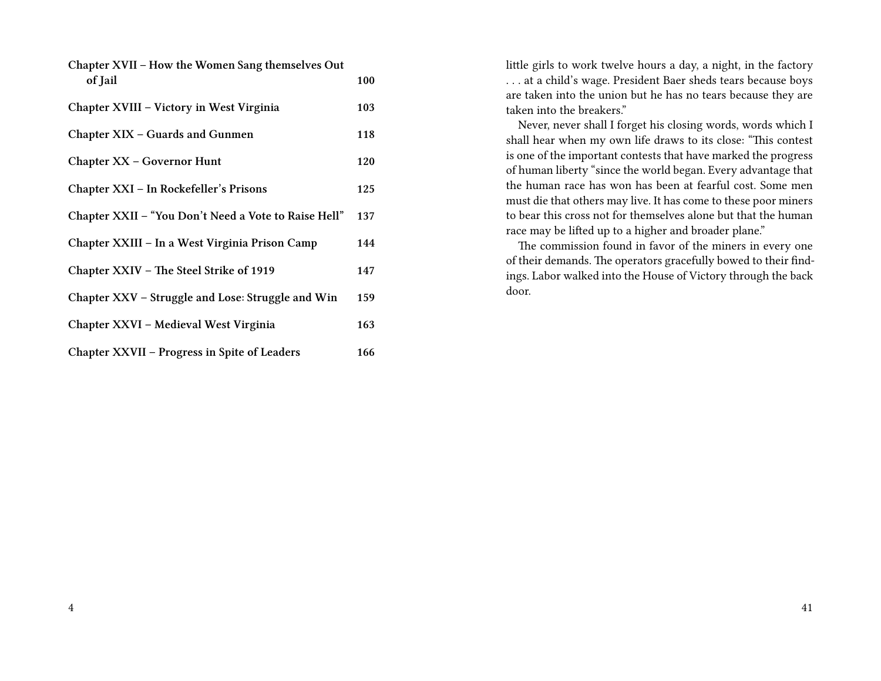| | |
|---|---|
| **Chapter XVII – How the Women Sang themselves Out of Jail** | **100** |
| **Chapter XVIII – Victory in West Virginia** | **103** |
| **Chapter XIX – Guards and Gunmen** | **118** |
| **Chapter XX – Governor Hunt** | **120** |
| **Chapter XXI – In Rockefeller's Prisons** | **125** |
| **Chapter XXII – "You Don't Need a Vote to Raise Hell"** | **137** |
| **Chapter XXIII – In a West Virginia Prison Camp** | **144** |
| **Chapter XXIV – The Steel Strike of 1919** | **147** |
| **Chapter XXV – Struggle and Lose: Struggle and Win** | **159** |
| **Chapter XXVI – Medieval West Virginia** | **163** |
| **Chapter XXVII – Progress in Spite of Leaders** | **166** |

little girls to work twelve hours a day, a night, in the factory . . . at a child's wage. President Baer sheds tears because boys are taken into the union but he has no tears because they are taken into the breakers."

Never, never shall I forget his closing words, words which I shall hear when my own life draws to its close: "This contest is one of the important contests that have marked the progress of human liberty "since the world began. Every advantage that the human race has won has been at fearful cost. Some men must die that others may live. It has come to these poor miners to bear this cross not for themselves alone but that the human race may be lifted up to a higher and broader plane."

The commission found in favor of the miners in every one of their demands. The operators gracefully bowed to their findings. Labor walked into the House of Victory through the back door.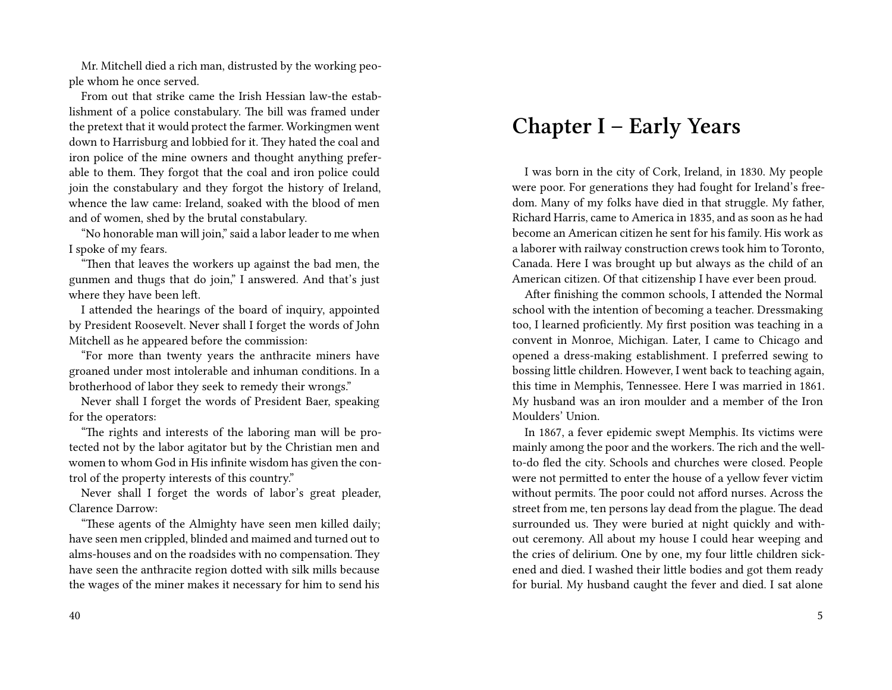Mr. Mitchell died a rich man, distrusted by the working people whom he once served.

From out that strike came the Irish Hessian law-the establishment of a police constabulary. The bill was framed under the pretext that it would protect the farmer. Workingmen went down to Harrisburg and lobbied for it. They hated the coal and iron police of the mine owners and thought anything preferable to them. They forgot that the coal and iron police could join the constabulary and they forgot the history of Ireland, whence the law came: Ireland, soaked with the blood of men and of women, shed by the brutal constabulary.

"No honorable man will join," said a labor leader to me when I spoke of my fears.

"Then that leaves the workers up against the bad men, the gunmen and thugs that do join," I answered. And that's just where they have been left.

I attended the hearings of the board of inquiry, appointed by President Roosevelt. Never shall I forget the words of John Mitchell as he appeared before the commission:

"For more than twenty years the anthracite miners have groaned under most intolerable and inhuman conditions. In a brotherhood of labor they seek to remedy their wrongs."

Never shall I forget the words of President Baer, speaking for the operators:

"The rights and interests of the laboring man will be protected not by the labor agitator but by the Christian men and women to whom God in His infinite wisdom has given the control of the property interests of this country."

Never shall I forget the words of labor's great pleader, Clarence Darrow:

"These agents of the Almighty have seen men killed daily; have seen men crippled, blinded and maimed and turned out to alms-houses and on the roadsides with no compensation. They have seen the anthracite region dotted with silk mills because the wages of the miner makes it necessary for him to send his

# Chapter I – Early Years

I was born in the city of Cork, Ireland, in 1830. My people were poor. For generations they had fought for Ireland's freedom. Many of my folks have died in that struggle. My father, Richard Harris, came to America in 1835, and as soon as he had become an American citizen he sent for his family. His work as a laborer with railway construction crews took him to Toronto, Canada. Here I was brought up but always as the child of an American citizen. Of that citizenship I have ever been proud.

After finishing the common schools, I attended the Normal school with the intention of becoming a teacher. Dressmaking too, I learned proficiently. My first position was teaching in a convent in Monroe, Michigan. Later, I came to Chicago and opened a dress-making establishment. I preferred sewing to bossing little children. However, I went back to teaching again, this time in Memphis, Tennessee. Here I was married in 1861. My husband was an iron moulder and a member of the Iron Moulders' Union.

In 1867, a fever epidemic swept Memphis. Its victims were mainly among the poor and the workers. The rich and the well-to-do fled the city. Schools and churches were closed. People were not permitted to enter the house of a yellow fever victim without permits. The poor could not afford nurses. Across the street from me, ten persons lay dead from the plague. The dead surrounded us. They were buried at night quickly and without ceremony. All about my house I could hear weeping and the cries of delirium. One by one, my four little children sickened and died. I washed their little bodies and got them ready for burial. My husband caught the fever and died. I sat alone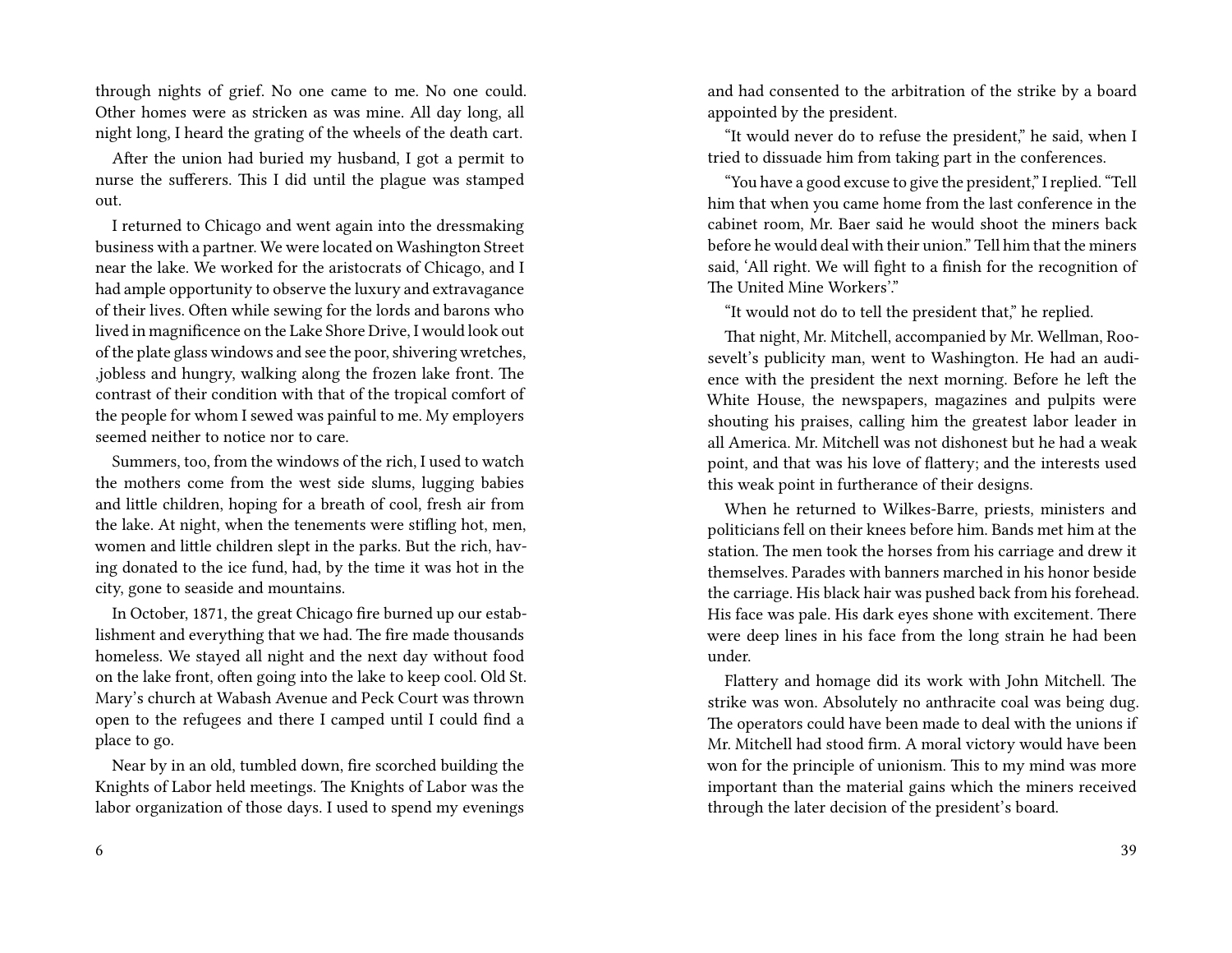through nights of grief. No one came to me. No one could. Other homes were as stricken as was mine. All day long, all night long, I heard the grating of the wheels of the death cart.

After the union had buried my husband, I got a permit to nurse the sufferers. This I did until the plague was stamped out.

I returned to Chicago and went again into the dressmaking business with a partner. We were located on Washington Street near the lake. We worked for the aristocrats of Chicago, and I had ample opportunity to observe the luxury and extravagance of their lives. Often while sewing for the lords and barons who lived in magnificence on the Lake Shore Drive, I would look out of the plate glass windows and see the poor, shivering wretches, ,jobless and hungry, walking along the frozen lake front. The contrast of their condition with that of the tropical comfort of the people for whom I sewed was painful to me. My employers seemed neither to notice nor to care.

Summers, too, from the windows of the rich, I used to watch the mothers come from the west side slums, lugging babies and little children, hoping for a breath of cool, fresh air from the lake. At night, when the tenements were stifling hot, men, women and little children slept in the parks. But the rich, having donated to the ice fund, had, by the time it was hot in the city, gone to seaside and mountains.

In October, 1871, the great Chicago fire burned up our establishment and everything that we had. The fire made thousands homeless. We stayed all night and the next day without food on the lake front, often going into the lake to keep cool. Old St. Mary's church at Wabash Avenue and Peck Court was thrown open to the refugees and there I camped until I could find a place to go.

Near by in an old, tumbled down, fire scorched building the Knights of Labor held meetings. The Knights of Labor was the labor organization of those days. I used to spend my evenings

and had consented to the arbitration of the strike by a board appointed by the president.

"It would never do to refuse the president," he said, when I tried to dissuade him from taking part in the conferences.

"You have a good excuse to give the president," I replied. "Tell him that when you came home from the last conference in the cabinet room, Mr. Baer said he would shoot the miners back before he would deal with their union." Tell him that the miners said, 'All right. We will fight to a finish for the recognition of The United Mine Workers'."

"It would not do to tell the president that," he replied.

That night, Mr. Mitchell, accompanied by Mr. Wellman, Roosevelt's publicity man, went to Washington. He had an audience with the president the next morning. Before he left the White House, the newspapers, magazines and pulpits were shouting his praises, calling him the greatest labor leader in all America. Mr. Mitchell was not dishonest but he had a weak point, and that was his love of flattery; and the interests used this weak point in furtherance of their designs.

When he returned to Wilkes-Barre, priests, ministers and politicians fell on their knees before him. Bands met him at the station. The men took the horses from his carriage and drew it themselves. Parades with banners marched in his honor beside the carriage. His black hair was pushed back from his forehead. His face was pale. His dark eyes shone with excitement. There were deep lines in his face from the long strain he had been under.

Flattery and homage did its work with John Mitchell. The strike was won. Absolutely no anthracite coal was being dug. The operators could have been made to deal with the unions if Mr. Mitchell had stood firm. A moral victory would have been won for the principle of unionism. This to my mind was more important than the material gains which the miners received through the later decision of the president's board.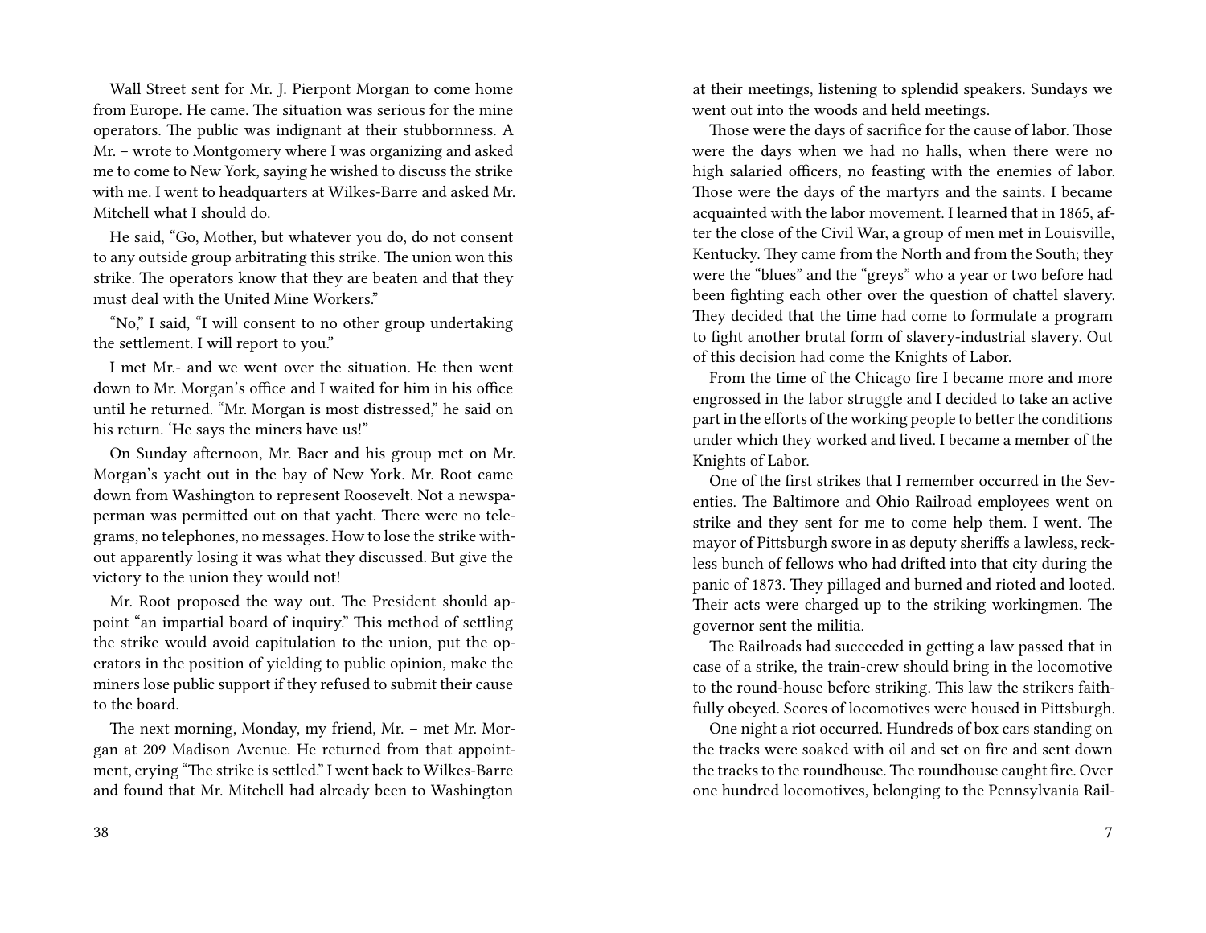Wall Street sent for Mr. J. Pierpont Morgan to come home from Europe. He came. The situation was serious for the mine operators. The public was indignant at their stubbornness. A Mr. – wrote to Montgomery where I was organizing and asked me to come to New York, saying he wished to discuss the strike with me. I went to headquarters at Wilkes-Barre and asked Mr. Mitchell what I should do.

He said, "Go, Mother, but whatever you do, do not consent to any outside group arbitrating this strike. The union won this strike. The operators know that they are beaten and that they must deal with the United Mine Workers."

"No," I said, "I will consent to no other group undertaking the settlement. I will report to you."

I met Mr.- and we went over the situation. He then went down to Mr. Morgan's office and I waited for him in his office until he returned. "Mr. Morgan is most distressed," he said on his return. 'He says the miners have us!"

On Sunday afternoon, Mr. Baer and his group met on Mr. Morgan's yacht out in the bay of New York. Mr. Root came down from Washington to represent Roosevelt. Not a newspaperman was permitted out on that yacht. There were no telegrams, no telephones, no messages. How to lose the strike without apparently losing it was what they discussed. But give the victory to the union they would not!

Mr. Root proposed the way out. The President should appoint "an impartial board of inquiry." This method of settling the strike would avoid capitulation to the union, put the operators in the position of yielding to public opinion, make the miners lose public support if they refused to submit their cause to the board.

The next morning, Monday, my friend, Mr. – met Mr. Morgan at 209 Madison Avenue. He returned from that appointment, crying "The strike is settled." I went back to Wilkes-Barre and found that Mr. Mitchell had already been to Washington

at their meetings, listening to splendid speakers. Sundays we went out into the woods and held meetings.

Those were the days of sacrifice for the cause of labor. Those were the days when we had no halls, when there were no high salaried officers, no feasting with the enemies of labor. Those were the days of the martyrs and the saints. I became acquainted with the labor movement. I learned that in 1865, after the close of the Civil War, a group of men met in Louisville, Kentucky. They came from the North and from the South; they were the "blues" and the "greys" who a year or two before had been fighting each other over the question of chattel slavery. They decided that the time had come to formulate a program to fight another brutal form of slavery-industrial slavery. Out of this decision had come the Knights of Labor.

From the time of the Chicago fire I became more and more engrossed in the labor struggle and I decided to take an active part in the efforts of the working people to better the conditions under which they worked and lived. I became a member of the Knights of Labor.

One of the first strikes that I remember occurred in the Seventies. The Baltimore and Ohio Railroad employees went on strike and they sent for me to come help them. I went. The mayor of Pittsburgh swore in as deputy sheriffs a lawless, reckless bunch of fellows who had drifted into that city during the panic of 1873. They pillaged and burned and rioted and looted. Their acts were charged up to the striking workingmen. The governor sent the militia.

The Railroads had succeeded in getting a law passed that in case of a strike, the train-crew should bring in the locomotive to the round-house before striking. This law the strikers faithfully obeyed. Scores of locomotives were housed in Pittsburgh.

One night a riot occurred. Hundreds of box cars standing on the tracks were soaked with oil and set on fire and sent down the tracks to the roundhouse. The roundhouse caught fire. Over one hundred locomotives, belonging to the Pennsylvania Rail-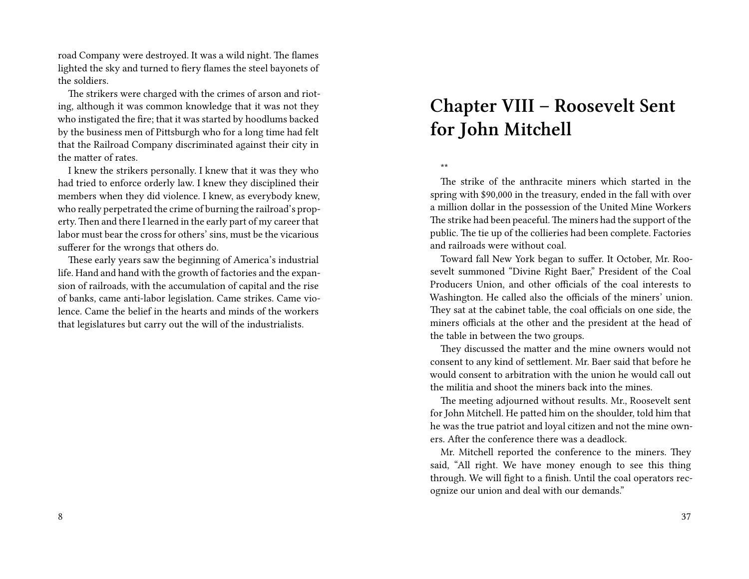road Company were destroyed. It was a wild night. The flames lighted the sky and turned to fiery flames the steel bayonets of the soldiers.

The strikers were charged with the crimes of arson and rioting, although it was common knowledge that it was not they who instigated the fire; that it was started by hoodlums backed by the business men of Pittsburgh who for a long time had felt that the Railroad Company discriminated against their city in the matter of rates.

I knew the strikers personally. I knew that it was they who had tried to enforce orderly law. I knew they disciplined their members when they did violence. I knew, as everybody knew, who really perpetrated the crime of burning the railroad's property. Then and there I learned in the early part of my career that labor must bear the cross for others' sins, must be the vicarious sufferer for the wrongs that others do.

These early years saw the beginning of America's industrial life. Hand and hand with the growth of factories and the expansion of railroads, with the accumulation of capital and the rise of banks, came anti-labor legislation. Came strikes. Came violence. Came the belief in the hearts and minds of the workers that legislatures but carry out the will of the industrialists.

# Chapter VIII – Roosevelt Sent for John Mitchell

**

The strike of the anthracite miners which started in the spring with $90,000 in the treasury, ended in the fall with over a million dollar in the possession of the United Mine Workers The strike had been peaceful. The miners had the support of the public. The tie up of the collieries had been complete. Factories and railroads were without coal.

Toward fall New York began to suffer. It October, Mr. Roosevelt summoned "Divine Right Baer," President of the Coal Producers Union, and other officials of the coal interests to Washington. He called also the officials of the miners' union. They sat at the cabinet table, the coal officials on one side, the miners officials at the other and the president at the head of the table in between the two groups.

They discussed the matter and the mine owners would not consent to any kind of settlement. Mr. Baer said that before he would consent to arbitration with the union he would call out the militia and shoot the miners back into the mines.

The meeting adjourned without results. Mr., Roosevelt sent for John Mitchell. He patted him on the shoulder, told him that he was the true patriot and loyal citizen and not the mine owners. After the conference there was a deadlock.

Mr. Mitchell reported the conference to the miners. They said, "All right. We have money enough to see this thing through. We will fight to a finish. Until the coal operators recognize our union and deal with our demands."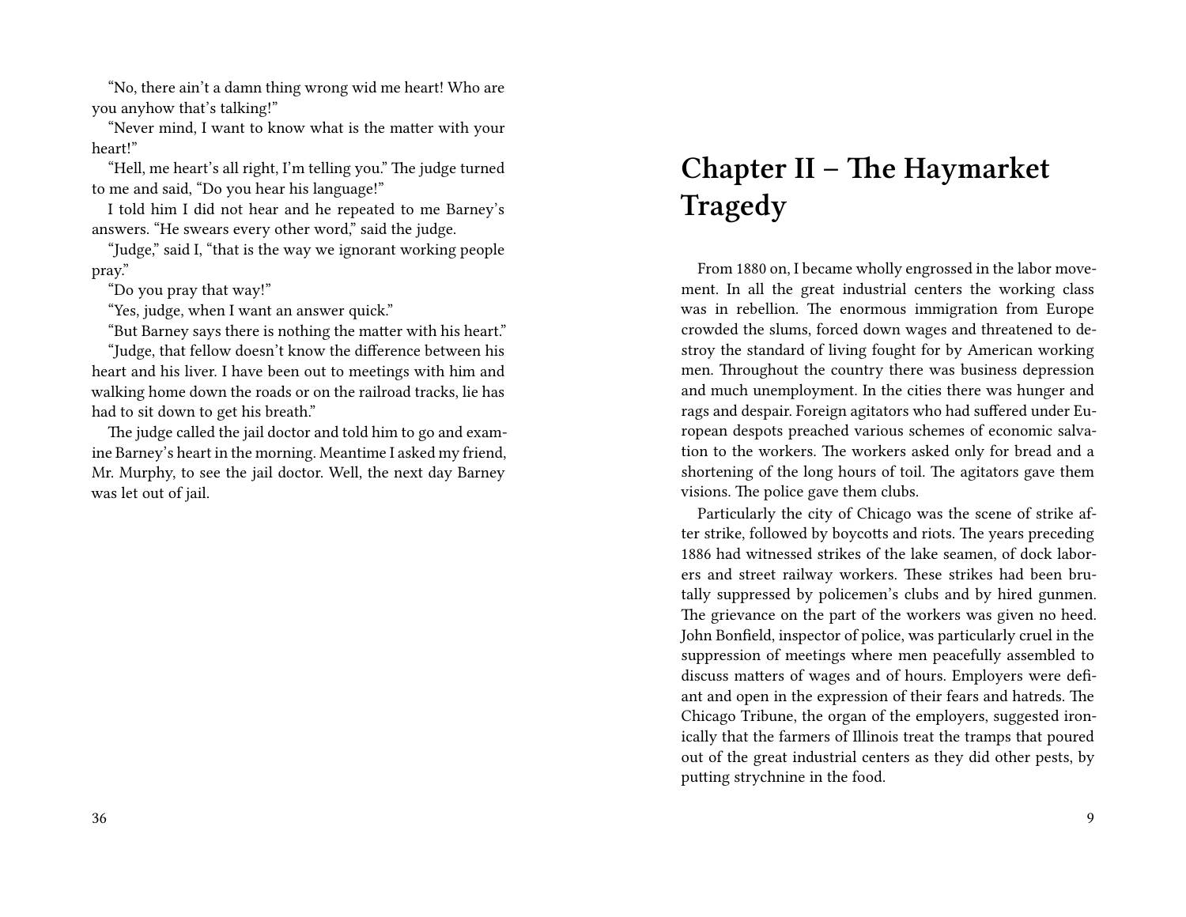"No, there ain't a damn thing wrong wid me heart! Who are you anyhow that's talking!"

"Never mind, I want to know what is the matter with your heart!"

"Hell, me heart's all right, I'm telling you." The judge turned to me and said, "Do you hear his language!"

I told him I did not hear and he repeated to me Barney's answers. "He swears every other word," said the judge.

"Judge," said I, "that is the way we ignorant working people pray."

"Do you pray that way!"

"Yes, judge, when I want an answer quick."

"But Barney says there is nothing the matter with his heart."

"Judge, that fellow doesn't know the difference between his heart and his liver. I have been out to meetings with him and walking home down the roads or on the railroad tracks, lie has had to sit down to get his breath."

The judge called the jail doctor and told him to go and examine Barney's heart in the morning. Meantime I asked my friend, Mr. Murphy, to see the jail doctor. Well, the next day Barney was let out of jail.

## Chapter II – The Haymarket Tragedy

From 1880 on, I became wholly engrossed in the labor movement. In all the great industrial centers the working class was in rebellion. The enormous immigration from Europe crowded the slums, forced down wages and threatened to destroy the standard of living fought for by American working men. Throughout the country there was business depression and much unemployment. In the cities there was hunger and rags and despair. Foreign agitators who had suffered under European despots preached various schemes of economic salvation to the workers. The workers asked only for bread and a shortening of the long hours of toil. The agitators gave them visions. The police gave them clubs.

Particularly the city of Chicago was the scene of strike after strike, followed by boycotts and riots. The years preceding 1886 had witnessed strikes of the lake seamen, of dock laborers and street railway workers. These strikes had been brutally suppressed by policemen's clubs and by hired gunmen. The grievance on the part of the workers was given no heed. John Bonfield, inspector of police, was particularly cruel in the suppression of meetings where men peacefully assembled to discuss matters of wages and of hours. Employers were defiant and open in the expression of their fears and hatreds. The Chicago Tribune, the organ of the employers, suggested ironically that the farmers of Illinois treat the tramps that poured out of the great industrial centers as they did other pests, by putting strychnine in the food.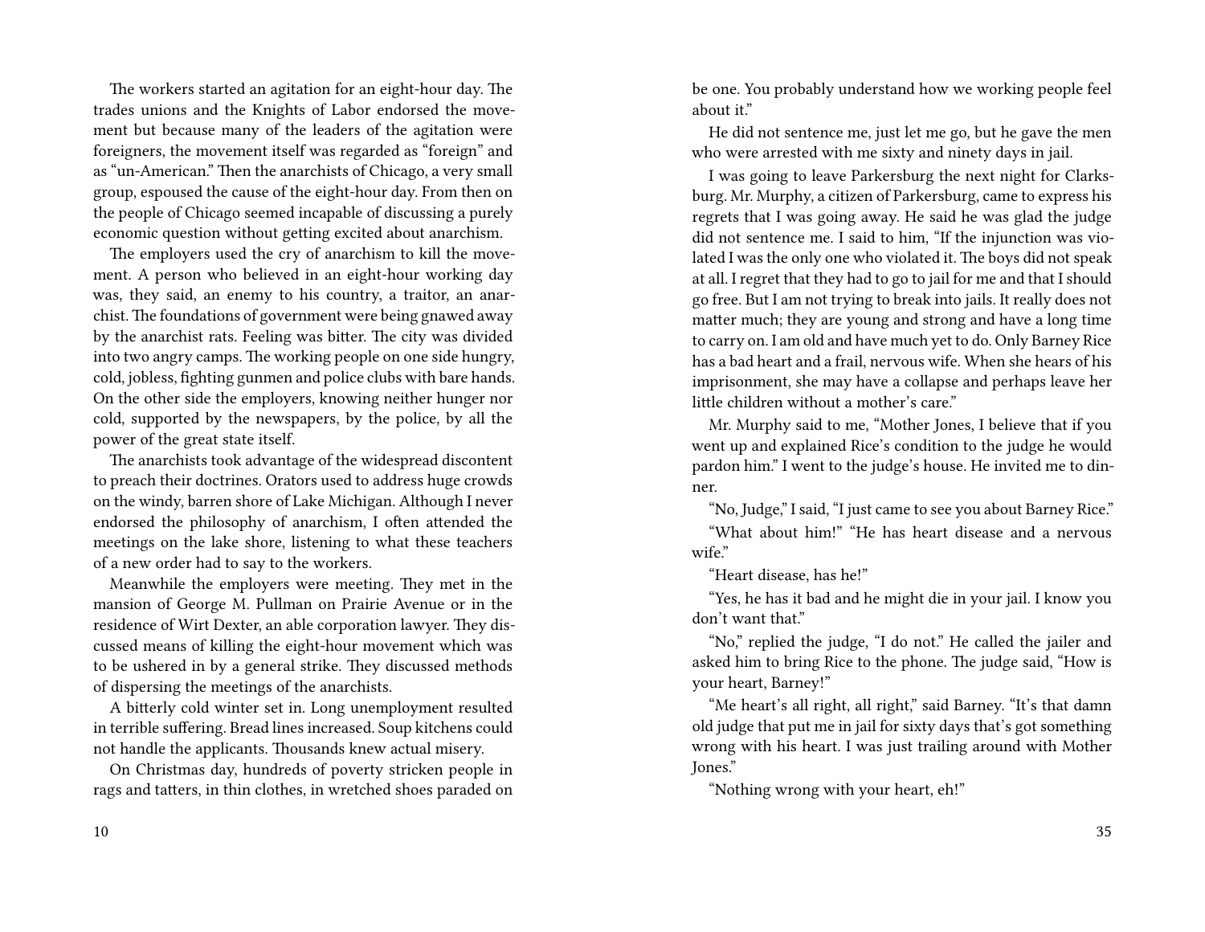The workers started an agitation for an eight-hour day. The trades unions and the Knights of Labor endorsed the movement but because many of the leaders of the agitation were foreigners, the movement itself was regarded as "foreign" and as "un-American." Then the anarchists of Chicago, a very small group, espoused the cause of the eight-hour day. From then on the people of Chicago seemed incapable of discussing a purely economic question without getting excited about anarchism.

The employers used the cry of anarchism to kill the movement. A person who believed in an eight-hour working day was, they said, an enemy to his country, a traitor, an anarchist. The foundations of government were being gnawed away by the anarchist rats. Feeling was bitter. The city was divided into two angry camps. The working people on one side hungry, cold, jobless, fighting gunmen and police clubs with bare hands. On the other side the employers, knowing neither hunger nor cold, supported by the newspapers, by the police, by all the power of the great state itself.

The anarchists took advantage of the widespread discontent to preach their doctrines. Orators used to address huge crowds on the windy, barren shore of Lake Michigan. Although I never endorsed the philosophy of anarchism, I often attended the meetings on the lake shore, listening to what these teachers of a new order had to say to the workers.

Meanwhile the employers were meeting. They met in the mansion of George M. Pullman on Prairie Avenue or in the residence of Wirt Dexter, an able corporation lawyer. They discussed means of killing the eight-hour movement which was to be ushered in by a general strike. They discussed methods of dispersing the meetings of the anarchists.

A bitterly cold winter set in. Long unemployment resulted in terrible suffering. Bread lines increased. Soup kitchens could not handle the applicants. Thousands knew actual misery.

On Christmas day, hundreds of poverty stricken people in rags and tatters, in thin clothes, in wretched shoes paraded on

be one. You probably understand how we working people feel about it."

He did not sentence me, just let me go, but he gave the men who were arrested with me sixty and ninety days in jail.

I was going to leave Parkersburg the next night for Clarksburg. Mr. Murphy, a citizen of Parkersburg, came to express his regrets that I was going away. He said he was glad the judge did not sentence me. I said to him, "If the injunction was violated I was the only one who violated it. The boys did not speak at all. I regret that they had to go to jail for me and that I should go free. But I am not trying to break into jails. It really does not matter much; they are young and strong and have a long time to carry on. I am old and have much yet to do. Only Barney Rice has a bad heart and a frail, nervous wife. When she hears of his imprisonment, she may have a collapse and perhaps leave her little children without a mother's care."

Mr. Murphy said to me, "Mother Jones, I believe that if you went up and explained Rice's condition to the judge he would pardon him." I went to the judge's house. He invited me to dinner.

"No, Judge," I said, "I just came to see you about Barney Rice."

"What about him!" "He has heart disease and a nervous wife."

"Heart disease, has he!"

"Yes, he has it bad and he might die in your jail. I know you don't want that."

"No," replied the judge, "I do not." He called the jailer and asked him to bring Rice to the phone. The judge said, "How is your heart, Barney!"

"Me heart's all right, all right," said Barney. "It's that damn old judge that put me in jail for sixty days that's got something wrong with his heart. I was just trailing around with Mother Jones."

"Nothing wrong with your heart, eh!"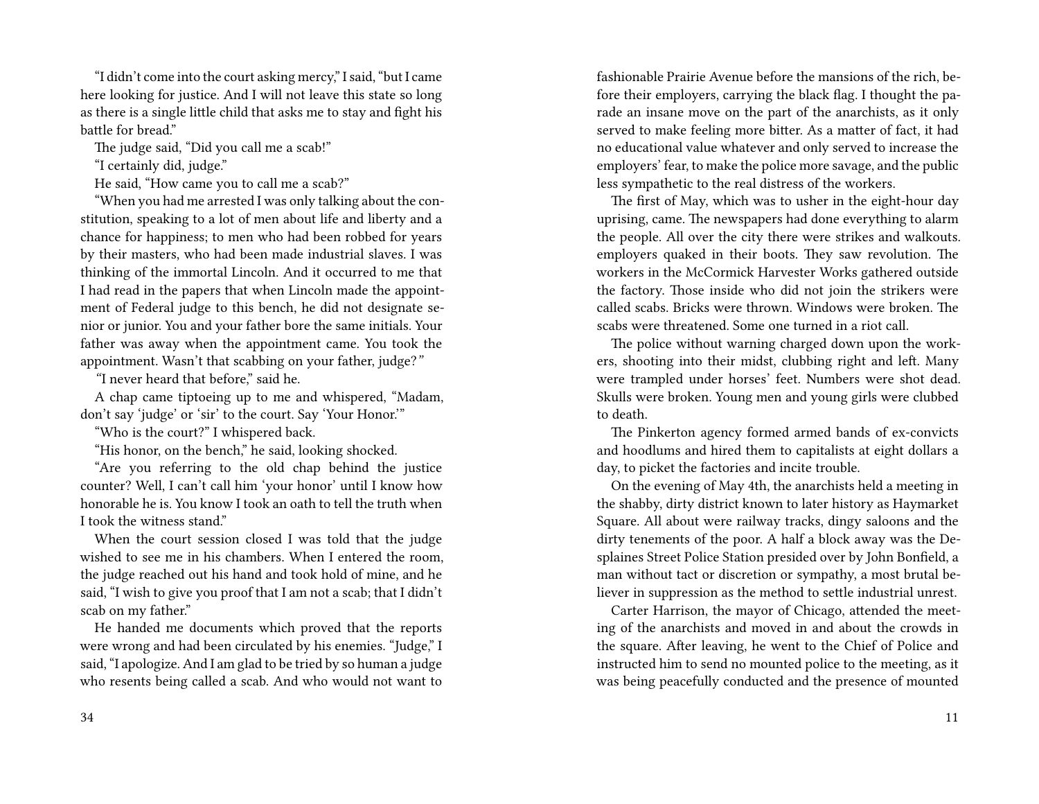"I didn't come into the court asking mercy," I said, "but I came here looking for justice. And I will not leave this state so long as there is a single little child that asks me to stay and fight his battle for bread."

The judge said, "Did you call me a scab!"

"I certainly did, judge."

He said, "How came you to call me a scab?"

"When you had me arrested I was only talking about the constitution, speaking to a lot of men about life and liberty and a chance for happiness; to men who had been robbed for years by their masters, who had been made industrial slaves. I was thinking of the immortal Lincoln. And it occurred to me that I had read in the papers that when Lincoln made the appointment of Federal judge to this bench, he did not designate senior or junior. You and your father bore the same initials. Your father was away when the appointment came. You took the appointment. Wasn't that scabbing on your father, judge?"

"I never heard that before," said he.

A chap came tiptoeing up to me and whispered, "Madam, don't say 'judge' or 'sir' to the court. Say 'Your Honor.'"

"Who is the court?" I whispered back.

"His honor, on the bench," he said, looking shocked.

"Are you referring to the old chap behind the justice counter? Well, I can't call him 'your honor' until I know how honorable he is. You know I took an oath to tell the truth when I took the witness stand."

When the court session closed I was told that the judge wished to see me in his chambers. When I entered the room, the judge reached out his hand and took hold of mine, and he said, "I wish to give you proof that I am not a scab; that I didn't scab on my father."

He handed me documents which proved that the reports were wrong and had been circulated by his enemies. "Judge," I said, "I apologize. And I am glad to be tried by so human a judge who resents being called a scab. And who would not want to

fashionable Prairie Avenue before the mansions of the rich, before their employers, carrying the black flag. I thought the parade an insane move on the part of the anarchists, as it only served to make feeling more bitter. As a matter of fact, it had no educational value whatever and only served to increase the employers' fear, to make the police more savage, and the public less sympathetic to the real distress of the workers.

The first of May, which was to usher in the eight-hour day uprising, came. The newspapers had done everything to alarm the people. All over the city there were strikes and walkouts. employers quaked in their boots. They saw revolution. The workers in the McCormick Harvester Works gathered outside the factory. Those inside who did not join the strikers were called scabs. Bricks were thrown. Windows were broken. The scabs were threatened. Some one turned in a riot call.

The police without warning charged down upon the workers, shooting into their midst, clubbing right and left. Many were trampled under horses' feet. Numbers were shot dead. Skulls were broken. Young men and young girls were clubbed to death.

The Pinkerton agency formed armed bands of ex-convicts and hoodlums and hired them to capitalists at eight dollars a day, to picket the factories and incite trouble.

On the evening of May 4th, the anarchists held a meeting in the shabby, dirty district known to later history as Haymarket Square. All about were railway tracks, dingy saloons and the dirty tenements of the poor. A half a block away was the Desplaines Street Police Station presided over by John Bonfield, a man without tact or discretion or sympathy, a most brutal believer in suppression as the method to settle industrial unrest.

Carter Harrison, the mayor of Chicago, attended the meeting of the anarchists and moved in and about the crowds in the square. After leaving, he went to the Chief of Police and instructed him to send no mounted police to the meeting, as it was being peacefully conducted and the presence of mounted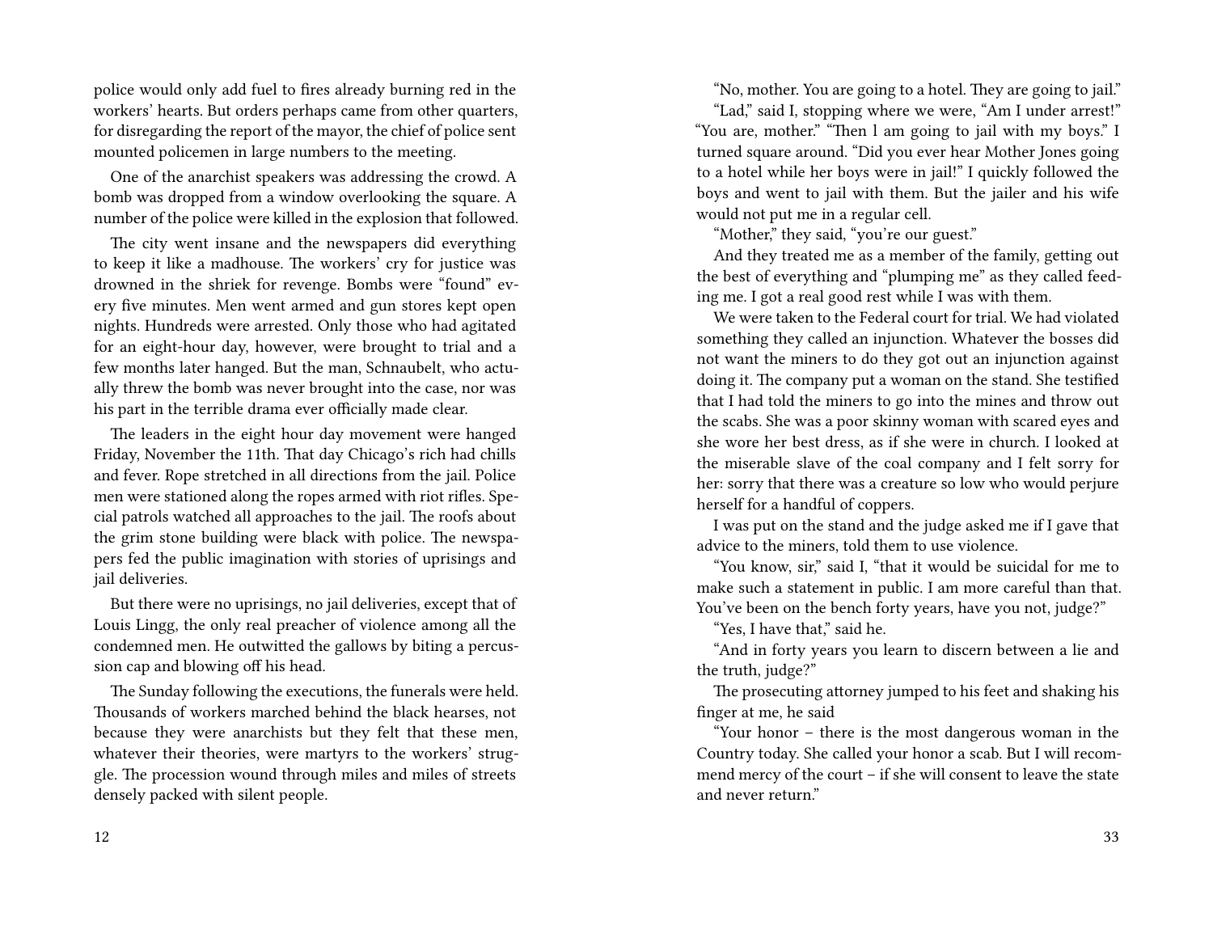police would only add fuel to fires already burning red in the workers' hearts. But orders perhaps came from other quarters, for disregarding the report of the mayor, the chief of police sent mounted policemen in large numbers to the meeting.

One of the anarchist speakers was addressing the crowd. A bomb was dropped from a window overlooking the square. A number of the police were killed in the explosion that followed.

The city went insane and the newspapers did everything to keep it like a madhouse. The workers' cry for justice was drowned in the shriek for revenge. Bombs were "found" every five minutes. Men went armed and gun stores kept open nights. Hundreds were arrested. Only those who had agitated for an eight-hour day, however, were brought to trial and a few months later hanged. But the man, Schnaubelt, who actually threw the bomb was never brought into the case, nor was his part in the terrible drama ever officially made clear.

The leaders in the eight hour day movement were hanged Friday, November the 11th. That day Chicago's rich had chills and fever. Rope stretched in all directions from the jail. Police men were stationed along the ropes armed with riot rifles. Special patrols watched all approaches to the jail. The roofs about the grim stone building were black with police. The newspapers fed the public imagination with stories of uprisings and jail deliveries.

But there were no uprisings, no jail deliveries, except that of Louis Lingg, the only real preacher of violence among all the condemned men. He outwitted the gallows by biting a percussion cap and blowing off his head.

The Sunday following the executions, the funerals were held. Thousands of workers marched behind the black hearses, not because they were anarchists but they felt that these men, whatever their theories, were martyrs to the workers' struggle. The procession wound through miles and miles of streets densely packed with silent people.

"No, mother. You are going to a hotel. They are going to jail."

"Lad," said I, stopping where we were, "Am I under arrest!" "You are, mother." "Then l am going to jail with my boys." I turned square around. "Did you ever hear Mother Jones going to a hotel while her boys were in jail!" I quickly followed the boys and went to jail with them. But the jailer and his wife would not put me in a regular cell.

"Mother," they said, "you're our guest."

And they treated me as a member of the family, getting out the best of everything and "plumping me" as they called feeding me. I got a real good rest while I was with them.

We were taken to the Federal court for trial. We had violated something they called an injunction. Whatever the bosses did not want the miners to do they got out an injunction against doing it. The company put a woman on the stand. She testified that I had told the miners to go into the mines and throw out the scabs. She was a poor skinny woman with scared eyes and she wore her best dress, as if she were in church. I looked at the miserable slave of the coal company and I felt sorry for her: sorry that there was a creature so low who would perjure herself for a handful of coppers.

I was put on the stand and the judge asked me if I gave that advice to the miners, told them to use violence.

"You know, sir," said I, "that it would be suicidal for me to make such a statement in public. I am more careful than that. You've been on the bench forty years, have you not, judge?"

"Yes, I have that," said he.

"And in forty years you learn to discern between a lie and the truth, judge?"

The prosecuting attorney jumped to his feet and shaking his finger at me, he said

"Your honor – there is the most dangerous woman in the Country today. She called your honor a scab. But I will recommend mercy of the court – if she will consent to leave the state and never return."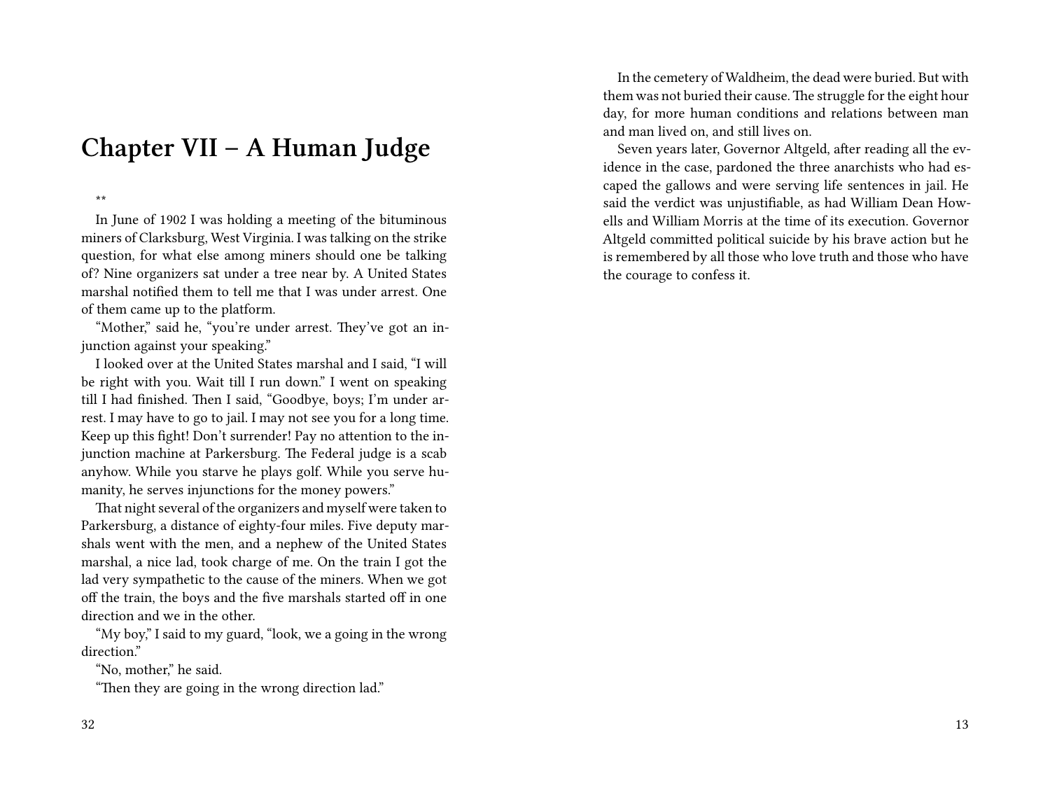## Chapter VII – A Human Judge

**

In June of 1902 I was holding a meeting of the bituminous miners of Clarksburg, West Virginia. I was talking on the strike question, for what else among miners should one be talking of? Nine organizers sat under a tree near by. A United States marshal notified them to tell me that I was under arrest. One of them came up to the platform.

"Mother," said he, "you're under arrest. They've got an injunction against your speaking."

I looked over at the United States marshal and I said, "I will be right with you. Wait till I run down." I went on speaking till I had finished. Then I said, "Goodbye, boys; I'm under arrest. I may have to go to jail. I may not see you for a long time. Keep up this fight! Don't surrender! Pay no attention to the injunction machine at Parkersburg. The Federal judge is a scab anyhow. While you starve he plays golf. While you serve humanity, he serves injunctions for the money powers."

That night several of the organizers and myself were taken to Parkersburg, a distance of eighty-four miles. Five deputy marshals went with the men, and a nephew of the United States marshal, a nice lad, took charge of me. On the train I got the lad very sympathetic to the cause of the miners. When we got off the train, the boys and the five marshals started off in one direction and we in the other.

"My boy," I said to my guard, "look, we a going in the wrong direction."

"No, mother," he said.

"Then they are going in the wrong direction lad."

In the cemetery of Waldheim, the dead were buried. But with them was not buried their cause. The struggle for the eight hour day, for more human conditions and relations between man and man lived on, and still lives on.

Seven years later, Governor Altgeld, after reading all the evidence in the case, pardoned the three anarchists who had escaped the gallows and were serving life sentences in jail. He said the verdict was unjustifiable, as had William Dean Howells and William Morris at the time of its execution. Governor Altgeld committed political suicide by his brave action but he is remembered by all those who love truth and those who have the courage to confess it.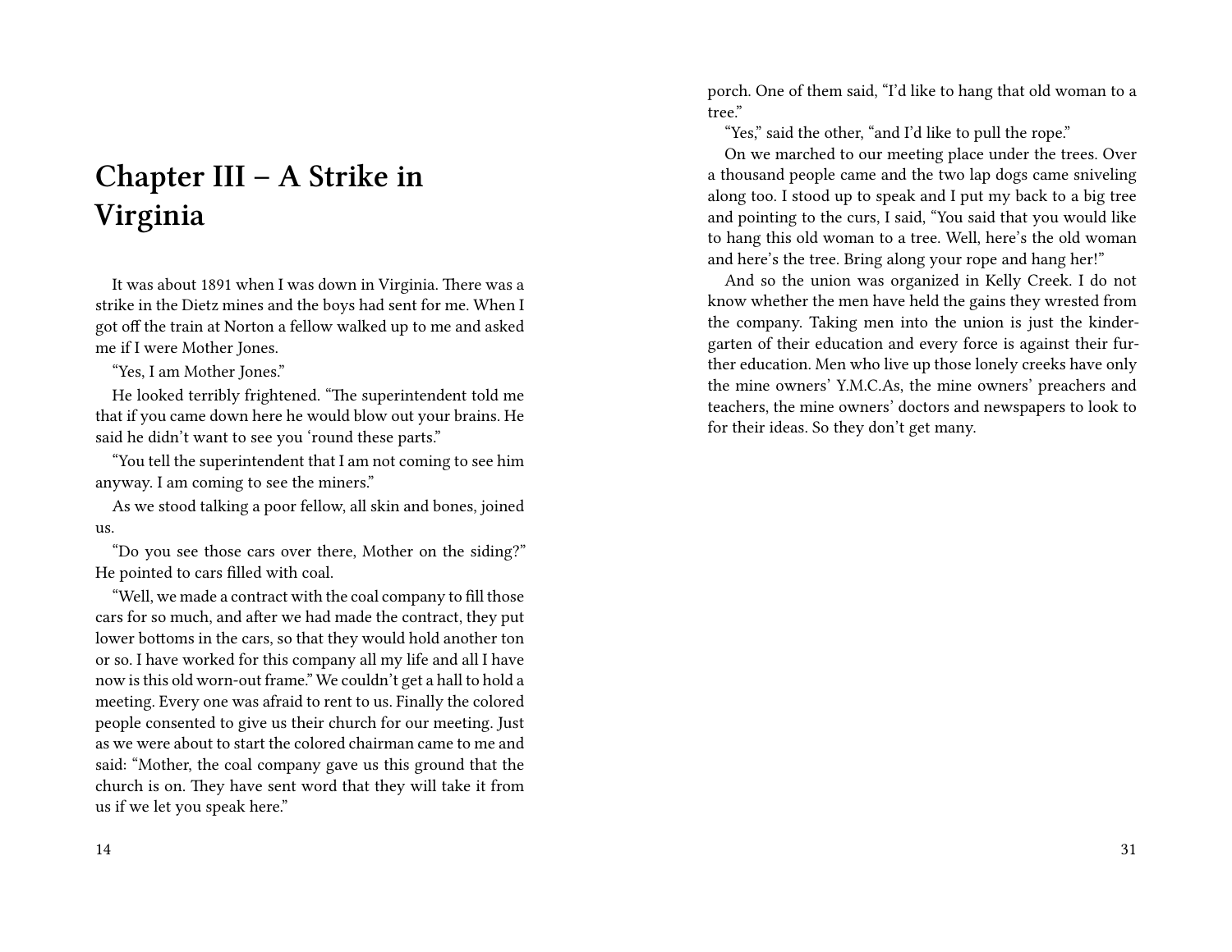# Chapter III – A Strike in Virginia

It was about 1891 when I was down in Virginia. There was a strike in the Dietz mines and the boys had sent for me. When I got off the train at Norton a fellow walked up to me and asked me if I were Mother Jones.

"Yes, I am Mother Jones."

He looked terribly frightened. "The superintendent told me that if you came down here he would blow out your brains. He said he didn't want to see you 'round these parts."

"You tell the superintendent that I am not coming to see him anyway. I am coming to see the miners."

As we stood talking a poor fellow, all skin and bones, joined us.

"Do you see those cars over there, Mother on the siding?" He pointed to cars filled with coal.

"Well, we made a contract with the coal company to fill those cars for so much, and after we had made the contract, they put lower bottoms in the cars, so that they would hold another ton or so. I have worked for this company all my life and all I have now is this old worn-out frame." We couldn't get a hall to hold a meeting. Every one was afraid to rent to us. Finally the colored people consented to give us their church for our meeting. Just as we were about to start the colored chairman came to me and said: "Mother, the coal company gave us this ground that the church is on. They have sent word that they will take it from us if we let you speak here."

porch. One of them said, "I'd like to hang that old woman to a tree."

"Yes," said the other, "and I'd like to pull the rope."

On we marched to our meeting place under the trees. Over a thousand people came and the two lap dogs came sniveling along too. I stood up to speak and I put my back to a big tree and pointing to the curs, I said, "You said that you would like to hang this old woman to a tree. Well, here's the old woman and here's the tree. Bring along your rope and hang her!"

And so the union was organized in Kelly Creek. I do not know whether the men have held the gains they wrested from the company. Taking men into the union is just the kindergarten of their education and every force is against their further education. Men who live up those lonely creeks have only the mine owners' Y.M.C.As, the mine owners' preachers and teachers, the mine owners' doctors and newspapers to look to for their ideas. So they don't get many.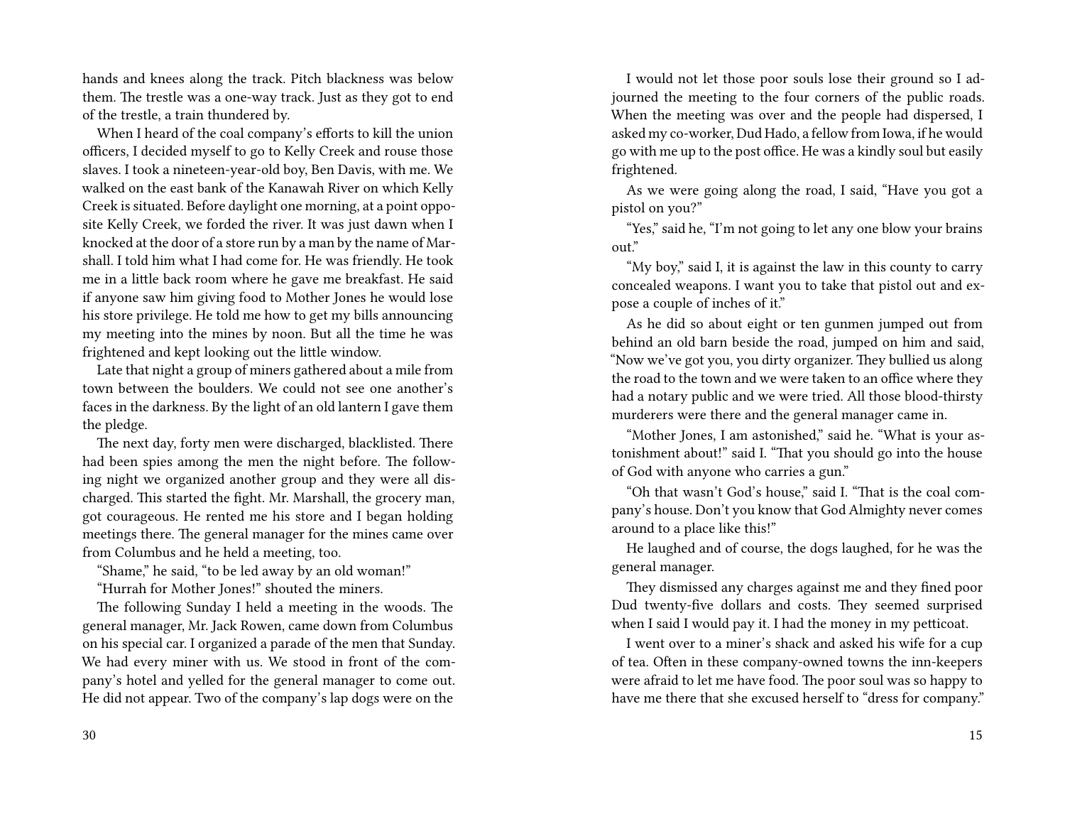hands and knees along the track. Pitch blackness was below them. The trestle was a one-way track. Just as they got to end of the trestle, a train thundered by.

When I heard of the coal company's efforts to kill the union officers, I decided myself to go to Kelly Creek and rouse those slaves. I took a nineteen-year-old boy, Ben Davis, with me. We walked on the east bank of the Kanawah River on which Kelly Creek is situated. Before daylight one morning, at a point opposite Kelly Creek, we forded the river. It was just dawn when I knocked at the door of a store run by a man by the name of Marshall. I told him what I had come for. He was friendly. He took me in a little back room where he gave me breakfast. He said if anyone saw him giving food to Mother Jones he would lose his store privilege. He told me how to get my bills announcing my meeting into the mines by noon. But all the time he was frightened and kept looking out the little window.

Late that night a group of miners gathered about a mile from town between the boulders. We could not see one another's faces in the darkness. By the light of an old lantern I gave them the pledge.

The next day, forty men were discharged, blacklisted. There had been spies among the men the night before. The following night we organized another group and they were all discharged. This started the fight. Mr. Marshall, the grocery man, got courageous. He rented me his store and I began holding meetings there. The general manager for the mines came over from Columbus and he held a meeting, too.

"Shame," he said, "to be led away by an old woman!"

"Hurrah for Mother Jones!" shouted the miners.

The following Sunday I held a meeting in the woods. The general manager, Mr. Jack Rowen, came down from Columbus on his special car. I organized a parade of the men that Sunday. We had every miner with us. We stood in front of the company's hotel and yelled for the general manager to come out. He did not appear. Two of the company's lap dogs were on the

I would not let those poor souls lose their ground so I adjourned the meeting to the four corners of the public roads. When the meeting was over and the people had dispersed, I asked my co-worker, Dud Hado, a fellow from Iowa, if he would go with me up to the post office. He was a kindly soul but easily frightened.

As we were going along the road, I said, "Have you got a pistol on you?"

"Yes," said he, "I'm not going to let any one blow your brains out."

"My boy," said I, it is against the law in this county to carry concealed weapons. I want you to take that pistol out and expose a couple of inches of it."

As he did so about eight or ten gunmen jumped out from behind an old barn beside the road, jumped on him and said, "Now we've got you, you dirty organizer. They bullied us along the road to the town and we were taken to an office where they had a notary public and we were tried. All those blood-thirsty murderers were there and the general manager came in.

"Mother Jones, I am astonished," said he. "What is your astonishment about!" said I. "That you should go into the house of God with anyone who carries a gun."

"Oh that wasn't God's house," said I. "That is the coal company's house. Don't you know that God Almighty never comes around to a place like this!"

He laughed and of course, the dogs laughed, for he was the general manager.

They dismissed any charges against me and they fined poor Dud twenty-five dollars and costs. They seemed surprised when I said I would pay it. I had the money in my petticoat.

I went over to a miner's shack and asked his wife for a cup of tea. Often in these company-owned towns the inn-keepers were afraid to let me have food. The poor soul was so happy to have me there that she excused herself to "dress for company."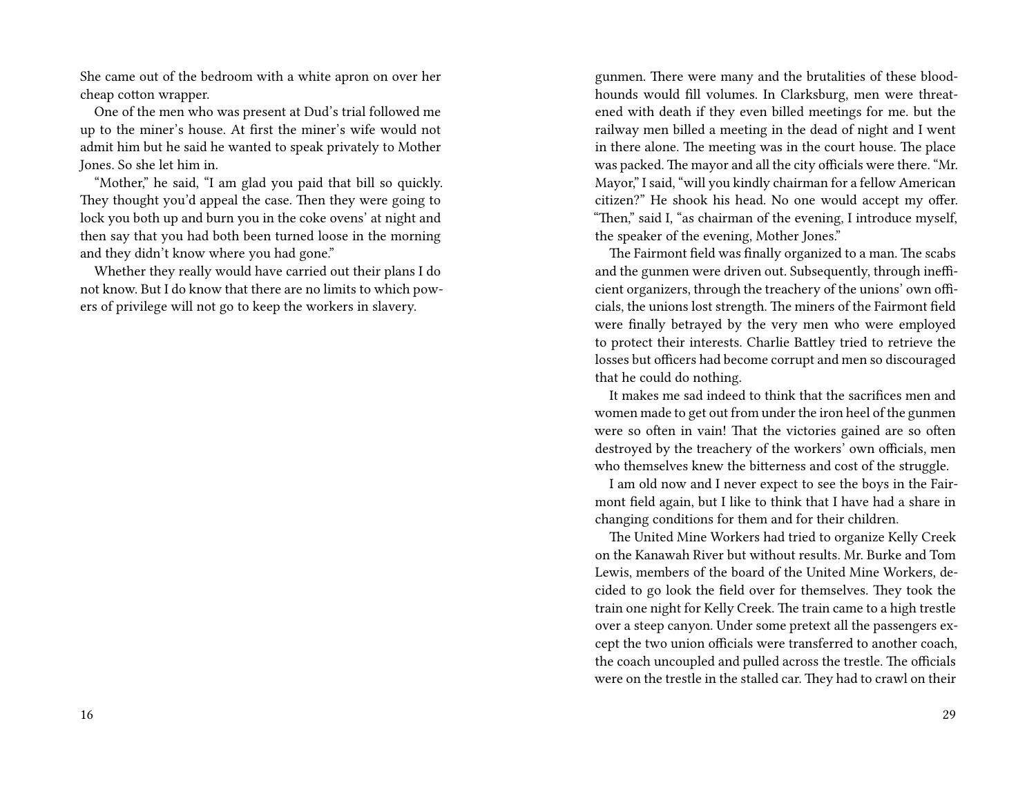She came out of the bedroom with a white apron on over her cheap cotton wrapper.

One of the men who was present at Dud's trial followed me up to the miner's house. At first the miner's wife would not admit him but he said he wanted to speak privately to Mother Jones. So she let him in.

"Mother," he said, "I am glad you paid that bill so quickly. They thought you'd appeal the case. Then they were going to lock you both up and burn you in the coke ovens' at night and then say that you had both been turned loose in the morning and they didn't know where you had gone."

Whether they really would have carried out their plans I do not know. But I do know that there are no limits to which powers of privilege will not go to keep the workers in slavery.

gunmen. There were many and the brutalities of these bloodhounds would fill volumes. In Clarksburg, men were threatened with death if they even billed meetings for me. but the railway men billed a meeting in the dead of night and I went in there alone. The meeting was in the court house. The place was packed. The mayor and all the city officials were there. "Mr. Mayor," I said, "will you kindly chairman for a fellow American citizen?" He shook his head. No one would accept my offer. "Then," said I, "as chairman of the evening, I introduce myself, the speaker of the evening, Mother Jones."

The Fairmont field was finally organized to a man. The scabs and the gunmen were driven out. Subsequently, through inefficient organizers, through the treachery of the unions' own officials, the unions lost strength. The miners of the Fairmont field were finally betrayed by the very men who were employed to protect their interests. Charlie Battley tried to retrieve the losses but officers had become corrupt and men so discouraged that he could do nothing.

It makes me sad indeed to think that the sacrifices men and women made to get out from under the iron heel of the gunmen were so often in vain! That the victories gained are so often destroyed by the treachery of the workers' own officials, men who themselves knew the bitterness and cost of the struggle.

I am old now and I never expect to see the boys in the Fairmont field again, but I like to think that I have had a share in changing conditions for them and for their children.

The United Mine Workers had tried to organize Kelly Creek on the Kanawah River but without results. Mr. Burke and Tom Lewis, members of the board of the United Mine Workers, decided to go look the field over for themselves. They took the train one night for Kelly Creek. The train came to a high trestle over a steep canyon. Under some pretext all the passengers except the two union officials were transferred to another coach, the coach uncoupled and pulled across the trestle. The officials were on the trestle in the stalled car. They had to crawl on their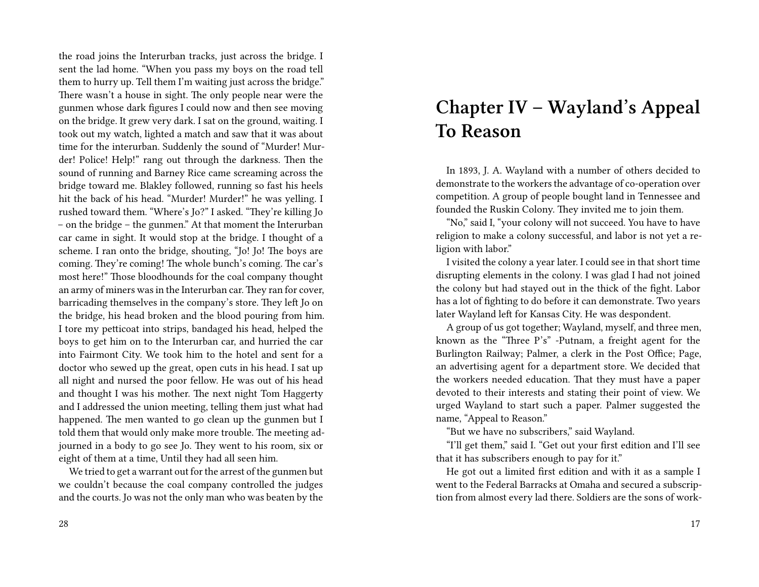the road joins the Interurban tracks, just across the bridge. I sent the lad home. "When you pass my boys on the road tell them to hurry up. Tell them I'm waiting just across the bridge." There wasn't a house in sight. The only people near were the gunmen whose dark figures I could now and then see moving on the bridge. It grew very dark. I sat on the ground, waiting. I took out my watch, lighted a match and saw that it was about time for the interurban. Suddenly the sound of "Murder! Murder! Police! Help!" rang out through the darkness. Then the sound of running and Barney Rice came screaming across the bridge toward me. Blakley followed, running so fast his heels hit the back of his head. "Murder! Murder!" he was yelling. I rushed toward them. "Where's Jo?" I asked. "They're killing Jo – on the bridge – the gunmen." At that moment the Interurban car came in sight. It would stop at the bridge. I thought of a scheme. I ran onto the bridge, shouting, "Jo! Jo! The boys are coming. They're coming! The whole bunch's coming. The car's most here!" Those bloodhounds for the coal company thought an army of miners was in the Interurban car. They ran for cover, barricading themselves in the company's store. They left Jo on the bridge, his head broken and the blood pouring from him. I tore my petticoat into strips, bandaged his head, helped the boys to get him on to the Interurban car, and hurried the car into Fairmont City. We took him to the hotel and sent for a doctor who sewed up the great, open cuts in his head. I sat up all night and nursed the poor fellow. He was out of his head and thought I was his mother. The next night Tom Haggerty and I addressed the union meeting, telling them just what had happened. The men wanted to go clean up the gunmen but I told them that would only make more trouble. The meeting adjourned in a body to go see Jo. They went to his room, six or eight of them at a time, Until they had all seen him.

We tried to get a warrant out for the arrest of the gunmen but we couldn't because the coal company controlled the judges and the courts. Jo was not the only man who was beaten by the

# Chapter IV – Wayland's Appeal To Reason

In 1893, J. A. Wayland with a number of others decided to demonstrate to the workers the advantage of co-operation over competition. A group of people bought land in Tennessee and founded the Ruskin Colony. They invited me to join them.

"No," said I, "your colony will not succeed. You have to have religion to make a colony successful, and labor is not yet a religion with labor."

I visited the colony a year later. I could see in that short time disrupting elements in the colony. I was glad I had not joined the colony but had stayed out in the thick of the fight. Labor has a lot of fighting to do before it can demonstrate. Two years later Wayland left for Kansas City. He was despondent.

A group of us got together; Wayland, myself, and three men, known as the "Three P's" -Putnam, a freight agent for the Burlington Railway; Palmer, a clerk in the Post Office; Page, an advertising agent for a department store. We decided that the workers needed education. That they must have a paper devoted to their interests and stating their point of view. We urged Wayland to start such a paper. Palmer suggested the name, "Appeal to Reason."

"But we have no subscribers," said Wayland.

"I'll get them," said I. "Get out your first edition and I'll see that it has subscribers enough to pay for it."

He got out a limited first edition and with it as a sample I went to the Federal Barracks at Omaha and secured a subscription from almost every lad there. Soldiers are the sons of work-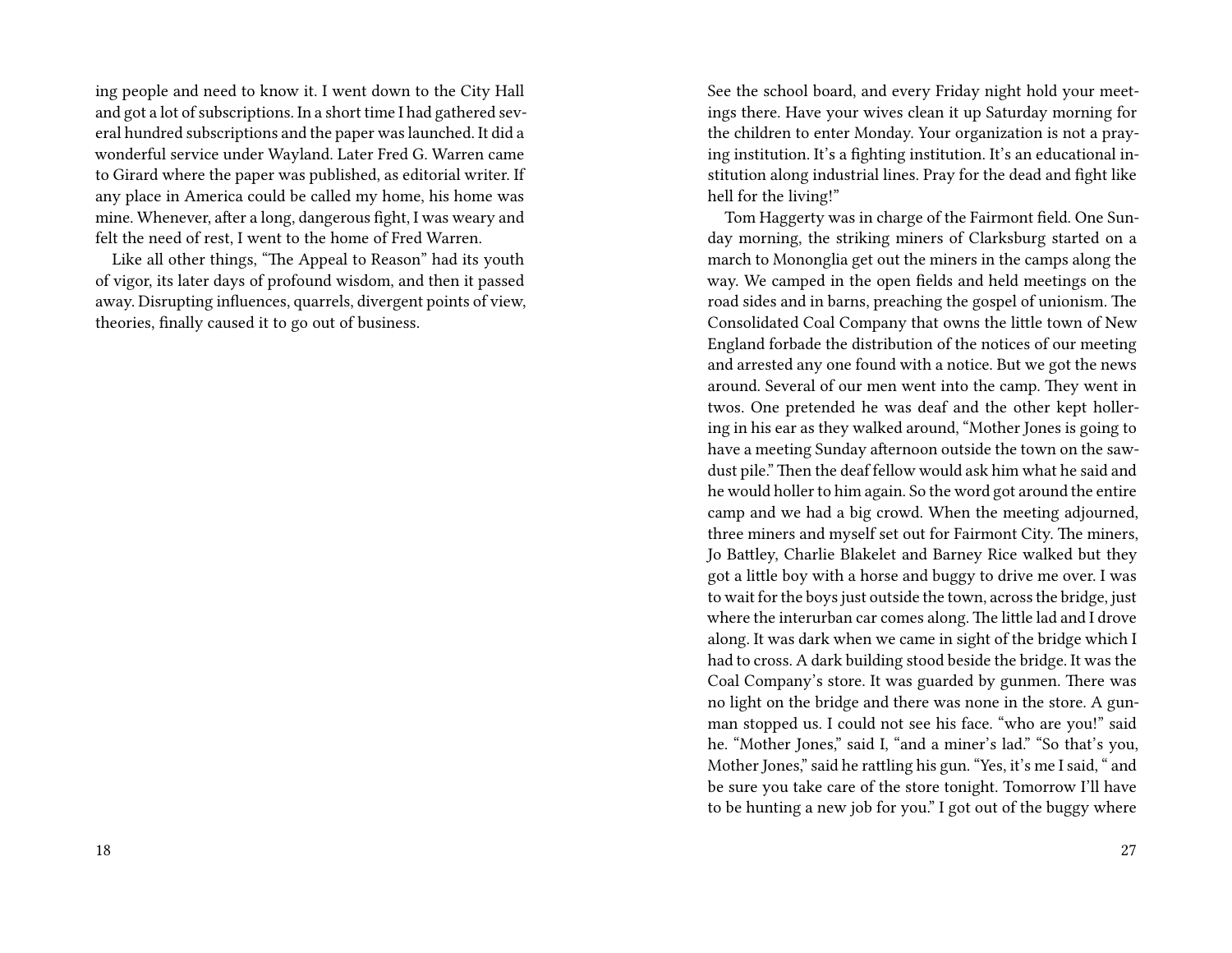ing people and need to know it. I went down to the City Hall and got a lot of subscriptions. In a short time I had gathered several hundred subscriptions and the paper was launched. It did a wonderful service under Wayland. Later Fred G. Warren came to Girard where the paper was published, as editorial writer. If any place in America could be called my home, his home was mine. Whenever, after a long, dangerous fight, I was weary and felt the need of rest, I went to the home of Fred Warren.

Like all other things, "The Appeal to Reason" had its youth of vigor, its later days of profound wisdom, and then it passed away. Disrupting influences, quarrels, divergent points of view, theories, finally caused it to go out of business.

See the school board, and every Friday night hold your meetings there. Have your wives clean it up Saturday morning for the children to enter Monday. Your organization is not a praying institution. It's a fighting institution. It's an educational institution along industrial lines. Pray for the dead and fight like hell for the living!"

Tom Haggerty was in charge of the Fairmont field. One Sunday morning, the striking miners of Clarksburg started on a march to Mononglia get out the miners in the camps along the way. We camped in the open fields and held meetings on the road sides and in barns, preaching the gospel of unionism. The Consolidated Coal Company that owns the little town of New England forbade the distribution of the notices of our meeting and arrested any one found with a notice. But we got the news around. Several of our men went into the camp. They went in twos. One pretended he was deaf and the other kept hollering in his ear as they walked around, "Mother Jones is going to have a meeting Sunday afternoon outside the town on the sawdust pile." Then the deaf fellow would ask him what he said and he would holler to him again. So the word got around the entire camp and we had a big crowd. When the meeting adjourned, three miners and myself set out for Fairmont City. The miners, Jo Battley, Charlie Blakelet and Barney Rice walked but they got a little boy with a horse and buggy to drive me over. I was to wait for the boys just outside the town, across the bridge, just where the interurban car comes along. The little lad and I drove along. It was dark when we came in sight of the bridge which I had to cross. A dark building stood beside the bridge. It was the Coal Company's store. It was guarded by gunmen. There was no light on the bridge and there was none in the store. A gunman stopped us. I could not see his face. "who are you!" said he. "Mother Jones," said I, "and a miner's lad." "So that's you, Mother Jones," said he rattling his gun. "Yes, it's me I said, " and be sure you take care of the store tonight. Tomorrow I'll have to be hunting a new job for you." I got out of the buggy where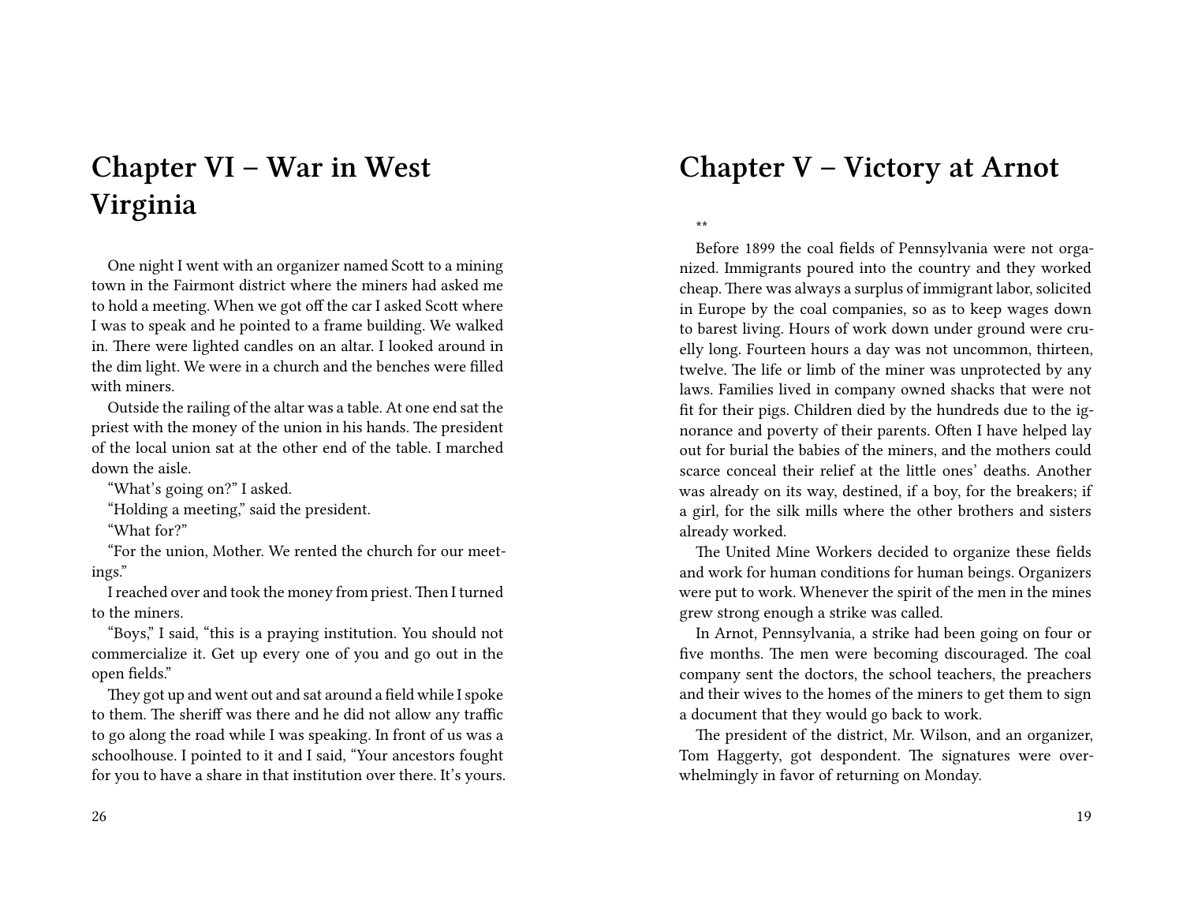# Chapter VI – War in West Virginia

One night I went with an organizer named Scott to a mining town in the Fairmont district where the miners had asked me to hold a meeting. When we got off the car I asked Scott where I was to speak and he pointed to a frame building. We walked in. There were lighted candles on an altar. I looked around in the dim light. We were in a church and the benches were filled with miners.

Outside the railing of the altar was a table. At one end sat the priest with the money of the union in his hands. The president of the local union sat at the other end of the table. I marched down the aisle.

"What's going on?" I asked.

"Holding a meeting," said the president.

"What for?"

"For the union, Mother. We rented the church for our meetings."

I reached over and took the money from priest. Then I turned to the miners.

"Boys," I said, "this is a praying institution. You should not commercialize it. Get up every one of you and go out in the open fields."

They got up and went out and sat around a field while I spoke to them. The sheriff was there and he did not allow any traffic to go along the road while I was speaking. In front of us was a schoolhouse. I pointed to it and I said, "Your ancestors fought for you to have a share in that institution over there. It's yours.

# Chapter V – Victory at Arnot

**

Before 1899 the coal fields of Pennsylvania were not organized. Immigrants poured into the country and they worked cheap. There was always a surplus of immigrant labor, solicited in Europe by the coal companies, so as to keep wages down to barest living. Hours of work down under ground were cruelly long. Fourteen hours a day was not uncommon, thirteen, twelve. The life or limb of the miner was unprotected by any laws. Families lived in company owned shacks that were not fit for their pigs. Children died by the hundreds due to the ignorance and poverty of their parents. Often I have helped lay out for burial the babies of the miners, and the mothers could scarce conceal their relief at the little ones' deaths. Another was already on its way, destined, if a boy, for the breakers; if a girl, for the silk mills where the other brothers and sisters already worked.

The United Mine Workers decided to organize these fields and work for human conditions for human beings. Organizers were put to work. Whenever the spirit of the men in the mines grew strong enough a strike was called.

In Arnot, Pennsylvania, a strike had been going on four or five months. The men were becoming discouraged. The coal company sent the doctors, the school teachers, the preachers and their wives to the homes of the miners to get them to sign a document that they would go back to work.

The president of the district, Mr. Wilson, and an organizer, Tom Haggerty, got despondent. The signatures were overwhelmingly in favor of returning on Monday.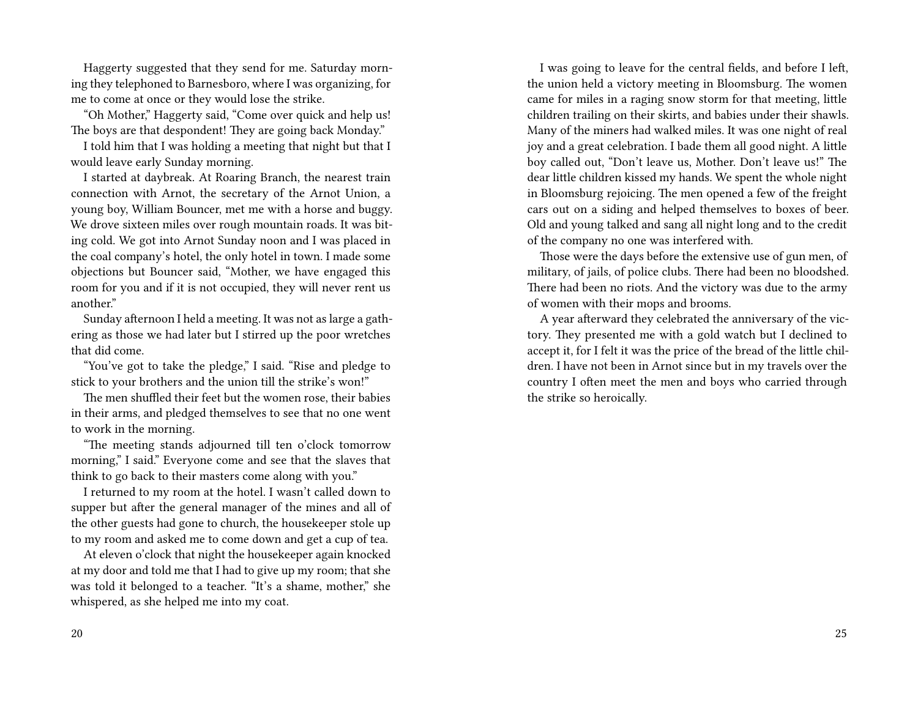Haggerty suggested that they send for me. Saturday morning they telephoned to Barnesboro, where I was organizing, for me to come at once or they would lose the strike.

"Oh Mother," Haggerty said, "Come over quick and help us! The boys are that despondent! They are going back Monday."

I told him that I was holding a meeting that night but that I would leave early Sunday morning.

I started at daybreak. At Roaring Branch, the nearest train connection with Arnot, the secretary of the Arnot Union, a young boy, William Bouncer, met me with a horse and buggy. We drove sixteen miles over rough mountain roads. It was biting cold. We got into Arnot Sunday noon and I was placed in the coal company's hotel, the only hotel in town. I made some objections but Bouncer said, "Mother, we have engaged this room for you and if it is not occupied, they will never rent us another."

Sunday afternoon I held a meeting. It was not as large a gathering as those we had later but I stirred up the poor wretches that did come.

"You've got to take the pledge," I said. "Rise and pledge to stick to your brothers and the union till the strike's won!"

The men shuffled their feet but the women rose, their babies in their arms, and pledged themselves to see that no one went to work in the morning.

"The meeting stands adjourned till ten o'clock tomorrow morning," I said." Everyone come and see that the slaves that think to go back to their masters come along with you."

I returned to my room at the hotel. I wasn't called down to supper but after the general manager of the mines and all of the other guests had gone to church, the housekeeper stole up to my room and asked me to come down and get a cup of tea.

At eleven o'clock that night the housekeeper again knocked at my door and told me that I had to give up my room; that she was told it belonged to a teacher. "It's a shame, mother," she whispered, as she helped me into my coat.

I was going to leave for the central fields, and before I left, the union held a victory meeting in Bloomsburg. The women came for miles in a raging snow storm for that meeting, little children trailing on their skirts, and babies under their shawls. Many of the miners had walked miles. It was one night of real joy and a great celebration. I bade them all good night. A little boy called out, "Don't leave us, Mother. Don't leave us!" The dear little children kissed my hands. We spent the whole night in Bloomsburg rejoicing. The men opened a few of the freight cars out on a siding and helped themselves to boxes of beer. Old and young talked and sang all night long and to the credit of the company no one was interfered with.

Those were the days before the extensive use of gun men, of military, of jails, of police clubs. There had been no bloodshed. There had been no riots. And the victory was due to the army of women with their mops and brooms.

A year afterward they celebrated the anniversary of the victory. They presented me with a gold watch but I declined to accept it, for I felt it was the price of the bread of the little children. I have not been in Arnot since but in my travels over the country I often meet the men and boys who carried through the strike so heroically.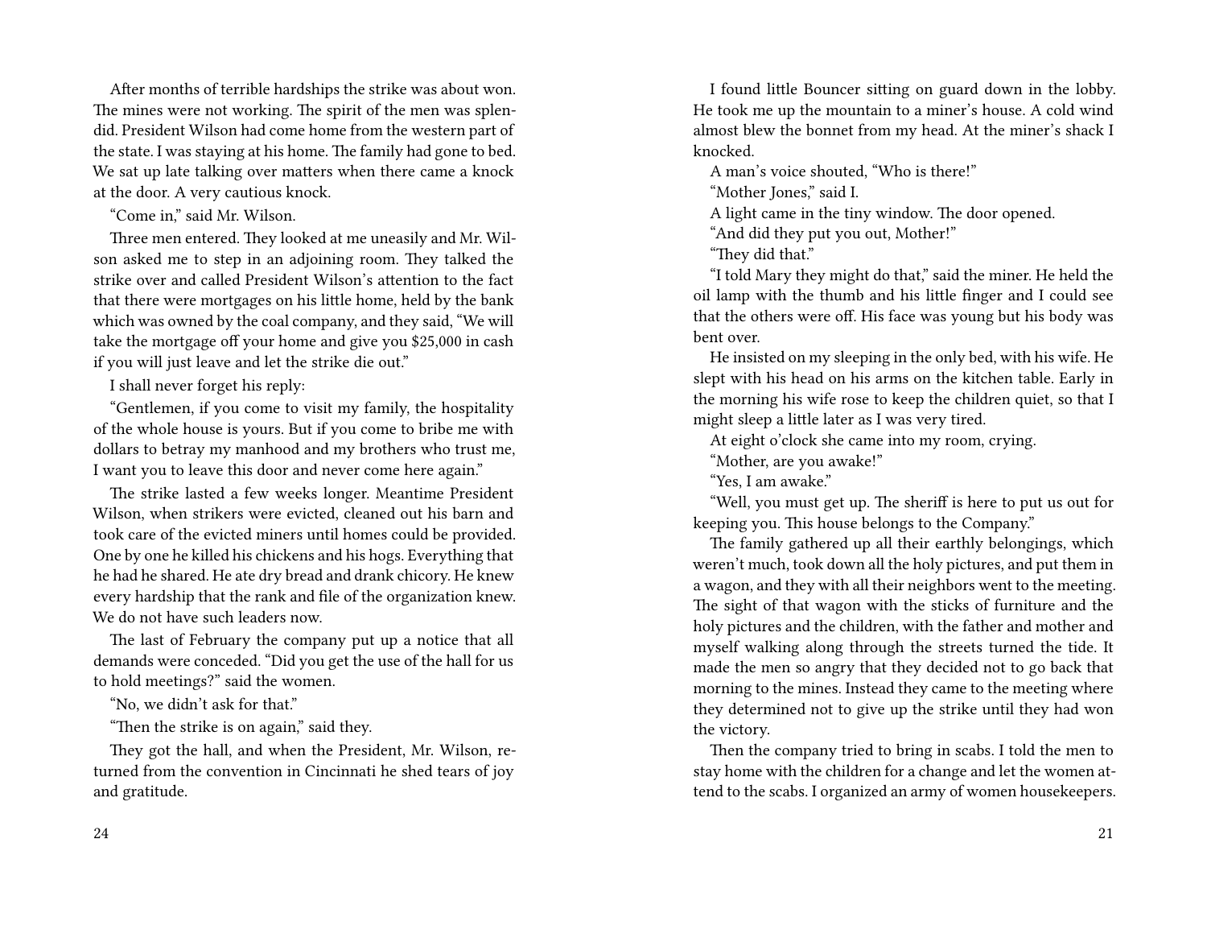After months of terrible hardships the strike was about won. The mines were not working. The spirit of the men was splendid. President Wilson had come home from the western part of the state. I was staying at his home. The family had gone to bed. We sat up late talking over matters when there came a knock at the door. A very cautious knock.

"Come in," said Mr. Wilson.

Three men entered. They looked at me uneasily and Mr. Wilson asked me to step in an adjoining room. They talked the strike over and called President Wilson's attention to the fact that there were mortgages on his little home, held by the bank which was owned by the coal company, and they said, "We will take the mortgage off your home and give you $25,000 in cash if you will just leave and let the strike die out."

I shall never forget his reply:

"Gentlemen, if you come to visit my family, the hospitality of the whole house is yours. But if you come to bribe me with dollars to betray my manhood and my brothers who trust me, I want you to leave this door and never come here again."

The strike lasted a few weeks longer. Meantime President Wilson, when strikers were evicted, cleaned out his barn and took care of the evicted miners until homes could be provided. One by one he killed his chickens and his hogs. Everything that he had he shared. He ate dry bread and drank chicory. He knew every hardship that the rank and file of the organization knew. We do not have such leaders now.

The last of February the company put up a notice that all demands were conceded. "Did you get the use of the hall for us to hold meetings?" said the women.

"No, we didn't ask for that."

"Then the strike is on again," said they.

They got the hall, and when the President, Mr. Wilson, returned from the convention in Cincinnati he shed tears of joy and gratitude.

I found little Bouncer sitting on guard down in the lobby. He took me up the mountain to a miner's house. A cold wind almost blew the bonnet from my head. At the miner's shack I knocked.

A man's voice shouted, "Who is there!"

"Mother Jones," said I.

A light came in the tiny window. The door opened.

"And did they put you out, Mother!"

"They did that."

"I told Mary they might do that," said the miner. He held the oil lamp with the thumb and his little finger and I could see that the others were off. His face was young but his body was bent over.

He insisted on my sleeping in the only bed, with his wife. He slept with his head on his arms on the kitchen table. Early in the morning his wife rose to keep the children quiet, so that I might sleep a little later as I was very tired.

At eight o'clock she came into my room, crying.

"Mother, are you awake!"

"Yes, I am awake."

"Well, you must get up. The sheriff is here to put us out for keeping you. This house belongs to the Company."

The family gathered up all their earthly belongings, which weren't much, took down all the holy pictures, and put them in a wagon, and they with all their neighbors went to the meeting. The sight of that wagon with the sticks of furniture and the holy pictures and the children, with the father and mother and myself walking along through the streets turned the tide. It made the men so angry that they decided not to go back that morning to the mines. Instead they came to the meeting where they determined not to give up the strike until they had won the victory.

Then the company tried to bring in scabs. I told the men to stay home with the children for a change and let the women attend to the scabs. I organized an army of women housekeepers.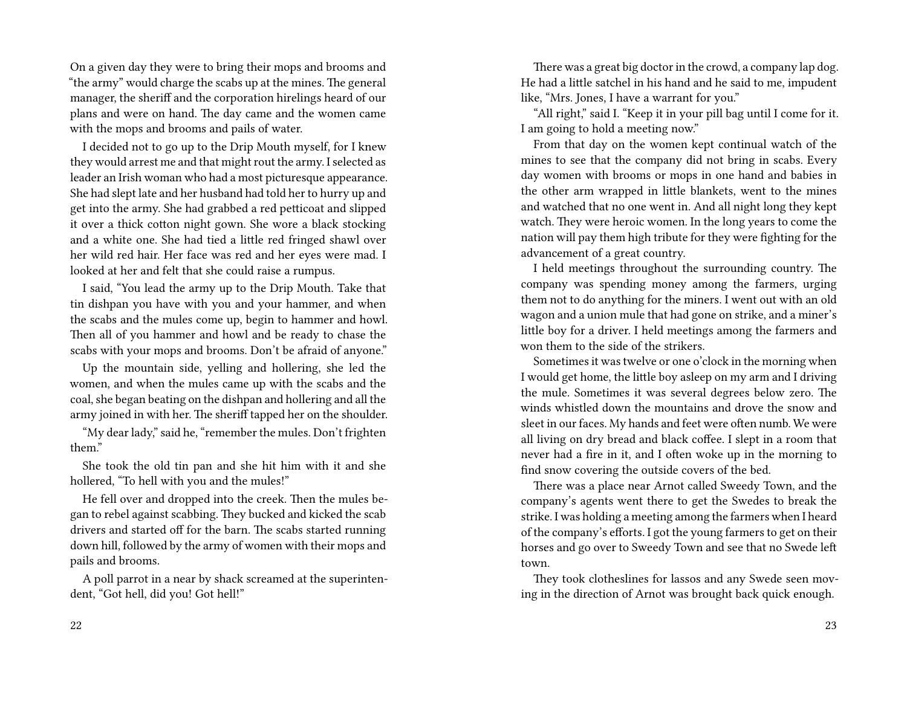On a given day they were to bring their mops and brooms and "the army" would charge the scabs up at the mines. The general manager, the sheriff and the corporation hirelings heard of our plans and were on hand. The day came and the women came with the mops and brooms and pails of water.

I decided not to go up to the Drip Mouth myself, for I knew they would arrest me and that might rout the army. I selected as leader an Irish woman who had a most picturesque appearance. She had slept late and her husband had told her to hurry up and get into the army. She had grabbed a red petticoat and slipped it over a thick cotton night gown. She wore a black stocking and a white one. She had tied a little red fringed shawl over her wild red hair. Her face was red and her eyes were mad. I looked at her and felt that she could raise a rumpus.

I said, "You lead the army up to the Drip Mouth. Take that tin dishpan you have with you and your hammer, and when the scabs and the mules come up, begin to hammer and howl. Then all of you hammer and howl and be ready to chase the scabs with your mops and brooms. Don't be afraid of anyone."

Up the mountain side, yelling and hollering, she led the women, and when the mules came up with the scabs and the coal, she began beating on the dishpan and hollering and all the army joined in with her. The sheriff tapped her on the shoulder.

"My dear lady," said he, "remember the mules. Don't frighten them."

She took the old tin pan and she hit him with it and she hollered, "To hell with you and the mules!"

He fell over and dropped into the creek. Then the mules began to rebel against scabbing. They bucked and kicked the scab drivers and started off for the barn. The scabs started running down hill, followed by the army of women with their mops and pails and brooms.

A poll parrot in a near by shack screamed at the superintendent, "Got hell, did you! Got hell!"

There was a great big doctor in the crowd, a company lap dog. He had a little satchel in his hand and he said to me, impudent like, "Mrs. Jones, I have a warrant for you."

"All right," said I. "Keep it in your pill bag until I come for it. I am going to hold a meeting now."

From that day on the women kept continual watch of the mines to see that the company did not bring in scabs. Every day women with brooms or mops in one hand and babies in the other arm wrapped in little blankets, went to the mines and watched that no one went in. And all night long they kept watch. They were heroic women. In the long years to come the nation will pay them high tribute for they were fighting for the advancement of a great country.

I held meetings throughout the surrounding country. The company was spending money among the farmers, urging them not to do anything for the miners. I went out with an old wagon and a union mule that had gone on strike, and a miner's little boy for a driver. I held meetings among the farmers and won them to the side of the strikers.

Sometimes it was twelve or one o'clock in the morning when I would get home, the little boy asleep on my arm and I driving the mule. Sometimes it was several degrees below zero. The winds whistled down the mountains and drove the snow and sleet in our faces. My hands and feet were often numb. We were all living on dry bread and black coffee. I slept in a room that never had a fire in it, and I often woke up in the morning to find snow covering the outside covers of the bed.

There was a place near Arnot called Sweedy Town, and the company's agents went there to get the Swedes to break the strike. I was holding a meeting among the farmers when I heard of the company's efforts. I got the young farmers to get on their horses and go over to Sweedy Town and see that no Swede left town.

They took clotheslines for lassos and any Swede seen moving in the direction of Arnot was brought back quick enough.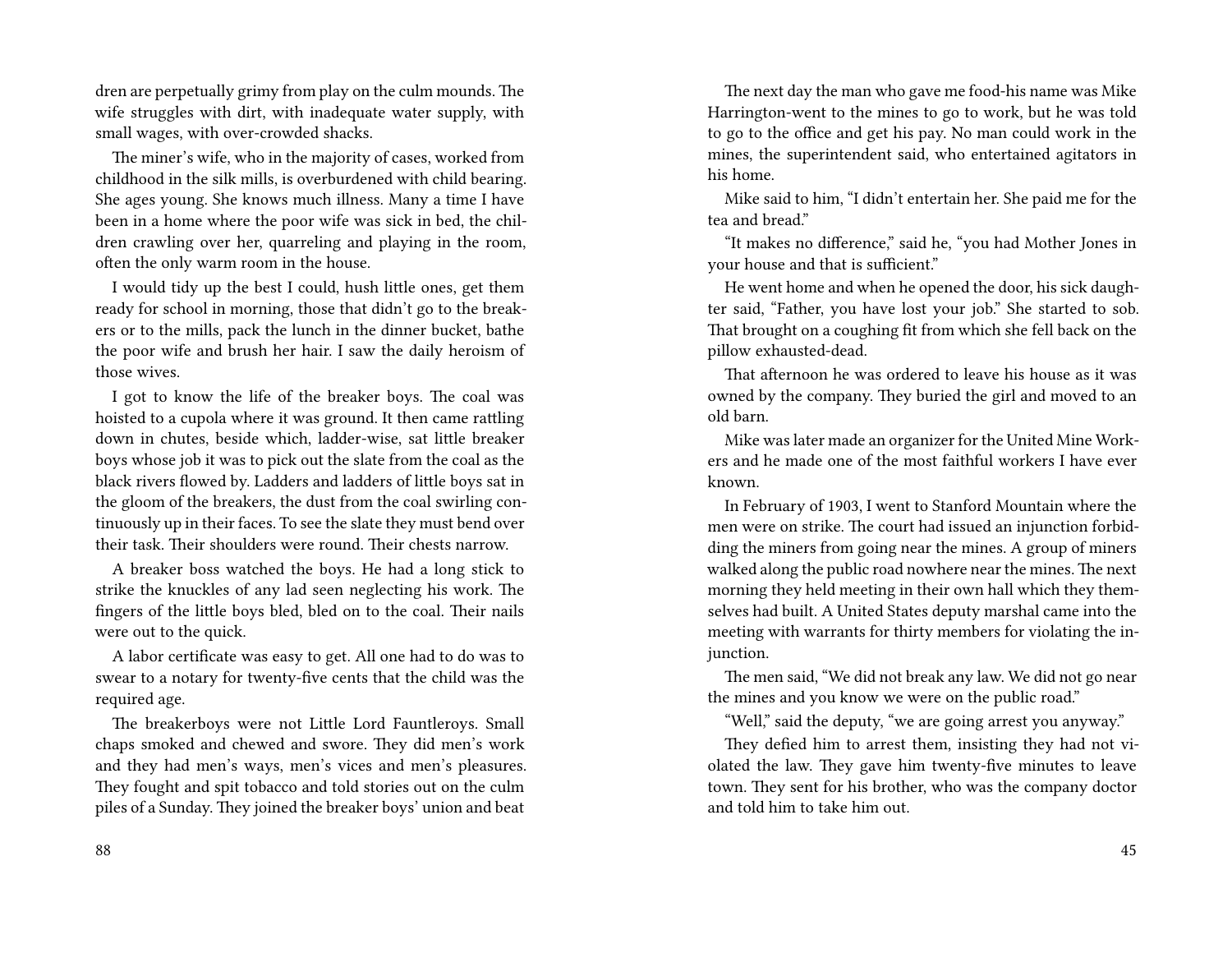dren are perpetually grimy from play on the culm mounds. The wife struggles with dirt, with inadequate water supply, with small wages, with over-crowded shacks.

The miner's wife, who in the majority of cases, worked from childhood in the silk mills, is overburdened with child bearing. She ages young. She knows much illness. Many a time I have been in a home where the poor wife was sick in bed, the children crawling over her, quarreling and playing in the room, often the only warm room in the house.

I would tidy up the best I could, hush little ones, get them ready for school in morning, those that didn't go to the breakers or to the mills, pack the lunch in the dinner bucket, bathe the poor wife and brush her hair. I saw the daily heroism of those wives.

I got to know the life of the breaker boys. The coal was hoisted to a cupola where it was ground. It then came rattling down in chutes, beside which, ladder-wise, sat little breaker boys whose job it was to pick out the slate from the coal as the black rivers flowed by. Ladders and ladders of little boys sat in the gloom of the breakers, the dust from the coal swirling continuously up in their faces. To see the slate they must bend over their task. Their shoulders were round. Their chests narrow.

A breaker boss watched the boys. He had a long stick to strike the knuckles of any lad seen neglecting his work. The fingers of the little boys bled, bled on to the coal. Their nails were out to the quick.

A labor certificate was easy to get. All one had to do was to swear to a notary for twenty-five cents that the child was the required age.

The breakerboys were not Little Lord Fauntleroys. Small chaps smoked and chewed and swore. They did men's work and they had men's ways, men's vices and men's pleasures. They fought and spit tobacco and told stories out on the culm piles of a Sunday. They joined the breaker boys' union and beat

The next day the man who gave me food-his name was Mike Harrington-went to the mines to go to work, but he was told to go to the office and get his pay. No man could work in the mines, the superintendent said, who entertained agitators in his home.

Mike said to him, "I didn't entertain her. She paid me for the tea and bread."

"It makes no difference," said he, "you had Mother Jones in your house and that is sufficient."

He went home and when he opened the door, his sick daughter said, "Father, you have lost your job." She started to sob. That brought on a coughing fit from which she fell back on the pillow exhausted-dead.

That afternoon he was ordered to leave his house as it was owned by the company. They buried the girl and moved to an old barn.

Mike was later made an organizer for the United Mine Workers and he made one of the most faithful workers I have ever known.

In February of 1903, I went to Stanford Mountain where the men were on strike. The court had issued an injunction forbidding the miners from going near the mines. A group of miners walked along the public road nowhere near the mines. The next morning they held meeting in their own hall which they themselves had built. A United States deputy marshal came into the meeting with warrants for thirty members for violating the injunction.

The men said, "We did not break any law. We did not go near the mines and you know we were on the public road."

"Well," said the deputy, "we are going arrest you anyway."

They defied him to arrest them, insisting they had not violated the law. They gave him twenty-five minutes to leave town. They sent for his brother, who was the company doctor and told him to take him out.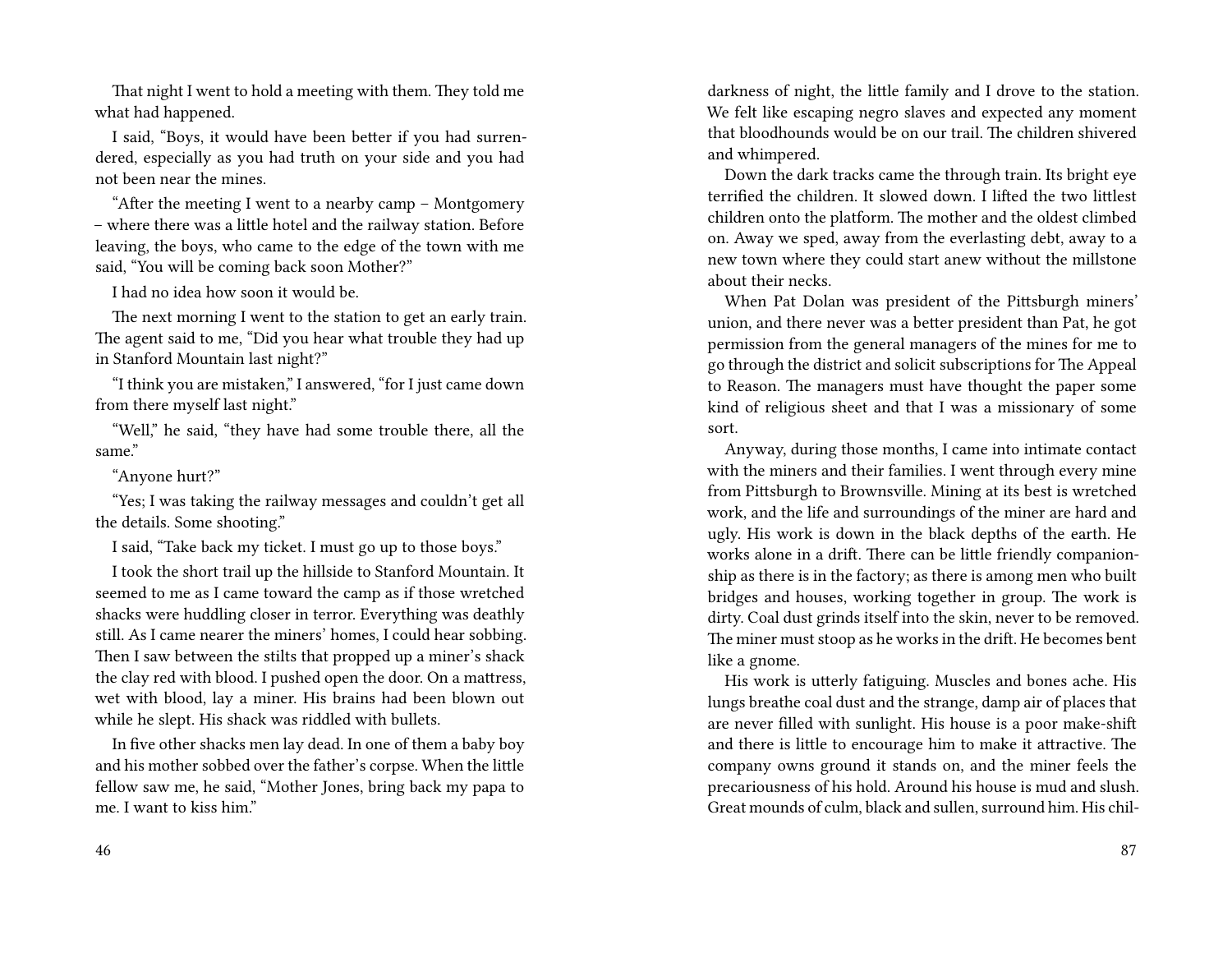That night I went to hold a meeting with them. They told me what had happened.

I said, "Boys, it would have been better if you had surrendered, especially as you had truth on your side and you had not been near the mines.

"After the meeting I went to a nearby camp – Montgomery – where there was a little hotel and the railway station. Before leaving, the boys, who came to the edge of the town with me said, "You will be coming back soon Mother?"

I had no idea how soon it would be.

The next morning I went to the station to get an early train. The agent said to me, "Did you hear what trouble they had up in Stanford Mountain last night?"

"I think you are mistaken," I answered, "for I just came down from there myself last night."

"Well," he said, "they have had some trouble there, all the same."

"Anyone hurt?"

"Yes; I was taking the railway messages and couldn't get all the details. Some shooting."

I said, "Take back my ticket. I must go up to those boys."

I took the short trail up the hillside to Stanford Mountain. It seemed to me as I came toward the camp as if those wretched shacks were huddling closer in terror. Everything was deathly still. As I came nearer the miners' homes, I could hear sobbing. Then I saw between the stilts that propped up a miner's shack the clay red with blood. I pushed open the door. On a mattress, wet with blood, lay a miner. His brains had been blown out while he slept. His shack was riddled with bullets.

In five other shacks men lay dead. In one of them a baby boy and his mother sobbed over the father's corpse. When the little fellow saw me, he said, "Mother Jones, bring back my papa to me. I want to kiss him."

darkness of night, the little family and I drove to the station. We felt like escaping negro slaves and expected any moment that bloodhounds would be on our trail. The children shivered and whimpered.

Down the dark tracks came the through train. Its bright eye terrified the children. It slowed down. I lifted the two littlest children onto the platform. The mother and the oldest climbed on. Away we sped, away from the everlasting debt, away to a new town where they could start anew without the millstone about their necks.

When Pat Dolan was president of the Pittsburgh miners' union, and there never was a better president than Pat, he got permission from the general managers of the mines for me to go through the district and solicit subscriptions for The Appeal to Reason. The managers must have thought the paper some kind of religious sheet and that I was a missionary of some sort.

Anyway, during those months, I came into intimate contact with the miners and their families. I went through every mine from Pittsburgh to Brownsville. Mining at its best is wretched work, and the life and surroundings of the miner are hard and ugly. His work is down in the black depths of the earth. He works alone in a drift. There can be little friendly companionship as there is in the factory; as there is among men who built bridges and houses, working together in group. The work is dirty. Coal dust grinds itself into the skin, never to be removed. The miner must stoop as he works in the drift. He becomes bent like a gnome.

His work is utterly fatiguing. Muscles and bones ache. His lungs breathe coal dust and the strange, damp air of places that are never filled with sunlight. His house is a poor make-shift and there is little to encourage him to make it attractive. The company owns ground it stands on, and the miner feels the precariousness of his hold. Around his house is mud and slush. Great mounds of culm, black and sullen, surround him. His chil-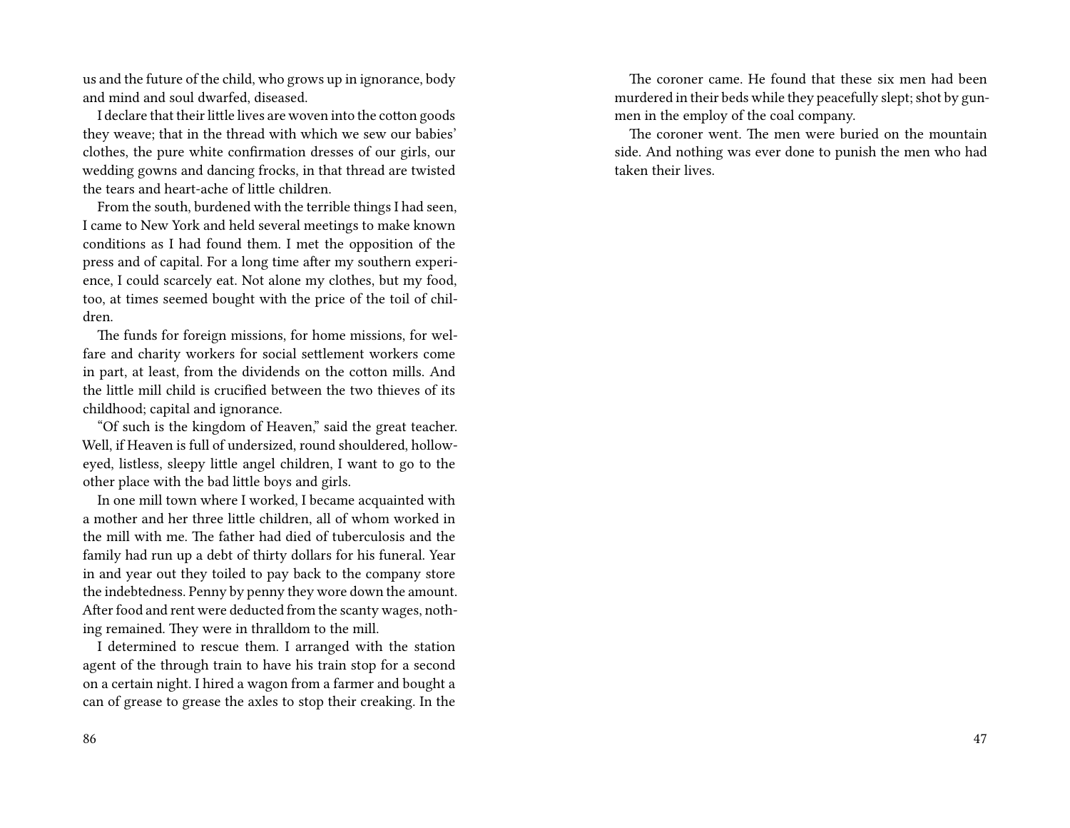us and the future of the child, who grows up in ignorance, body and mind and soul dwarfed, diseased.

I declare that their little lives are woven into the cotton goods they weave; that in the thread with which we sew our babies' clothes, the pure white confirmation dresses of our girls, our wedding gowns and dancing frocks, in that thread are twisted the tears and heart-ache of little children.

From the south, burdened with the terrible things I had seen, I came to New York and held several meetings to make known conditions as I had found them. I met the opposition of the press and of capital. For a long time after my southern experience, I could scarcely eat. Not alone my clothes, but my food, too, at times seemed bought with the price of the toil of children.

The funds for foreign missions, for home missions, for welfare and charity workers for social settlement workers come in part, at least, from the dividends on the cotton mills. And the little mill child is crucified between the two thieves of its childhood; capital and ignorance.

"Of such is the kingdom of Heaven," said the great teacher. Well, if Heaven is full of undersized, round shouldered, hollow-eyed, listless, sleepy little angel children, I want to go to the other place with the bad little boys and girls.

In one mill town where I worked, I became acquainted with a mother and her three little children, all of whom worked in the mill with me. The father had died of tuberculosis and the family had run up a debt of thirty dollars for his funeral. Year in and year out they toiled to pay back to the company store the indebtedness. Penny by penny they wore down the amount. After food and rent were deducted from the scanty wages, nothing remained. They were in thralldom to the mill.

I determined to rescue them. I arranged with the station agent of the through train to have his train stop for a second on a certain night. I hired a wagon from a farmer and bought a can of grease to grease the axles to stop their creaking. In the

The coroner came. He found that these six men had been murdered in their beds while they peacefully slept; shot by gunmen in the employ of the coal company.

The coroner went. The men were buried on the mountain side. And nothing was ever done to punish the men who had taken their lives.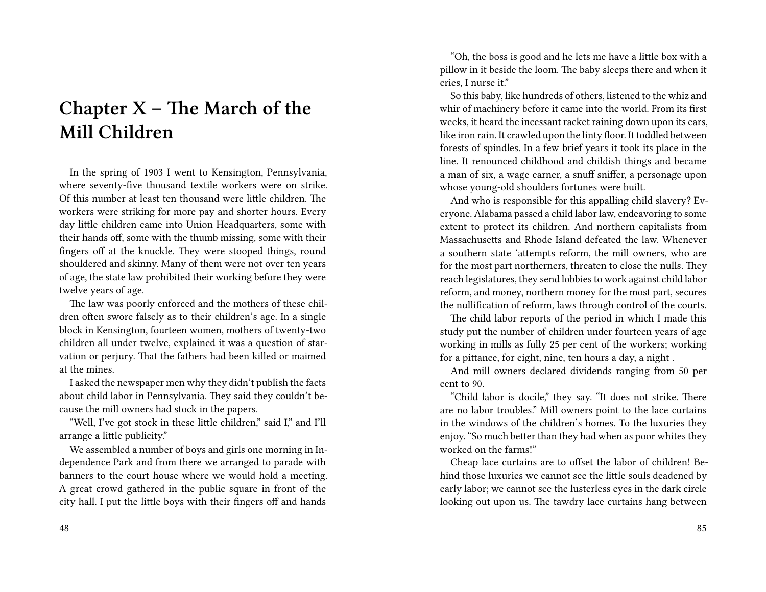# Chapter X – The March of the Mill Children

In the spring of 1903 I went to Kensington, Pennsylvania, where seventy-five thousand textile workers were on strike. Of this number at least ten thousand were little children. The workers were striking for more pay and shorter hours. Every day little children came into Union Headquarters, some with their hands off, some with the thumb missing, some with their fingers off at the knuckle. They were stooped things, round shouldered and skinny. Many of them were not over ten years of age, the state law prohibited their working before they were twelve years of age.

The law was poorly enforced and the mothers of these children often swore falsely as to their children's age. In a single block in Kensington, fourteen women, mothers of twenty-two children all under twelve, explained it was a question of starvation or perjury. That the fathers had been killed or maimed at the mines.

I asked the newspaper men why they didn't publish the facts about child labor in Pennsylvania. They said they couldn't because the mill owners had stock in the papers.

"Well, I've got stock in these little children," said I," and I'll arrange a little publicity."

We assembled a number of boys and girls one morning in Independence Park and from there we arranged to parade with banners to the court house where we would hold a meeting. A great crowd gathered in the public square in front of the city hall. I put the little boys with their fingers off and hands

"Oh, the boss is good and he lets me have a little box with a pillow in it beside the loom. The baby sleeps there and when it cries, I nurse it."

So this baby, like hundreds of others, listened to the whiz and whir of machinery before it came into the world. From its first weeks, it heard the incessant racket raining down upon its ears, like iron rain. It crawled upon the linty floor. It toddled between forests of spindles. In a few brief years it took its place in the line. It renounced childhood and childish things and became a man of six, a wage earner, a snuff sniffer, a personage upon whose young-old shoulders fortunes were built.

And who is responsible for this appalling child slavery? Everyone. Alabama passed a child labor law, endeavoring to some extent to protect its children. And northern capitalists from Massachusetts and Rhode Island defeated the law. Whenever a southern state 'attempts reform, the mill owners, who are for the most part northerners, threaten to close the nulls. They reach legislatures, they send lobbies to work against child labor reform, and money, northern money for the most part, secures the nullification of reform, laws through control of the courts.

The child labor reports of the period in which I made this study put the number of children under fourteen years of age working in mills as fully 25 per cent of the workers; working for a pittance, for eight, nine, ten hours a day, a night .

And mill owners declared dividends ranging from 50 per cent to 90.

"Child labor is docile," they say. "It does not strike. There are no labor troubles." Mill owners point to the lace curtains in the windows of the children's homes. To the luxuries they enjoy. "So much better than they had when as poor whites they worked on the farms!"

Cheap lace curtains are to offset the labor of children! Behind those luxuries we cannot see the little souls deadened by early labor; we cannot see the lusterless eyes in the dark circle looking out upon us. The tawdry lace curtains hang between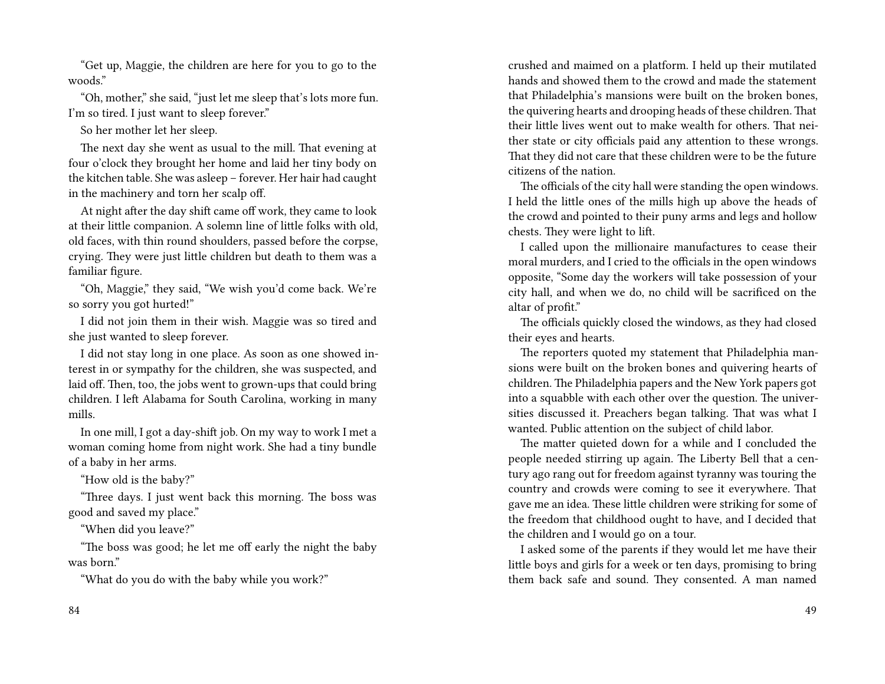"Get up, Maggie, the children are here for you to go to the woods."

"Oh, mother," she said, "just let me sleep that's lots more fun. I'm so tired. I just want to sleep forever."

So her mother let her sleep.

The next day she went as usual to the mill. That evening at four o'clock they brought her home and laid her tiny body on the kitchen table. She was asleep – forever. Her hair had caught in the machinery and torn her scalp off.

At night after the day shift came off work, they came to look at their little companion. A solemn line of little folks with old, old faces, with thin round shoulders, passed before the corpse, crying. They were just little children but death to them was a familiar figure.

"Oh, Maggie," they said, "We wish you'd come back. We're so sorry you got hurted!"

I did not join them in their wish. Maggie was so tired and she just wanted to sleep forever.

I did not stay long in one place. As soon as one showed interest in or sympathy for the children, she was suspected, and laid off. Then, too, the jobs went to grown-ups that could bring children. I left Alabama for South Carolina, working in many mills.

In one mill, I got a day-shift job. On my way to work I met a woman coming home from night work. She had a tiny bundle of a baby in her arms.

"How old is the baby?"

"Three days. I just went back this morning. The boss was good and saved my place."

"When did you leave?"

"The boss was good; he let me off early the night the baby was born."

"What do you do with the baby while you work?"

crushed and maimed on a platform. I held up their mutilated hands and showed them to the crowd and made the statement that Philadelphia's mansions were built on the broken bones, the quivering hearts and drooping heads of these children. That their little lives went out to make wealth for others. That neither state or city officials paid any attention to these wrongs. That they did not care that these children were to be the future citizens of the nation.

The officials of the city hall were standing the open windows. I held the little ones of the mills high up above the heads of the crowd and pointed to their puny arms and legs and hollow chests. They were light to lift.

I called upon the millionaire manufactures to cease their moral murders, and I cried to the officials in the open windows opposite, "Some day the workers will take possession of your city hall, and when we do, no child will be sacrificed on the altar of profit."

The officials quickly closed the windows, as they had closed their eyes and hearts.

The reporters quoted my statement that Philadelphia mansions were built on the broken bones and quivering hearts of children. The Philadelphia papers and the New York papers got into a squabble with each other over the question. The universities discussed it. Preachers began talking. That was what I wanted. Public attention on the subject of child labor.

The matter quieted down for a while and I concluded the people needed stirring up again. The Liberty Bell that a century ago rang out for freedom against tyranny was touring the country and crowds were coming to see it everywhere. That gave me an idea. These little children were striking for some of the freedom that childhood ought to have, and I decided that the children and I would go on a tour.

I asked some of the parents if they would let me have their little boys and girls for a week or ten days, promising to bring them back safe and sound. They consented. A man named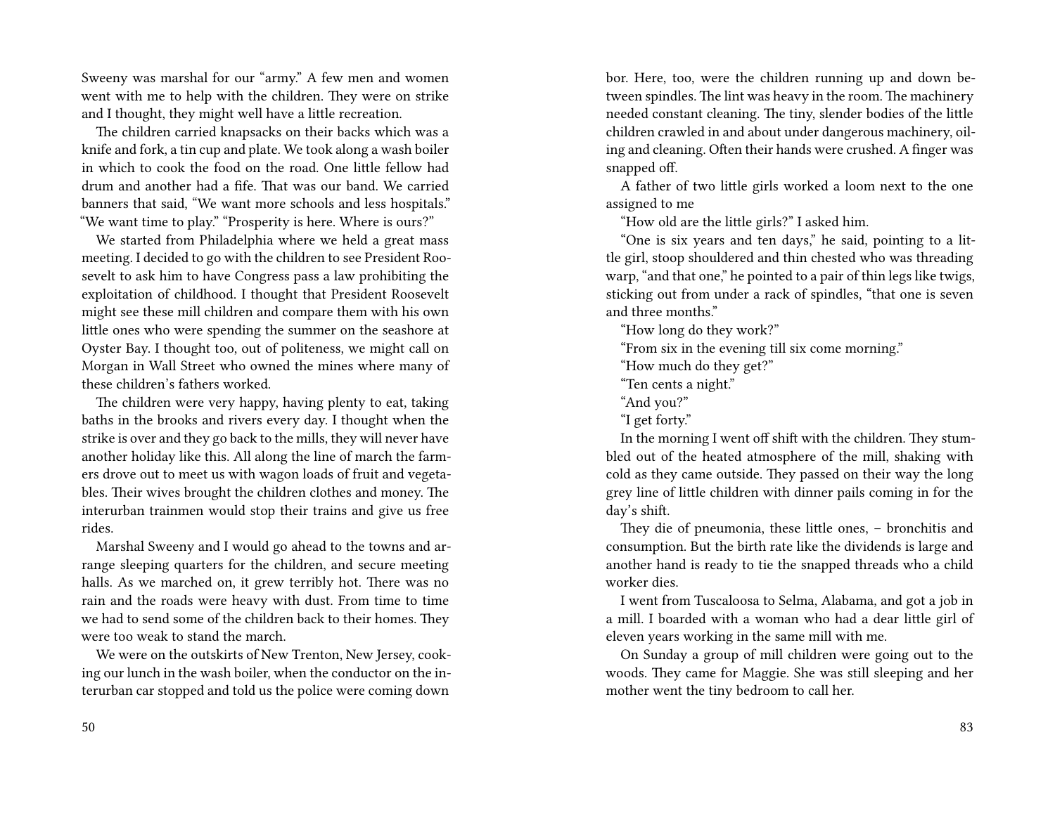Sweeny was marshal for our "army." A few men and women went with me to help with the children. They were on strike and I thought, they might well have a little recreation.

The children carried knapsacks on their backs which was a knife and fork, a tin cup and plate. We took along a wash boiler in which to cook the food on the road. One little fellow had drum and another had a fife. That was our band. We carried banners that said, "We want more schools and less hospitals." "We want time to play." "Prosperity is here. Where is ours?"

We started from Philadelphia where we held a great mass meeting. I decided to go with the children to see President Roosevelt to ask him to have Congress pass a law prohibiting the exploitation of childhood. I thought that President Roosevelt might see these mill children and compare them with his own little ones who were spending the summer on the seashore at Oyster Bay. I thought too, out of politeness, we might call on Morgan in Wall Street who owned the mines where many of these children's fathers worked.

The children were very happy, having plenty to eat, taking baths in the brooks and rivers every day. I thought when the strike is over and they go back to the mills, they will never have another holiday like this. All along the line of march the farmers drove out to meet us with wagon loads of fruit and vegetables. Their wives brought the children clothes and money. The interurban trainmen would stop their trains and give us free rides.

Marshal Sweeny and I would go ahead to the towns and arrange sleeping quarters for the children, and secure meeting halls. As we marched on, it grew terribly hot. There was no rain and the roads were heavy with dust. From time to time we had to send some of the children back to their homes. They were too weak to stand the march.

We were on the outskirts of New Trenton, New Jersey, cooking our lunch in the wash boiler, when the conductor on the interurban car stopped and told us the police were coming down

bor. Here, too, were the children running up and down between spindles. The lint was heavy in the room. The machinery needed constant cleaning. The tiny, slender bodies of the little children crawled in and about under dangerous machinery, oiling and cleaning. Often their hands were crushed. A finger was snapped off.

A father of two little girls worked a loom next to the one assigned to me

"How old are the little girls?" I asked him.

"One is six years and ten days," he said, pointing to a little girl, stoop shouldered and thin chested who was threading warp, "and that one," he pointed to a pair of thin legs like twigs, sticking out from under a rack of spindles, "that one is seven and three months."

"How long do they work?"

"From six in the evening till six come morning."

"How much do they get?"

"Ten cents a night."

"And you?"

"I get forty."

In the morning I went off shift with the children. They stumbled out of the heated atmosphere of the mill, shaking with cold as they came outside. They passed on their way the long grey line of little children with dinner pails coming in for the day's shift.

They die of pneumonia, these little ones, – bronchitis and consumption. But the birth rate like the dividends is large and another hand is ready to tie the snapped threads who a child worker dies.

I went from Tuscaloosa to Selma, Alabama, and got a job in a mill. I boarded with a woman who had a dear little girl of eleven years working in the same mill with me.

On Sunday a group of mill children were going out to the woods. They came for Maggie. She was still sleeping and her mother went the tiny bedroom to call her.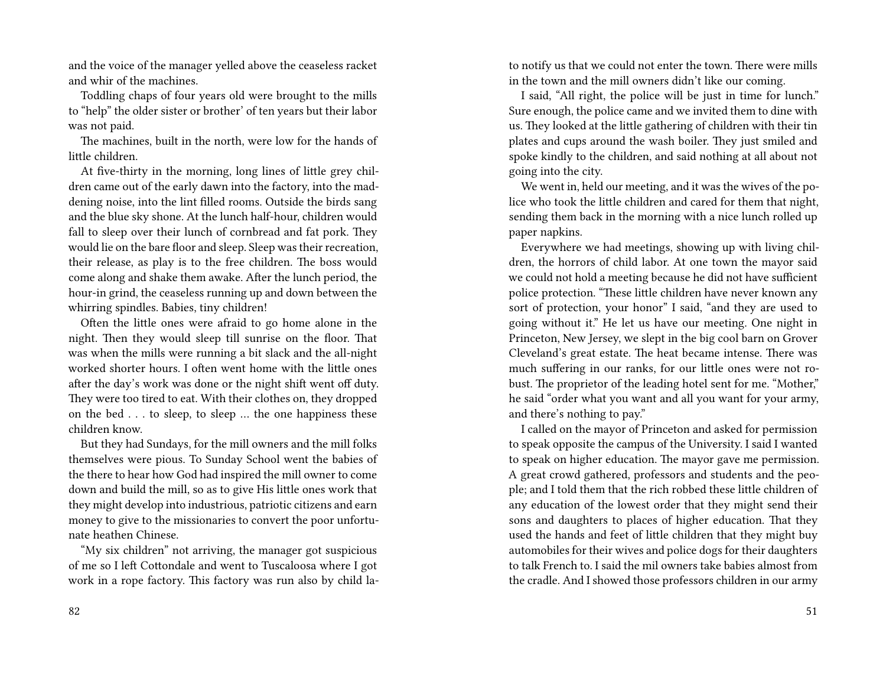and the voice of the manager yelled above the ceaseless racket and whir of the machines.

Toddling chaps of four years old were brought to the mills to "help" the older sister or brother' of ten years but their labor was not paid.

The machines, built in the north, were low for the hands of little children.

At five-thirty in the morning, long lines of little grey children came out of the early dawn into the factory, into the maddening noise, into the lint filled rooms. Outside the birds sang and the blue sky shone. At the lunch half-hour, children would fall to sleep over their lunch of cornbread and fat pork. They would lie on the bare floor and sleep. Sleep was their recreation, their release, as play is to the free children. The boss would come along and shake them awake. After the lunch period, the hour-in grind, the ceaseless running up and down between the whirring spindles. Babies, tiny children!

Often the little ones were afraid to go home alone in the night. Then they would sleep till sunrise on the floor. That was when the mills were running a bit slack and the all-night worked shorter hours. I often went home with the little ones after the day's work was done or the night shift went off duty. They were too tired to eat. With their clothes on, they dropped on the bed . . . to sleep, to sleep … the one happiness these children know.

But they had Sundays, for the mill owners and the mill folks themselves were pious. To Sunday School went the babies of the there to hear how God had inspired the mill owner to come down and build the mill, so as to give His little ones work that they might develop into industrious, patriotic citizens and earn money to give to the missionaries to convert the poor unfortunate heathen Chinese.

"My six children" not arriving, the manager got suspicious of me so I left Cottondale and went to Tuscaloosa where I got work in a rope factory. This factory was run also by child la-

to notify us that we could not enter the town. There were mills in the town and the mill owners didn't like our coming.

I said, "All right, the police will be just in time for lunch." Sure enough, the police came and we invited them to dine with us. They looked at the little gathering of children with their tin plates and cups around the wash boiler. They just smiled and spoke kindly to the children, and said nothing at all about not going into the city.

We went in, held our meeting, and it was the wives of the police who took the little children and cared for them that night, sending them back in the morning with a nice lunch rolled up paper napkins.

Everywhere we had meetings, showing up with living children, the horrors of child labor. At one town the mayor said we could not hold a meeting because he did not have sufficient police protection. "These little children have never known any sort of protection, your honor" I said, "and they are used to going without it." He let us have our meeting. One night in Princeton, New Jersey, we slept in the big cool barn on Grover Cleveland's great estate. The heat became intense. There was much suffering in our ranks, for our little ones were not robust. The proprietor of the leading hotel sent for me. "Mother," he said "order what you want and all you want for your army, and there's nothing to pay."

I called on the mayor of Princeton and asked for permission to speak opposite the campus of the University. I said I wanted to speak on higher education. The mayor gave me permission. A great crowd gathered, professors and students and the people; and I told them that the rich robbed these little children of any education of the lowest order that they might send their sons and daughters to places of higher education. That they used the hands and feet of little children that they might buy automobiles for their wives and police dogs for their daughters to talk French to. I said the mil owners take babies almost from the cradle. And I showed those professors children in our army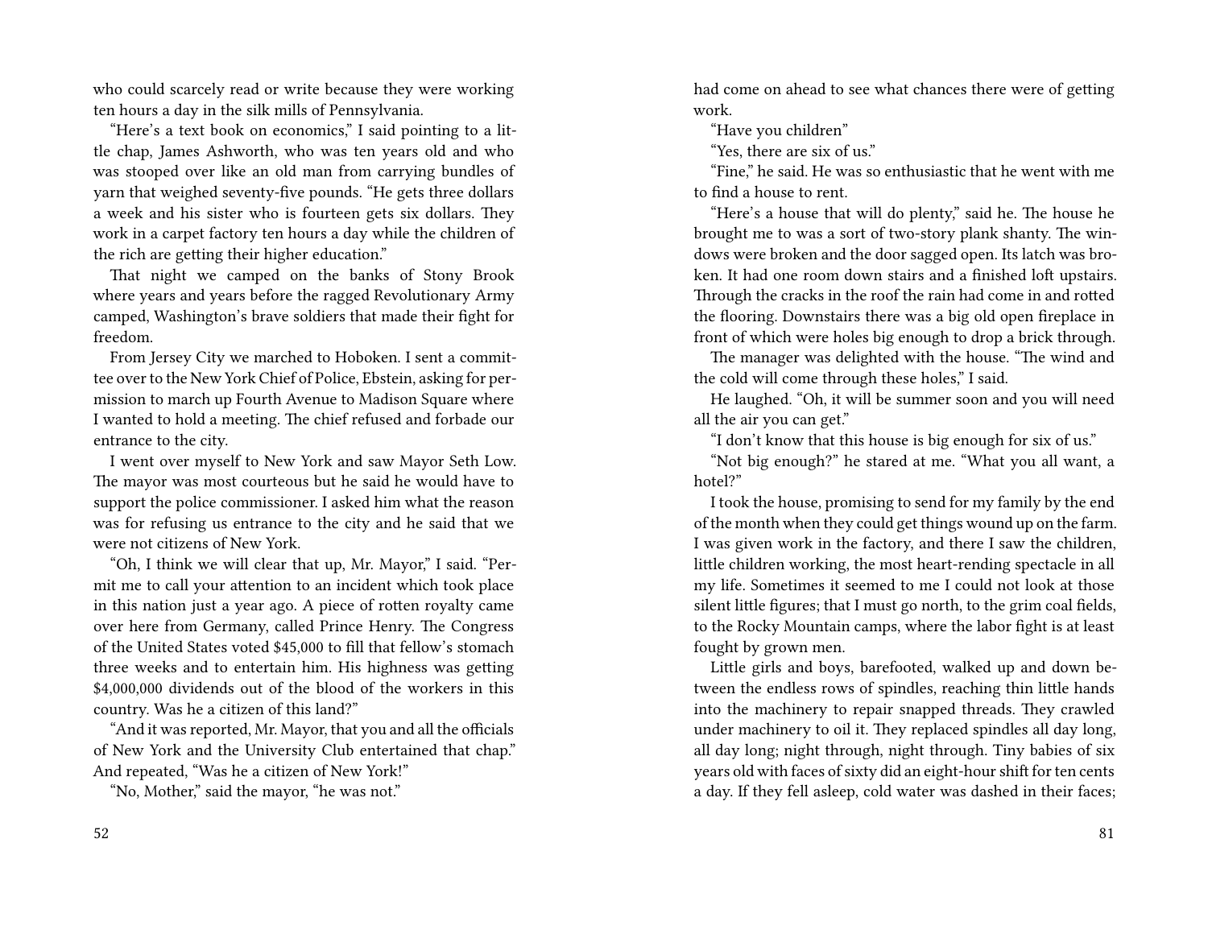who could scarcely read or write because they were working ten hours a day in the silk mills of Pennsylvania.

"Here's a text book on economics," I said pointing to a little chap, James Ashworth, who was ten years old and who was stooped over like an old man from carrying bundles of yarn that weighed seventy-five pounds. "He gets three dollars a week and his sister who is fourteen gets six dollars. They work in a carpet factory ten hours a day while the children of the rich are getting their higher education."

That night we camped on the banks of Stony Brook where years and years before the ragged Revolutionary Army camped, Washington's brave soldiers that made their fight for freedom.

From Jersey City we marched to Hoboken. I sent a committee over to the New York Chief of Police, Ebstein, asking for permission to march up Fourth Avenue to Madison Square where I wanted to hold a meeting. The chief refused and forbade our entrance to the city.

I went over myself to New York and saw Mayor Seth Low. The mayor was most courteous but he said he would have to support the police commissioner. I asked him what the reason was for refusing us entrance to the city and he said that we were not citizens of New York.

"Oh, I think we will clear that up, Mr. Mayor," I said. "Permit me to call your attention to an incident which took place in this nation just a year ago. A piece of rotten royalty came over here from Germany, called Prince Henry. The Congress of the United States voted $45,000 to fill that fellow's stomach three weeks and to entertain him. His highness was getting $4,000,000 dividends out of the blood of the workers in this country. Was he a citizen of this land?"

"And it was reported, Mr. Mayor, that you and all the officials of New York and the University Club entertained that chap." And repeated, "Was he a citizen of New York!"

"No, Mother," said the mayor, "he was not."

had come on ahead to see what chances there were of getting work.

"Have you children"

"Yes, there are six of us."

"Fine," he said. He was so enthusiastic that he went with me to find a house to rent.

"Here's a house that will do plenty," said he. The house he brought me to was a sort of two-story plank shanty. The windows were broken and the door sagged open. Its latch was broken. It had one room down stairs and a finished loft upstairs. Through the cracks in the roof the rain had come in and rotted the flooring. Downstairs there was a big old open fireplace in front of which were holes big enough to drop a brick through.

The manager was delighted with the house. "The wind and the cold will come through these holes," I said.

He laughed. "Oh, it will be summer soon and you will need all the air you can get."

"I don't know that this house is big enough for six of us."

"Not big enough?" he stared at me. "What you all want, a hotel?"

I took the house, promising to send for my family by the end of the month when they could get things wound up on the farm. I was given work in the factory, and there I saw the children, little children working, the most heart-rending spectacle in all my life. Sometimes it seemed to me I could not look at those silent little figures; that I must go north, to the grim coal fields, to the Rocky Mountain camps, where the labor fight is at least fought by grown men.

Little girls and boys, barefooted, walked up and down between the endless rows of spindles, reaching thin little hands into the machinery to repair snapped threads. They crawled under machinery to oil it. They replaced spindles all day long, all day long; night through, night through. Tiny babies of six years old with faces of sixty did an eight-hour shift for ten cents a day. If they fell asleep, cold water was dashed in their faces;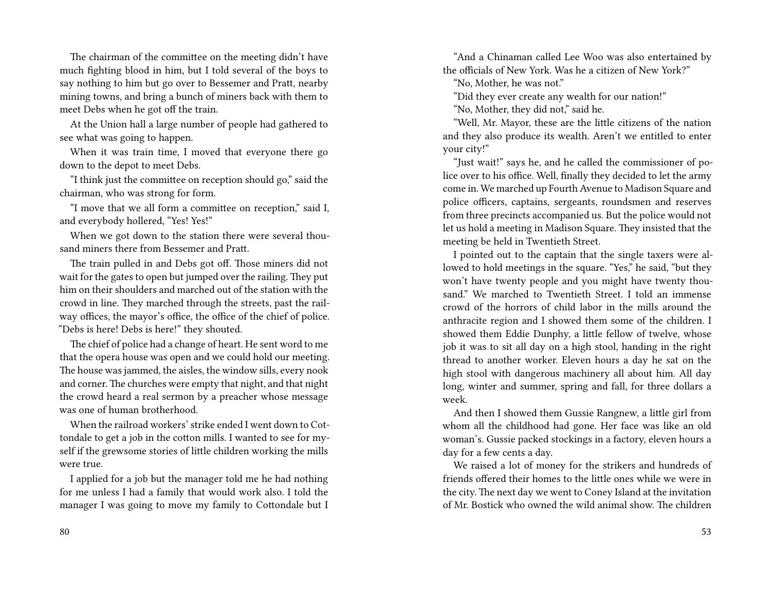The chairman of the committee on the meeting didn't have much fighting blood in him, but I told several of the boys to say nothing to him but go over to Bessemer and Pratt, nearby mining towns, and bring a bunch of miners back with them to meet Debs when he got off the train.

At the Union hall a large number of people had gathered to see what was going to happen.

When it was train time, I moved that everyone there go down to the depot to meet Debs.

"I think just the committee on reception should go," said the chairman, who was strong for form.

"I move that we all form a committee on reception," said I, and everybody hollered, "Yes! Yes!"

When we got down to the station there were several thousand miners there from Bessemer and Pratt.

The train pulled in and Debs got off. Those miners did not wait for the gates to open but jumped over the railing. They put him on their shoulders and marched out of the station with the crowd in line. They marched through the streets, past the railway offices, the mayor's office, the office of the chief of police. "Debs is here! Debs is here!" they shouted.

The chief of police had a change of heart. He sent word to me that the opera house was open and we could hold our meeting. The house was jammed, the aisles, the window sills, every nook and corner. The churches were empty that night, and that night the crowd heard a real sermon by a preacher whose message was one of human brotherhood.

When the railroad workers' strike ended I went down to Cottondale to get a job in the cotton mills. I wanted to see for myself if the grewsome stories of little children working the mills were true.

I applied for a job but the manager told me he had nothing for me unless I had a family that would work also. I told the manager I was going to move my family to Cottondale but I

"And a Chinaman called Lee Woo was also entertained by the officials of New York. Was he a citizen of New York?"

"No, Mother, he was not."

"Did they ever create any wealth for our nation!"

"No, Mother, they did not," said he.

"Well, Mr. Mayor, these are the little citizens of the nation and they also produce its wealth. Aren't we entitled to enter your city!"

"Just wait!" says he, and he called the commissioner of police over to his office. Well, finally they decided to let the army come in. We marched up Fourth Avenue to Madison Square and police officers, captains, sergeants, roundsmen and reserves from three precincts accompanied us. But the police would not let us hold a meeting in Madison Square. They insisted that the meeting be held in Twentieth Street.

I pointed out to the captain that the single taxers were allowed to hold meetings in the square. "Yes," he said, "but they won't have twenty people and you might have twenty thousand." We marched to Twentieth Street. I told an immense crowd of the horrors of child labor in the mills around the anthracite region and I showed them some of the children. I showed them Eddie Dunphy, a little fellow of twelve, whose job it was to sit all day on a high stool, handing in the right thread to another worker. Eleven hours a day he sat on the high stool with dangerous machinery all about him. All day long, winter and summer, spring and fall, for three dollars a week.

And then I showed them Gussie Rangnew, a little girl from whom all the childhood had gone. Her face was like an old woman's. Gussie packed stockings in a factory, eleven hours a day for a few cents a day.

We raised a lot of money for the strikers and hundreds of friends offered their homes to the little ones while we were in the city. The next day we went to Coney Island at the invitation of Mr. Bostick who owned the wild animal show. The children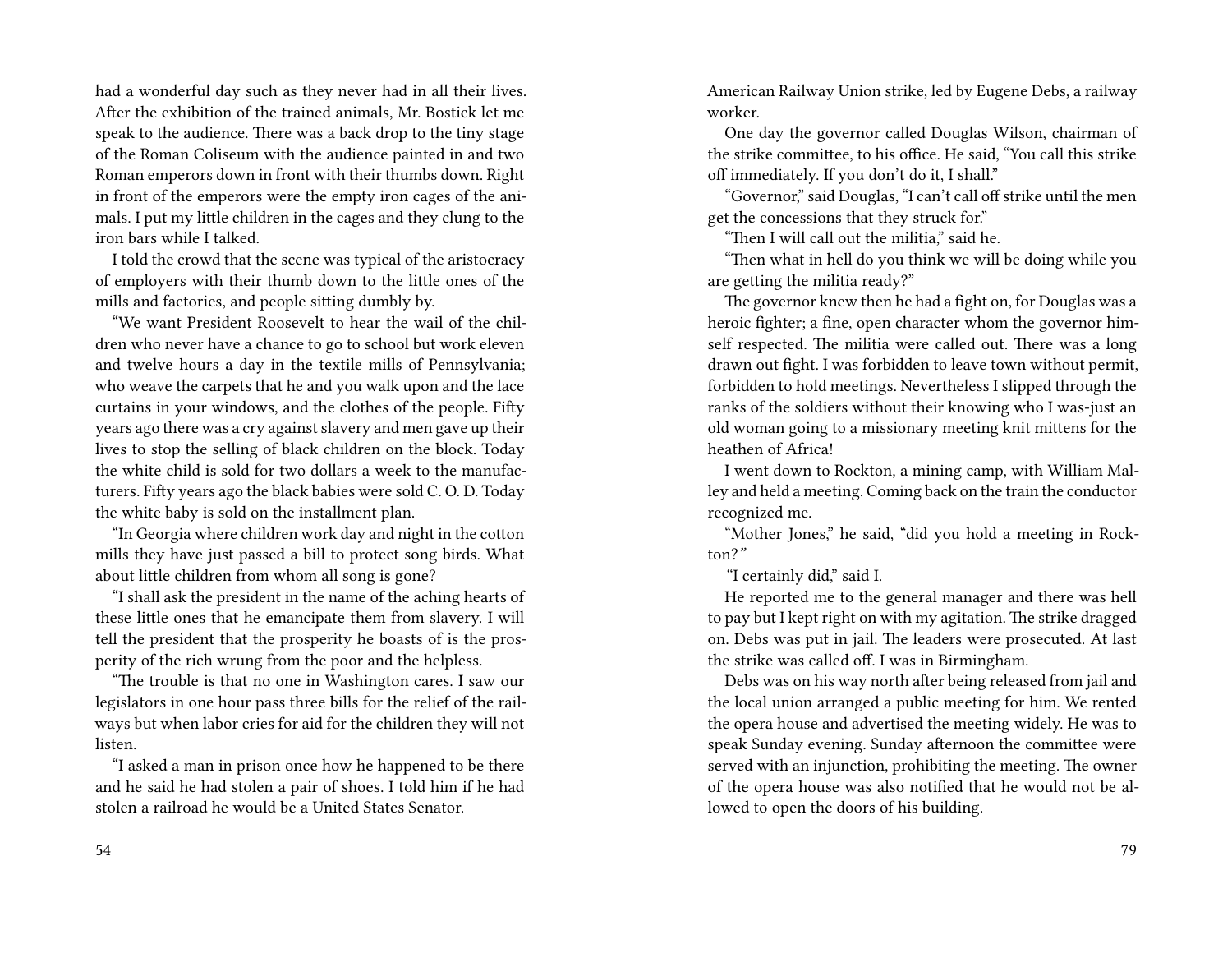had a wonderful day such as they never had in all their lives. After the exhibition of the trained animals, Mr. Bostick let me speak to the audience. There was a back drop to the tiny stage of the Roman Coliseum with the audience painted in and two Roman emperors down in front with their thumbs down. Right in front of the emperors were the empty iron cages of the animals. I put my little children in the cages and they clung to the iron bars while I talked.

I told the crowd that the scene was typical of the aristocracy of employers with their thumb down to the little ones of the mills and factories, and people sitting dumbly by.

"We want President Roosevelt to hear the wail of the children who never have a chance to go to school but work eleven and twelve hours a day in the textile mills of Pennsylvania; who weave the carpets that he and you walk upon and the lace curtains in your windows, and the clothes of the people. Fifty years ago there was a cry against slavery and men gave up their lives to stop the selling of black children on the block. Today the white child is sold for two dollars a week to the manufacturers. Fifty years ago the black babies were sold C. O. D. Today the white baby is sold on the installment plan.

"In Georgia where children work day and night in the cotton mills they have just passed a bill to protect song birds. What about little children from whom all song is gone?

"I shall ask the president in the name of the aching hearts of these little ones that he emancipate them from slavery. I will tell the president that the prosperity he boasts of is the prosperity of the rich wrung from the poor and the helpless.

"The trouble is that no one in Washington cares. I saw our legislators in one hour pass three bills for the relief of the railways but when labor cries for aid for the children they will not listen.

"I asked a man in prison once how he happened to be there and he said he had stolen a pair of shoes. I told him if he had stolen a railroad he would be a United States Senator.

American Railway Union strike, led by Eugene Debs, a railway worker.

One day the governor called Douglas Wilson, chairman of the strike committee, to his office. He said, "You call this strike off immediately. If you don't do it, I shall."

"Governor," said Douglas, "I can't call off strike until the men get the concessions that they struck for."

"Then I will call out the militia," said he.

"Then what in hell do you think we will be doing while you are getting the militia ready?"

The governor knew then he had a fight on, for Douglas was a heroic fighter; a fine, open character whom the governor himself respected. The militia were called out. There was a long drawn out fight. I was forbidden to leave town without permit, forbidden to hold meetings. Nevertheless I slipped through the ranks of the soldiers without their knowing who I was-just an old woman going to a missionary meeting knit mittens for the heathen of Africa!

I went down to Rockton, a mining camp, with William Malley and held a meeting. Coming back on the train the conductor recognized me.

"Mother Jones," he said, "did you hold a meeting in Rockton?"

"I certainly did," said I.

He reported me to the general manager and there was hell to pay but I kept right on with my agitation. The strike dragged on. Debs was put in jail. The leaders were prosecuted. At last the strike was called off. I was in Birmingham.

Debs was on his way north after being released from jail and the local union arranged a public meeting for him. We rented the opera house and advertised the meeting widely. He was to speak Sunday evening. Sunday afternoon the committee were served with an injunction, prohibiting the meeting. The owner of the opera house was also notified that he would not be allowed to open the doors of his building.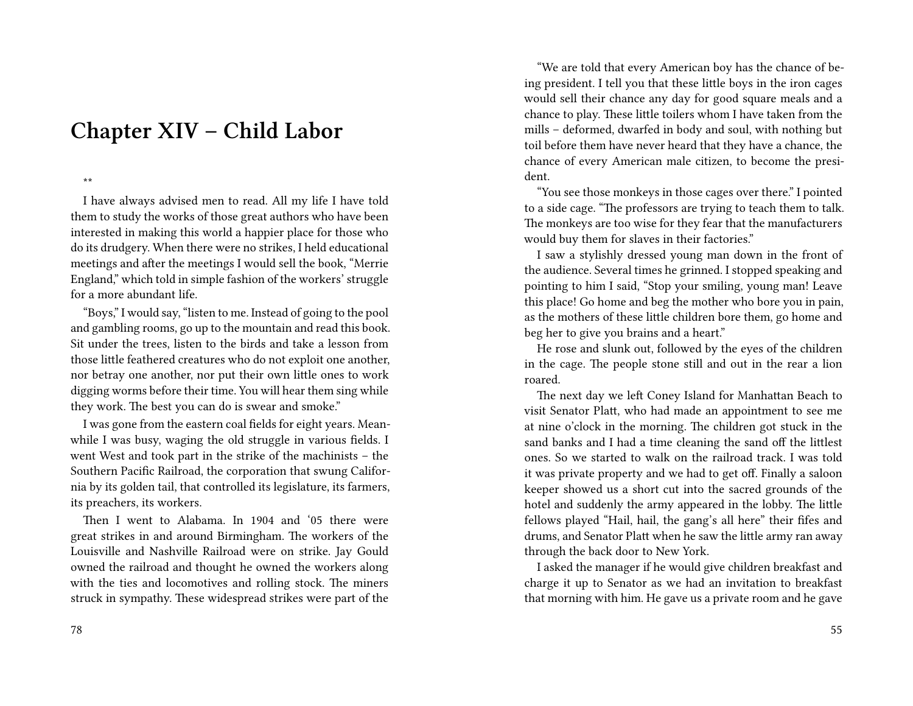# Chapter XIV – Child Labor

**

I have always advised men to read. All my life I have told them to study the works of those great authors who have been interested in making this world a happier place for those who do its drudgery. When there were no strikes, I held educational meetings and after the meetings I would sell the book, "Merrie England," which told in simple fashion of the workers' struggle for a more abundant life.

"Boys," I would say, "listen to me. Instead of going to the pool and gambling rooms, go up to the mountain and read this book. Sit under the trees, listen to the birds and take a lesson from those little feathered creatures who do not exploit one another, nor betray one another, nor put their own little ones to work digging worms before their time. You will hear them sing while they work. The best you can do is swear and smoke."

I was gone from the eastern coal fields for eight years. Meanwhile I was busy, waging the old struggle in various fields. I went West and took part in the strike of the machinists – the Southern Pacific Railroad, the corporation that swung California by its golden tail, that controlled its legislature, its farmers, its preachers, its workers.

Then I went to Alabama. In 1904 and '05 there were great strikes in and around Birmingham. The workers of the Louisville and Nashville Railroad were on strike. Jay Gould owned the railroad and thought he owned the workers along with the ties and locomotives and rolling stock. The miners struck in sympathy. These widespread strikes were part of the

"We are told that every American boy has the chance of being president. I tell you that these little boys in the iron cages would sell their chance any day for good square meals and a chance to play. These little toilers whom I have taken from the mills – deformed, dwarfed in body and soul, with nothing but toil before them have never heard that they have a chance, the chance of every American male citizen, to become the president.

"You see those monkeys in those cages over there." I pointed to a side cage. "The professors are trying to teach them to talk. The monkeys are too wise for they fear that the manufacturers would buy them for slaves in their factories."

I saw a stylishly dressed young man down in the front of the audience. Several times he grinned. I stopped speaking and pointing to him I said, "Stop your smiling, young man! Leave this place! Go home and beg the mother who bore you in pain, as the mothers of these little children bore them, go home and beg her to give you brains and a heart."

He rose and slunk out, followed by the eyes of the children in the cage. The people stone still and out in the rear a lion roared.

The next day we left Coney Island for Manhattan Beach to visit Senator Platt, who had made an appointment to see me at nine o'clock in the morning. The children got stuck in the sand banks and I had a time cleaning the sand off the littlest ones. So we started to walk on the railroad track. I was told it was private property and we had to get off. Finally a saloon keeper showed us a short cut into the sacred grounds of the hotel and suddenly the army appeared in the lobby. The little fellows played "Hail, hail, the gang's all here" their fifes and drums, and Senator Platt when he saw the little army ran away through the back door to New York.

I asked the manager if he would give children breakfast and charge it up to Senator as we had an invitation to breakfast that morning with him. He gave us a private room and he gave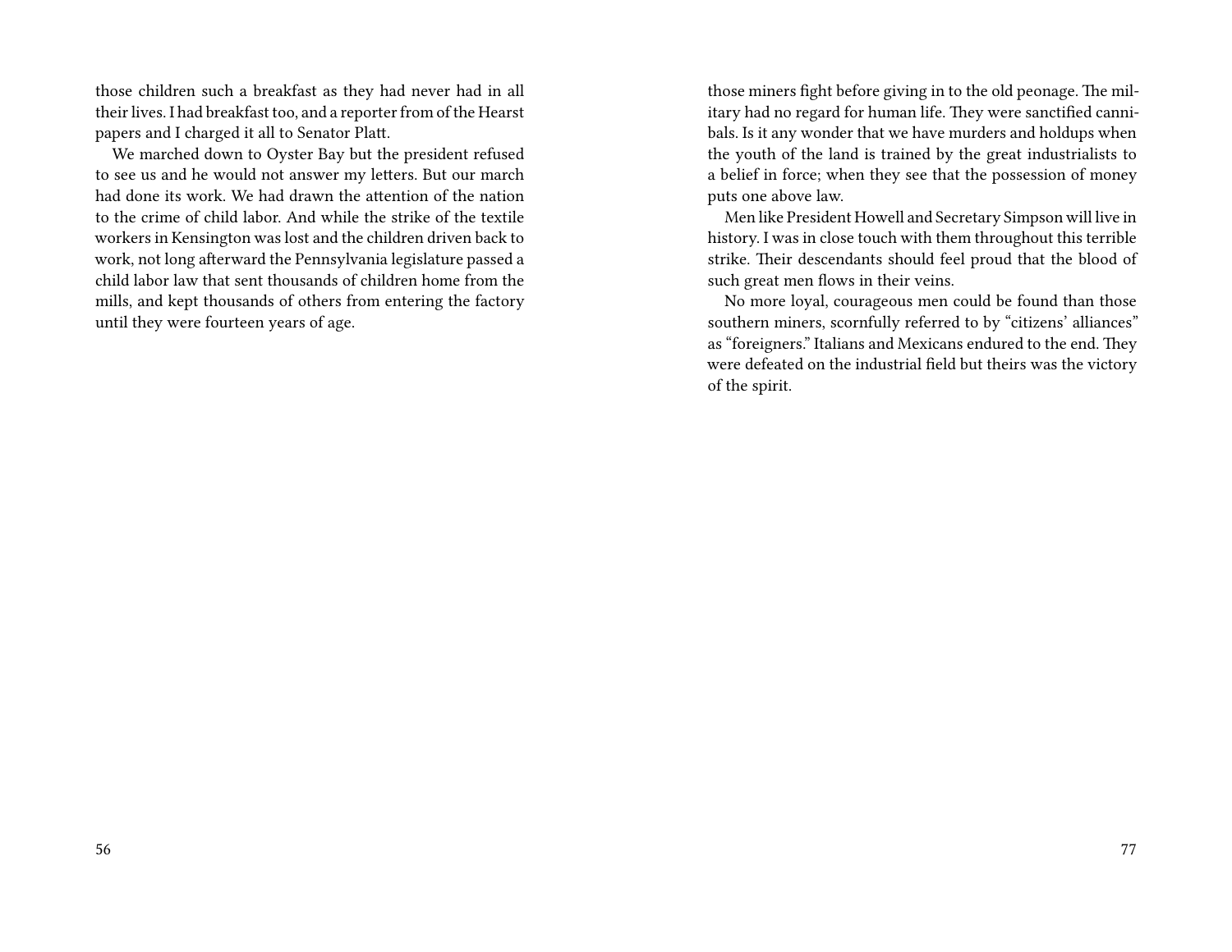those children such a breakfast as they had never had in all their lives. I had breakfast too, and a reporter from of the Hearst papers and I charged it all to Senator Platt.

We marched down to Oyster Bay but the president refused to see us and he would not answer my letters. But our march had done its work. We had drawn the attention of the nation to the crime of child labor. And while the strike of the textile workers in Kensington was lost and the children driven back to work, not long afterward the Pennsylvania legislature passed a child labor law that sent thousands of children home from the mills, and kept thousands of others from entering the factory until they were fourteen years of age.

those miners fight before giving in to the old peonage. The military had no regard for human life. They were sanctified cannibals. Is it any wonder that we have murders and holdups when the youth of the land is trained by the great industrialists to a belief in force; when they see that the possession of money puts one above law.

Men like President Howell and Secretary Simpson will live in history. I was in close touch with them throughout this terrible strike. Their descendants should feel proud that the blood of such great men flows in their veins.

No more loyal, courageous men could be found than those southern miners, scornfully referred to by "citizens' alliances" as "foreigners." Italians and Mexicans endured to the end. They were defeated on the industrial field but theirs was the victory of the spirit.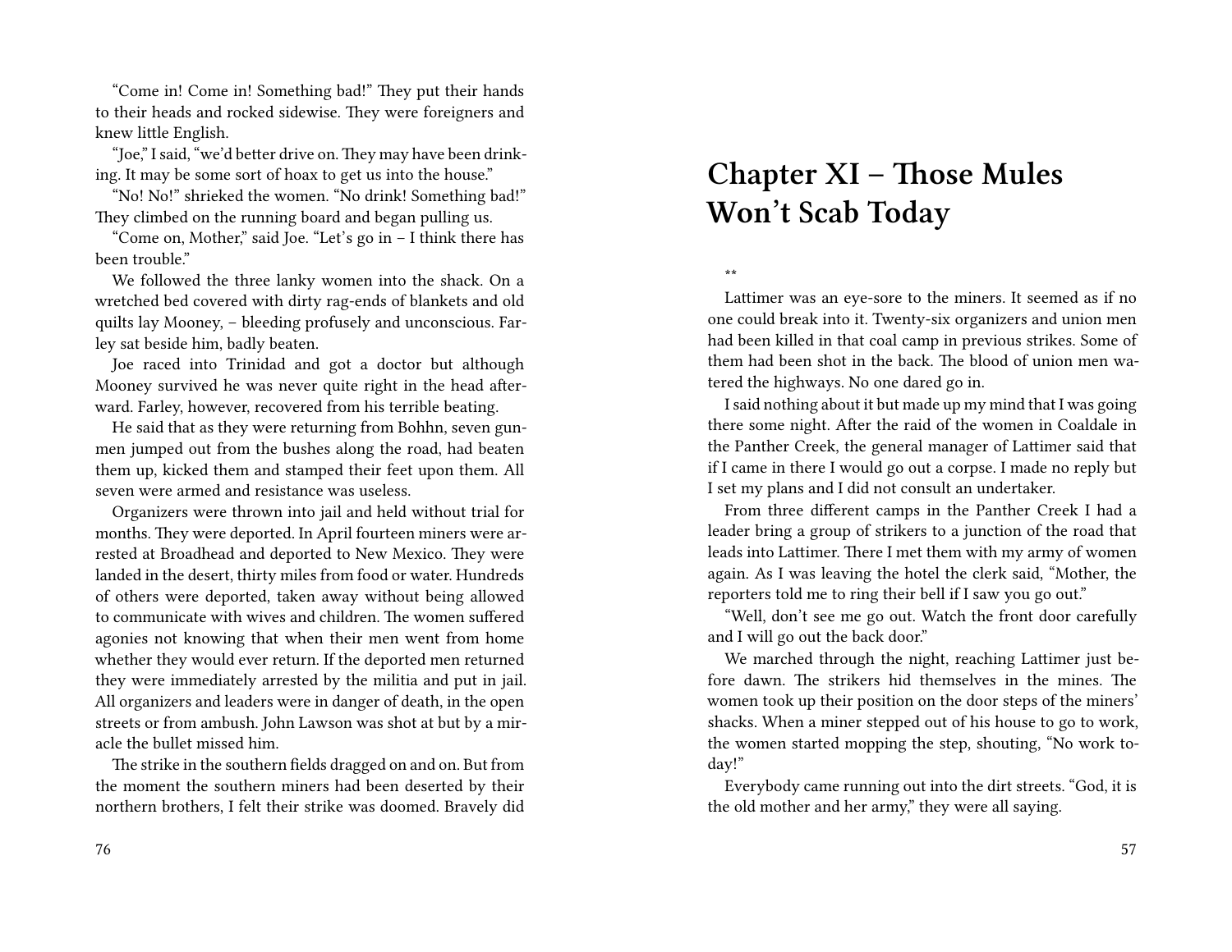"Come in! Come in! Something bad!" They put their hands to their heads and rocked sidewise. They were foreigners and knew little English.

"Joe," I said, "we'd better drive on. They may have been drinking. It may be some sort of hoax to get us into the house."

"No! No!" shrieked the women. "No drink! Something bad!" They climbed on the running board and began pulling us.

"Come on, Mother," said Joe. "Let's go in – I think there has been trouble."

We followed the three lanky women into the shack. On a wretched bed covered with dirty rag-ends of blankets and old quilts lay Mooney, – bleeding profusely and unconscious. Farley sat beside him, badly beaten.

Joe raced into Trinidad and got a doctor but although Mooney survived he was never quite right in the head afterward. Farley, however, recovered from his terrible beating.

He said that as they were returning from Bohhn, seven gunmen jumped out from the bushes along the road, had beaten them up, kicked them and stamped their feet upon them. All seven were armed and resistance was useless.

Organizers were thrown into jail and held without trial for months. They were deported. In April fourteen miners were arrested at Broadhead and deported to New Mexico. They were landed in the desert, thirty miles from food or water. Hundreds of others were deported, taken away without being allowed to communicate with wives and children. The women suffered agonies not knowing that when their men went from home whether they would ever return. If the deported men returned they were immediately arrested by the militia and put in jail. All organizers and leaders were in danger of death, in the open streets or from ambush. John Lawson was shot at but by a miracle the bullet missed him.

The strike in the southern fields dragged on and on. But from the moment the southern miners had been deserted by their northern brothers, I felt their strike was doomed. Bravely did

# Chapter XI – Those Mules Won't Scab Today

**

Lattimer was an eye-sore to the miners. It seemed as if no one could break into it. Twenty-six organizers and union men had been killed in that coal camp in previous strikes. Some of them had been shot in the back. The blood of union men watered the highways. No one dared go in.

I said nothing about it but made up my mind that I was going there some night. After the raid of the women in Coaldale in the Panther Creek, the general manager of Lattimer said that if I came in there I would go out a corpse. I made no reply but I set my plans and I did not consult an undertaker.

From three different camps in the Panther Creek I had a leader bring a group of strikers to a junction of the road that leads into Lattimer. There I met them with my army of women again. As I was leaving the hotel the clerk said, "Mother, the reporters told me to ring their bell if I saw you go out."

"Well, don't see me go out. Watch the front door carefully and I will go out the back door."

We marched through the night, reaching Lattimer just before dawn. The strikers hid themselves in the mines. The women took up their position on the door steps of the miners' shacks. When a miner stepped out of his house to go to work, the women started mopping the step, shouting, "No work today!"

Everybody came running out into the dirt streets. "God, it is the old mother and her army," they were all saying.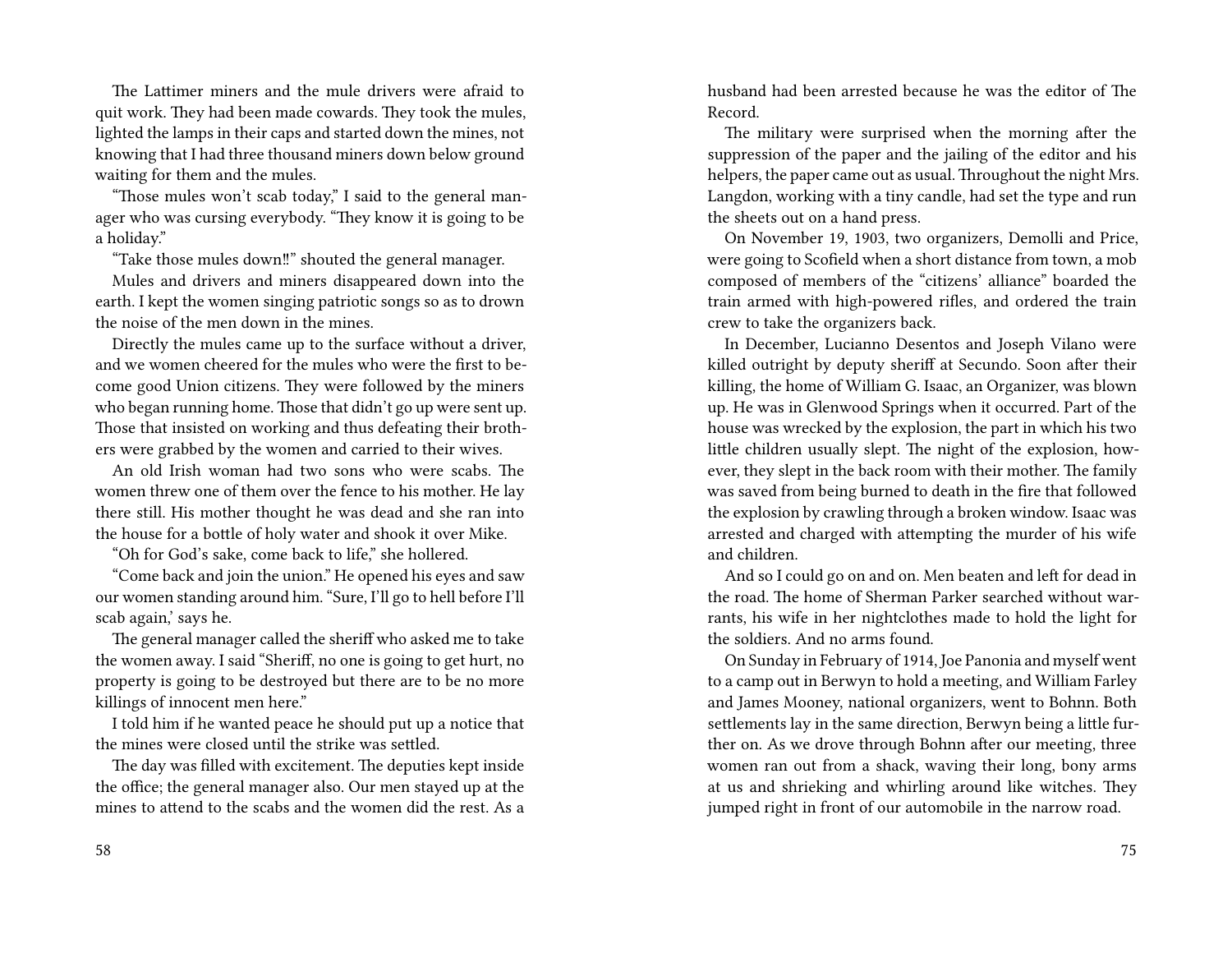The Lattimer miners and the mule drivers were afraid to quit work. They had been made cowards. They took the mules, lighted the lamps in their caps and started down the mines, not knowing that I had three thousand miners down below ground waiting for them and the mules.

"Those mules won't scab today," I said to the general manager who was cursing everybody. "They know it is going to be a holiday."

"Take those mules down‼" shouted the general manager.

Mules and drivers and miners disappeared down into the earth. I kept the women singing patriotic songs so as to drown the noise of the men down in the mines.

Directly the mules came up to the surface without a driver, and we women cheered for the mules who were the first to become good Union citizens. They were followed by the miners who began running home. Those that didn't go up were sent up. Those that insisted on working and thus defeating their brothers were grabbed by the women and carried to their wives.

An old Irish woman had two sons who were scabs. The women threw one of them over the fence to his mother. He lay there still. His mother thought he was dead and she ran into the house for a bottle of holy water and shook it over Mike.

"Oh for God's sake, come back to life," she hollered.

"Come back and join the union." He opened his eyes and saw our women standing around him. "Sure, I'll go to hell before I'll scab again,' says he.

The general manager called the sheriff who asked me to take the women away. I said "Sheriff, no one is going to get hurt, no property is going to be destroyed but there are to be no more killings of innocent men here."

I told him if he wanted peace he should put up a notice that the mines were closed until the strike was settled.

The day was filled with excitement. The deputies kept inside the office; the general manager also. Our men stayed up at the mines to attend to the scabs and the women did the rest. As a

husband had been arrested because he was the editor of The Record.

The military were surprised when the morning after the suppression of the paper and the jailing of the editor and his helpers, the paper came out as usual. Throughout the night Mrs. Langdon, working with a tiny candle, had set the type and run the sheets out on a hand press.

On November 19, 1903, two organizers, Demolli and Price, were going to Scofield when a short distance from town, a mob composed of members of the "citizens' alliance" boarded the train armed with high-powered rifles, and ordered the train crew to take the organizers back.

In December, Lucianno Desentos and Joseph Vilano were killed outright by deputy sheriff at Secundo. Soon after their killing, the home of William G. Isaac, an Organizer, was blown up. He was in Glenwood Springs when it occurred. Part of the house was wrecked by the explosion, the part in which his two little children usually slept. The night of the explosion, however, they slept in the back room with their mother. The family was saved from being burned to death in the fire that followed the explosion by crawling through a broken window. Isaac was arrested and charged with attempting the murder of his wife and children.

And so I could go on and on. Men beaten and left for dead in the road. The home of Sherman Parker searched without warrants, his wife in her nightclothes made to hold the light for the soldiers. And no arms found.

On Sunday in February of 1914, Joe Panonia and myself went to a camp out in Berwyn to hold a meeting, and William Farley and James Mooney, national organizers, went to Bohnn. Both settlements lay in the same direction, Berwyn being a little further on. As we drove through Bohnn after our meeting, three women ran out from a shack, waving their long, bony arms at us and shrieking and whirling around like witches. They jumped right in front of our automobile in the narrow road.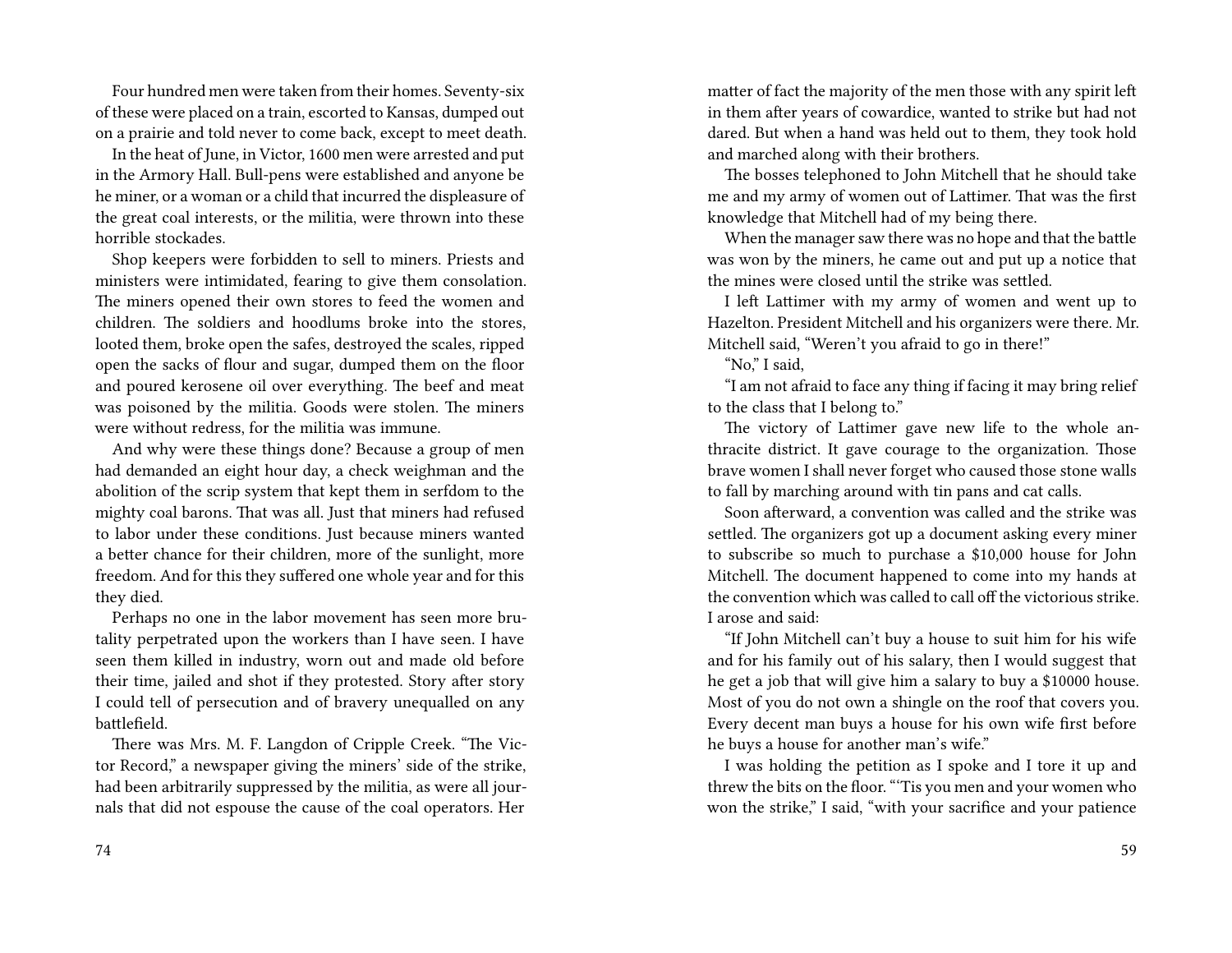Four hundred men were taken from their homes. Seventy-six of these were placed on a train, escorted to Kansas, dumped out on a prairie and told never to come back, except to meet death.

In the heat of June, in Victor, 1600 men were arrested and put in the Armory Hall. Bull-pens were established and anyone be he miner, or a woman or a child that incurred the displeasure of the great coal interests, or the militia, were thrown into these horrible stockades.

Shop keepers were forbidden to sell to miners. Priests and ministers were intimidated, fearing to give them consolation. The miners opened their own stores to feed the women and children. The soldiers and hoodlums broke into the stores, looted them, broke open the safes, destroyed the scales, ripped open the sacks of flour and sugar, dumped them on the floor and poured kerosene oil over everything. The beef and meat was poisoned by the militia. Goods were stolen. The miners were without redress, for the militia was immune.

And why were these things done? Because a group of men had demanded an eight hour day, a check weighman and the abolition of the scrip system that kept them in serfdom to the mighty coal barons. That was all. Just that miners had refused to labor under these conditions. Just because miners wanted a better chance for their children, more of the sunlight, more freedom. And for this they suffered one whole year and for this they died.

Perhaps no one in the labor movement has seen more brutality perpetrated upon the workers than I have seen. I have seen them killed in industry, worn out and made old before their time, jailed and shot if they protested. Story after story I could tell of persecution and of bravery unequalled on any battlefield.

There was Mrs. M. F. Langdon of Cripple Creek. "The Victor Record," a newspaper giving the miners' side of the strike, had been arbitrarily suppressed by the militia, as were all journals that did not espouse the cause of the coal operators. Her

matter of fact the majority of the men those with any spirit left in them after years of cowardice, wanted to strike but had not dared. But when a hand was held out to them, they took hold and marched along with their brothers.

The bosses telephoned to John Mitchell that he should take me and my army of women out of Lattimer. That was the first knowledge that Mitchell had of my being there.

When the manager saw there was no hope and that the battle was won by the miners, he came out and put up a notice that the mines were closed until the strike was settled.

I left Lattimer with my army of women and went up to Hazelton. President Mitchell and his organizers were there. Mr. Mitchell said, "Weren't you afraid to go in there!"

"No," I said,

"I am not afraid to face any thing if facing it may bring relief to the class that I belong to."

The victory of Lattimer gave new life to the whole anthracite district. It gave courage to the organization. Those brave women I shall never forget who caused those stone walls to fall by marching around with tin pans and cat calls.

Soon afterward, a convention was called and the strike was settled. The organizers got up a document asking every miner to subscribe so much to purchase a $10,000 house for John Mitchell. The document happened to come into my hands at the convention which was called to call off the victorious strike. I arose and said:

"If John Mitchell can't buy a house to suit him for his wife and for his family out of his salary, then I would suggest that he get a job that will give him a salary to buy a $10000 house. Most of you do not own a shingle on the roof that covers you. Every decent man buys a house for his own wife first before he buys a house for another man's wife."

I was holding the petition as I spoke and I tore it up and threw the bits on the floor. "'Tis you men and your women who won the strike," I said, "with your sacrifice and your patience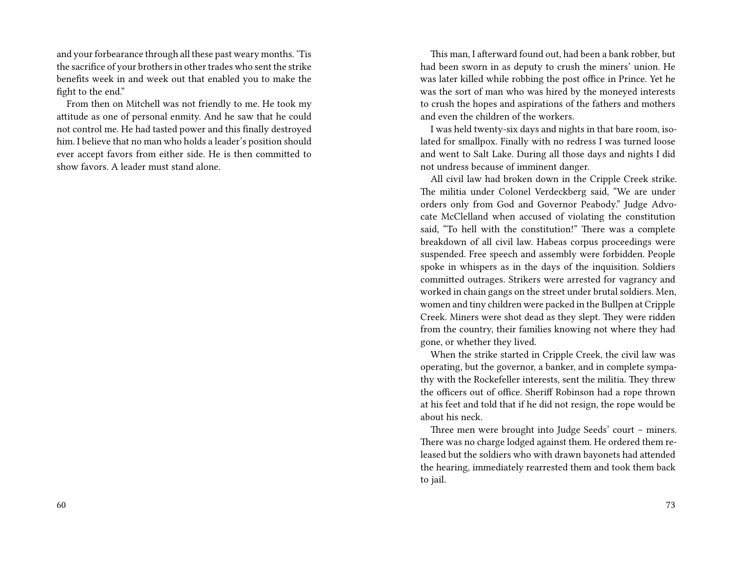and your forbearance through all these past weary months. 'Tis the sacrifice of your brothers in other trades who sent the strike benefits week in and week out that enabled you to make the fight to the end."

From then on Mitchell was not friendly to me. He took my attitude as one of personal enmity. And he saw that he could not control me. He had tasted power and this finally destroyed him. I believe that no man who holds a leader's position should ever accept favors from either side. He is then committed to show favors. A leader must stand alone.

This man, I afterward found out, had been a bank robber, but had been sworn in as deputy to crush the miners' union. He was later killed while robbing the post office in Prince. Yet he was the sort of man who was hired by the moneyed interests to crush the hopes and aspirations of the fathers and mothers and even the children of the workers.

I was held twenty-six days and nights in that bare room, isolated for smallpox. Finally with no redress I was turned loose and went to Salt Lake. During all those days and nights I did not undress because of imminent danger.

All civil law had broken down in the Cripple Creek strike. The militia under Colonel Verdeckberg said, "We are under orders only from God and Governor Peabody." Judge Advocate McClelland when accused of violating the constitution said, "To hell with the constitution!" There was a complete breakdown of all civil law. Habeas corpus proceedings were suspended. Free speech and assembly were forbidden. People spoke in whispers as in the days of the inquisition. Soldiers committed outrages. Strikers were arrested for vagrancy and worked in chain gangs on the street under brutal soldiers. Men, women and tiny children were packed in the Bullpen at Cripple Creek. Miners were shot dead as they slept. They were ridden from the country, their families knowing not where they had gone, or whether they lived.

When the strike started in Cripple Creek, the civil law was operating, but the governor, a banker, and in complete sympathy with the Rockefeller interests, sent the militia. They threw the officers out of office. Sheriff Robinson had a rope thrown at his feet and told that if he did not resign, the rope would be about his neck.

Three men were brought into Judge Seeds' court – miners. There was no charge lodged against them. He ordered them released but the soldiers who with drawn bayonets had attended the hearing, immediately rearrested them and took them back to jail.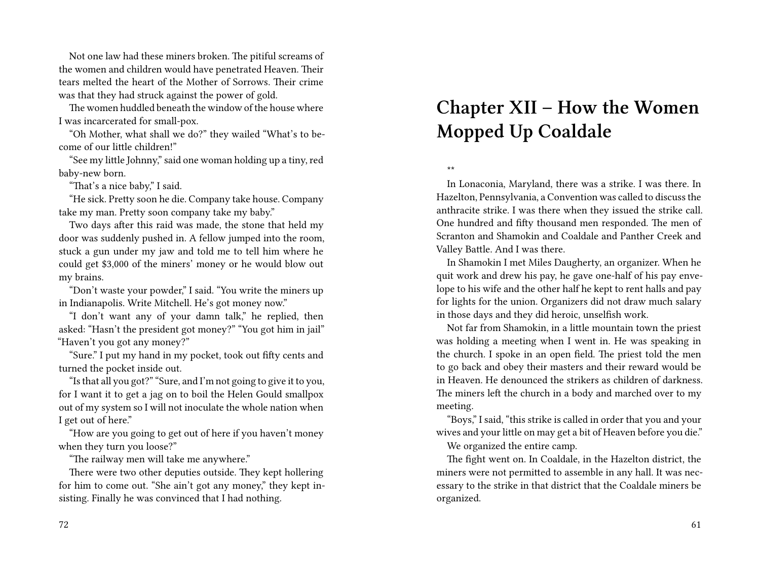Not one law had these miners broken. The pitiful screams of the women and children would have penetrated Heaven. Their tears melted the heart of the Mother of Sorrows. Their crime was that they had struck against the power of gold.

The women huddled beneath the window of the house where I was incarcerated for small-pox.

"Oh Mother, what shall we do?" they wailed "What's to become of our little children!"

"See my little Johnny," said one woman holding up a tiny, red baby-new born.

"That's a nice baby," I said.

"He sick. Pretty soon he die. Company take house. Company take my man. Pretty soon company take my baby."

Two days after this raid was made, the stone that held my door was suddenly pushed in. A fellow jumped into the room, stuck a gun under my jaw and told me to tell him where he could get $3,000 of the miners' money or he would blow out my brains.

"Don't waste your powder," I said. "You write the miners up in Indianapolis. Write Mitchell. He's got money now."

"I don't want any of your damn talk," he replied, then asked: "Hasn't the president got money?" "You got him in jail" "Haven't you got any money?"

"Sure." I put my hand in my pocket, took out fifty cents and turned the pocket inside out.

"Is that all you got?" "Sure, and I'm not going to give it to you, for I want it to get a jag on to boil the Helen Gould smallpox out of my system so I will not inoculate the whole nation when I get out of here."

"How are you going to get out of here if you haven't money when they turn you loose?"

"The railway men will take me anywhere."

There were two other deputies outside. They kept hollering for him to come out. "She ain't got any money," they kept insisting. Finally he was convinced that I had nothing.

# Chapter XII – How the Women Mopped Up Coaldale

**

In Lonaconia, Maryland, there was a strike. I was there. In Hazelton, Pennsylvania, a Convention was called to discuss the anthracite strike. I was there when they issued the strike call. One hundred and fifty thousand men responded. The men of Scranton and Shamokin and Coaldale and Panther Creek and Valley Battle. And I was there.

In Shamokin I met Miles Daugherty, an organizer. When he quit work and drew his pay, he gave one-half of his pay envelope to his wife and the other half he kept to rent halls and pay for lights for the union. Organizers did not draw much salary in those days and they did heroic, unselfish work.

Not far from Shamokin, in a little mountain town the priest was holding a meeting when I went in. He was speaking in the church. I spoke in an open field. The priest told the men to go back and obey their masters and their reward would be in Heaven. He denounced the strikers as children of darkness. The miners left the church in a body and marched over to my meeting.

"Boys," I said, "this strike is called in order that you and your wives and your little on may get a bit of Heaven before you die."

We organized the entire camp.

The fight went on. In Coaldale, in the Hazelton district, the miners were not permitted to assemble in any hall. It was necessary to the strike in that district that the Coaldale miners be organized.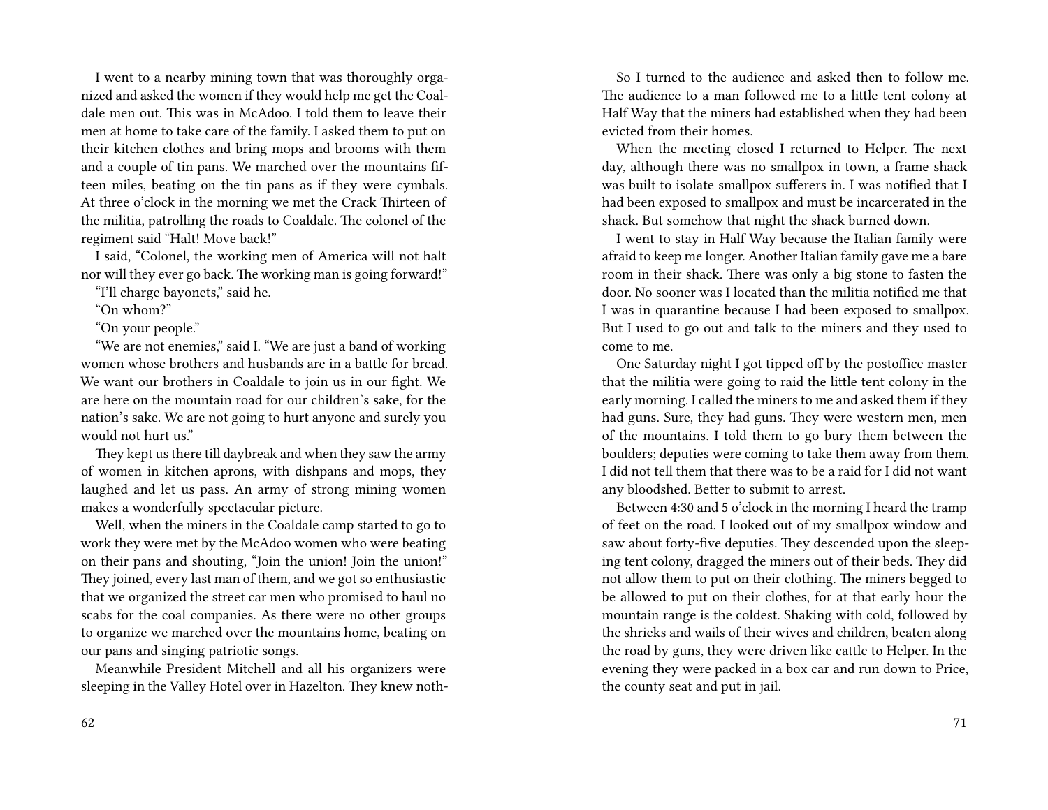I went to a nearby mining town that was thoroughly organized and asked the women if they would help me get the Coaldale men out. This was in McAdoo. I told them to leave their men at home to take care of the family. I asked them to put on their kitchen clothes and bring mops and brooms with them and a couple of tin pans. We marched over the mountains fifteen miles, beating on the tin pans as if they were cymbals. At three o'clock in the morning we met the Crack Thirteen of the militia, patrolling the roads to Coaldale. The colonel of the regiment said "Halt! Move back!"

I said, "Colonel, the working men of America will not halt nor will they ever go back. The working man is going forward!"

"I'll charge bayonets," said he.

"On whom?"

"On your people."

"We are not enemies," said I. "We are just a band of working women whose brothers and husbands are in a battle for bread. We want our brothers in Coaldale to join us in our fight. We are here on the mountain road for our children's sake, for the nation's sake. We are not going to hurt anyone and surely you would not hurt us."

They kept us there till daybreak and when they saw the army of women in kitchen aprons, with dishpans and mops, they laughed and let us pass. An army of strong mining women makes a wonderfully spectacular picture.

Well, when the miners in the Coaldale camp started to go to work they were met by the McAdoo women who were beating on their pans and shouting, "Join the union! Join the union!" They joined, every last man of them, and we got so enthusiastic that we organized the street car men who promised to haul no scabs for the coal companies. As there were no other groups to organize we marched over the mountains home, beating on our pans and singing patriotic songs.

Meanwhile President Mitchell and all his organizers were sleeping in the Valley Hotel over in Hazelton. They knew noth-

So I turned to the audience and asked then to follow me. The audience to a man followed me to a little tent colony at Half Way that the miners had established when they had been evicted from their homes.

When the meeting closed I returned to Helper. The next day, although there was no smallpox in town, a frame shack was built to isolate smallpox sufferers in. I was notified that I had been exposed to smallpox and must be incarcerated in the shack. But somehow that night the shack burned down.

I went to stay in Half Way because the Italian family were afraid to keep me longer. Another Italian family gave me a bare room in their shack. There was only a big stone to fasten the door. No sooner was I located than the militia notified me that I was in quarantine because I had been exposed to smallpox. But I used to go out and talk to the miners and they used to come to me.

One Saturday night I got tipped off by the postoffice master that the militia were going to raid the little tent colony in the early morning. I called the miners to me and asked them if they had guns. Sure, they had guns. They were western men, men of the mountains. I told them to go bury them between the boulders; deputies were coming to take them away from them. I did not tell them that there was to be a raid for I did not want any bloodshed. Better to submit to arrest.

Between 4:30 and 5 o'clock in the morning I heard the tramp of feet on the road. I looked out of my smallpox window and saw about forty-five deputies. They descended upon the sleeping tent colony, dragged the miners out of their beds. They did not allow them to put on their clothing. The miners begged to be allowed to put on their clothes, for at that early hour the mountain range is the coldest. Shaking with cold, followed by the shrieks and wails of their wives and children, beaten along the road by guns, they were driven like cattle to Helper. In the evening they were packed in a box car and run down to Price, the county seat and put in jail.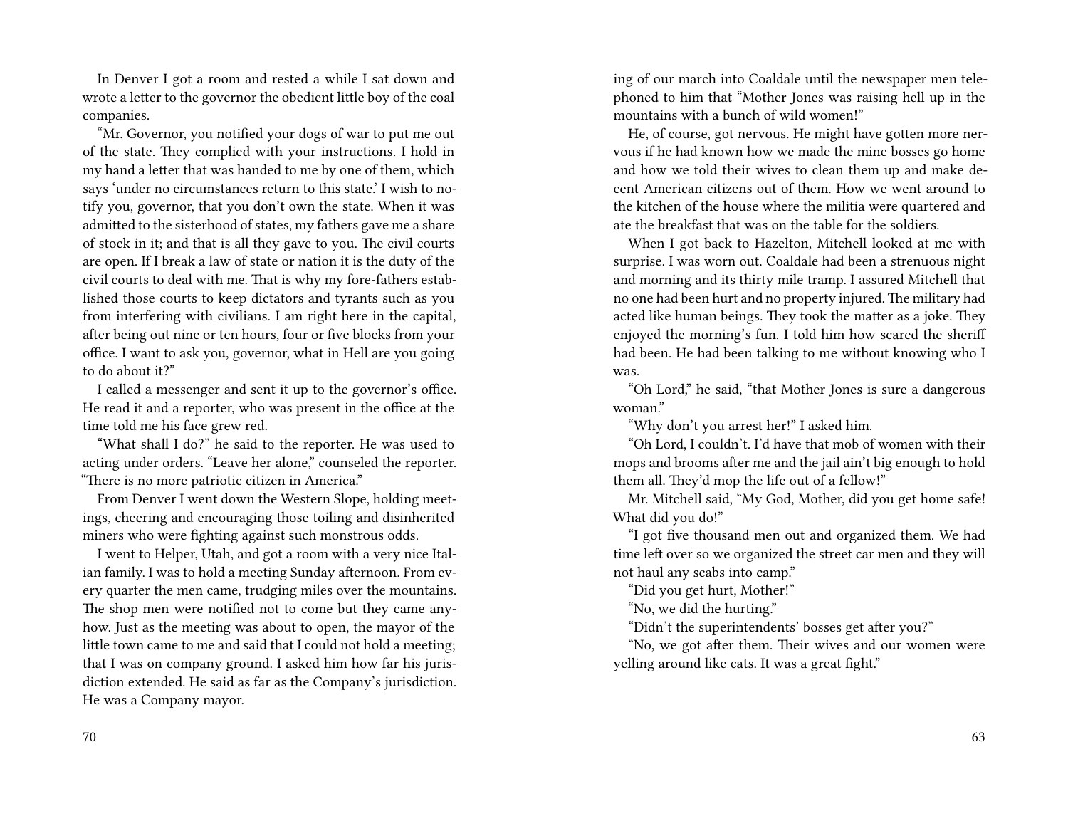In Denver I got a room and rested a while I sat down and wrote a letter to the governor the obedient little boy of the coal companies.

"Mr. Governor, you notified your dogs of war to put me out of the state. They complied with your instructions. I hold in my hand a letter that was handed to me by one of them, which says 'under no circumstances return to this state.' I wish to notify you, governor, that you don't own the state. When it was admitted to the sisterhood of states, my fathers gave me a share of stock in it; and that is all they gave to you. The civil courts are open. If I break a law of state or nation it is the duty of the civil courts to deal with me. That is why my fore-fathers established those courts to keep dictators and tyrants such as you from interfering with civilians. I am right here in the capital, after being out nine or ten hours, four or five blocks from your office. I want to ask you, governor, what in Hell are you going to do about it?"

I called a messenger and sent it up to the governor's office. He read it and a reporter, who was present in the office at the time told me his face grew red.

"What shall I do?" he said to the reporter. He was used to acting under orders. "Leave her alone," counseled the reporter. "There is no more patriotic citizen in America."

From Denver I went down the Western Slope, holding meetings, cheering and encouraging those toiling and disinherited miners who were fighting against such monstrous odds.

I went to Helper, Utah, and got a room with a very nice Italian family. I was to hold a meeting Sunday afternoon. From every quarter the men came, trudging miles over the mountains. The shop men were notified not to come but they came anyhow. Just as the meeting was about to open, the mayor of the little town came to me and said that I could not hold a meeting; that I was on company ground. I asked him how far his jurisdiction extended. He said as far as the Company's jurisdiction. He was a Company mayor.

ing of our march into Coaldale until the newspaper men telephoned to him that "Mother Jones was raising hell up in the mountains with a bunch of wild women!"

He, of course, got nervous. He might have gotten more nervous if he had known how we made the mine bosses go home and how we told their wives to clean them up and make decent American citizens out of them. How we went around to the kitchen of the house where the militia were quartered and ate the breakfast that was on the table for the soldiers.

When I got back to Hazelton, Mitchell looked at me with surprise. I was worn out. Coaldale had been a strenuous night and morning and its thirty mile tramp. I assured Mitchell that no one had been hurt and no property injured. The military had acted like human beings. They took the matter as a joke. They enjoyed the morning's fun. I told him how scared the sheriff had been. He had been talking to me without knowing who I was.

"Oh Lord," he said, "that Mother Jones is sure a dangerous woman."

"Why don't you arrest her!" I asked him.

"Oh Lord, I couldn't. I'd have that mob of women with their mops and brooms after me and the jail ain't big enough to hold them all. They'd mop the life out of a fellow!"

Mr. Mitchell said, "My God, Mother, did you get home safe! What did you do!"

"I got five thousand men out and organized them. We had time left over so we organized the street car men and they will not haul any scabs into camp."

"Did you get hurt, Mother!"

"No, we did the hurting."

"Didn't the superintendents' bosses get after you?"

"No, we got after them. Their wives and our women were yelling around like cats. It was a great fight."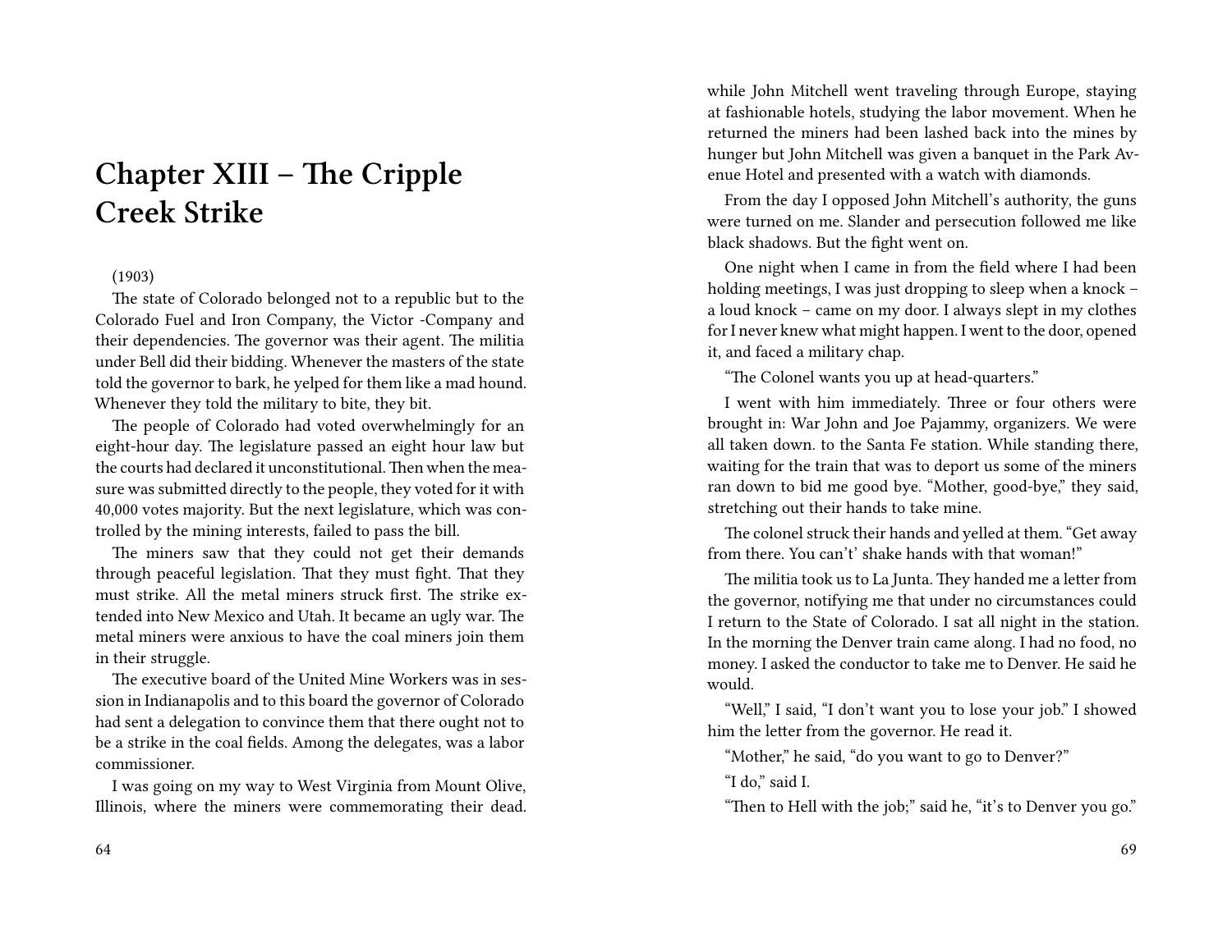# Chapter XIII – The Cripple Creek Strike

(1903)

The state of Colorado belonged not to a republic but to the Colorado Fuel and Iron Company, the Victor -Company and their dependencies. The governor was their agent. The militia under Bell did their bidding. Whenever the masters of the state told the governor to bark, he yelped for them like a mad hound. Whenever they told the military to bite, they bit.

The people of Colorado had voted overwhelmingly for an eight-hour day. The legislature passed an eight hour law but the courts had declared it unconstitutional. Then when the measure was submitted directly to the people, they voted for it with 40,000 votes majority. But the next legislature, which was controlled by the mining interests, failed to pass the bill.

The miners saw that they could not get their demands through peaceful legislation. That they must fight. That they must strike. All the metal miners struck first. The strike extended into New Mexico and Utah. It became an ugly war. The metal miners were anxious to have the coal miners join them in their struggle.

The executive board of the United Mine Workers was in session in Indianapolis and to this board the governor of Colorado had sent a delegation to convince them that there ought not to be a strike in the coal fields. Among the delegates, was a labor commissioner.

I was going on my way to West Virginia from Mount Olive, Illinois, where the miners were commemorating their dead.

while John Mitchell went traveling through Europe, staying at fashionable hotels, studying the labor movement. When he returned the miners had been lashed back into the mines by hunger but John Mitchell was given a banquet in the Park Avenue Hotel and presented with a watch with diamonds.

From the day I opposed John Mitchell's authority, the guns were turned on me. Slander and persecution followed me like black shadows. But the fight went on.

One night when I came in from the field where I had been holding meetings, I was just dropping to sleep when a knock – a loud knock – came on my door. I always slept in my clothes for I never knew what might happen. I went to the door, opened it, and faced a military chap.

"The Colonel wants you up at head-quarters."

I went with him immediately. Three or four others were brought in: War John and Joe Pajammy, organizers. We were all taken down. to the Santa Fe station. While standing there, waiting for the train that was to deport us some of the miners ran down to bid me good bye. "Mother, good-bye," they said, stretching out their hands to take mine.

The colonel struck their hands and yelled at them. "Get away from there. You can't' shake hands with that woman!"

The militia took us to La Junta. They handed me a letter from the governor, notifying me that under no circumstances could I return to the State of Colorado. I sat all night in the station. In the morning the Denver train came along. I had no food, no money. I asked the conductor to take me to Denver. He said he would.

"Well," I said, "I don't want you to lose your job." I showed him the letter from the governor. He read it.

"Mother," he said, "do you want to go to Denver?"

"I do," said I.

"Then to Hell with the job;" said he, "it's to Denver you go."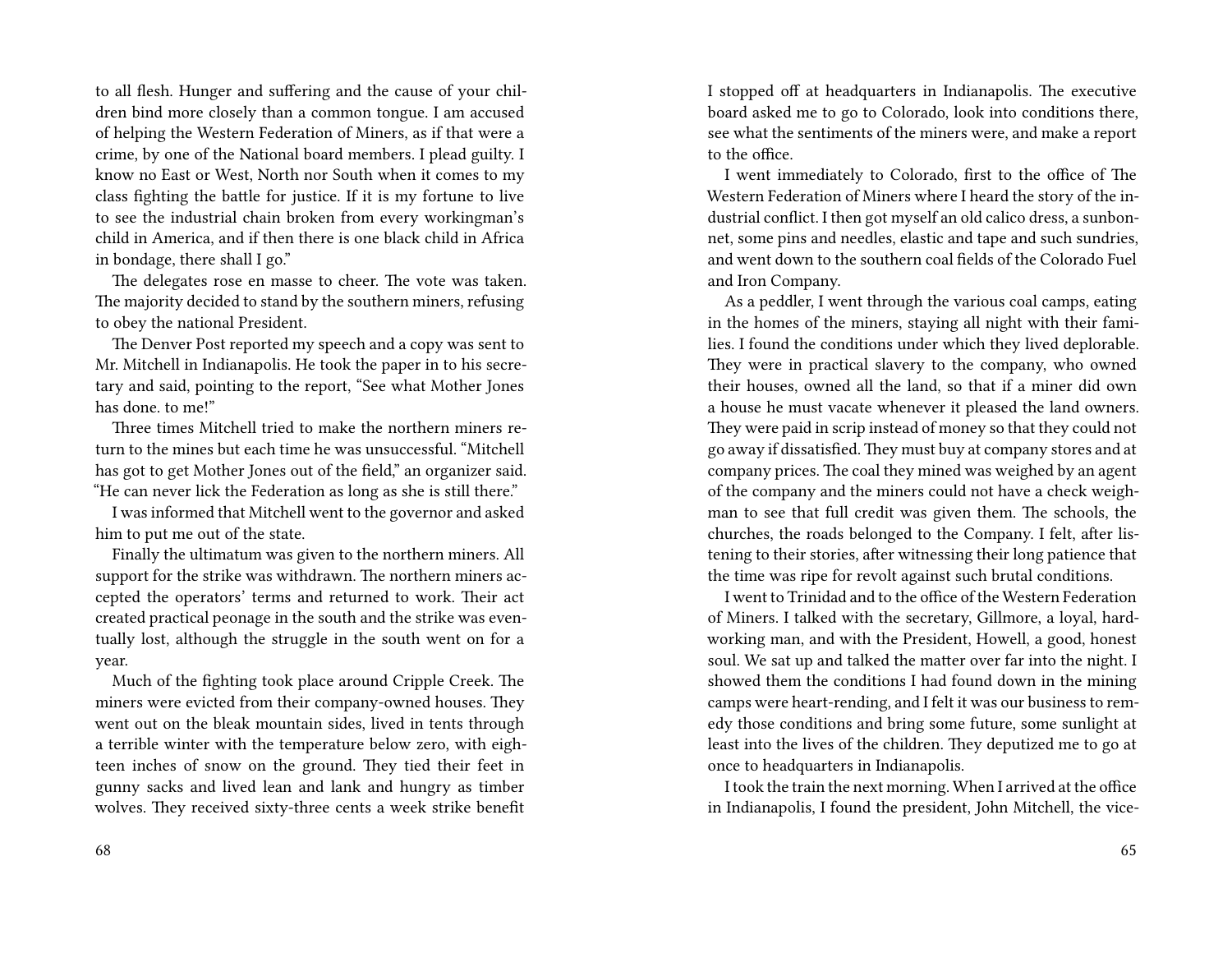to all flesh. Hunger and suffering and the cause of your children bind more closely than a common tongue. I am accused of helping the Western Federation of Miners, as if that were a crime, by one of the National board members. I plead guilty. I know no East or West, North nor South when it comes to my class fighting the battle for justice. If it is my fortune to live to see the industrial chain broken from every workingman's child in America, and if then there is one black child in Africa in bondage, there shall I go."

The delegates rose en masse to cheer. The vote was taken. The majority decided to stand by the southern miners, refusing to obey the national President.

The Denver Post reported my speech and a copy was sent to Mr. Mitchell in Indianapolis. He took the paper in to his secretary and said, pointing to the report, "See what Mother Jones has done. to me!"

Three times Mitchell tried to make the northern miners return to the mines but each time he was unsuccessful. "Mitchell has got to get Mother Jones out of the field," an organizer said. "He can never lick the Federation as long as she is still there."

I was informed that Mitchell went to the governor and asked him to put me out of the state.

Finally the ultimatum was given to the northern miners. All support for the strike was withdrawn. The northern miners accepted the operators' terms and returned to work. Their act created practical peonage in the south and the strike was eventually lost, although the struggle in the south went on for a year.

Much of the fighting took place around Cripple Creek. The miners were evicted from their company-owned houses. They went out on the bleak mountain sides, lived in tents through a terrible winter with the temperature below zero, with eighteen inches of snow on the ground. They tied their feet in gunny sacks and lived lean and lank and hungry as timber wolves. They received sixty-three cents a week strike benefit

I stopped off at headquarters in Indianapolis. The executive board asked me to go to Colorado, look into conditions there, see what the sentiments of the miners were, and make a report to the office.

I went immediately to Colorado, first to the office of The Western Federation of Miners where I heard the story of the industrial conflict. I then got myself an old calico dress, a sunbonnet, some pins and needles, elastic and tape and such sundries, and went down to the southern coal fields of the Colorado Fuel and Iron Company.

As a peddler, I went through the various coal camps, eating in the homes of the miners, staying all night with their families. I found the conditions under which they lived deplorable. They were in practical slavery to the company, who owned their houses, owned all the land, so that if a miner did own a house he must vacate whenever it pleased the land owners. They were paid in scrip instead of money so that they could not go away if dissatisfied. They must buy at company stores and at company prices. The coal they mined was weighed by an agent of the company and the miners could not have a check weighman to see that full credit was given them. The schools, the churches, the roads belonged to the Company. I felt, after listening to their stories, after witnessing their long patience that the time was ripe for revolt against such brutal conditions.

I went to Trinidad and to the office of the Western Federation of Miners. I talked with the secretary, Gillmore, a loyal, hardworking man, and with the President, Howell, a good, honest soul. We sat up and talked the matter over far into the night. I showed them the conditions I had found down in the mining camps were heart-rending, and I felt it was our business to remedy those conditions and bring some future, some sunlight at least into the lives of the children. They deputized me to go at once to headquarters in Indianapolis.

I took the train the next morning. When I arrived at the office in Indianapolis, I found the president, John Mitchell, the vice-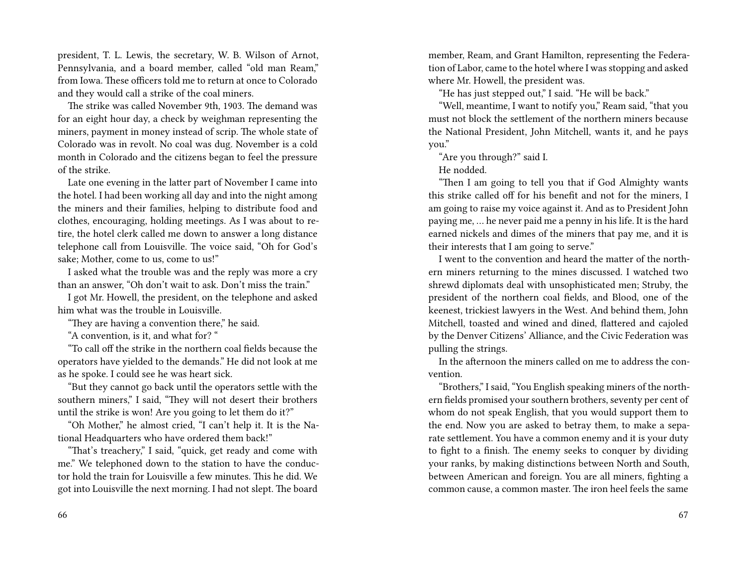president, T. L. Lewis, the secretary, W. B. Wilson of Arnot, Pennsylvania, and a board member, called "old man Ream," from Iowa. These officers told me to return at once to Colorado and they would call a strike of the coal miners.

The strike was called November 9th, 1903. The demand was for an eight hour day, a check by weighman representing the miners, payment in money instead of scrip. The whole state of Colorado was in revolt. No coal was dug. November is a cold month in Colorado and the citizens began to feel the pressure of the strike.

Late one evening in the latter part of November I came into the hotel. I had been working all day and into the night among the miners and their families, helping to distribute food and clothes, encouraging, holding meetings. As I was about to retire, the hotel clerk called me down to answer a long distance telephone call from Louisville. The voice said, "Oh for God's sake; Mother, come to us, come to us!"

I asked what the trouble was and the reply was more a cry than an answer, "Oh don't wait to ask. Don't miss the train."

I got Mr. Howell, the president, on the telephone and asked him what was the trouble in Louisville.

"They are having a convention there," he said.

"A convention, is it, and what for? "

"To call off the strike in the northern coal fields because the operators have yielded to the demands." He did not look at me as he spoke. I could see he was heart sick.

"But they cannot go back until the operators settle with the southern miners," I said, "They will not desert their brothers until the strike is won! Are you going to let them do it?"

"Oh Mother," he almost cried, "I can't help it. It is the National Headquarters who have ordered them back!"

"That's treachery," I said, "quick, get ready and come with me." We telephoned down to the station to have the conductor hold the train for Louisville a few minutes. This he did. We got into Louisville the next morning. I had not slept. The board member, Ream, and Grant Hamilton, representing the Federation of Labor, came to the hotel where I was stopping and asked where Mr. Howell, the president was.

"He has just stepped out," I said. "He will be back."

"Well, meantime, I want to notify you," Ream said, "that you must not block the settlement of the northern miners because the National President, John Mitchell, wants it, and he pays you."

"Are you through?" said I.

He nodded.

"Then I am going to tell you that if God Almighty wants this strike called off for his benefit and not for the miners, I am going to raise my voice against it. And as to President John paying me, … he never paid me a penny in his life. It is the hard earned nickels and dimes of the miners that pay me, and it is their interests that I am going to serve."

I went to the convention and heard the matter of the northern miners returning to the mines discussed. I watched two shrewd diplomats deal with unsophisticated men; Struby, the president of the northern coal fields, and Blood, one of the keenest, trickiest lawyers in the West. And behind them, John Mitchell, toasted and wined and dined, flattered and cajoled by the Denver Citizens' Alliance, and the Civic Federation was pulling the strings.

In the afternoon the miners called on me to address the convention.

"Brothers," I said, "You English speaking miners of the northern fields promised your southern brothers, seventy per cent of whom do not speak English, that you would support them to the end. Now you are asked to betray them, to make a separate settlement. You have a common enemy and it is your duty to fight to a finish. The enemy seeks to conquer by dividing your ranks, by making distinctions between North and South, between American and foreign. You are all miners, fighting a common cause, a common master. The iron heel feels the same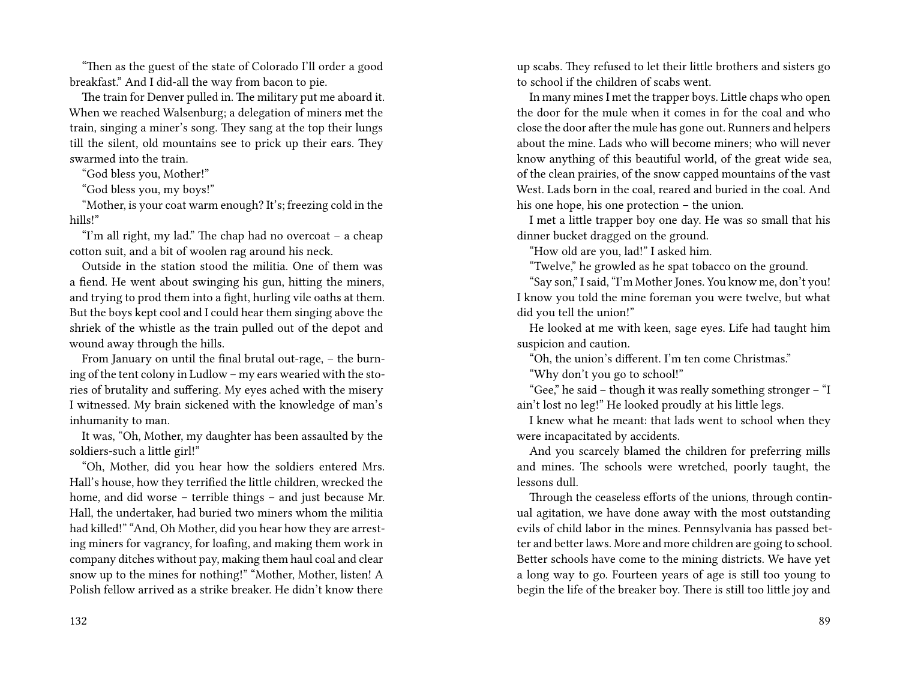"Then as the guest of the state of Colorado I'll order a good breakfast." And I did-all the way from bacon to pie.

The train for Denver pulled in. The military put me aboard it. When we reached Walsenburg; a delegation of miners met the train, singing a miner's song. They sang at the top their lungs till the silent, old mountains see to prick up their ears. They swarmed into the train.

"God bless you, Mother!"

"God bless you, my boys!"

"Mother, is your coat warm enough? It's; freezing cold in the hills!"

"I'm all right, my lad." The chap had no overcoat – a cheap cotton suit, and a bit of woolen rag around his neck.

Outside in the station stood the militia. One of them was a fiend. He went about swinging his gun, hitting the miners, and trying to prod them into a fight, hurling vile oaths at them. But the boys kept cool and I could hear them singing above the shriek of the whistle as the train pulled out of the depot and wound away through the hills.

From January on until the final brutal out-rage, – the burning of the tent colony in Ludlow – my ears wearied with the stories of brutality and suffering. My eyes ached with the misery I witnessed. My brain sickened with the knowledge of man's inhumanity to man.

It was, "Oh, Mother, my daughter has been assaulted by the soldiers-such a little girl!"

"Oh, Mother, did you hear how the soldiers entered Mrs. Hall's house, how they terrified the little children, wrecked the home, and did worse – terrible things – and just because Mr. Hall, the undertaker, had buried two miners whom the militia had killed!" "And, Oh Mother, did you hear how they are arresting miners for vagrancy, for loafing, and making them work in company ditches without pay, making them haul coal and clear snow up to the mines for nothing!" "Mother, Mother, listen! A Polish fellow arrived as a strike breaker. He didn't know there

up scabs. They refused to let their little brothers and sisters go to school if the children of scabs went.

In many mines I met the trapper boys. Little chaps who open the door for the mule when it comes in for the coal and who close the door after the mule has gone out. Runners and helpers about the mine. Lads who will become miners; who will never know anything of this beautiful world, of the great wide sea, of the clean prairies, of the snow capped mountains of the vast West. Lads born in the coal, reared and buried in the coal. And his one hope, his one protection – the union.

I met a little trapper boy one day. He was so small that his dinner bucket dragged on the ground.

"How old are you, lad!" I asked him.

"Twelve," he growled as he spat tobacco on the ground.

"Say son," I said, "I'm Mother Jones. You know me, don't you! I know you told the mine foreman you were twelve, but what did you tell the union!"

He looked at me with keen, sage eyes. Life had taught him suspicion and caution.

"Oh, the union's different. I'm ten come Christmas."

"Why don't you go to school!"

"Gee," he said – though it was really something stronger – "I ain't lost no leg!" He looked proudly at his little legs.

I knew what he meant: that lads went to school when they were incapacitated by accidents.

And you scarcely blamed the children for preferring mills and mines. The schools were wretched, poorly taught, the lessons dull.

Through the ceaseless efforts of the unions, through continual agitation, we have done away with the most outstanding evils of child labor in the mines. Pennsylvania has passed better and better laws. More and more children are going to school. Better schools have come to the mining districts. We have yet a long way to go. Fourteen years of age is still too young to begin the life of the breaker boy. There is still too little joy and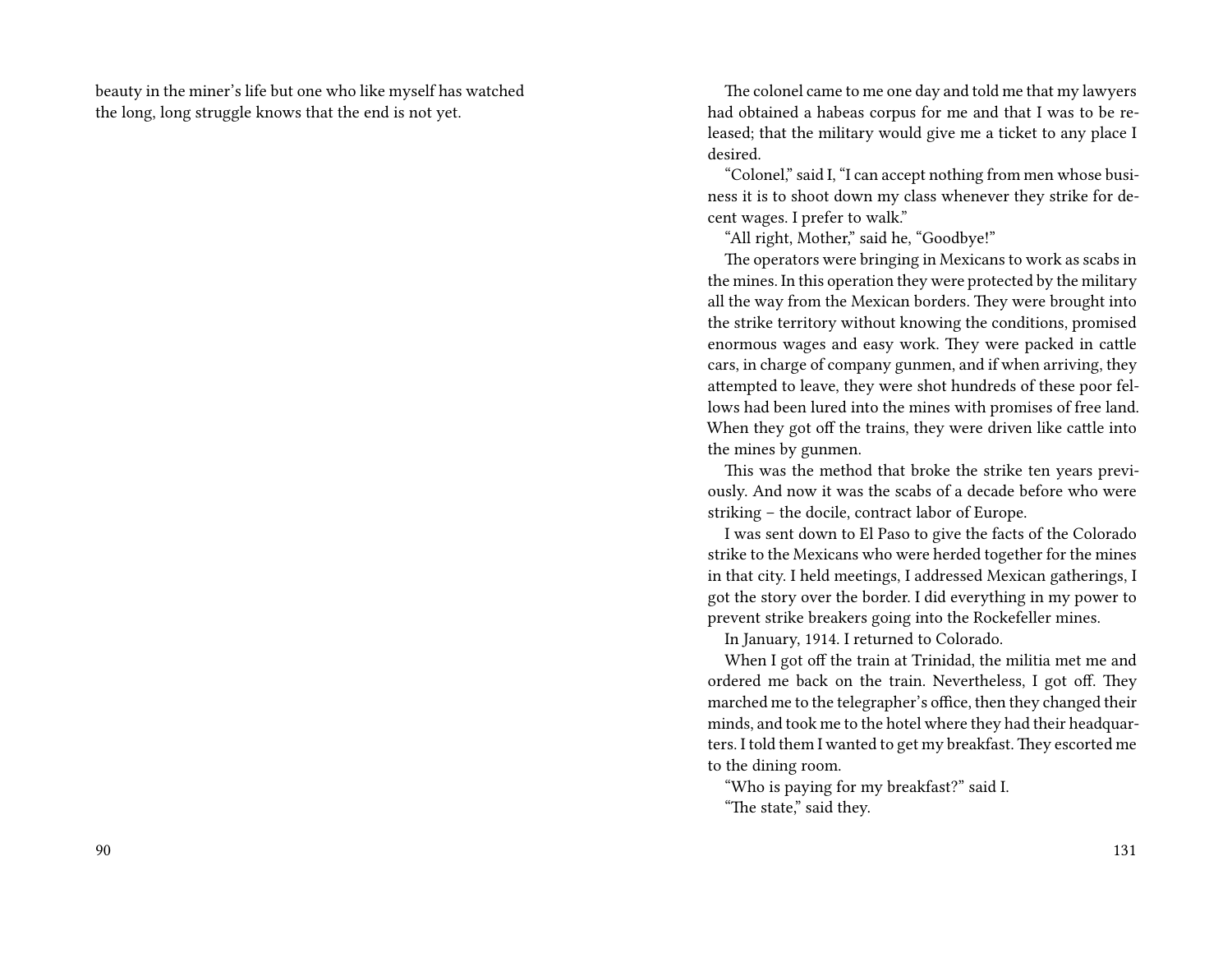beauty in the miner's life but one who like myself has watched the long, long struggle knows that the end is not yet.

The colonel came to me one day and told me that my lawyers had obtained a habeas corpus for me and that I was to be released; that the military would give me a ticket to any place I desired.

"Colonel," said I, "I can accept nothing from men whose business it is to shoot down my class whenever they strike for decent wages. I prefer to walk."

"All right, Mother," said he, "Goodbye!"

The operators were bringing in Mexicans to work as scabs in the mines. In this operation they were protected by the military all the way from the Mexican borders. They were brought into the strike territory without knowing the conditions, promised enormous wages and easy work. They were packed in cattle cars, in charge of company gunmen, and if when arriving, they attempted to leave, they were shot hundreds of these poor fellows had been lured into the mines with promises of free land. When they got off the trains, they were driven like cattle into the mines by gunmen.

This was the method that broke the strike ten years previously. And now it was the scabs of a decade before who were striking – the docile, contract labor of Europe.

I was sent down to El Paso to give the facts of the Colorado strike to the Mexicans who were herded together for the mines in that city. I held meetings, I addressed Mexican gatherings, I got the story over the border. I did everything in my power to prevent strike breakers going into the Rockefeller mines.

In January, 1914. I returned to Colorado.

When I got off the train at Trinidad, the militia met me and ordered me back on the train. Nevertheless, I got off. They marched me to the telegrapher's office, then they changed their minds, and took me to the hotel where they had their headquarters. I told them I wanted to get my breakfast. They escorted me to the dining room.

"Who is paying for my breakfast?" said I.

"The state," said they.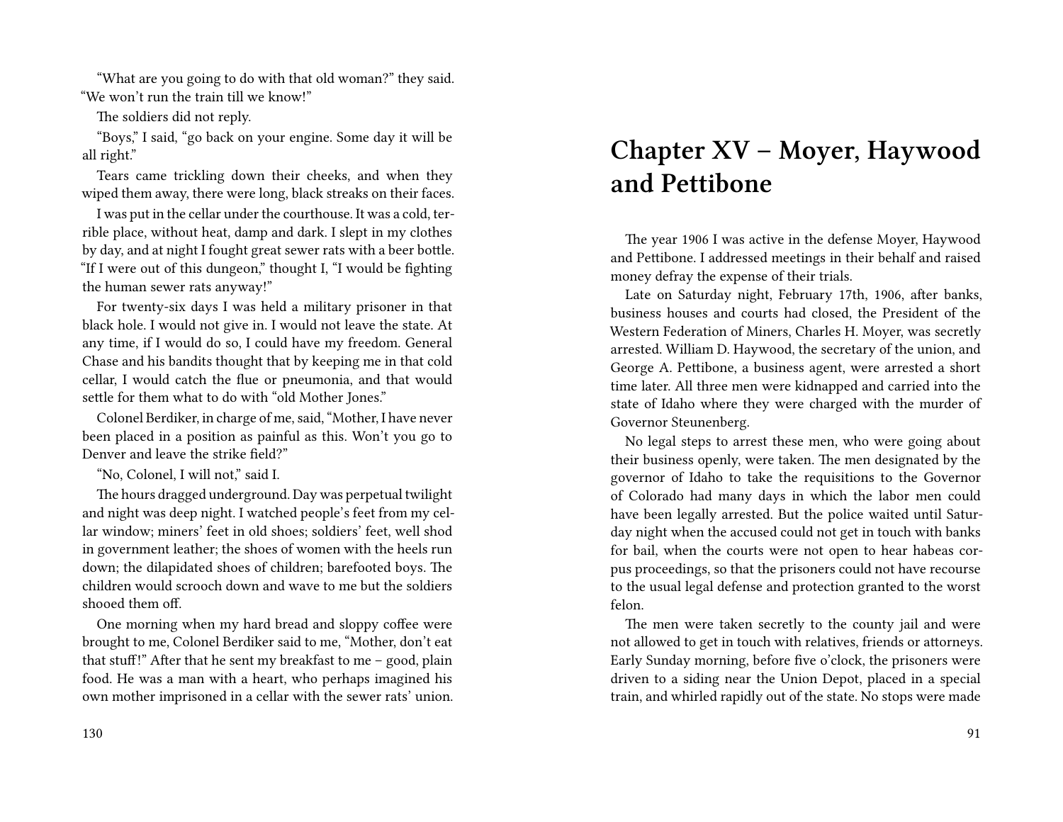"What are you going to do with that old woman?" they said. "We won't run the train till we know!"

The soldiers did not reply.

"Boys," I said, "go back on your engine. Some day it will be all right."

Tears came trickling down their cheeks, and when they wiped them away, there were long, black streaks on their faces.

I was put in the cellar under the courthouse. It was a cold, terrible place, without heat, damp and dark. I slept in my clothes by day, and at night I fought great sewer rats with a beer bottle. "If I were out of this dungeon," thought I, "I would be fighting the human sewer rats anyway!"

For twenty-six days I was held a military prisoner in that black hole. I would not give in. I would not leave the state. At any time, if I would do so, I could have my freedom. General Chase and his bandits thought that by keeping me in that cold cellar, I would catch the flue or pneumonia, and that would settle for them what to do with "old Mother Jones."

Colonel Berdiker, in charge of me, said, "Mother, I have never been placed in a position as painful as this. Won't you go to Denver and leave the strike field?"

"No, Colonel, I will not," said I.

The hours dragged underground. Day was perpetual twilight and night was deep night. I watched people's feet from my cellar window; miners' feet in old shoes; soldiers' feet, well shod in government leather; the shoes of women with the heels run down; the dilapidated shoes of children; barefooted boys. The children would scrooch down and wave to me but the soldiers shooed them off.

One morning when my hard bread and sloppy coffee were brought to me, Colonel Berdiker said to me, "Mother, don't eat that stuff!" After that he sent my breakfast to me – good, plain food. He was a man with a heart, who perhaps imagined his own mother imprisoned in a cellar with the sewer rats' union.

# Chapter XV – Moyer, Haywood and Pettibone

The year 1906 I was active in the defense Moyer, Haywood and Pettibone. I addressed meetings in their behalf and raised money defray the expense of their trials.

Late on Saturday night, February 17th, 1906, after banks, business houses and courts had closed, the President of the Western Federation of Miners, Charles H. Moyer, was secretly arrested. William D. Haywood, the secretary of the union, and George A. Pettibone, a business agent, were arrested a short time later. All three men were kidnapped and carried into the state of Idaho where they were charged with the murder of Governor Steunenberg.

No legal steps to arrest these men, who were going about their business openly, were taken. The men designated by the governor of Idaho to take the requisitions to the Governor of Colorado had many days in which the labor men could have been legally arrested. But the police waited until Saturday night when the accused could not get in touch with banks for bail, when the courts were not open to hear habeas corpus proceedings, so that the prisoners could not have recourse to the usual legal defense and protection granted to the worst felon.

The men were taken secretly to the county jail and were not allowed to get in touch with relatives, friends or attorneys. Early Sunday morning, before five o'clock, the prisoners were driven to a siding near the Union Depot, placed in a special train, and whirled rapidly out of the state. No stops were made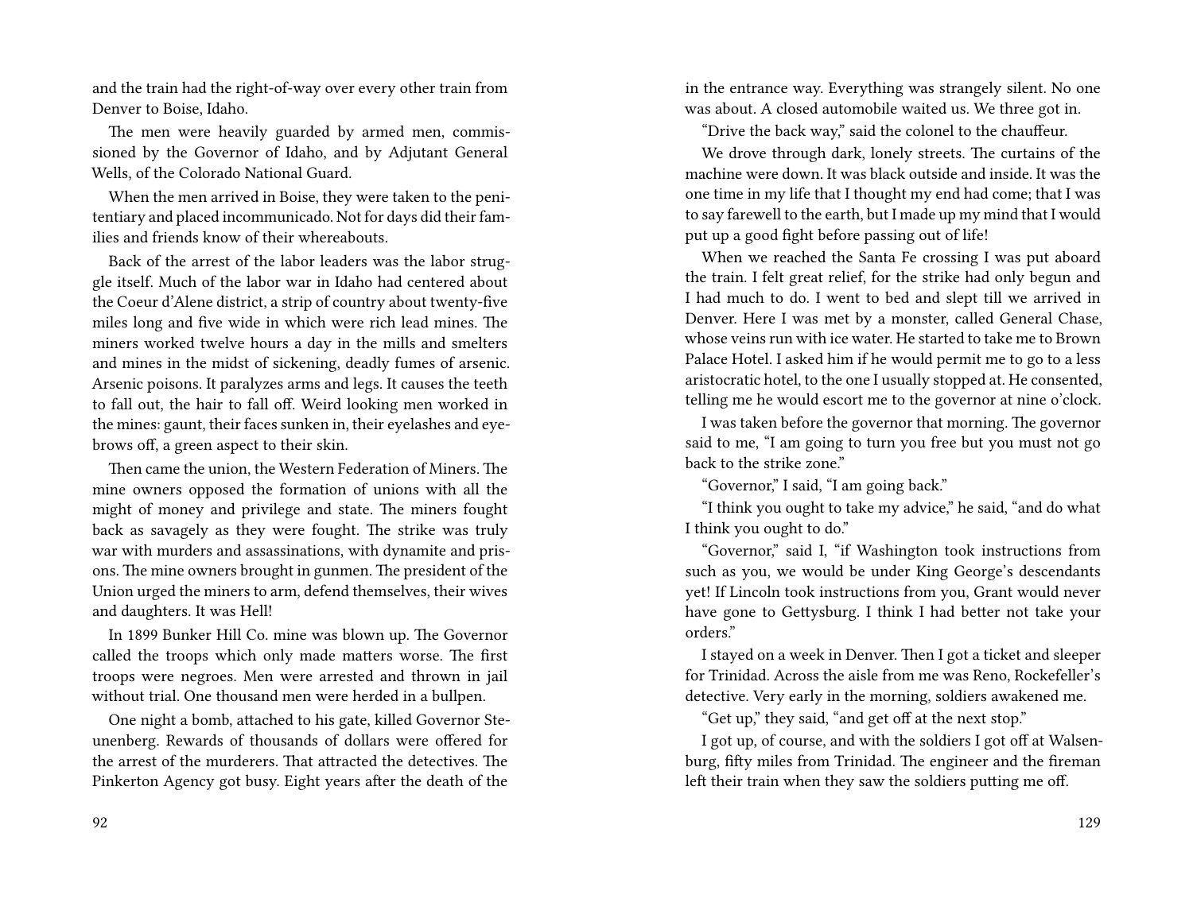and the train had the right-of-way over every other train from Denver to Boise, Idaho.

The men were heavily guarded by armed men, commissioned by the Governor of Idaho, and by Adjutant General Wells, of the Colorado National Guard.

When the men arrived in Boise, they were taken to the penitentiary and placed incommunicado. Not for days did their families and friends know of their whereabouts.

Back of the arrest of the labor leaders was the labor struggle itself. Much of the labor war in Idaho had centered about the Coeur d'Alene district, a strip of country about twenty-five miles long and five wide in which were rich lead mines. The miners worked twelve hours a day in the mills and smelters and mines in the midst of sickening, deadly fumes of arsenic. Arsenic poisons. It paralyzes arms and legs. It causes the teeth to fall out, the hair to fall off. Weird looking men worked in the mines: gaunt, their faces sunken in, their eyelashes and eyebrows off, a green aspect to their skin.

Then came the union, the Western Federation of Miners. The mine owners opposed the formation of unions with all the might of money and privilege and state. The miners fought back as savagely as they were fought. The strike was truly war with murders and assassinations, with dynamite and prisons. The mine owners brought in gunmen. The president of the Union urged the miners to arm, defend themselves, their wives and daughters. It was Hell!

In 1899 Bunker Hill Co. mine was blown up. The Governor called the troops which only made matters worse. The first troops were negroes. Men were arrested and thrown in jail without trial. One thousand men were herded in a bullpen.

One night a bomb, attached to his gate, killed Governor Steunenberg. Rewards of thousands of dollars were offered for the arrest of the murderers. That attracted the detectives. The Pinkerton Agency got busy. Eight years after the death of the

in the entrance way. Everything was strangely silent. No one was about. A closed automobile waited us. We three got in.

"Drive the back way," said the colonel to the chauffeur.

We drove through dark, lonely streets. The curtains of the machine were down. It was black outside and inside. It was the one time in my life that I thought my end had come; that I was to say farewell to the earth, but I made up my mind that I would put up a good fight before passing out of life!

When we reached the Santa Fe crossing I was put aboard the train. I felt great relief, for the strike had only begun and I had much to do. I went to bed and slept till we arrived in Denver. Here I was met by a monster, called General Chase, whose veins run with ice water. He started to take me to Brown Palace Hotel. I asked him if he would permit me to go to a less aristocratic hotel, to the one I usually stopped at. He consented, telling me he would escort me to the governor at nine o'clock.

I was taken before the governor that morning. The governor said to me, "I am going to turn you free but you must not go back to the strike zone."

"Governor," I said, "I am going back."

"I think you ought to take my advice," he said, "and do what I think you ought to do."

"Governor," said I, "if Washington took instructions from such as you, we would be under King George's descendants yet! If Lincoln took instructions from you, Grant would never have gone to Gettysburg. I think I had better not take your orders."

I stayed on a week in Denver. Then I got a ticket and sleeper for Trinidad. Across the aisle from me was Reno, Rockefeller's detective. Very early in the morning, soldiers awakened me.

"Get up," they said, "and get off at the next stop."

I got up, of course, and with the soldiers I got off at Walsenburg, fifty miles from Trinidad. The engineer and the fireman left their train when they saw the soldiers putting me off.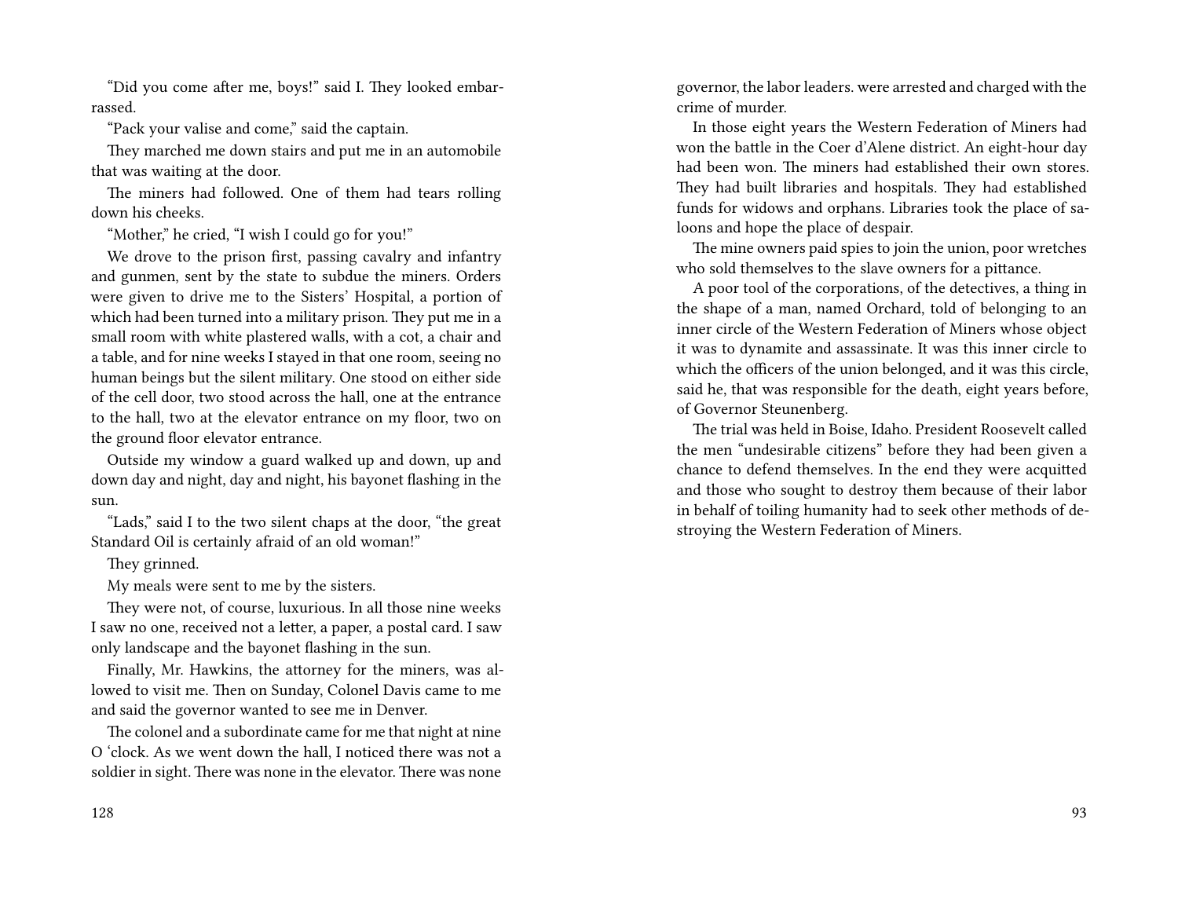"Did you come after me, boys!" said I. They looked embarrassed.

"Pack your valise and come," said the captain.

They marched me down stairs and put me in an automobile that was waiting at the door.

The miners had followed. One of them had tears rolling down his cheeks.

"Mother," he cried, "I wish I could go for you!"

We drove to the prison first, passing cavalry and infantry and gunmen, sent by the state to subdue the miners. Orders were given to drive me to the Sisters' Hospital, a portion of which had been turned into a military prison. They put me in a small room with white plastered walls, with a cot, a chair and a table, and for nine weeks I stayed in that one room, seeing no human beings but the silent military. One stood on either side of the cell door, two stood across the hall, one at the entrance to the hall, two at the elevator entrance on my floor, two on the ground floor elevator entrance.

Outside my window a guard walked up and down, up and down day and night, day and night, his bayonet flashing in the sun.

"Lads," said I to the two silent chaps at the door, "the great Standard Oil is certainly afraid of an old woman!"

They grinned.

My meals were sent to me by the sisters.

They were not, of course, luxurious. In all those nine weeks I saw no one, received not a letter, a paper, a postal card. I saw only landscape and the bayonet flashing in the sun.

Finally, Mr. Hawkins, the attorney for the miners, was allowed to visit me. Then on Sunday, Colonel Davis came to me and said the governor wanted to see me in Denver.

The colonel and a subordinate came for me that night at nine O 'clock. As we went down the hall, I noticed there was not a soldier in sight. There was none in the elevator. There was none

governor, the labor leaders. were arrested and charged with the crime of murder.

In those eight years the Western Federation of Miners had won the battle in the Coer d'Alene district. An eight-hour day had been won. The miners had established their own stores. They had built libraries and hospitals. They had established funds for widows and orphans. Libraries took the place of saloons and hope the place of despair.

The mine owners paid spies to join the union, poor wretches who sold themselves to the slave owners for a pittance.

A poor tool of the corporations, of the detectives, a thing in the shape of a man, named Orchard, told of belonging to an inner circle of the Western Federation of Miners whose object it was to dynamite and assassinate. It was this inner circle to which the officers of the union belonged, and it was this circle, said he, that was responsible for the death, eight years before, of Governor Steunenberg.

The trial was held in Boise, Idaho. President Roosevelt called the men "undesirable citizens" before they had been given a chance to defend themselves. In the end they were acquitted and those who sought to destroy them because of their labor in behalf of toiling humanity had to seek other methods of destroying the Western Federation of Miners.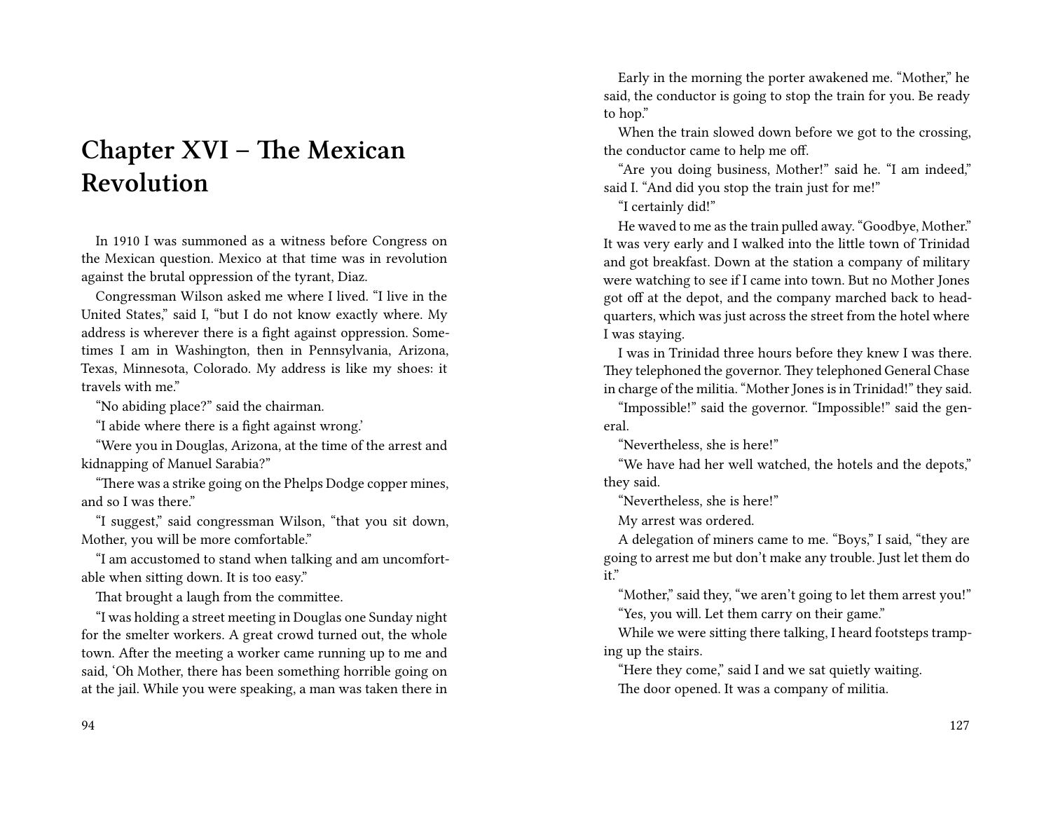# Chapter XVI – The Mexican Revolution

In 1910 I was summoned as a witness before Congress on the Mexican question. Mexico at that time was in revolution against the brutal oppression of the tyrant, Diaz.

Congressman Wilson asked me where I lived. "I live in the United States," said I, "but I do not know exactly where. My address is wherever there is a fight against oppression. Sometimes I am in Washington, then in Pennsylvania, Arizona, Texas, Minnesota, Colorado. My address is like my shoes: it travels with me."

"No abiding place?" said the chairman.

"I abide where there is a fight against wrong.'

"Were you in Douglas, Arizona, at the time of the arrest and kidnapping of Manuel Sarabia?"

"There was a strike going on the Phelps Dodge copper mines, and so I was there."

"I suggest," said congressman Wilson, "that you sit down, Mother, you will be more comfortable."

"I am accustomed to stand when talking and am uncomfortable when sitting down. It is too easy."

That brought a laugh from the committee.

"I was holding a street meeting in Douglas one Sunday night for the smelter workers. A great crowd turned out, the whole town. After the meeting a worker came running up to me and said, 'Oh Mother, there has been something horrible going on at the jail. While you were speaking, a man was taken there in

Early in the morning the porter awakened me. "Mother," he said, the conductor is going to stop the train for you. Be ready to hop."

When the train slowed down before we got to the crossing, the conductor came to help me off.

"Are you doing business, Mother!" said he. "I am indeed," said I. "And did you stop the train just for me!"

"I certainly did!"

He waved to me as the train pulled away. "Goodbye, Mother." It was very early and I walked into the little town of Trinidad and got breakfast. Down at the station a company of military were watching to see if I came into town. But no Mother Jones got off at the depot, and the company marched back to headquarters, which was just across the street from the hotel where I was staying.

I was in Trinidad three hours before they knew I was there. They telephoned the governor. They telephoned General Chase in charge of the militia. "Mother Jones is in Trinidad!" they said.

"Impossible!" said the governor. "Impossible!" said the general.

"Nevertheless, she is here!"

"We have had her well watched, the hotels and the depots," they said.

"Nevertheless, she is here!"

My arrest was ordered.

A delegation of miners came to me. "Boys," I said, "they are going to arrest me but don't make any trouble. Just let them do it."

"Mother," said they, "we aren't going to let them arrest you!"

"Yes, you will. Let them carry on their game."

While we were sitting there talking, I heard footsteps tramping up the stairs.

"Here they come," said I and we sat quietly waiting.

The door opened. It was a company of militia.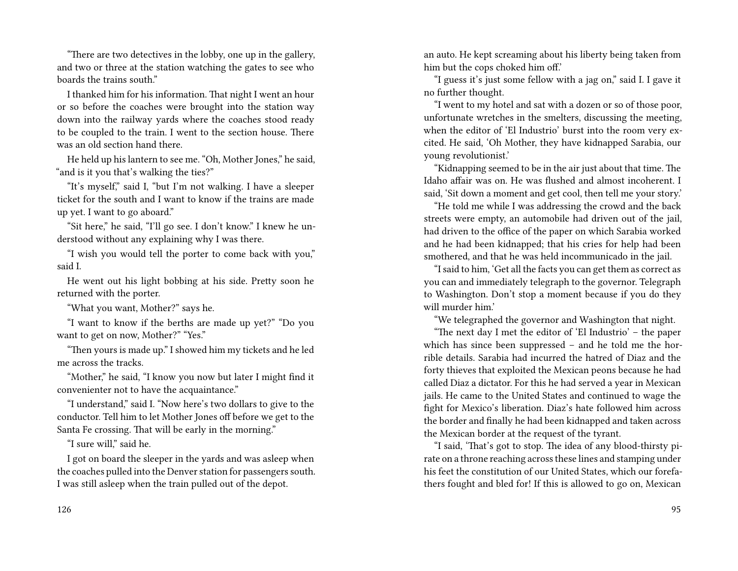"There are two detectives in the lobby, one up in the gallery, and two or three at the station watching the gates to see who boards the trains south."

I thanked him for his information. That night I went an hour or so before the coaches were brought into the station way down into the railway yards where the coaches stood ready to be coupled to the train. I went to the section house. There was an old section hand there.

He held up his lantern to see me. "Oh, Mother Jones," he said, "and is it you that's walking the ties?"

"It's myself," said I, "but I'm not walking. I have a sleeper ticket for the south and I want to know if the trains are made up yet. I want to go aboard."

"Sit here," he said, "I'll go see. I don't know." I knew he understood without any explaining why I was there.

"I wish you would tell the porter to come back with you," said I.

He went out his light bobbing at his side. Pretty soon he returned with the porter.

"What you want, Mother?" says he.

"I want to know if the berths are made up yet?" "Do you want to get on now, Mother?" "Yes."

"Then yours is made up." I showed him my tickets and he led me across the tracks.

"Mother," he said, "I know you now but later I might find it convenienter not to have the acquaintance."

"I understand," said I. "Now here's two dollars to give to the conductor. Tell him to let Mother Jones off before we get to the Santa Fe crossing. That will be early in the morning."

"I sure will," said he.

I got on board the sleeper in the yards and was asleep when the coaches pulled into the Denver station for passengers south. I was still asleep when the train pulled out of the depot.

an auto. He kept screaming about his liberty being taken from him but the cops choked him off.'

"I guess it's just some fellow with a jag on," said I. I gave it no further thought.

"I went to my hotel and sat with a dozen or so of those poor, unfortunate wretches in the smelters, discussing the meeting, when the editor of 'El Industrio' burst into the room very excited. He said, 'Oh Mother, they have kidnapped Sarabia, our young revolutionist.'

"Kidnapping seemed to be in the air just about that time. The Idaho affair was on. He was flushed and almost incoherent. I said, 'Sit down a moment and get cool, then tell me your story.'

"He told me while I was addressing the crowd and the back streets were empty, an automobile had driven out of the jail, had driven to the office of the paper on which Sarabia worked and he had been kidnapped; that his cries for help had been smothered, and that he was held incommunicado in the jail.

"I said to him, 'Get all the facts you can get them as correct as you can and immediately telegraph to the governor. Telegraph to Washington. Don't stop a moment because if you do they will murder him.'

"We telegraphed the governor and Washington that night.

"The next day I met the editor of 'El Industrio' – the paper which has since been suppressed – and he told me the horrible details. Sarabia had incurred the hatred of Diaz and the forty thieves that exploited the Mexican peons because he had called Diaz a dictator. For this he had served a year in Mexican jails. He came to the United States and continued to wage the fight for Mexico's liberation. Diaz's hate followed him across the border and finally he had been kidnapped and taken across the Mexican border at the request of the tyrant.

"I said, 'That's got to stop. The idea of any blood-thirsty pirate on a throne reaching across these lines and stamping under his feet the constitution of our United States, which our forefathers fought and bled for! If this is allowed to go on, Mexican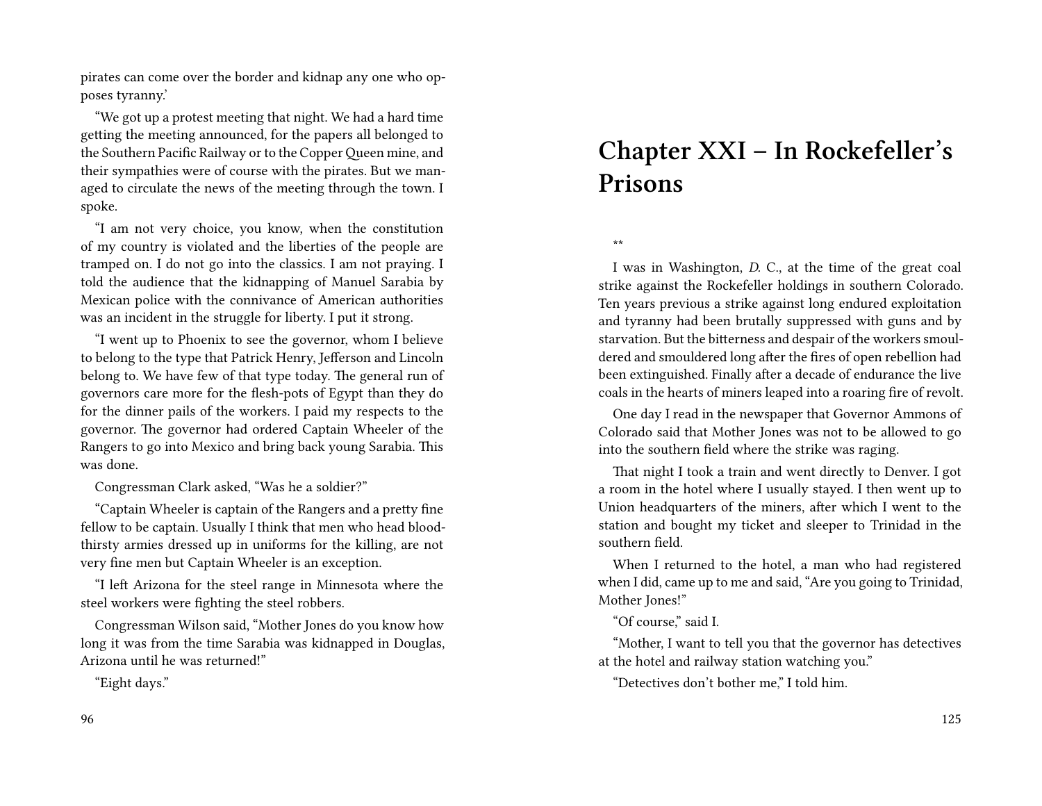pirates can come over the border and kidnap any one who opposes tyranny.'

"We got up a protest meeting that night. We had a hard time getting the meeting announced, for the papers all belonged to the Southern Pacific Railway or to the Copper Queen mine, and their sympathies were of course with the pirates. But we managed to circulate the news of the meeting through the town. I spoke.

"I am not very choice, you know, when the constitution of my country is violated and the liberties of the people are tramped on. I do not go into the classics. I am not praying. I told the audience that the kidnapping of Manuel Sarabia by Mexican police with the connivance of American authorities was an incident in the struggle for liberty. I put it strong.

"I went up to Phoenix to see the governor, whom I believe to belong to the type that Patrick Henry, Jefferson and Lincoln belong to. We have few of that type today. The general run of governors care more for the flesh-pots of Egypt than they do for the dinner pails of the workers. I paid my respects to the governor. The governor had ordered Captain Wheeler of the Rangers to go into Mexico and bring back young Sarabia. This was done.

Congressman Clark asked, "Was he a soldier?"

"Captain Wheeler is captain of the Rangers and a pretty fine fellow to be captain. Usually I think that men who head bloodthirsty armies dressed up in uniforms for the killing, are not very fine men but Captain Wheeler is an exception.

"I left Arizona for the steel range in Minnesota where the steel workers were fighting the steel robbers.

Congressman Wilson said, "Mother Jones do you know how long it was from the time Sarabia was kidnapped in Douglas, Arizona until he was returned!"

"Eight days."

# Chapter XXI – In Rockefeller's Prisons

**

I was in Washington, *D.* C., at the time of the great coal strike against the Rockefeller holdings in southern Colorado. Ten years previous a strike against long endured exploitation and tyranny had been brutally suppressed with guns and by starvation. But the bitterness and despair of the workers smouldered and smouldered long after the fires of open rebellion had been extinguished. Finally after a decade of endurance the live coals in the hearts of miners leaped into a roaring fire of revolt.

One day I read in the newspaper that Governor Ammons of Colorado said that Mother Jones was not to be allowed to go into the southern field where the strike was raging.

That night I took a train and went directly to Denver. I got a room in the hotel where I usually stayed. I then went up to Union headquarters of the miners, after which I went to the station and bought my ticket and sleeper to Trinidad in the southern field.

When I returned to the hotel, a man who had registered when I did, came up to me and said, "Are you going to Trinidad, Mother Jones!"

"Of course," said I.

"Mother, I want to tell you that the governor has detectives at the hotel and railway station watching you."

"Detectives don't bother me," I told him.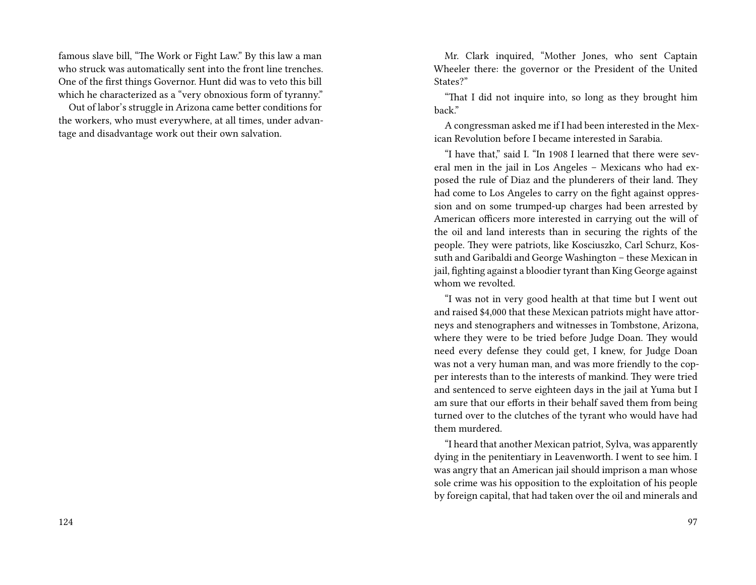famous slave bill, "The Work or Fight Law." By this law a man who struck was automatically sent into the front line trenches. One of the first things Governor. Hunt did was to veto this bill which he characterized as a "very obnoxious form of tyranny."

Out of labor's struggle in Arizona came better conditions for the workers, who must everywhere, at all times, under advantage and disadvantage work out their own salvation.

Mr. Clark inquired, "Mother Jones, who sent Captain Wheeler there: the governor or the President of the United States?"

"That I did not inquire into, so long as they brought him back."

A congressman asked me if I had been interested in the Mexican Revolution before I became interested in Sarabia.

"I have that," said I. "In 1908 I learned that there were several men in the jail in Los Angeles – Mexicans who had exposed the rule of Diaz and the plunderers of their land. They had come to Los Angeles to carry on the fight against oppression and on some trumped-up charges had been arrested by American officers more interested in carrying out the will of the oil and land interests than in securing the rights of the people. They were patriots, like Kosciuszko, Carl Schurz, Kossuth and Garibaldi and George Washington – these Mexican in jail, fighting against a bloodier tyrant than King George against whom we revolted.

"I was not in very good health at that time but I went out and raised $4,000 that these Mexican patriots might have attorneys and stenographers and witnesses in Tombstone, Arizona, where they were to be tried before Judge Doan. They would need every defense they could get, I knew, for Judge Doan was not a very human man, and was more friendly to the copper interests than to the interests of mankind. They were tried and sentenced to serve eighteen days in the jail at Yuma but I am sure that our efforts in their behalf saved them from being turned over to the clutches of the tyrant who would have had them murdered.

"I heard that another Mexican patriot, Sylva, was apparently dying in the penitentiary in Leavenworth. I went to see him. I was angry that an American jail should imprison a man whose sole crime was his opposition to the exploitation of his people by foreign capital, that had taken over the oil and minerals and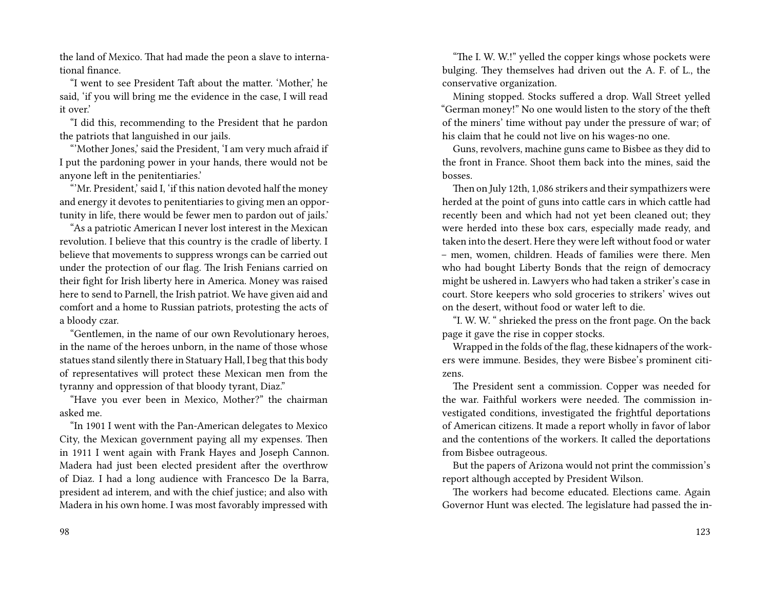the land of Mexico. That had made the peon a slave to international finance.

"I went to see President Taft about the matter. 'Mother,' he said, 'if you will bring me the evidence in the case, I will read it over.'

"I did this, recommending to the President that he pardon the patriots that languished in our jails.

"'Mother Jones,' said the President, 'I am very much afraid if I put the pardoning power in your hands, there would not be anyone left in the penitentiaries.'

"'Mr. President,' said I, 'if this nation devoted half the money and energy it devotes to penitentiaries to giving men an opportunity in life, there would be fewer men to pardon out of jails.'

"As a patriotic American I never lost interest in the Mexican revolution. I believe that this country is the cradle of liberty. I believe that movements to suppress wrongs can be carried out under the protection of our flag. The Irish Fenians carried on their fight for Irish liberty here in America. Money was raised here to send to Parnell, the Irish patriot. We have given aid and comfort and a home to Russian patriots, protesting the acts of a bloody czar.

"Gentlemen, in the name of our own Revolutionary heroes, in the name of the heroes unborn, in the name of those whose statues stand silently there in Statuary Hall, I beg that this body of representatives will protect these Mexican men from the tyranny and oppression of that bloody tyrant, Diaz."

"Have you ever been in Mexico, Mother?" the chairman asked me.

"In 1901 I went with the Pan-American delegates to Mexico City, the Mexican government paying all my expenses. Then in 1911 I went again with Frank Hayes and Joseph Cannon. Madera had just been elected president after the overthrow of Diaz. I had a long audience with Francesco De la Barra, president ad interem, and with the chief justice; and also with Madera in his own home. I was most favorably impressed with

"The I. W. W.!" yelled the copper kings whose pockets were bulging. They themselves had driven out the A. F. of L., the conservative organization.

Mining stopped. Stocks suffered a drop. Wall Street yelled "German money!" No one would listen to the story of the theft of the miners' time without pay under the pressure of war; of his claim that he could not live on his wages-no one.

Guns, revolvers, machine guns came to Bisbee as they did to the front in France. Shoot them back into the mines, said the bosses.

Then on July 12th, 1,086 strikers and their sympathizers were herded at the point of guns into cattle cars in which cattle had recently been and which had not yet been cleaned out; they were herded into these box cars, especially made ready, and taken into the desert. Here they were left without food or water – men, women, children. Heads of families were there. Men who had bought Liberty Bonds that the reign of democracy might be ushered in. Lawyers who had taken a striker's case in court. Store keepers who sold groceries to strikers' wives out on the desert, without food or water left to die.

"I. W. W. " shrieked the press on the front page. On the back page it gave the rise in copper stocks.

Wrapped in the folds of the flag, these kidnapers of the workers were immune. Besides, they were Bisbee's prominent citizens.

The President sent a commission. Copper was needed for the war. Faithful workers were needed. The commission investigated conditions, investigated the frightful deportations of American citizens. It made a report wholly in favor of labor and the contentions of the workers. It called the deportations from Bisbee outrageous.

But the papers of Arizona would not print the commission's report although accepted by President Wilson.

The workers had become educated. Elections came. Again Governor Hunt was elected. The legislature had passed the in-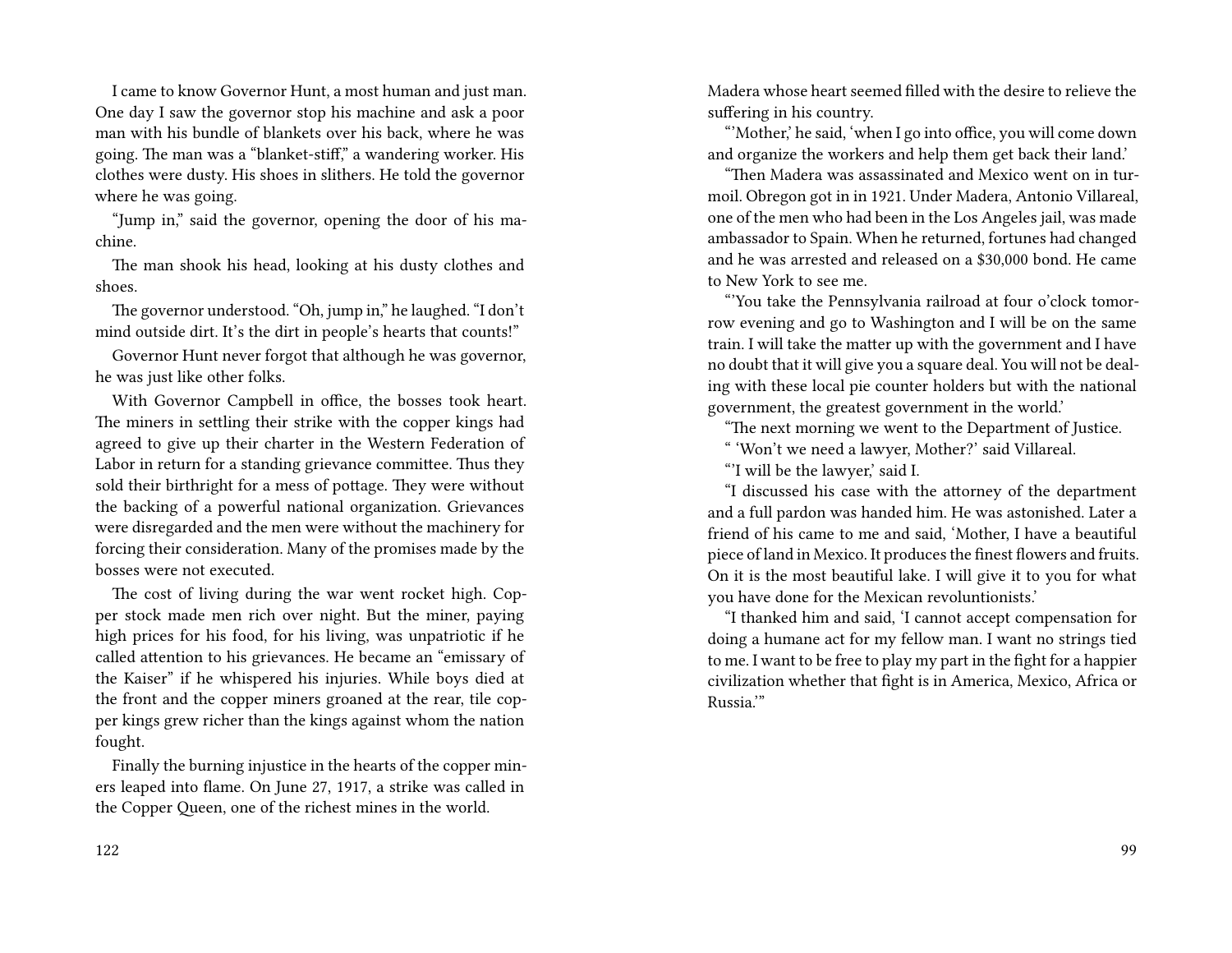I came to know Governor Hunt, a most human and just man. One day I saw the governor stop his machine and ask a poor man with his bundle of blankets over his back, where he was going. The man was a "blanket-stiff," a wandering worker. His clothes were dusty. His shoes in slithers. He told the governor where he was going.

"Jump in," said the governor, opening the door of his machine.

The man shook his head, looking at his dusty clothes and shoes.

The governor understood. "Oh, jump in," he laughed. "I don't mind outside dirt. It's the dirt in people's hearts that counts!"

Governor Hunt never forgot that although he was governor, he was just like other folks.

With Governor Campbell in office, the bosses took heart. The miners in settling their strike with the copper kings had agreed to give up their charter in the Western Federation of Labor in return for a standing grievance committee. Thus they sold their birthright for a mess of pottage. They were without the backing of a powerful national organization. Grievances were disregarded and the men were without the machinery for forcing their consideration. Many of the promises made by the bosses were not executed.

The cost of living during the war went rocket high. Copper stock made men rich over night. But the miner, paying high prices for his food, for his living, was unpatriotic if he called attention to his grievances. He became an "emissary of the Kaiser" if he whispered his injuries. While boys died at the front and the copper miners groaned at the rear, tile copper kings grew richer than the kings against whom the nation fought.

Finally the burning injustice in the hearts of the copper miners leaped into flame. On June 27, 1917, a strike was called in the Copper Queen, one of the richest mines in the world.

Madera whose heart seemed filled with the desire to relieve the suffering in his country.

"'Mother,' he said, 'when I go into office, you will come down and organize the workers and help them get back their land.'

"Then Madera was assassinated and Mexico went on in turmoil. Obregon got in in 1921. Under Madera, Antonio Villareal, one of the men who had been in the Los Angeles jail, was made ambassador to Spain. When he returned, fortunes had changed and he was arrested and released on a $30,000 bond. He came to New York to see me.

"'You take the Pennsylvania railroad at four o'clock tomorrow evening and go to Washington and I will be on the same train. I will take the matter up with the government and I have no doubt that it will give you a square deal. You will not be dealing with these local pie counter holders but with the national government, the greatest government in the world.'

"The next morning we went to the Department of Justice.

" 'Won't we need a lawyer, Mother?' said Villareal.

"'I will be the lawyer,' said I.

"I discussed his case with the attorney of the department and a full pardon was handed him. He was astonished. Later a friend of his came to me and said, 'Mother, I have a beautiful piece of land in Mexico. It produces the finest flowers and fruits. On it is the most beautiful lake. I will give it to you for what you have done for the Mexican revoluntionists.'

"I thanked him and said, 'I cannot accept compensation for doing a humane act for my fellow man. I want no strings tied to me. I want to be free to play my part in the fight for a happier civilization whether that fight is in America, Mexico, Africa or Russia.'"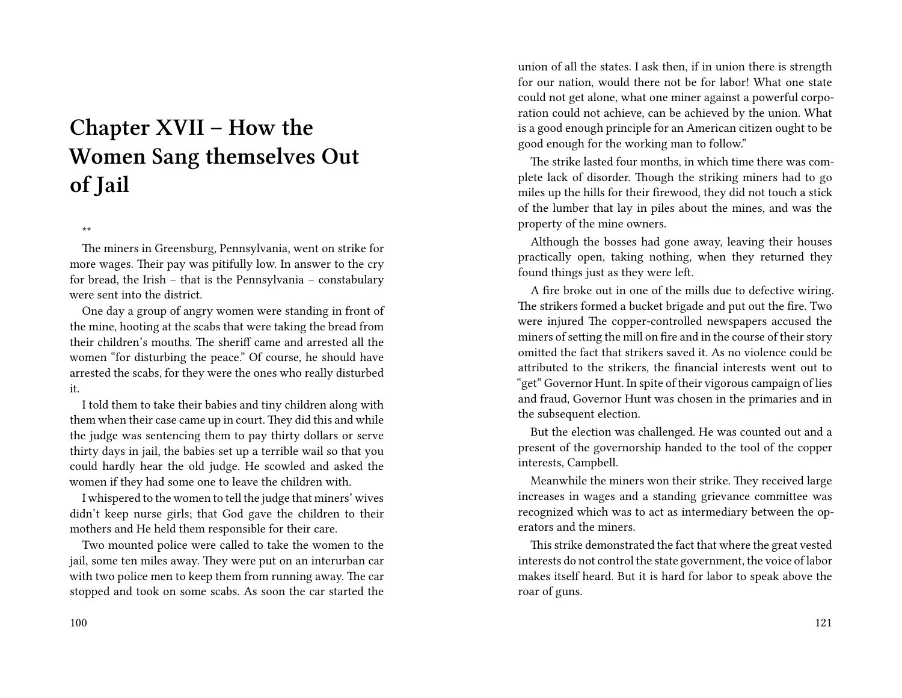# Chapter XVII – How the Women Sang themselves Out of Jail

**

The miners in Greensburg, Pennsylvania, went on strike for more wages. Their pay was pitifully low. In answer to the cry for bread, the Irish – that is the Pennsylvania – constabulary were sent into the district.

One day a group of angry women were standing in front of the mine, hooting at the scabs that were taking the bread from their children's mouths. The sheriff came and arrested all the women "for disturbing the peace." Of course, he should have arrested the scabs, for they were the ones who really disturbed it.

I told them to take their babies and tiny children along with them when their case came up in court. They did this and while the judge was sentencing them to pay thirty dollars or serve thirty days in jail, the babies set up a terrible wail so that you could hardly hear the old judge. He scowled and asked the women if they had some one to leave the children with.

I whispered to the women to tell the judge that miners' wives didn't keep nurse girls; that God gave the children to their mothers and He held them responsible for their care.

Two mounted police were called to take the women to the jail, some ten miles away. They were put on an interurban car with two police men to keep them from running away. The car stopped and took on some scabs. As soon the car started the

union of all the states. I ask then, if in union there is strength for our nation, would there not be for labor! What one state could not get alone, what one miner against a powerful corporation could not achieve, can be achieved by the union. What is a good enough principle for an American citizen ought to be good enough for the working man to follow."

The strike lasted four months, in which time there was complete lack of disorder. Though the striking miners had to go miles up the hills for their firewood, they did not touch a stick of the lumber that lay in piles about the mines, and was the property of the mine owners.

Although the bosses had gone away, leaving their houses practically open, taking nothing, when they returned they found things just as they were left.

A fire broke out in one of the mills due to defective wiring. The strikers formed a bucket brigade and put out the fire. Two were injured The copper-controlled newspapers accused the miners of setting the mill on fire and in the course of their story omitted the fact that strikers saved it. As no violence could be attributed to the strikers, the financial interests went out to "get" Governor Hunt. In spite of their vigorous campaign of lies and fraud, Governor Hunt was chosen in the primaries and in the subsequent election.

But the election was challenged. He was counted out and a present of the governorship handed to the tool of the copper interests, Campbell.

Meanwhile the miners won their strike. They received large increases in wages and a standing grievance committee was recognized which was to act as intermediary between the operators and the miners.

This strike demonstrated the fact that where the great vested interests do not control the state government, the voice of labor makes itself heard. But it is hard for labor to speak above the roar of guns.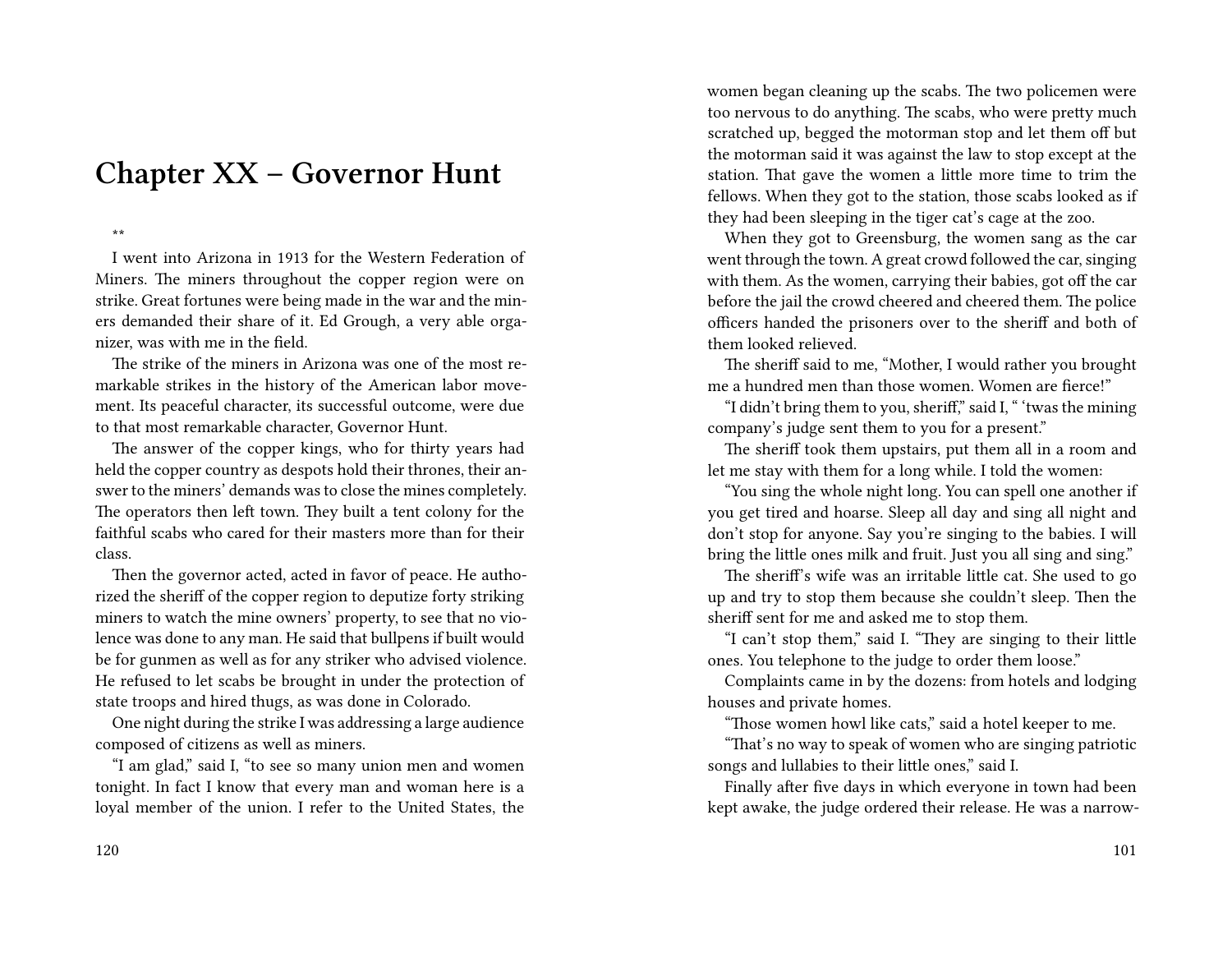# Chapter XX – Governor Hunt

**

I went into Arizona in 1913 for the Western Federation of Miners. The miners throughout the copper region were on strike. Great fortunes were being made in the war and the miners demanded their share of it. Ed Grough, a very able organizer, was with me in the field.

The strike of the miners in Arizona was one of the most remarkable strikes in the history of the American labor movement. Its peaceful character, its successful outcome, were due to that most remarkable character, Governor Hunt.

The answer of the copper kings, who for thirty years had held the copper country as despots hold their thrones, their answer to the miners' demands was to close the mines completely. The operators then left town. They built a tent colony for the faithful scabs who cared for their masters more than for their class.

Then the governor acted, acted in favor of peace. He authorized the sheriff of the copper region to deputize forty striking miners to watch the mine owners' property, to see that no violence was done to any man. He said that bullpens if built would be for gunmen as well as for any striker who advised violence. He refused to let scabs be brought in under the protection of state troops and hired thugs, as was done in Colorado.

One night during the strike I was addressing a large audience composed of citizens as well as miners.

"I am glad," said I, "to see so many union men and women tonight. In fact I know that every man and woman here is a loyal member of the union. I refer to the United States, the

women began cleaning up the scabs. The two policemen were too nervous to do anything. The scabs, who were pretty much scratched up, begged the motorman stop and let them off but the motorman said it was against the law to stop except at the station. That gave the women a little more time to trim the fellows. When they got to the station, those scabs looked as if they had been sleeping in the tiger cat's cage at the zoo.

When they got to Greensburg, the women sang as the car went through the town. A great crowd followed the car, singing with them. As the women, carrying their babies, got off the car before the jail the crowd cheered and cheered them. The police officers handed the prisoners over to the sheriff and both of them looked relieved.

The sheriff said to me, "Mother, I would rather you brought me a hundred men than those women. Women are fierce!"

"I didn't bring them to you, sheriff," said I, " 'twas the mining company's judge sent them to you for a present."

The sheriff took them upstairs, put them all in a room and let me stay with them for a long while. I told the women:

"You sing the whole night long. You can spell one another if you get tired and hoarse. Sleep all day and sing all night and don't stop for anyone. Say you're singing to the babies. I will bring the little ones milk and fruit. Just you all sing and sing."

The sheriff's wife was an irritable little cat. She used to go up and try to stop them because she couldn't sleep. Then the sheriff sent for me and asked me to stop them.

"I can't stop them," said I. "They are singing to their little ones. You telephone to the judge to order them loose."

Complaints came in by the dozens: from hotels and lodging houses and private homes.

"Those women howl like cats," said a hotel keeper to me.

"That's no way to speak of women who are singing patriotic songs and lullabies to their little ones," said I.

Finally after five days in which everyone in town had been kept awake, the judge ordered their release. He was a narrow-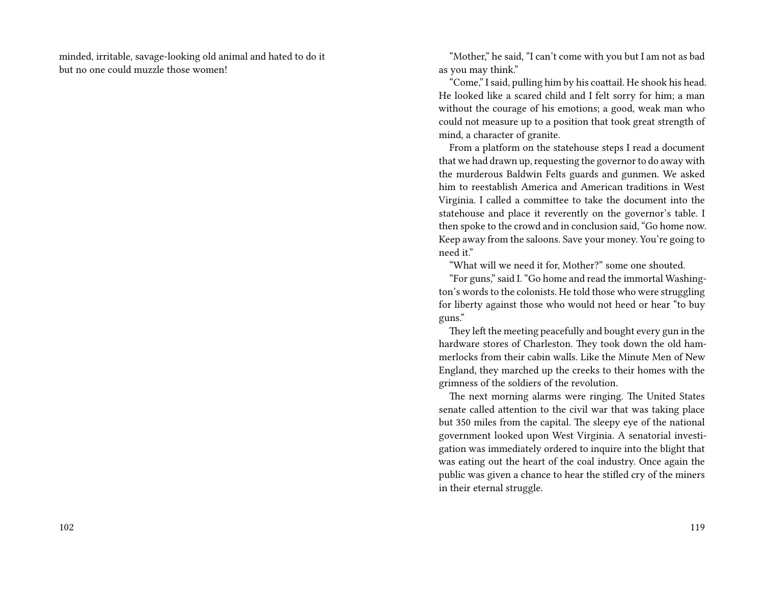minded, irritable, savage-looking old animal and hated to do it but no one could muzzle those women!

"Mother," he said, "I can't come with you but I am not as bad as you may think."

"Come," I said, pulling him by his coattail. He shook his head. He looked like a scared child and I felt sorry for him; a man without the courage of his emotions; a good, weak man who could not measure up to a position that took great strength of mind, a character of granite.

From a platform on the statehouse steps I read a document that we had drawn up, requesting the governor to do away with the murderous Baldwin Felts guards and gunmen. We asked him to reestablish America and American traditions in West Virginia. I called a committee to take the document into the statehouse and place it reverently on the governor's table. I then spoke to the crowd and in conclusion said, "Go home now. Keep away from the saloons. Save your money. You're going to need it."

"What will we need it for, Mother?" some one shouted.

"For guns," said I. "Go home and read the immortal Washington's words to the colonists. He told those who were struggling for liberty against those who would not heed or hear "to buy guns."

They left the meeting peacefully and bought every gun in the hardware stores of Charleston. They took down the old hammerlocks from their cabin walls. Like the Minute Men of New England, they marched up the creeks to their homes with the grimness of the soldiers of the revolution.

The next morning alarms were ringing. The United States senate called attention to the civil war that was taking place but 350 miles from the capital. The sleepy eye of the national government looked upon West Virginia. A senatorial investigation was immediately ordered to inquire into the blight that was eating out the heart of the coal industry. Once again the public was given a chance to hear the stifled cry of the miners in their eternal struggle.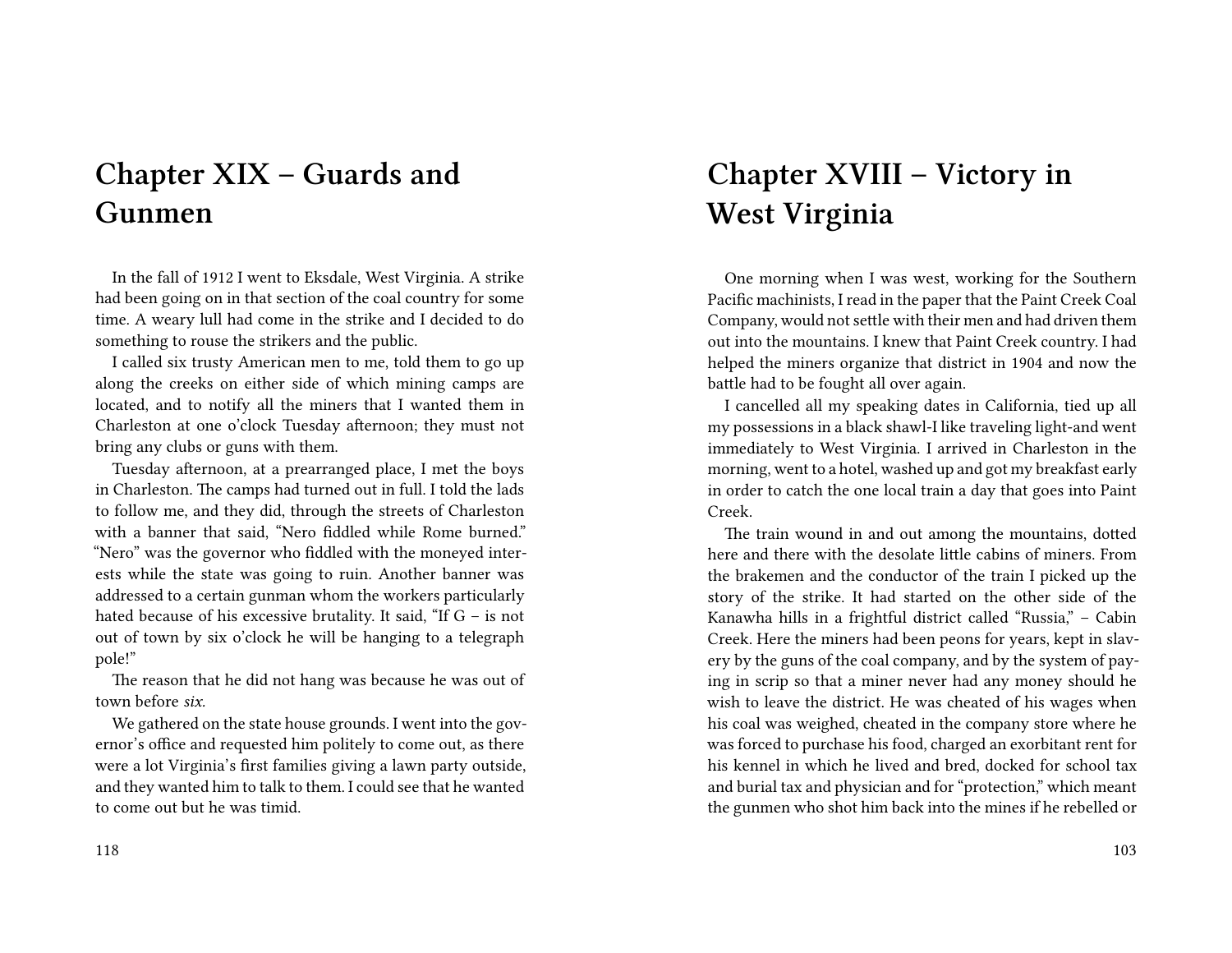# Chapter XIX – Guards and Gunmen

In the fall of 1912 I went to Eksdale, West Virginia. A strike had been going on in that section of the coal country for some time. A weary lull had come in the strike and I decided to do something to rouse the strikers and the public.

I called six trusty American men to me, told them to go up along the creeks on either side of which mining camps are located, and to notify all the miners that I wanted them in Charleston at one o'clock Tuesday afternoon; they must not bring any clubs or guns with them.

Tuesday afternoon, at a prearranged place, I met the boys in Charleston. The camps had turned out in full. I told the lads to follow me, and they did, through the streets of Charleston with a banner that said, "Nero fiddled while Rome burned." "Nero" was the governor who fiddled with the moneyed interests while the state was going to ruin. Another banner was addressed to a certain gunman whom the workers particularly hated because of his excessive brutality. It said, "If G – is not out of town by six o'clock he will be hanging to a telegraph pole!"

The reason that he did not hang was because he was out of town before *six.*

We gathered on the state house grounds. I went into the governor's office and requested him politely to come out, as there were a lot Virginia's first families giving a lawn party outside, and they wanted him to talk to them. I could see that he wanted to come out but he was timid.

# Chapter XVIII – Victory in West Virginia

One morning when I was west, working for the Southern Pacific machinists, I read in the paper that the Paint Creek Coal Company, would not settle with their men and had driven them out into the mountains. I knew that Paint Creek country. I had helped the miners organize that district in 1904 and now the battle had to be fought all over again.

I cancelled all my speaking dates in California, tied up all my possessions in a black shawl-I like traveling light-and went immediately to West Virginia. I arrived in Charleston in the morning, went to a hotel, washed up and got my breakfast early in order to catch the one local train a day that goes into Paint Creek.

The train wound in and out among the mountains, dotted here and there with the desolate little cabins of miners. From the brakemen and the conductor of the train I picked up the story of the strike. It had started on the other side of the Kanawha hills in a frightful district called "Russia," – Cabin Creek. Here the miners had been peons for years, kept in slavery by the guns of the coal company, and by the system of paying in scrip so that a miner never had any money should he wish to leave the district. He was cheated of his wages when his coal was weighed, cheated in the company store where he was forced to purchase his food, charged an exorbitant rent for his kennel in which he lived and bred, docked for school tax and burial tax and physician and for "protection," which meant the gunmen who shot him back into the mines if he rebelled or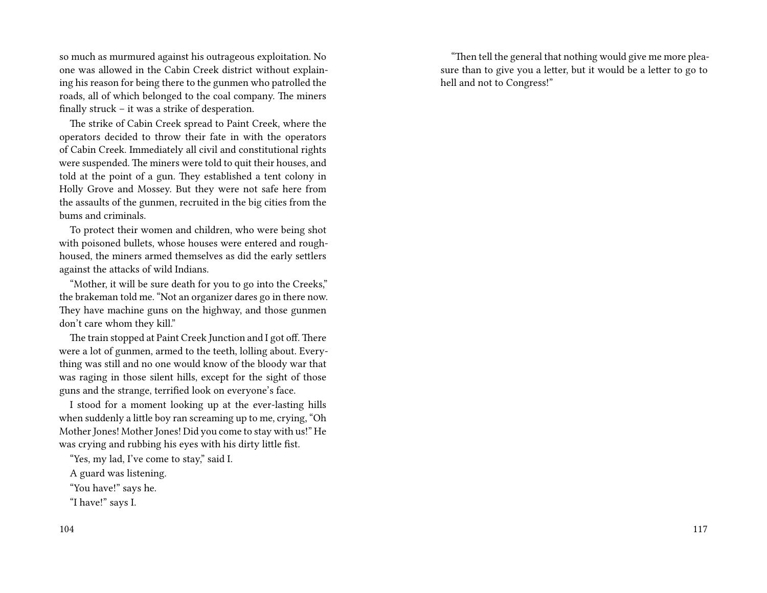so much as murmured against his outrageous exploitation. No one was allowed in the Cabin Creek district without explaining his reason for being there to the gunmen who patrolled the roads, all of which belonged to the coal company. The miners finally struck – it was a strike of desperation.

The strike of Cabin Creek spread to Paint Creek, where the operators decided to throw their fate in with the operators of Cabin Creek. Immediately all civil and constitutional rights were suspended. The miners were told to quit their houses, and told at the point of a gun. They established a tent colony in Holly Grove and Mossey. But they were not safe here from the assaults of the gunmen, recruited in the big cities from the bums and criminals.

To protect their women and children, who were being shot with poisoned bullets, whose houses were entered and rough-housed, the miners armed themselves as did the early settlers against the attacks of wild Indians.

"Mother, it will be sure death for you to go into the Creeks," the brakeman told me. "Not an organizer dares go in there now. They have machine guns on the highway, and those gunmen don't care whom they kill."

The train stopped at Paint Creek Junction and I got off. There were a lot of gunmen, armed to the teeth, lolling about. Everything was still and no one would know of the bloody war that was raging in those silent hills, except for the sight of those guns and the strange, terrified look on everyone's face.

I stood for a moment looking up at the ever-lasting hills when suddenly a little boy ran screaming up to me, crying, "Oh Mother Jones! Mother Jones! Did you come to stay with us!" He was crying and rubbing his eyes with his dirty little fist.

"Yes, my lad, I've come to stay," said I.

A guard was listening.

"You have!" says he.

"I have!" says I.

"Then tell the general that nothing would give me more pleasure than to give you a letter, but it would be a letter to go to hell and not to Congress!"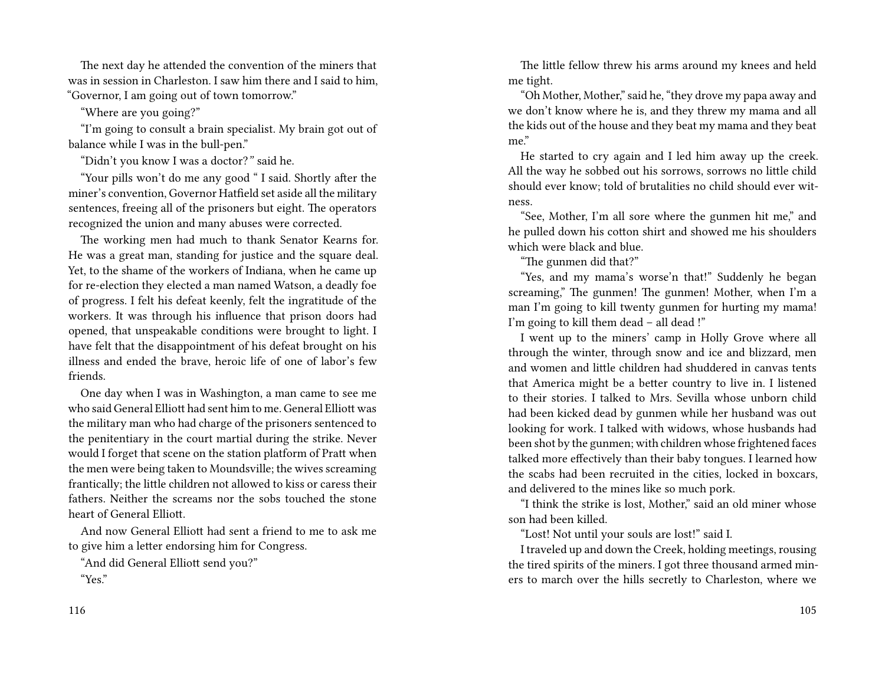The next day he attended the convention of the miners that was in session in Charleston. I saw him there and I said to him, "Governor, I am going out of town tomorrow."

"Where are you going?"

"I'm going to consult a brain specialist. My brain got out of balance while I was in the bull-pen."

"Didn't you know I was a doctor? " said he.

"Your pills won't do me any good " I said. Shortly after the miner's convention, Governor Hatfield set aside all the military sentences, freeing all of the prisoners but eight. The operators recognized the union and many abuses were corrected.

The working men had much to thank Senator Kearns for. He was a great man, standing for justice and the square deal. Yet, to the shame of the workers of Indiana, when he came up for re-election they elected a man named Watson, a deadly foe of progress. I felt his defeat keenly, felt the ingratitude of the workers. It was through his influence that prison doors had opened, that unspeakable conditions were brought to light. I have felt that the disappointment of his defeat brought on his illness and ended the brave, heroic life of one of labor's few friends.

One day when I was in Washington, a man came to see me who said General Elliott had sent him to me. General Elliott was the military man who had charge of the prisoners sentenced to the penitentiary in the court martial during the strike. Never would I forget that scene on the station platform of Pratt when the men were being taken to Moundsville; the wives screaming frantically; the little children not allowed to kiss or caress their fathers. Neither the screams nor the sobs touched the stone heart of General Elliott.

And now General Elliott had sent a friend to me to ask me to give him a letter endorsing him for Congress.

"And did General Elliott send you?"

"Yes."

The little fellow threw his arms around my knees and held me tight.

"Oh Mother, Mother," said he, "they drove my papa away and we don't know where he is, and they threw my mama and all the kids out of the house and they beat my mama and they beat me."

He started to cry again and I led him away up the creek. All the way he sobbed out his sorrows, sorrows no little child should ever know; told of brutalities no child should ever witness.

"See, Mother, I'm all sore where the gunmen hit me," and he pulled down his cotton shirt and showed me his shoulders which were black and blue.

"The gunmen did that?"

"Yes, and my mama's worse'n that!" Suddenly he began screaming," The gunmen! The gunmen! Mother, when I'm a man I'm going to kill twenty gunmen for hurting my mama! I'm going to kill them dead – all dead !"

I went up to the miners' camp in Holly Grove where all through the winter, through snow and ice and blizzard, men and women and little children had shuddered in canvas tents that America might be a better country to live in. I listened to their stories. I talked to Mrs. Sevilla whose unborn child had been kicked dead by gunmen while her husband was out looking for work. I talked with widows, whose husbands had been shot by the gunmen; with children whose frightened faces talked more effectively than their baby tongues. I learned how the scabs had been recruited in the cities, locked in boxcars, and delivered to the mines like so much pork.

"I think the strike is lost, Mother," said an old miner whose son had been killed.

"Lost! Not until your souls are lost!" said I.

I traveled up and down the Creek, holding meetings, rousing the tired spirits of the miners. I got three thousand armed miners to march over the hills secretly to Charleston, where we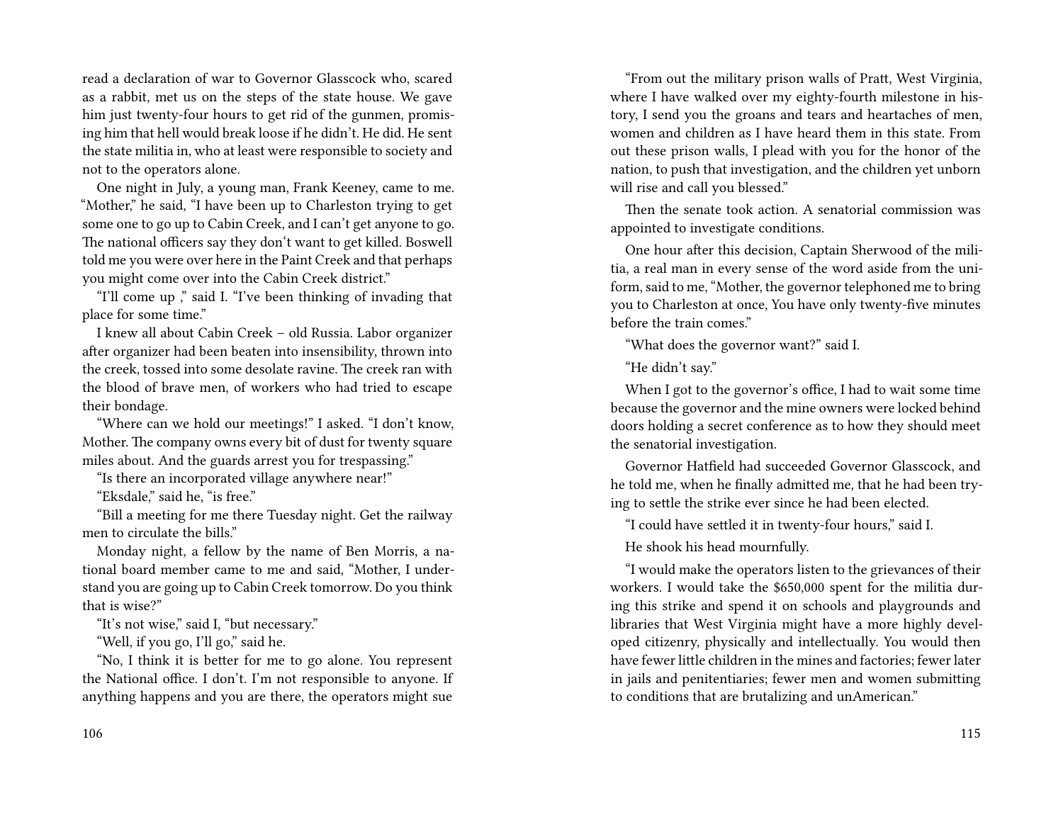read a declaration of war to Governor Glasscock who, scared as a rabbit, met us on the steps of the state house. We gave him just twenty-four hours to get rid of the gunmen, promising him that hell would break loose if he didn't. He did. He sent the state militia in, who at least were responsible to society and not to the operators alone.

One night in July, a young man, Frank Keeney, came to me. "Mother," he said, "I have been up to Charleston trying to get some one to go up to Cabin Creek, and I can't get anyone to go. The national officers say they don't want to get killed. Boswell told me you were over here in the Paint Creek and that perhaps you might come over into the Cabin Creek district."

"I'll come up ," said I. "I've been thinking of invading that place for some time."

I knew all about Cabin Creek – old Russia. Labor organizer after organizer had been beaten into insensibility, thrown into the creek, tossed into some desolate ravine. The creek ran with the blood of brave men, of workers who had tried to escape their bondage.

"Where can we hold our meetings!" I asked. "I don't know, Mother. The company owns every bit of dust for twenty square miles about. And the guards arrest you for trespassing."

"Is there an incorporated village anywhere near!"

"Eksdale," said he, "is free."

"Bill a meeting for me there Tuesday night. Get the railway men to circulate the bills."

Monday night, a fellow by the name of Ben Morris, a national board member came to me and said, "Mother, I understand you are going up to Cabin Creek tomorrow. Do you think that is wise?"

"It's not wise," said I, "but necessary."

"Well, if you go, I'll go," said he.

"No, I think it is better for me to go alone. You represent the National office. I don't. I'm not responsible to anyone. If anything happens and you are there, the operators might sue

"From out the military prison walls of Pratt, West Virginia, where I have walked over my eighty-fourth milestone in history, I send you the groans and tears and heartaches of men, women and children as I have heard them in this state. From out these prison walls, I plead with you for the honor of the nation, to push that investigation, and the children yet unborn will rise and call you blessed."

Then the senate took action. A senatorial commission was appointed to investigate conditions.

One hour after this decision, Captain Sherwood of the militia, a real man in every sense of the word aside from the uniform, said to me, "Mother, the governor telephoned me to bring you to Charleston at once, You have only twenty-five minutes before the train comes."

"What does the governor want?" said I.

"He didn't say."

When I got to the governor's office, I had to wait some time because the governor and the mine owners were locked behind doors holding a secret conference as to how they should meet the senatorial investigation.

Governor Hatfield had succeeded Governor Glasscock, and he told me, when he finally admitted me, that he had been trying to settle the strike ever since he had been elected.

"I could have settled it in twenty-four hours," said I.

He shook his head mournfully.

"I would make the operators listen to the grievances of their workers. I would take the $650,000 spent for the militia during this strike and spend it on schools and playgrounds and libraries that West Virginia might have a more highly developed citizenry, physically and intellectually. You would then have fewer little children in the mines and factories; fewer later in jails and penitentiaries; fewer men and women submitting to conditions that are brutalizing and unAmerican."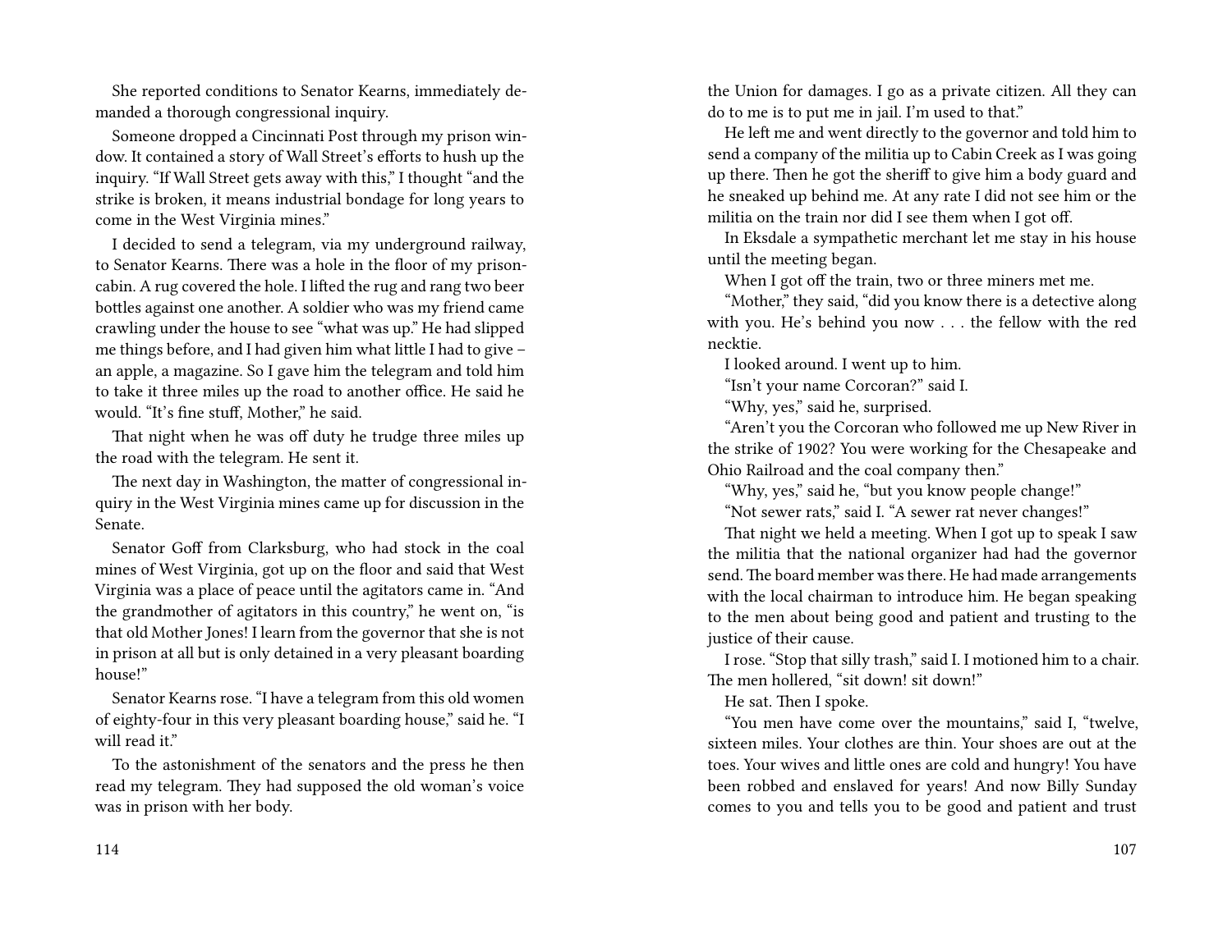She reported conditions to Senator Kearns, immediately demanded a thorough congressional inquiry.

Someone dropped a Cincinnati Post through my prison window. It contained a story of Wall Street's efforts to hush up the inquiry. "If Wall Street gets away with this," I thought "and the strike is broken, it means industrial bondage for long years to come in the West Virginia mines."

I decided to send a telegram, via my underground railway, to Senator Kearns. There was a hole in the floor of my prison-cabin. A rug covered the hole. I lifted the rug and rang two beer bottles against one another. A soldier who was my friend came crawling under the house to see "what was up." He had slipped me things before, and I had given him what little I had to give – an apple, a magazine. So I gave him the telegram and told him to take it three miles up the road to another office. He said he would. "It's fine stuff, Mother," he said.

That night when he was off duty he trudge three miles up the road with the telegram. He sent it.

The next day in Washington, the matter of congressional inquiry in the West Virginia mines came up for discussion in the Senate.

Senator Goff from Clarksburg, who had stock in the coal mines of West Virginia, got up on the floor and said that West Virginia was a place of peace until the agitators came in. "And the grandmother of agitators in this country," he went on, "is that old Mother Jones! I learn from the governor that she is not in prison at all but is only detained in a very pleasant boarding house!"

Senator Kearns rose. "I have a telegram from this old women of eighty-four in this very pleasant boarding house," said he. "I will read it."

To the astonishment of the senators and the press he then read my telegram. They had supposed the old woman's voice was in prison with her body.

the Union for damages. I go as a private citizen. All they can do to me is to put me in jail. I'm used to that."

He left me and went directly to the governor and told him to send a company of the militia up to Cabin Creek as I was going up there. Then he got the sheriff to give him a body guard and he sneaked up behind me. At any rate I did not see him or the militia on the train nor did I see them when I got off.

In Eksdale a sympathetic merchant let me stay in his house until the meeting began.

When I got off the train, two or three miners met me.

"Mother," they said, "did you know there is a detective along with you. He's behind you now . . . the fellow with the red necktie.

I looked around. I went up to him.

"Isn't your name Corcoran?" said I.

"Why, yes," said he, surprised.

"Aren't you the Corcoran who followed me up New River in the strike of 1902? You were working for the Chesapeake and Ohio Railroad and the coal company then."

"Why, yes," said he, "but you know people change!"

"Not sewer rats," said I. "A sewer rat never changes!"

That night we held a meeting. When I got up to speak I saw the militia that the national organizer had had the governor send. The board member was there. He had made arrangements with the local chairman to introduce him. He began speaking to the men about being good and patient and trusting to the justice of their cause.

I rose. "Stop that silly trash," said I. I motioned him to a chair. The men hollered, "sit down! sit down!"

He sat. Then I spoke.

"You men have come over the mountains," said I, "twelve, sixteen miles. Your clothes are thin. Your shoes are out at the toes. Your wives and little ones are cold and hungry! You have been robbed and enslaved for years! And now Billy Sunday comes to you and tells you to be good and patient and trust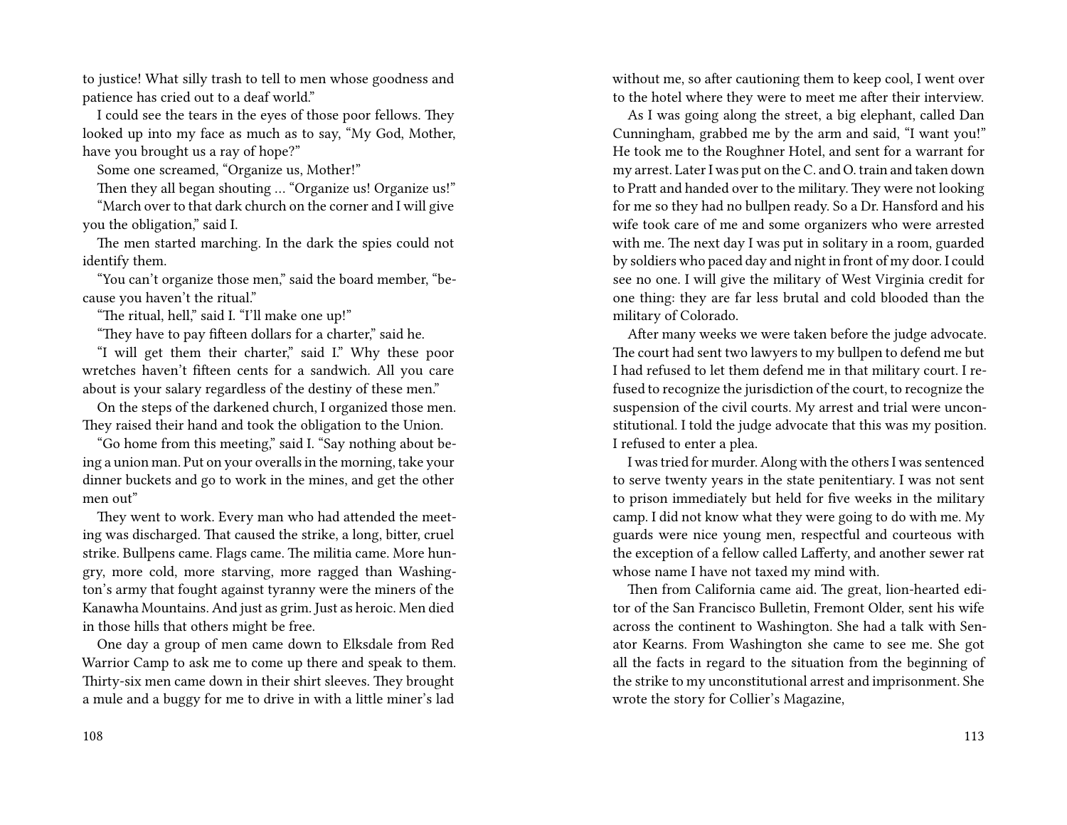to justice! What silly trash to tell to men whose goodness and patience has cried out to a deaf world."

I could see the tears in the eyes of those poor fellows. They looked up into my face as much as to say, "My God, Mother, have you brought us a ray of hope?"

Some one screamed, "Organize us, Mother!"

Then they all began shouting … "Organize us! Organize us!"

"March over to that dark church on the corner and I will give you the obligation," said I.

The men started marching. In the dark the spies could not identify them.

"You can't organize those men," said the board member, "because you haven't the ritual."

"The ritual, hell," said I. "I'll make one up!"

"They have to pay fifteen dollars for a charter," said he.

"I will get them their charter," said I." Why these poor wretches haven't fifteen cents for a sandwich. All you care about is your salary regardless of the destiny of these men."

On the steps of the darkened church, I organized those men. They raised their hand and took the obligation to the Union.

"Go home from this meeting," said I. "Say nothing about being a union man. Put on your overalls in the morning, take your dinner buckets and go to work in the mines, and get the other men out"

They went to work. Every man who had attended the meeting was discharged. That caused the strike, a long, bitter, cruel strike. Bullpens came. Flags came. The militia came. More hungry, more cold, more starving, more ragged than Washington's army that fought against tyranny were the miners of the Kanawha Mountains. And just as grim. Just as heroic. Men died in those hills that others might be free.

One day a group of men came down to Elksdale from Red Warrior Camp to ask me to come up there and speak to them. Thirty-six men came down in their shirt sleeves. They brought a mule and a buggy for me to drive in with a little miner's lad

without me, so after cautioning them to keep cool, I went over to the hotel where they were to meet me after their interview.

As I was going along the street, a big elephant, called Dan Cunningham, grabbed me by the arm and said, "I want you!" He took me to the Roughner Hotel, and sent for a warrant for my arrest. Later I was put on the C. and O. train and taken down to Pratt and handed over to the military. They were not looking for me so they had no bullpen ready. So a Dr. Hansford and his wife took care of me and some organizers who were arrested with me. The next day I was put in solitary in a room, guarded by soldiers who paced day and night in front of my door. I could see no one. I will give the military of West Virginia credit for one thing: they are far less brutal and cold blooded than the military of Colorado.

After many weeks we were taken before the judge advocate. The court had sent two lawyers to my bullpen to defend me but I had refused to let them defend me in that military court. I refused to recognize the jurisdiction of the court, to recognize the suspension of the civil courts. My arrest and trial were unconstitutional. I told the judge advocate that this was my position. I refused to enter a plea.

I was tried for murder. Along with the others I was sentenced to serve twenty years in the state penitentiary. I was not sent to prison immediately but held for five weeks in the military camp. I did not know what they were going to do with me. My guards were nice young men, respectful and courteous with the exception of a fellow called Lafferty, and another sewer rat whose name I have not taxed my mind with.

Then from California came aid. The great, lion-hearted editor of the San Francisco Bulletin, Fremont Older, sent his wife across the continent to Washington. She had a talk with Senator Kearns. From Washington she came to see me. She got all the facts in regard to the situation from the beginning of the strike to my unconstitutional arrest and imprisonment. She wrote the story for Collier's Magazine,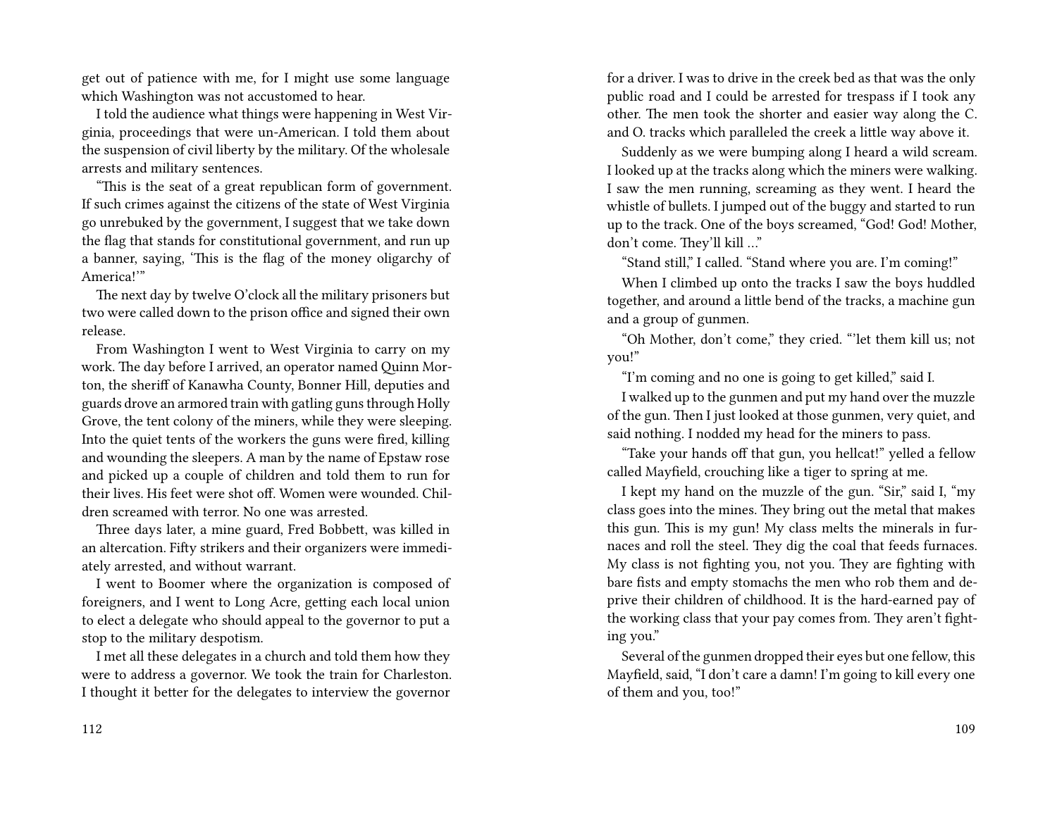get out of patience with me, for I might use some language which Washington was not accustomed to hear.

I told the audience what things were happening in West Virginia, proceedings that were un-American. I told them about the suspension of civil liberty by the military. Of the wholesale arrests and military sentences.

"This is the seat of a great republican form of government. If such crimes against the citizens of the state of West Virginia go unrebuked by the government, I suggest that we take down the flag that stands for constitutional government, and run up a banner, saying, 'This is the flag of the money oligarchy of America!'"

The next day by twelve O'clock all the military prisoners but two were called down to the prison office and signed their own release.

From Washington I went to West Virginia to carry on my work. The day before I arrived, an operator named Quinn Morton, the sheriff of Kanawha County, Bonner Hill, deputies and guards drove an armored train with gatling guns through Holly Grove, the tent colony of the miners, while they were sleeping. Into the quiet tents of the workers the guns were fired, killing and wounding the sleepers. A man by the name of Epstaw rose and picked up a couple of children and told them to run for their lives. His feet were shot off. Women were wounded. Children screamed with terror. No one was arrested.

Three days later, a mine guard, Fred Bobbett, was killed in an altercation. Fifty strikers and their organizers were immediately arrested, and without warrant.

I went to Boomer where the organization is composed of foreigners, and I went to Long Acre, getting each local union to elect a delegate who should appeal to the governor to put a stop to the military despotism.

I met all these delegates in a church and told them how they were to address a governor. We took the train for Charleston. I thought it better for the delegates to interview the governor

for a driver. I was to drive in the creek bed as that was the only public road and I could be arrested for trespass if I took any other. The men took the shorter and easier way along the C. and O. tracks which paralleled the creek a little way above it.

Suddenly as we were bumping along I heard a wild scream. I looked up at the tracks along which the miners were walking. I saw the men running, screaming as they went. I heard the whistle of bullets. I jumped out of the buggy and started to run up to the track. One of the boys screamed, "God! God! Mother, don't come. They'll kill …"

"Stand still," I called. "Stand where you are. I'm coming!"

When I climbed up onto the tracks I saw the boys huddled together, and around a little bend of the tracks, a machine gun and a group of gunmen.

"Oh Mother, don't come," they cried. "'let them kill us; not you!"

"I'm coming and no one is going to get killed," said I.

I walked up to the gunmen and put my hand over the muzzle of the gun. Then I just looked at those gunmen, very quiet, and said nothing. I nodded my head for the miners to pass.

"Take your hands off that gun, you hellcat!" yelled a fellow called Mayfield, crouching like a tiger to spring at me.

I kept my hand on the muzzle of the gun. "Sir," said I, "my class goes into the mines. They bring out the metal that makes this gun. This is my gun! My class melts the minerals in furnaces and roll the steel. They dig the coal that feeds furnaces. My class is not fighting you, not you. They are fighting with bare fists and empty stomachs the men who rob them and deprive their children of childhood. It is the hard-earned pay of the working class that your pay comes from. They aren't fighting you."

Several of the gunmen dropped their eyes but one fellow, this Mayfield, said, "I don't care a damn! I'm going to kill every one of them and you, too!"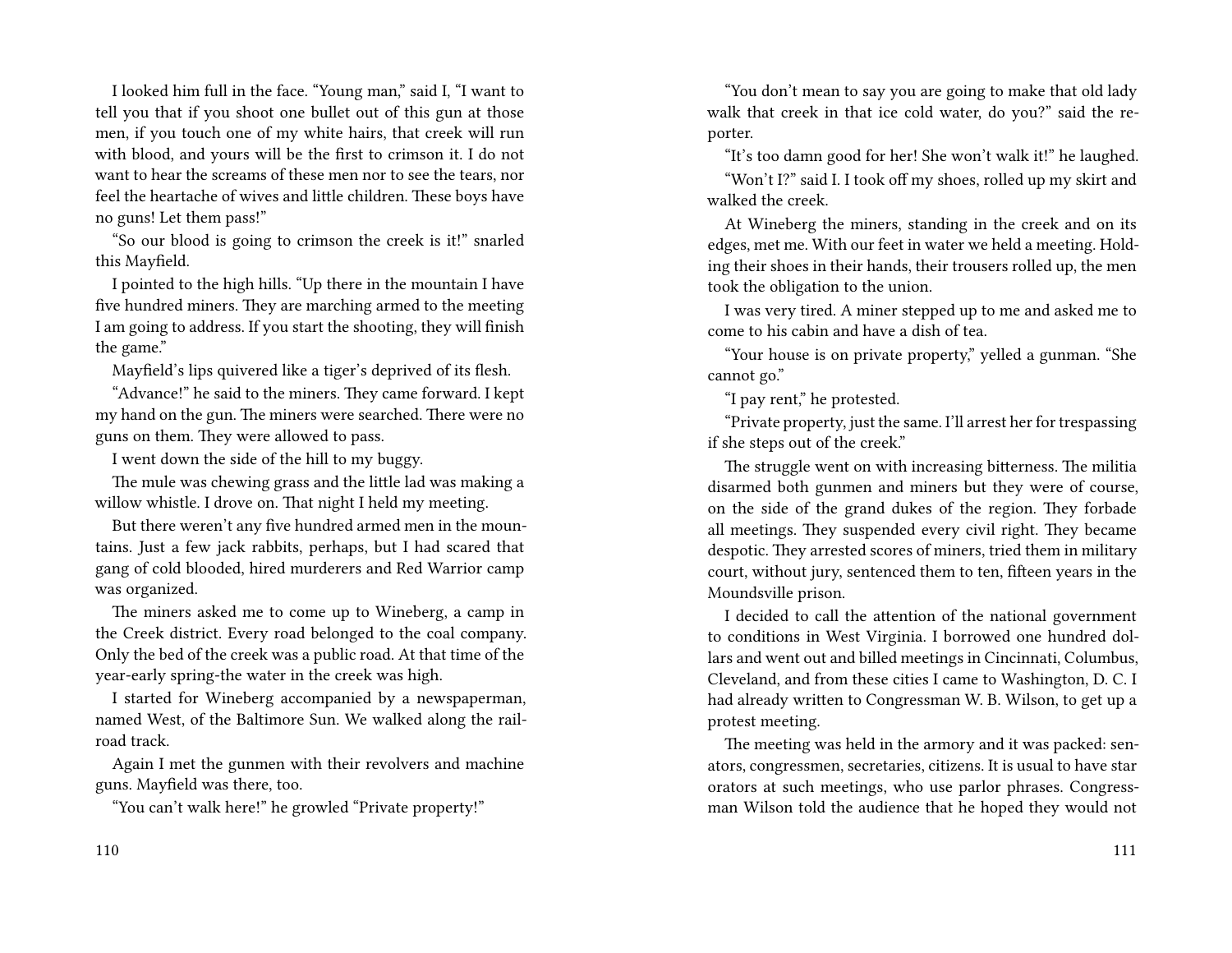I looked him full in the face. "Young man," said I, "I want to tell you that if you shoot one bullet out of this gun at those men, if you touch one of my white hairs, that creek will run with blood, and yours will be the first to crimson it. I do not want to hear the screams of these men nor to see the tears, nor feel the heartache of wives and little children. These boys have no guns! Let them pass!"

"So our blood is going to crimson the creek is it!" snarled this Mayfield.

I pointed to the high hills. "Up there in the mountain I have five hundred miners. They are marching armed to the meeting I am going to address. If you start the shooting, they will finish the game."

Mayfield's lips quivered like a tiger's deprived of its flesh.

"Advance!" he said to the miners. They came forward. I kept my hand on the gun. The miners were searched. There were no guns on them. They were allowed to pass.

I went down the side of the hill to my buggy.

The mule was chewing grass and the little lad was making a willow whistle. I drove on. That night I held my meeting.

But there weren't any five hundred armed men in the mountains. Just a few jack rabbits, perhaps, but I had scared that gang of cold blooded, hired murderers and Red Warrior camp was organized.

The miners asked me to come up to Wineberg, a camp in the Creek district. Every road belonged to the coal company. Only the bed of the creek was a public road. At that time of the year-early spring-the water in the creek was high.

I started for Wineberg accompanied by a newspaperman, named West, of the Baltimore Sun. We walked along the railroad track.

Again I met the gunmen with their revolvers and machine guns. Mayfield was there, too.

"You can't walk here!" he growled "Private property!"

"You don't mean to say you are going to make that old lady walk that creek in that ice cold water, do you?" said the reporter.

"It's too damn good for her! She won't walk it!" he laughed.

"Won't I?" said I. I took off my shoes, rolled up my skirt and walked the creek.

At Wineberg the miners, standing in the creek and on its edges, met me. With our feet in water we held a meeting. Holding their shoes in their hands, their trousers rolled up, the men took the obligation to the union.

I was very tired. A miner stepped up to me and asked me to come to his cabin and have a dish of tea.

"Your house is on private property," yelled a gunman. "She cannot go."

"I pay rent," he protested.

"Private property, just the same. I'll arrest her for trespassing if she steps out of the creek."

The struggle went on with increasing bitterness. The militia disarmed both gunmen and miners but they were of course, on the side of the grand dukes of the region. They forbade all meetings. They suspended every civil right. They became despotic. They arrested scores of miners, tried them in military court, without jury, sentenced them to ten, fifteen years in the Moundsville prison.

I decided to call the attention of the national government to conditions in West Virginia. I borrowed one hundred dollars and went out and billed meetings in Cincinnati, Columbus, Cleveland, and from these cities I came to Washington, D. C. I had already written to Congressman W. B. Wilson, to get up a protest meeting.

The meeting was held in the armory and it was packed: senators, congressmen, secretaries, citizens. It is usual to have star orators at such meetings, who use parlor phrases. Congressman Wilson told the audience that he hoped they would not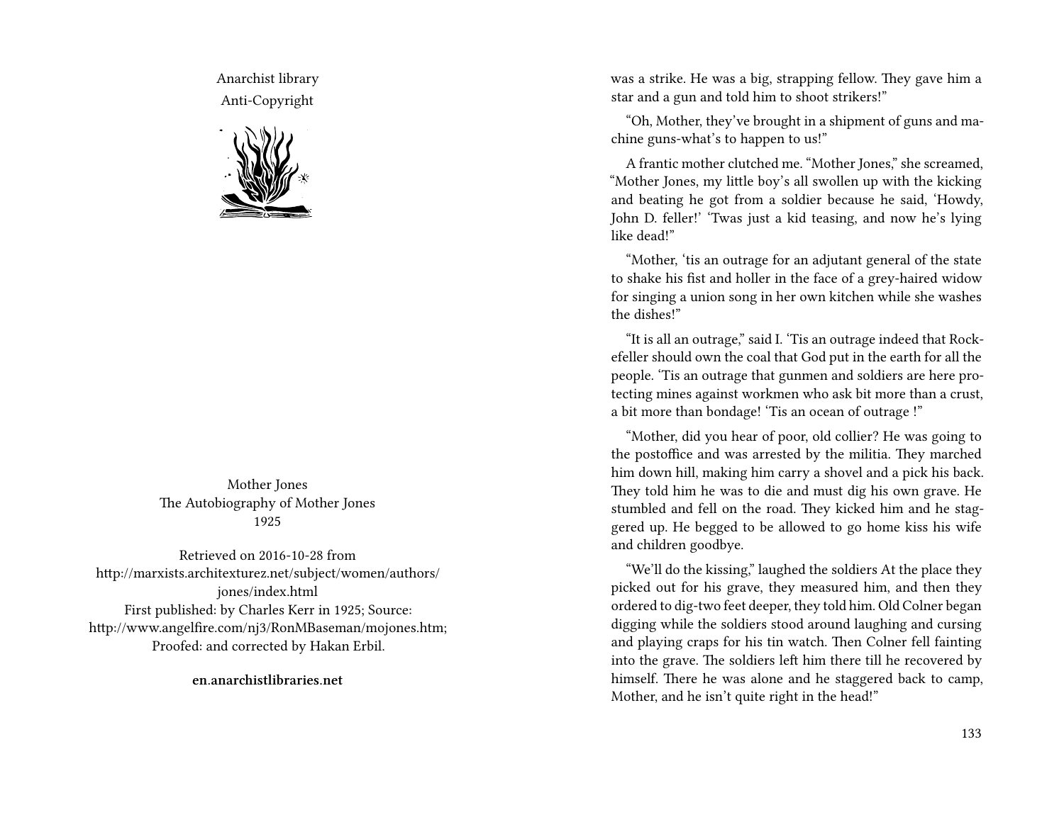Anarchist library
Anti-Copyright

Mother Jones
The Autobiography of Mother Jones
1925

Retrieved on 2016-10-28 from http://marxists.architexturez.net/subject/women/authors/jones/index.html
First published: by Charles Kerr in 1925; Source: http://www.angelfire.com/nj3/RonMBaseman/mojones.htm; Proofed: and corrected by Hakan Erbil.

**en.anarchistlibraries.net**

was a strike. He was a big, strapping fellow. They gave him a star and a gun and told him to shoot strikers!"

"Oh, Mother, they've brought in a shipment of guns and machine guns-what's to happen to us!"

A frantic mother clutched me. "Mother Jones," she screamed, "Mother Jones, my little boy's all swollen up with the kicking and beating he got from a soldier because he said, 'Howdy, John D. feller!' 'Twas just a kid teasing, and now he's lying like dead!"

"Mother, 'tis an outrage for an adjutant general of the state to shake his fist and holler in the face of a grey-haired widow for singing a union song in her own kitchen while she washes the dishes!"

"It is all an outrage," said I. 'Tis an outrage indeed that Rockefeller should own the coal that God put in the earth for all the people. 'Tis an outrage that gunmen and soldiers are here protecting mines against workmen who ask bit more than a crust, a bit more than bondage! 'Tis an ocean of outrage !"

"Mother, did you hear of poor, old collier? He was going to the postoffice and was arrested by the militia. They marched him down hill, making him carry a shovel and a pick his back. They told him he was to die and must dig his own grave. He stumbled and fell on the road. They kicked him and he staggered up. He begged to be allowed to go home kiss his wife and children goodbye.

"We'll do the kissing," laughed the soldiers At the place they picked out for his grave, they measured him, and then they ordered to dig-two feet deeper, they told him. Old Colner began digging while the soldiers stood around laughing and cursing and playing craps for his tin watch. Then Colner fell fainting into the grave. The soldiers left him there till he recovered by himself. There he was alone and he staggered back to camp, Mother, and he isn't quite right in the head!"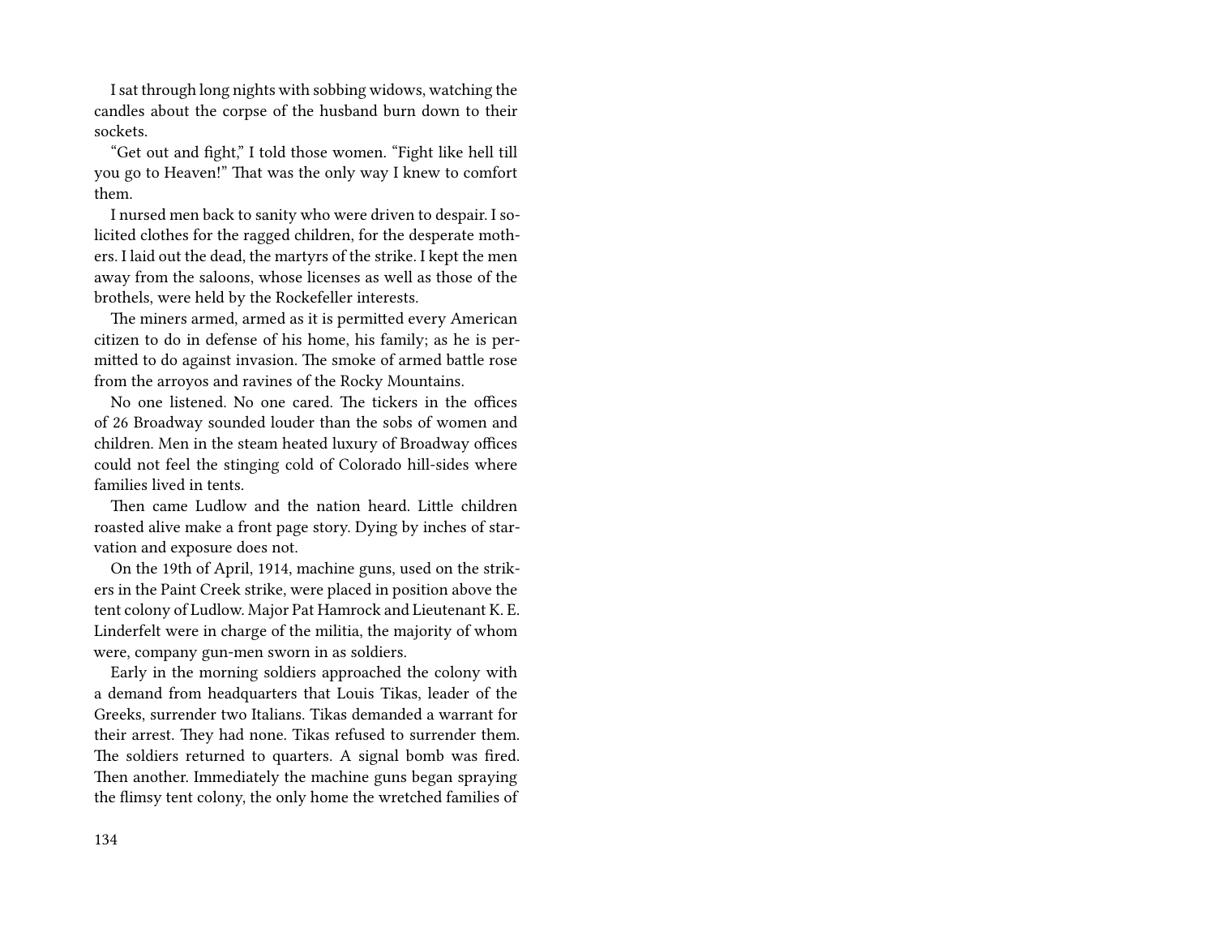I sat through long nights with sobbing widows, watching the candles about the corpse of the husband burn down to their sockets.

"Get out and fight," I told those women. "Fight like hell till you go to Heaven!" That was the only way I knew to comfort them.

I nursed men back to sanity who were driven to despair. I solicited clothes for the ragged children, for the desperate mothers. I laid out the dead, the martyrs of the strike. I kept the men away from the saloons, whose licenses as well as those of the brothels, were held by the Rockefeller interests.

The miners armed, armed as it is permitted every American citizen to do in defense of his home, his family; as he is permitted to do against invasion. The smoke of armed battle rose from the arroyos and ravines of the Rocky Mountains.

No one listened. No one cared. The tickers in the offices of 26 Broadway sounded louder than the sobs of women and children. Men in the steam heated luxury of Broadway offices could not feel the stinging cold of Colorado hill-sides where families lived in tents.

Then came Ludlow and the nation heard. Little children roasted alive make a front page story. Dying by inches of starvation and exposure does not.

On the 19th of April, 1914, machine guns, used on the strikers in the Paint Creek strike, were placed in position above the tent colony of Ludlow. Major Pat Hamrock and Lieutenant K. E. Linderfelt were in charge of the militia, the majority of whom were, company gun-men sworn in as soldiers.

Early in the morning soldiers approached the colony with a demand from headquarters that Louis Tikas, leader of the Greeks, surrender two Italians. Tikas demanded a warrant for their arrest. They had none. Tikas refused to surrender them. The soldiers returned to quarters. A signal bomb was fired. Then another. Immediately the machine guns began spraying the flimsy tent colony, the only home the wretched families of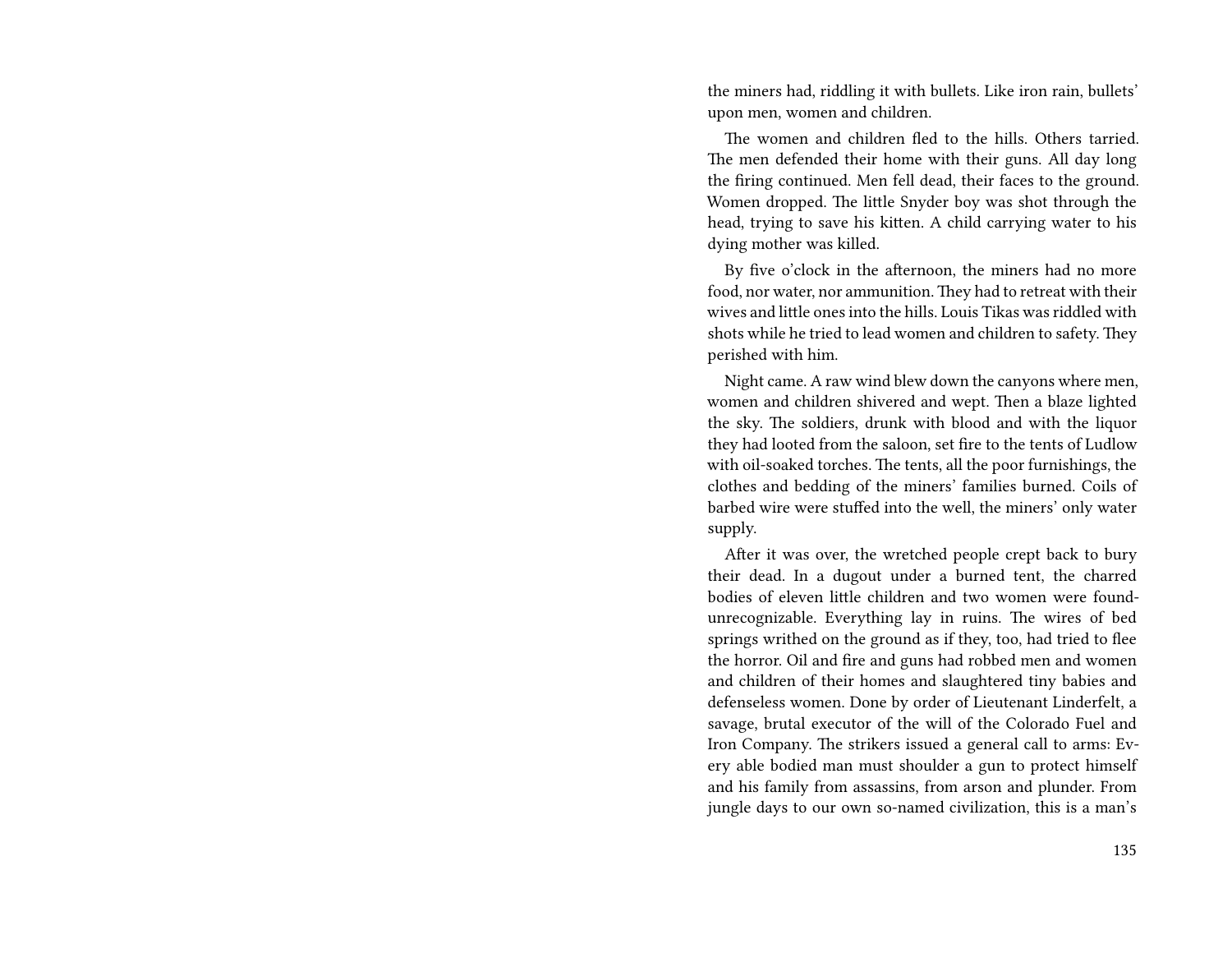the miners had, riddling it with bullets. Like iron rain, bullets' upon men, women and children.

The women and children fled to the hills. Others tarried. The men defended their home with their guns. All day long the firing continued. Men fell dead, their faces to the ground. Women dropped. The little Snyder boy was shot through the head, trying to save his kitten. A child carrying water to his dying mother was killed.

By five o'clock in the afternoon, the miners had no more food, nor water, nor ammunition. They had to retreat with their wives and little ones into the hills. Louis Tikas was riddled with shots while he tried to lead women and children to safety. They perished with him.

Night came. A raw wind blew down the canyons where men, women and children shivered and wept. Then a blaze lighted the sky. The soldiers, drunk with blood and with the liquor they had looted from the saloon, set fire to the tents of Ludlow with oil-soaked torches. The tents, all the poor furnishings, the clothes and bedding of the miners' families burned. Coils of barbed wire were stuffed into the well, the miners' only water supply.

After it was over, the wretched people crept back to bury their dead. In a dugout under a burned tent, the charred bodies of eleven little children and two women were found-unrecognizable. Everything lay in ruins. The wires of bed springs writhed on the ground as if they, too, had tried to flee the horror. Oil and fire and guns had robbed men and women and children of their homes and slaughtered tiny babies and defenseless women. Done by order of Lieutenant Linderfelt, a savage, brutal executor of the will of the Colorado Fuel and Iron Company. The strikers issued a general call to arms: Every able bodied man must shoulder a gun to protect himself and his family from assassins, from arson and plunder. From jungle days to our own so-named civilization, this is a man's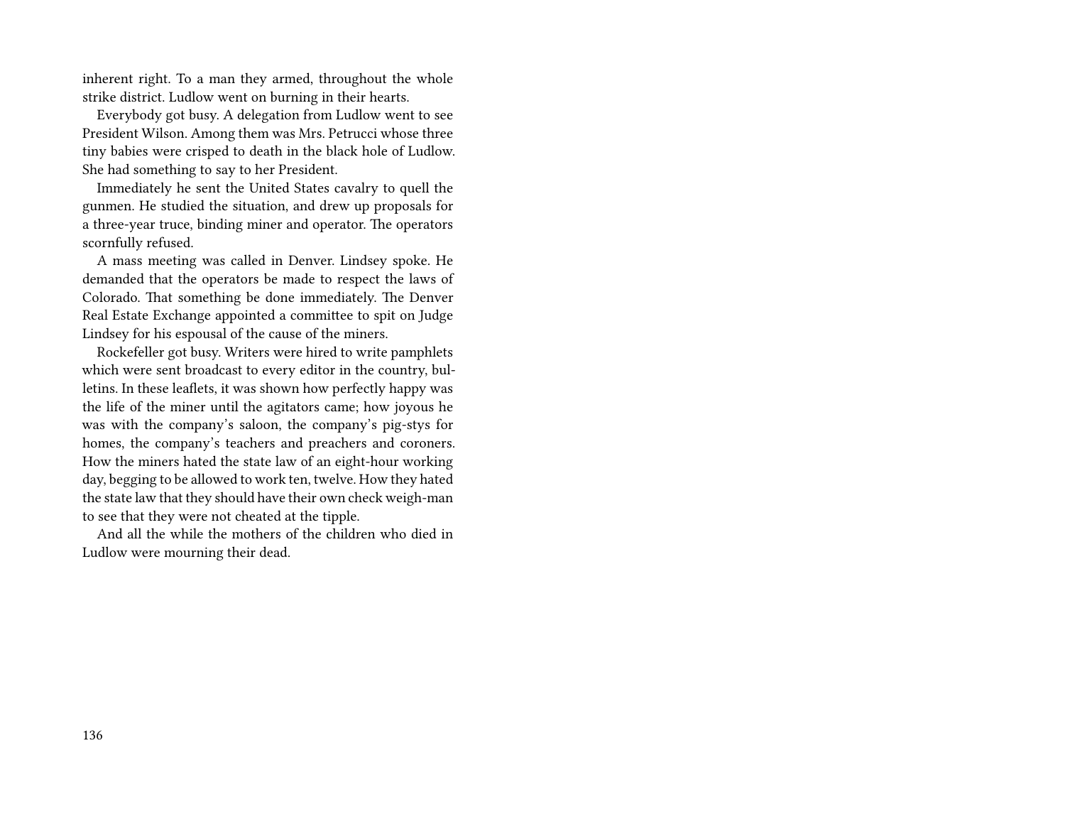inherent right. To a man they armed, throughout the whole strike district. Ludlow went on burning in their hearts.

Everybody got busy. A delegation from Ludlow went to see President Wilson. Among them was Mrs. Petrucci whose three tiny babies were crisped to death in the black hole of Ludlow. She had something to say to her President.

Immediately he sent the United States cavalry to quell the gunmen. He studied the situation, and drew up proposals for a three-year truce, binding miner and operator. The operators scornfully refused.

A mass meeting was called in Denver. Lindsey spoke. He demanded that the operators be made to respect the laws of Colorado. That something be done immediately. The Denver Real Estate Exchange appointed a committee to spit on Judge Lindsey for his espousal of the cause of the miners.

Rockefeller got busy. Writers were hired to write pamphlets which were sent broadcast to every editor in the country, bulletins. In these leaflets, it was shown how perfectly happy was the life of the miner until the agitators came; how joyous he was with the company's saloon, the company's pig-stys for homes, the company's teachers and preachers and coroners. How the miners hated the state law of an eight-hour working day, begging to be allowed to work ten, twelve. How they hated the state law that they should have their own check weigh-man to see that they were not cheated at the tipple.

And all the while the mothers of the children who died in Ludlow were mourning their dead.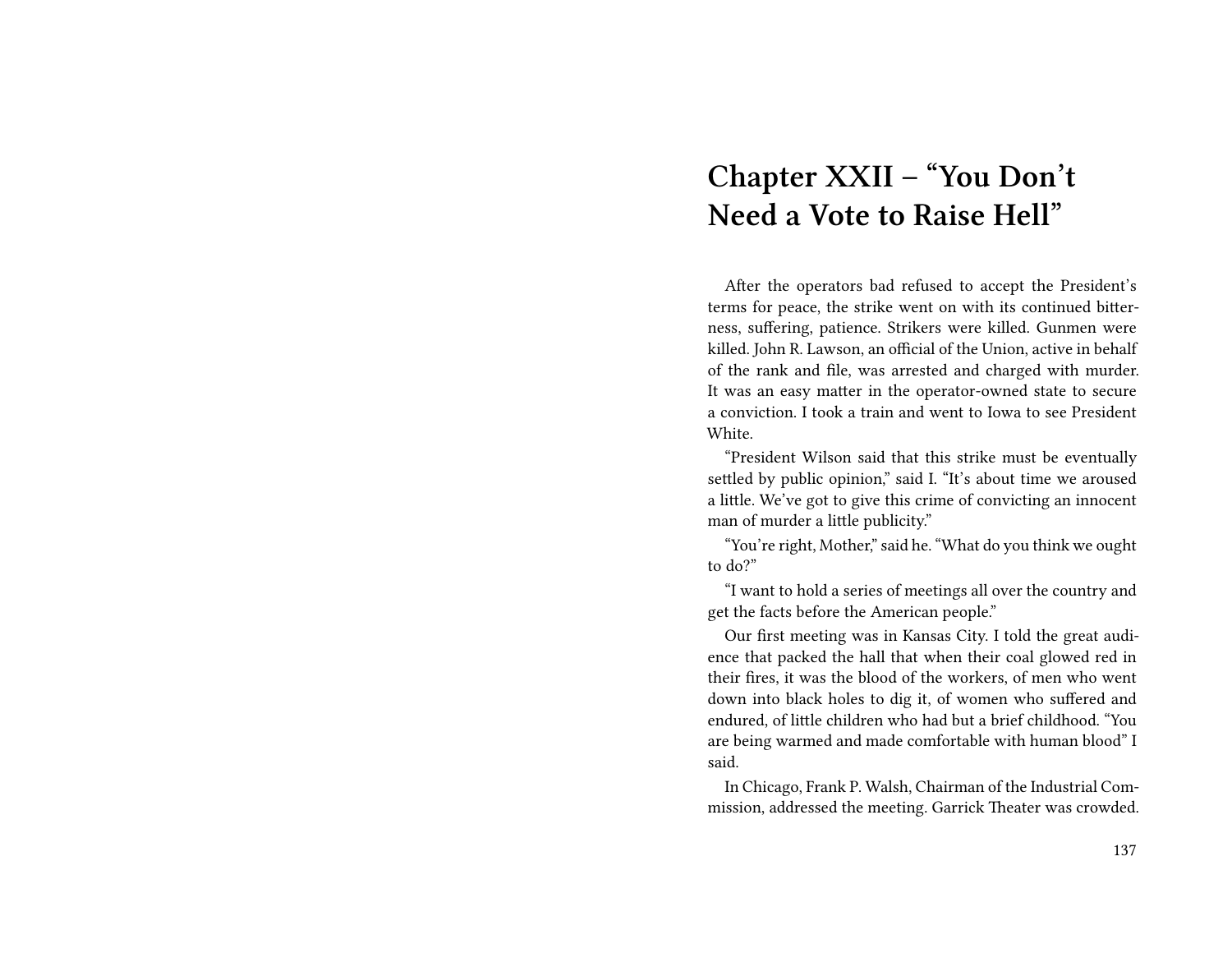# Chapter XXII – "You Don't Need a Vote to Raise Hell"

After the operators bad refused to accept the President's terms for peace, the strike went on with its continued bitterness, suffering, patience. Strikers were killed. Gunmen were killed. John R. Lawson, an official of the Union, active in behalf of the rank and file, was arrested and charged with murder. It was an easy matter in the operator-owned state to secure a conviction. I took a train and went to Iowa to see President White.

"President Wilson said that this strike must be eventually settled by public opinion," said I. "It's about time we aroused a little. We've got to give this crime of convicting an innocent man of murder a little publicity."

"You're right, Mother," said he. "What do you think we ought to do?"

"I want to hold a series of meetings all over the country and get the facts before the American people."

Our first meeting was in Kansas City. I told the great audience that packed the hall that when their coal glowed red in their fires, it was the blood of the workers, of men who went down into black holes to dig it, of women who suffered and endured, of little children who had but a brief childhood. "You are being warmed and made comfortable with human blood" I said.

In Chicago, Frank P. Walsh, Chairman of the Industrial Commission, addressed the meeting. Garrick Theater was crowded.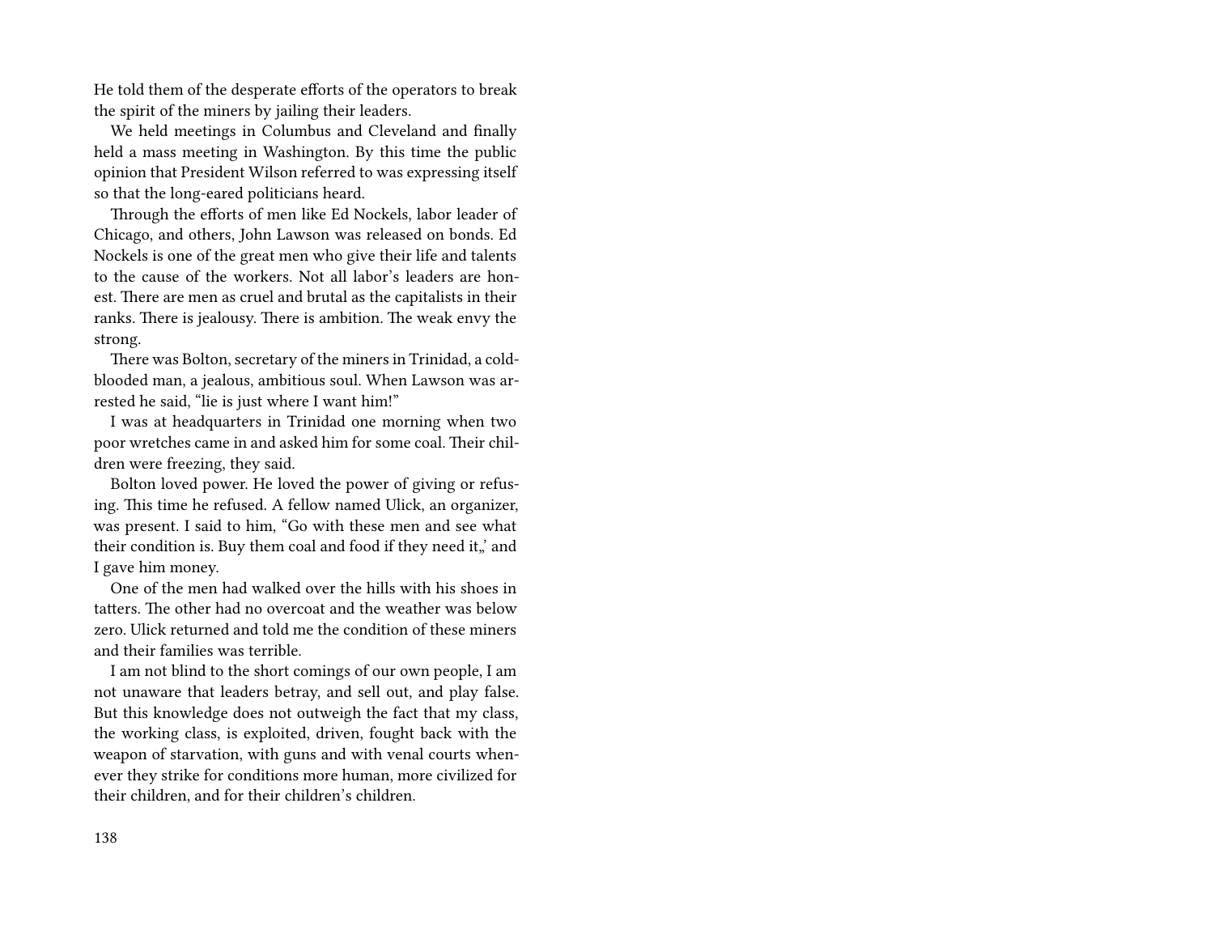He told them of the desperate efforts of the operators to break the spirit of the miners by jailing their leaders.

We held meetings in Columbus and Cleveland and finally held a mass meeting in Washington. By this time the public opinion that President Wilson referred to was expressing itself so that the long-eared politicians heard.

Through the efforts of men like Ed Nockels, labor leader of Chicago, and others, John Lawson was released on bonds. Ed Nockels is one of the great men who give their life and talents to the cause of the workers. Not all labor's leaders are honest. There are men as cruel and brutal as the capitalists in their ranks. There is jealousy. There is ambition. The weak envy the strong.

There was Bolton, secretary of the miners in Trinidad, a cold-blooded man, a jealous, ambitious soul. When Lawson was arrested he said, "lie is just where I want him!"

I was at headquarters in Trinidad one morning when two poor wretches came in and asked him for some coal. Their children were freezing, they said.

Bolton loved power. He loved the power of giving or refusing. This time he refused. A fellow named Ulick, an organizer, was present. I said to him, "Go with these men and see what their condition is. Buy them coal and food if they need it,' and I gave him money.

One of the men had walked over the hills with his shoes in tatters. The other had no overcoat and the weather was below zero. Ulick returned and told me the condition of these miners and their families was terrible.

I am not blind to the short comings of our own people, I am not unaware that leaders betray, and sell out, and play false. But this knowledge does not outweigh the fact that my class, the working class, is exploited, driven, fought back with the weapon of starvation, with guns and with venal courts whenever they strike for conditions more human, more civilized for their children, and for their children's children.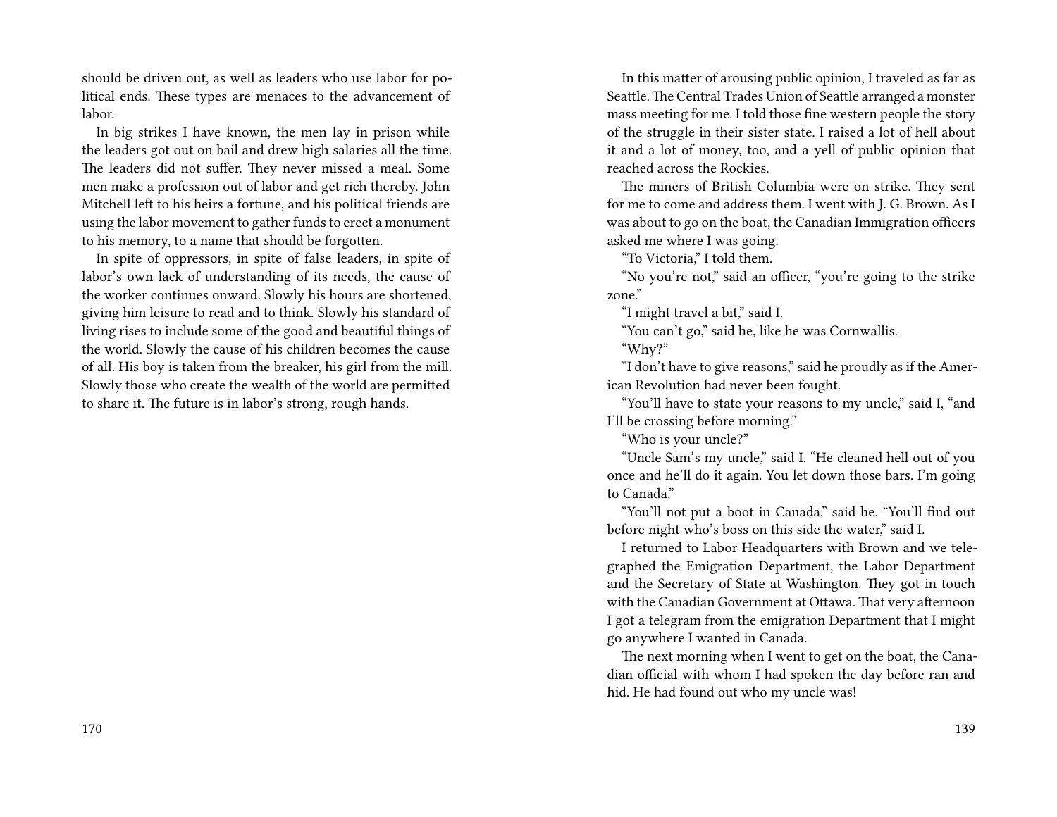should be driven out, as well as leaders who use labor for political ends. These types are menaces to the advancement of labor.

In big strikes I have known, the men lay in prison while the leaders got out on bail and drew high salaries all the time. The leaders did not suffer. They never missed a meal. Some men make a profession out of labor and get rich thereby. John Mitchell left to his heirs a fortune, and his political friends are using the labor movement to gather funds to erect a monument to his memory, to a name that should be forgotten.

In spite of oppressors, in spite of false leaders, in spite of labor's own lack of understanding of its needs, the cause of the worker continues onward. Slowly his hours are shortened, giving him leisure to read and to think. Slowly his standard of living rises to include some of the good and beautiful things of the world. Slowly the cause of his children becomes the cause of all. His boy is taken from the breaker, his girl from the mill. Slowly those who create the wealth of the world are permitted to share it. The future is in labor's strong, rough hands.

In this matter of arousing public opinion, I traveled as far as Seattle. The Central Trades Union of Seattle arranged a monster mass meeting for me. I told those fine western people the story of the struggle in their sister state. I raised a lot of hell about it and a lot of money, too, and a yell of public opinion that reached across the Rockies.

The miners of British Columbia were on strike. They sent for me to come and address them. I went with J. G. Brown. As I was about to go on the boat, the Canadian Immigration officers asked me where I was going.

"To Victoria," I told them.

"No you're not," said an officer, "you're going to the strike zone."

"I might travel a bit," said I.

"You can't go," said he, like he was Cornwallis.

"Why?"

"I don't have to give reasons," said he proudly as if the American Revolution had never been fought.

"You'll have to state your reasons to my uncle," said I, "and I'll be crossing before morning."

"Who is your uncle?"

"Uncle Sam's my uncle," said I. "He cleaned hell out of you once and he'll do it again. You let down those bars. I'm going to Canada."

"You'll not put a boot in Canada," said he. "You'll find out before night who's boss on this side the water," said I.

I returned to Labor Headquarters with Brown and we telegraphed the Emigration Department, the Labor Department and the Secretary of State at Washington. They got in touch with the Canadian Government at Ottawa. That very afternoon I got a telegram from the emigration Department that I might go anywhere I wanted in Canada.

The next morning when I went to get on the boat, the Canadian official with whom I had spoken the day before ran and hid. He had found out who my uncle was!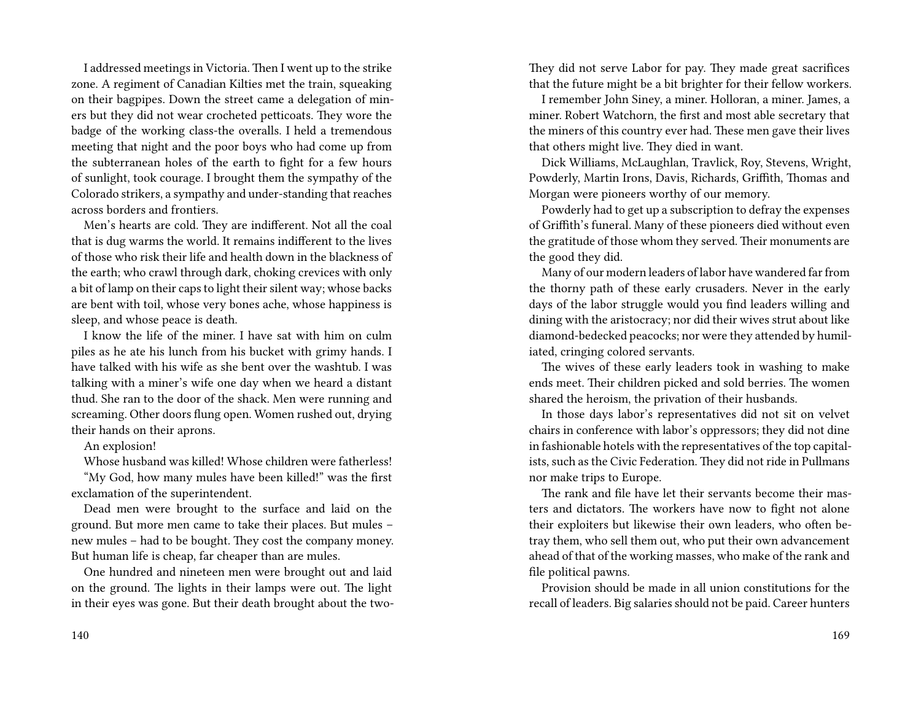I addressed meetings in Victoria. Then I went up to the strike zone. A regiment of Canadian Kilties met the train, squeaking on their bagpipes. Down the street came a delegation of miners but they did not wear crocheted petticoats. They wore the badge of the working class-the overalls. I held a tremendous meeting that night and the poor boys who had come up from the subterranean holes of the earth to fight for a few hours of sunlight, took courage. I brought them the sympathy of the Colorado strikers, a sympathy and under-standing that reaches across borders and frontiers.

Men's hearts are cold. They are indifferent. Not all the coal that is dug warms the world. It remains indifferent to the lives of those who risk their life and health down in the blackness of the earth; who crawl through dark, choking crevices with only a bit of lamp on their caps to light their silent way; whose backs are bent with toil, whose very bones ache, whose happiness is sleep, and whose peace is death.

I know the life of the miner. I have sat with him on culm piles as he ate his lunch from his bucket with grimy hands. I have talked with his wife as she bent over the washtub. I was talking with a miner's wife one day when we heard a distant thud. She ran to the door of the shack. Men were running and screaming. Other doors flung open. Women rushed out, drying their hands on their aprons.

An explosion!

Whose husband was killed! Whose children were fatherless!

"My God, how many mules have been killed!" was the first exclamation of the superintendent.

Dead men were brought to the surface and laid on the ground. But more men came to take their places. But mules – new mules – had to be bought. They cost the company money. But human life is cheap, far cheaper than are mules.

One hundred and nineteen men were brought out and laid on the ground. The lights in their lamps were out. The light in their eyes was gone. But their death brought about the two-

They did not serve Labor for pay. They made great sacrifices that the future might be a bit brighter for their fellow workers.

I remember John Siney, a miner. Holloran, a miner. James, a miner. Robert Watchorn, the first and most able secretary that the miners of this country ever had. These men gave their lives that others might live. They died in want.

Dick Williams, McLaughlan, Travlick, Roy, Stevens, Wright, Powderly, Martin Irons, Davis, Richards, Griffith, Thomas and Morgan were pioneers worthy of our memory.

Powderly had to get up a subscription to defray the expenses of Griffith's funeral. Many of these pioneers died without even the gratitude of those whom they served. Their monuments are the good they did.

Many of our modern leaders of labor have wandered far from the thorny path of these early crusaders. Never in the early days of the labor struggle would you find leaders willing and dining with the aristocracy; nor did their wives strut about like diamond-bedecked peacocks; nor were they attended by humiliated, cringing colored servants.

The wives of these early leaders took in washing to make ends meet. Their children picked and sold berries. The women shared the heroism, the privation of their husbands.

In those days labor's representatives did not sit on velvet chairs in conference with labor's oppressors; they did not dine in fashionable hotels with the representatives of the top capitalists, such as the Civic Federation. They did not ride in Pullmans nor make trips to Europe.

The rank and file have let their servants become their masters and dictators. The workers have now to fight not alone their exploiters but likewise their own leaders, who often betray them, who sell them out, who put their own advancement ahead of that of the working masses, who make of the rank and file political pawns.

Provision should be made in all union constitutions for the recall of leaders. Big salaries should not be paid. Career hunters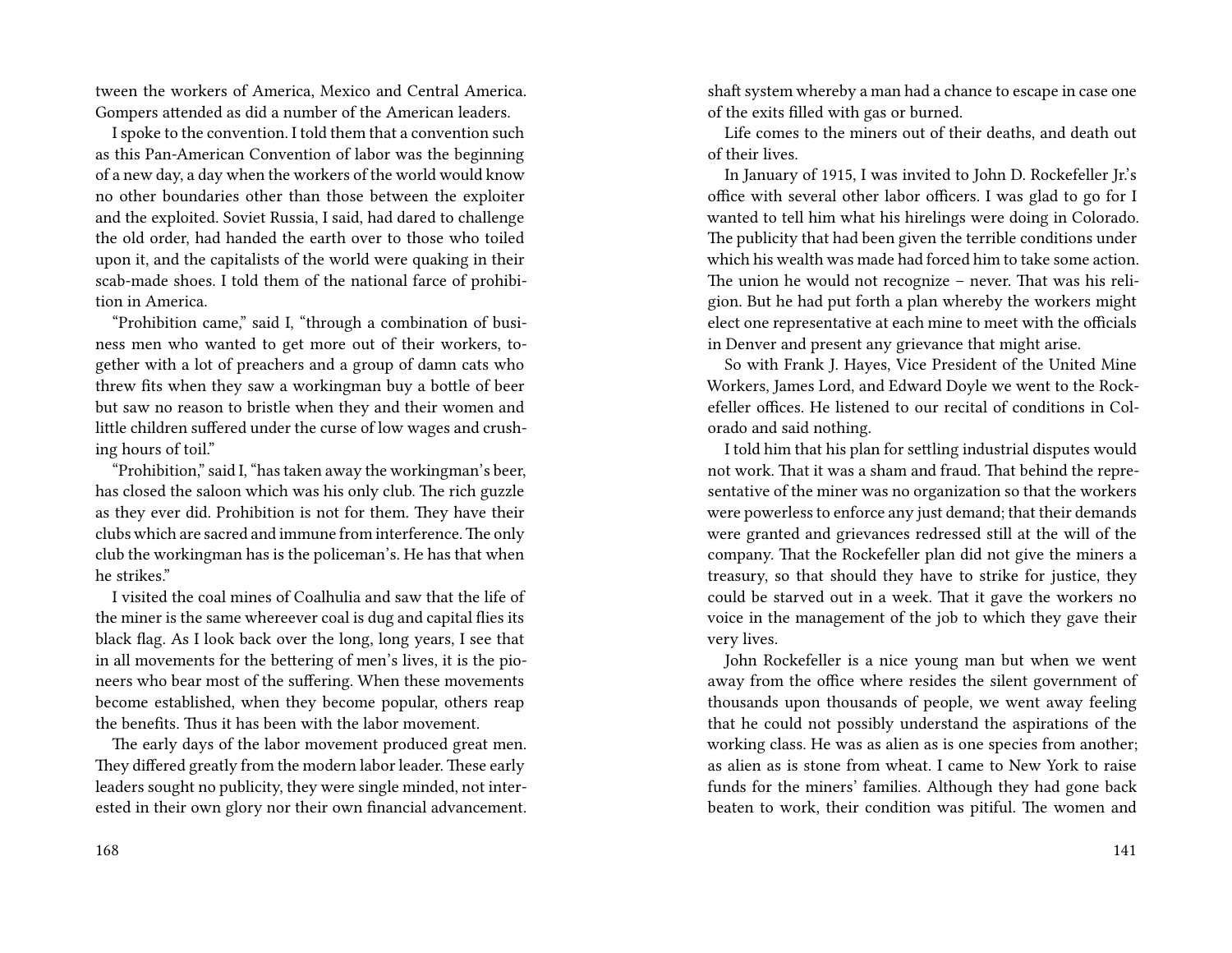tween the workers of America, Mexico and Central America. Gompers attended as did a number of the American leaders.

I spoke to the convention. I told them that a convention such as this Pan-American Convention of labor was the beginning of a new day, a day when the workers of the world would know no other boundaries other than those between the exploiter and the exploited. Soviet Russia, I said, had dared to challenge the old order, had handed the earth over to those who toiled upon it, and the capitalists of the world were quaking in their scab-made shoes. I told them of the national farce of prohibition in America.

"Prohibition came," said I, "through a combination of business men who wanted to get more out of their workers, together with a lot of preachers and a group of damn cats who threw fits when they saw a workingman buy a bottle of beer but saw no reason to bristle when they and their women and little children suffered under the curse of low wages and crushing hours of toil."

"Prohibition," said I, "has taken away the workingman's beer, has closed the saloon which was his only club. The rich guzzle as they ever did. Prohibition is not for them. They have their clubs which are sacred and immune from interference. The only club the workingman has is the policeman's. He has that when he strikes."

I visited the coal mines of Coalhulia and saw that the life of the miner is the same whereever coal is dug and capital flies its black flag. As I look back over the long, long years, I see that in all movements for the bettering of men's lives, it is the pioneers who bear most of the suffering. When these movements become established, when they become popular, others reap the benefits. Thus it has been with the labor movement.

The early days of the labor movement produced great men. They differed greatly from the modern labor leader. These early leaders sought no publicity, they were single minded, not interested in their own glory nor their own financial advancement.

shaft system whereby a man had a chance to escape in case one of the exits filled with gas or burned.

Life comes to the miners out of their deaths, and death out of their lives.

In January of 1915, I was invited to John D. Rockefeller Jr.'s office with several other labor officers. I was glad to go for I wanted to tell him what his hirelings were doing in Colorado. The publicity that had been given the terrible conditions under which his wealth was made had forced him to take some action. The union he would not recognize – never. That was his religion. But he had put forth a plan whereby the workers might elect one representative at each mine to meet with the officials in Denver and present any grievance that might arise.

So with Frank J. Hayes, Vice President of the United Mine Workers, James Lord, and Edward Doyle we went to the Rockefeller offices. He listened to our recital of conditions in Colorado and said nothing.

I told him that his plan for settling industrial disputes would not work. That it was a sham and fraud. That behind the representative of the miner was no organization so that the workers were powerless to enforce any just demand; that their demands were granted and grievances redressed still at the will of the company. That the Rockefeller plan did not give the miners a treasury, so that should they have to strike for justice, they could be starved out in a week. That it gave the workers no voice in the management of the job to which they gave their very lives.

John Rockefeller is a nice young man but when we went away from the office where resides the silent government of thousands upon thousands of people, we went away feeling that he could not possibly understand the aspirations of the working class. He was as alien as is one species from another; as alien as is stone from wheat. I came to New York to raise funds for the miners' families. Although they had gone back beaten to work, their condition was pitiful. The women and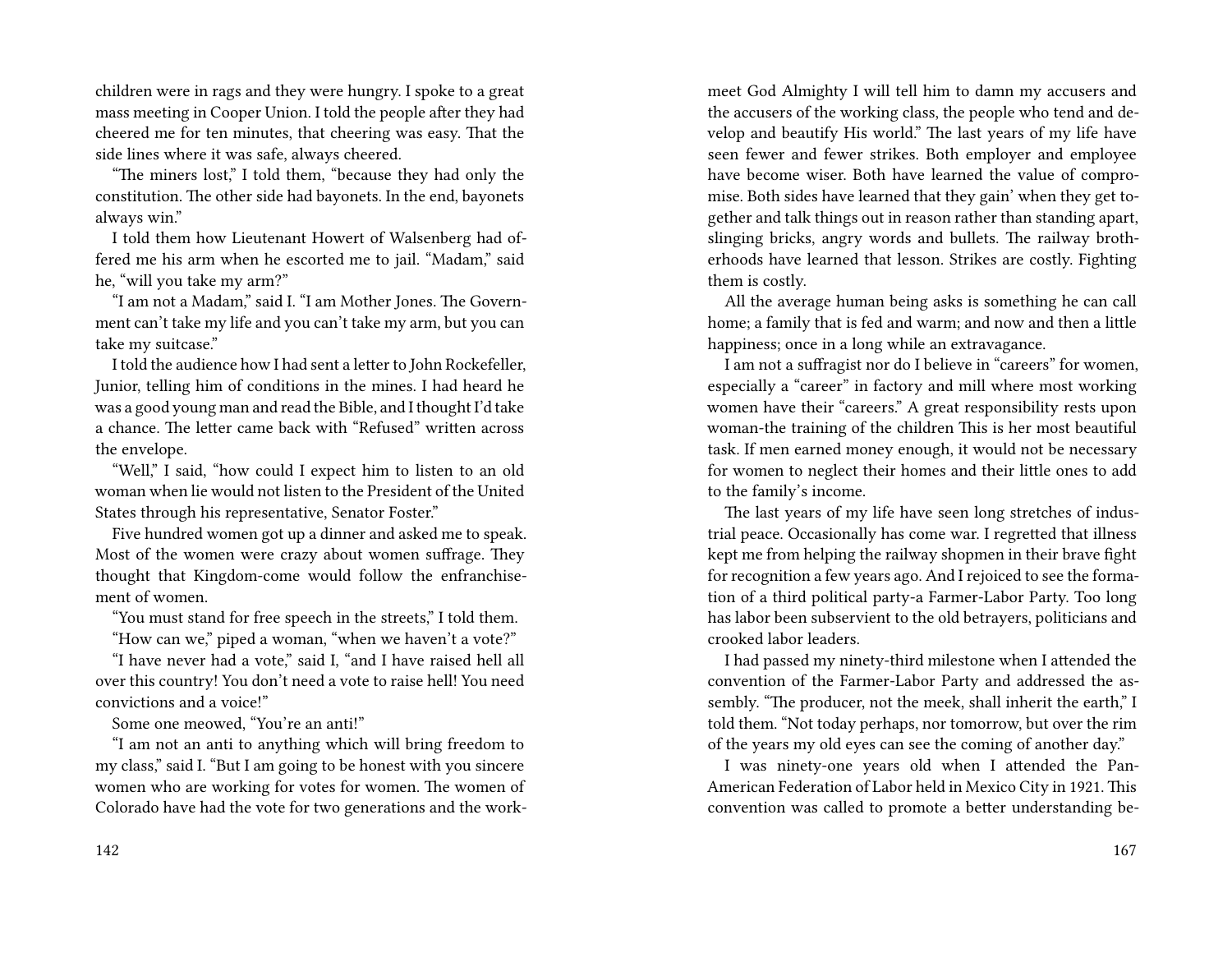children were in rags and they were hungry. I spoke to a great mass meeting in Cooper Union. I told the people after they had cheered me for ten minutes, that cheering was easy. That the side lines where it was safe, always cheered.

"The miners lost," I told them, "because they had only the constitution. The other side had bayonets. In the end, bayonets always win."

I told them how Lieutenant Howert of Walsenberg had offered me his arm when he escorted me to jail. "Madam," said he, "will you take my arm?"

"I am not a Madam," said I. "I am Mother Jones. The Government can't take my life and you can't take my arm, but you can take my suitcase."

I told the audience how I had sent a letter to John Rockefeller, Junior, telling him of conditions in the mines. I had heard he was a good young man and read the Bible, and I thought I'd take a chance. The letter came back with "Refused" written across the envelope.

"Well," I said, "how could I expect him to listen to an old woman when lie would not listen to the President of the United States through his representative, Senator Foster."

Five hundred women got up a dinner and asked me to speak. Most of the women were crazy about women suffrage. They thought that Kingdom-come would follow the enfranchisement of women.

"You must stand for free speech in the streets," I told them.

"How can we," piped a woman, "when we haven't a vote?"

"I have never had a vote," said I, "and I have raised hell all over this country! You don't need a vote to raise hell! You need convictions and a voice!"

Some one meowed, "You're an anti!"

"I am not an anti to anything which will bring freedom to my class," said I. "But I am going to be honest with you sincere women who are working for votes for women. The women of Colorado have had the vote for two generations and the work-

meet God Almighty I will tell him to damn my accusers and the accusers of the working class, the people who tend and develop and beautify His world." The last years of my life have seen fewer and fewer strikes. Both employer and employee have become wiser. Both have learned the value of compromise. Both sides have learned that they gain' when they get together and talk things out in reason rather than standing apart, slinging bricks, angry words and bullets. The railway brotherhoods have learned that lesson. Strikes are costly. Fighting them is costly.

All the average human being asks is something he can call home; a family that is fed and warm; and now and then a little happiness; once in a long while an extravagance.

I am not a suffragist nor do I believe in "careers" for women, especially a "career" in factory and mill where most working women have their "careers." A great responsibility rests upon woman-the training of the children This is her most beautiful task. If men earned money enough, it would not be necessary for women to neglect their homes and their little ones to add to the family's income.

The last years of my life have seen long stretches of industrial peace. Occasionally has come war. I regretted that illness kept me from helping the railway shopmen in their brave fight for recognition a few years ago. And I rejoiced to see the formation of a third political party-a Farmer-Labor Party. Too long has labor been subservient to the old betrayers, politicians and crooked labor leaders.

I had passed my ninety-third milestone when I attended the convention of the Farmer-Labor Party and addressed the assembly. "The producer, not the meek, shall inherit the earth," I told them. "Not today perhaps, nor tomorrow, but over the rim of the years my old eyes can see the coming of another day."

I was ninety-one years old when I attended the Pan-American Federation of Labor held in Mexico City in 1921. This convention was called to promote a better understanding be-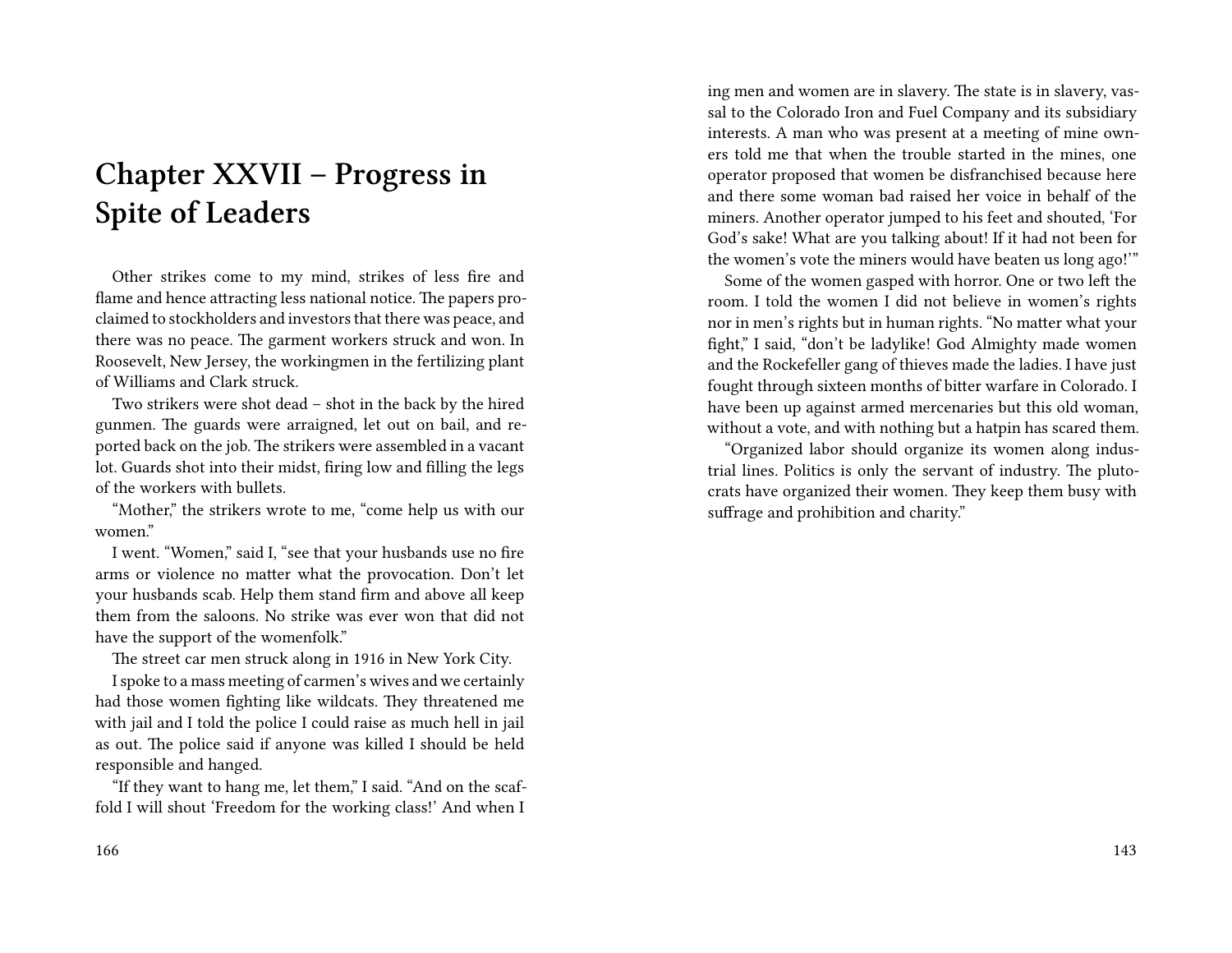# Chapter XXVII – Progress in Spite of Leaders

Other strikes come to my mind, strikes of less fire and flame and hence attracting less national notice. The papers proclaimed to stockholders and investors that there was peace, and there was no peace. The garment workers struck and won. In Roosevelt, New Jersey, the workingmen in the fertilizing plant of Williams and Clark struck.

Two strikers were shot dead – shot in the back by the hired gunmen. The guards were arraigned, let out on bail, and reported back on the job. The strikers were assembled in a vacant lot. Guards shot into their midst, firing low and filling the legs of the workers with bullets.

"Mother," the strikers wrote to me, "come help us with our women."

I went. "Women," said I, "see that your husbands use no fire arms or violence no matter what the provocation. Don't let your husbands scab. Help them stand firm and above all keep them from the saloons. No strike was ever won that did not have the support of the womenfolk."

The street car men struck along in 1916 in New York City.

I spoke to a mass meeting of carmen's wives and we certainly had those women fighting like wildcats. They threatened me with jail and I told the police I could raise as much hell in jail as out. The police said if anyone was killed I should be held responsible and hanged.

"If they want to hang me, let them," I said. "And on the scaffold I will shout 'Freedom for the working class!' And when I

ing men and women are in slavery. The state is in slavery, vassal to the Colorado Iron and Fuel Company and its subsidiary interests. A man who was present at a meeting of mine owners told me that when the trouble started in the mines, one operator proposed that women be disfranchised because here and there some woman bad raised her voice in behalf of the miners. Another operator jumped to his feet and shouted, 'For God's sake! What are you talking about! If it had not been for the women's vote the miners would have beaten us long ago!'"

Some of the women gasped with horror. One or two left the room. I told the women I did not believe in women's rights nor in men's rights but in human rights. "No matter what your fight," I said, "don't be ladylike! God Almighty made women and the Rockefeller gang of thieves made the ladies. I have just fought through sixteen months of bitter warfare in Colorado. I have been up against armed mercenaries but this old woman, without a vote, and with nothing but a hatpin has scared them.

"Organized labor should organize its women along industrial lines. Politics is only the servant of industry. The plutocrats have organized their women. They keep them busy with suffrage and prohibition and charity."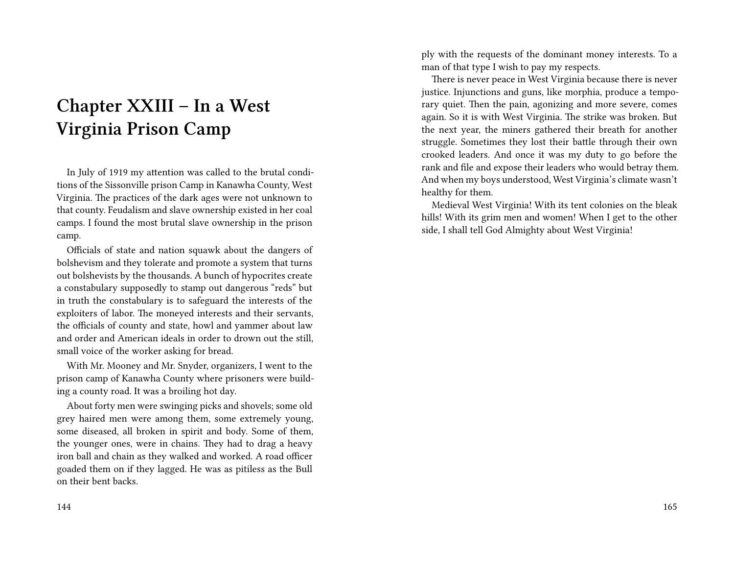# Chapter XXIII – In a West Virginia Prison Camp

In July of 1919 my attention was called to the brutal conditions of the Sissonville prison Camp in Kanawha County, West Virginia. The practices of the dark ages were not unknown to that county. Feudalism and slave ownership existed in her coal camps. I found the most brutal slave ownership in the prison camp.

Officials of state and nation squawk about the dangers of bolshevism and they tolerate and promote a system that turns out bolshevists by the thousands. A bunch of hypocrites create a constabulary supposedly to stamp out dangerous "reds" but in truth the constabulary is to safeguard the interests of the exploiters of labor. The moneyed interests and their servants, the officials of county and state, howl and yammer about law and order and American ideals in order to drown out the still, small voice of the worker asking for bread.

With Mr. Mooney and Mr. Snyder, organizers, I went to the prison camp of Kanawha County where prisoners were building a county road. It was a broiling hot day.

About forty men were swinging picks and shovels; some old grey haired men were among them, some extremely young, some diseased, all broken in spirit and body. Some of them, the younger ones, were in chains. They had to drag a heavy iron ball and chain as they walked and worked. A road officer goaded them on if they lagged. He was as pitiless as the Bull on their bent backs.

ply with the requests of the dominant money interests. To a man of that type I wish to pay my respects.

There is never peace in West Virginia because there is never justice. Injunctions and guns, like morphia, produce a temporary quiet. Then the pain, agonizing and more severe, comes again. So it is with West Virginia. The strike was broken. But the next year, the miners gathered their breath for another struggle. Sometimes they lost their battle through their own crooked leaders. And once it was my duty to go before the rank and file and expose their leaders who would betray them. And when my boys understood, West Virginia's climate wasn't healthy for them.

Medieval West Virginia! With its tent colonies on the bleak hills! With its grim men and women! When I get to the other side, I shall tell God Almighty about West Virginia!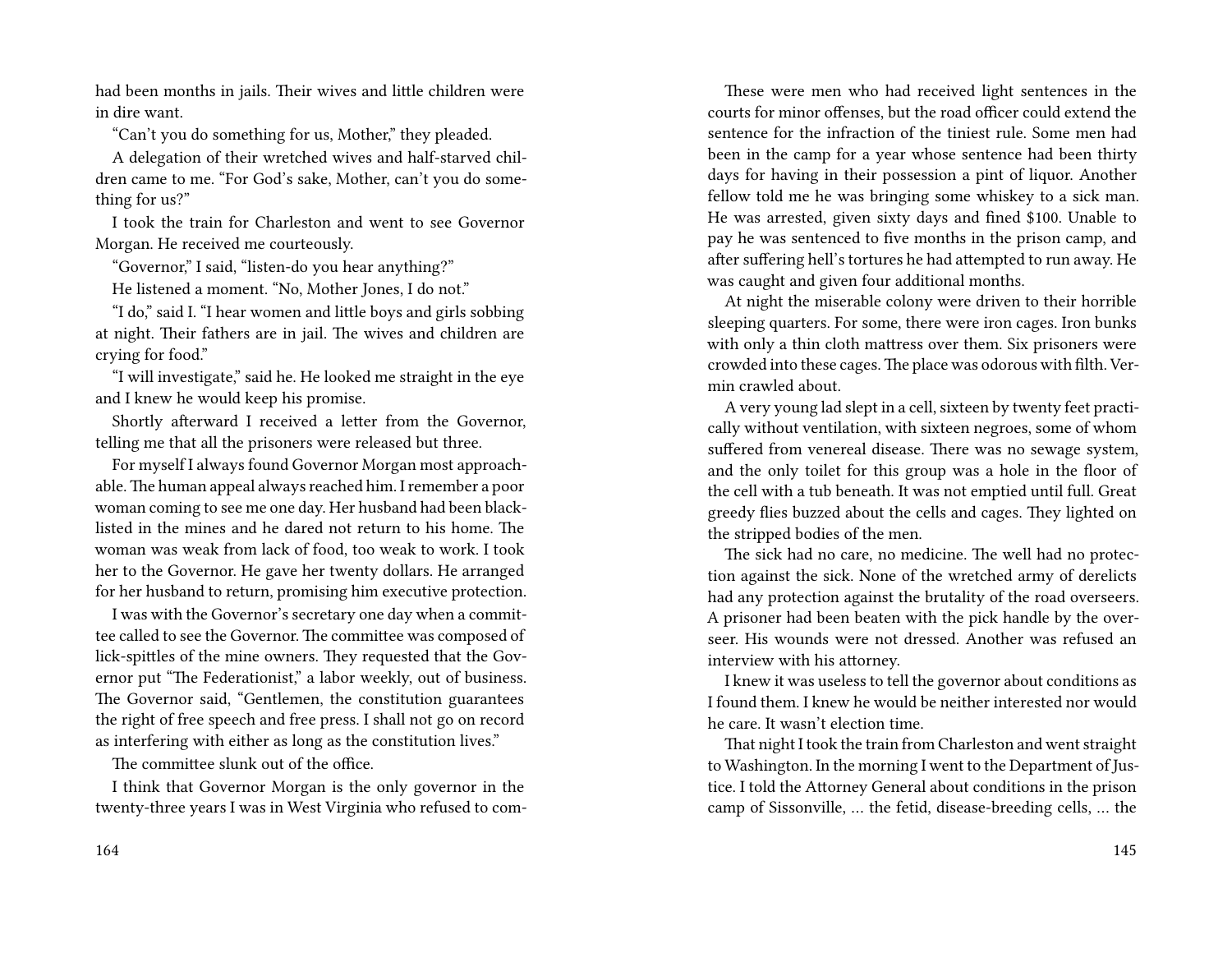had been months in jails. Their wives and little children were in dire want.

"Can't you do something for us, Mother," they pleaded.

A delegation of their wretched wives and half-starved children came to me. "For God's sake, Mother, can't you do something for us?"

I took the train for Charleston and went to see Governor Morgan. He received me courteously.

"Governor," I said, "listen-do you hear anything?"

He listened a moment. "No, Mother Jones, I do not."

"I do," said I. "I hear women and little boys and girls sobbing at night. Their fathers are in jail. The wives and children are crying for food."

"I will investigate," said he. He looked me straight in the eye and I knew he would keep his promise.

Shortly afterward I received a letter from the Governor, telling me that all the prisoners were released but three.

For myself I always found Governor Morgan most approachable. The human appeal always reached him. I remember a poor woman coming to see me one day. Her husband had been blacklisted in the mines and he dared not return to his home. The woman was weak from lack of food, too weak to work. I took her to the Governor. He gave her twenty dollars. He arranged for her husband to return, promising him executive protection.

I was with the Governor's secretary one day when a committee called to see the Governor. The committee was composed of lick-spittles of the mine owners. They requested that the Governor put "The Federationist," a labor weekly, out of business. The Governor said, "Gentlemen, the constitution guarantees the right of free speech and free press. I shall not go on record as interfering with either as long as the constitution lives."

The committee slunk out of the office.

I think that Governor Morgan is the only governor in the twenty-three years I was in West Virginia who refused to com-

These were men who had received light sentences in the courts for minor offenses, but the road officer could extend the sentence for the infraction of the tiniest rule. Some men had been in the camp for a year whose sentence had been thirty days for having in their possession a pint of liquor. Another fellow told me he was bringing some whiskey to a sick man. He was arrested, given sixty days and fined $100. Unable to pay he was sentenced to five months in the prison camp, and after suffering hell's tortures he had attempted to run away. He was caught and given four additional months.

At night the miserable colony were driven to their horrible sleeping quarters. For some, there were iron cages. Iron bunks with only a thin cloth mattress over them. Six prisoners were crowded into these cages. The place was odorous with filth. Vermin crawled about.

A very young lad slept in a cell, sixteen by twenty feet practically without ventilation, with sixteen negroes, some of whom suffered from venereal disease. There was no sewage system, and the only toilet for this group was a hole in the floor of the cell with a tub beneath. It was not emptied until full. Great greedy flies buzzed about the cells and cages. They lighted on the stripped bodies of the men.

The sick had no care, no medicine. The well had no protection against the sick. None of the wretched army of derelicts had any protection against the brutality of the road overseers. A prisoner had been beaten with the pick handle by the overseer. His wounds were not dressed. Another was refused an interview with his attorney.

I knew it was useless to tell the governor about conditions as I found them. I knew he would be neither interested nor would he care. It wasn't election time.

That night I took the train from Charleston and went straight to Washington. In the morning I went to the Department of Justice. I told the Attorney General about conditions in the prison camp of Sissonville, … the fetid, disease-breeding cells, … the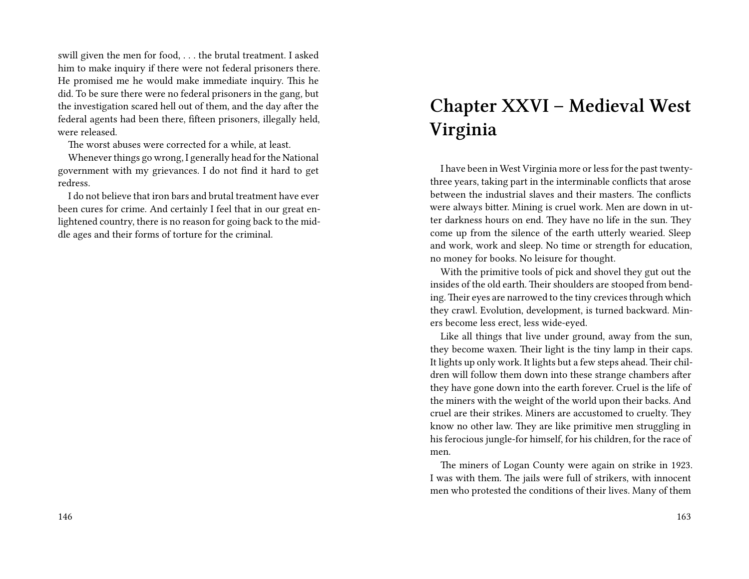swill given the men for food, . . . the brutal treatment. I asked him to make inquiry if there were not federal prisoners there. He promised me he would make immediate inquiry. This he did. To be sure there were no federal prisoners in the gang, but the investigation scared hell out of them, and the day after the federal agents had been there, fifteen prisoners, illegally held, were released.

The worst abuses were corrected for a while, at least.

Whenever things go wrong, I generally head for the National government with my grievances. I do not find it hard to get redress.

I do not believe that iron bars and brutal treatment have ever been cures for crime. And certainly I feel that in our great enlightened country, there is no reason for going back to the middle ages and their forms of torture for the criminal.

# Chapter XXVI – Medieval West Virginia

I have been in West Virginia more or less for the past twenty-three years, taking part in the interminable conflicts that arose between the industrial slaves and their masters. The conflicts were always bitter. Mining is cruel work. Men are down in utter darkness hours on end. They have no life in the sun. They come up from the silence of the earth utterly wearied. Sleep and work, work and sleep. No time or strength for education, no money for books. No leisure for thought.

With the primitive tools of pick and shovel they gut out the insides of the old earth. Their shoulders are stooped from bending. Their eyes are narrowed to the tiny crevices through which they crawl. Evolution, development, is turned backward. Miners become less erect, less wide-eyed.

Like all things that live under ground, away from the sun, they become waxen. Their light is the tiny lamp in their caps. It lights up only work. It lights but a few steps ahead. Their children will follow them down into these strange chambers after they have gone down into the earth forever. Cruel is the life of the miners with the weight of the world upon their backs. And cruel are their strikes. Miners are accustomed to cruelty. They know no other law. They are like primitive men struggling in his ferocious jungle-for himself, for his children, for the race of men.

The miners of Logan County were again on strike in 1923. I was with them. The jails were full of strikers, with innocent men who protested the conditions of their lives. Many of them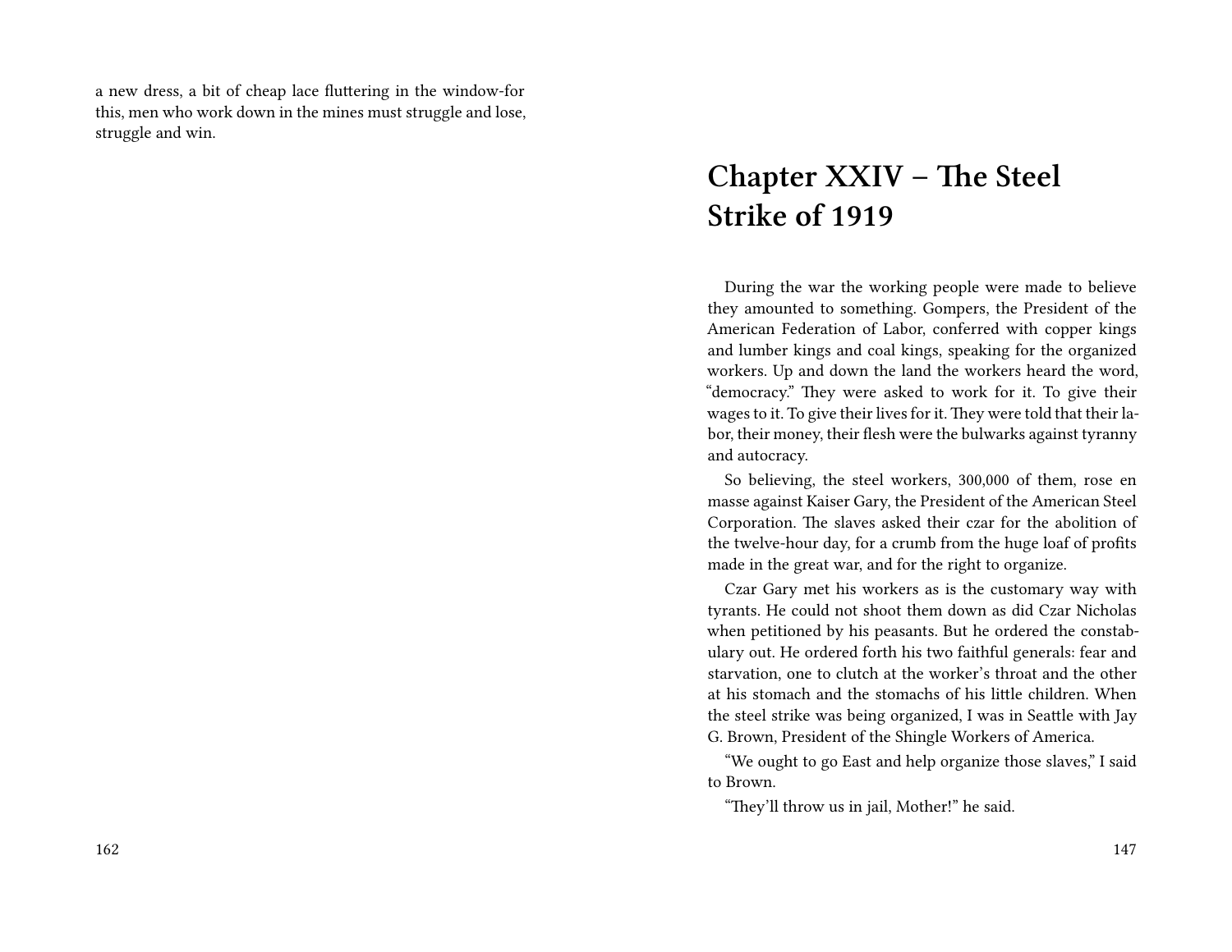a new dress, a bit of cheap lace fluttering in the window-for this, men who work down in the mines must struggle and lose, struggle and win.

# Chapter XXIV – The Steel Strike of 1919

During the war the working people were made to believe they amounted to something. Gompers, the President of the American Federation of Labor, conferred with copper kings and lumber kings and coal kings, speaking for the organized workers. Up and down the land the workers heard the word, "democracy." They were asked to work for it. To give their wages to it. To give their lives for it. They were told that their labor, their money, their flesh were the bulwarks against tyranny and autocracy.

So believing, the steel workers, 300,000 of them, rose en masse against Kaiser Gary, the President of the American Steel Corporation. The slaves asked their czar for the abolition of the twelve-hour day, for a crumb from the huge loaf of profits made in the great war, and for the right to organize.

Czar Gary met his workers as is the customary way with tyrants. He could not shoot them down as did Czar Nicholas when petitioned by his peasants. But he ordered the constabulary out. He ordered forth his two faithful generals: fear and starvation, one to clutch at the worker's throat and the other at his stomach and the stomachs of his little children. When the steel strike was being organized, I was in Seattle with Jay G. Brown, President of the Shingle Workers of America.

"We ought to go East and help organize those slaves," I said to Brown.

"They'll throw us in jail, Mother!" he said.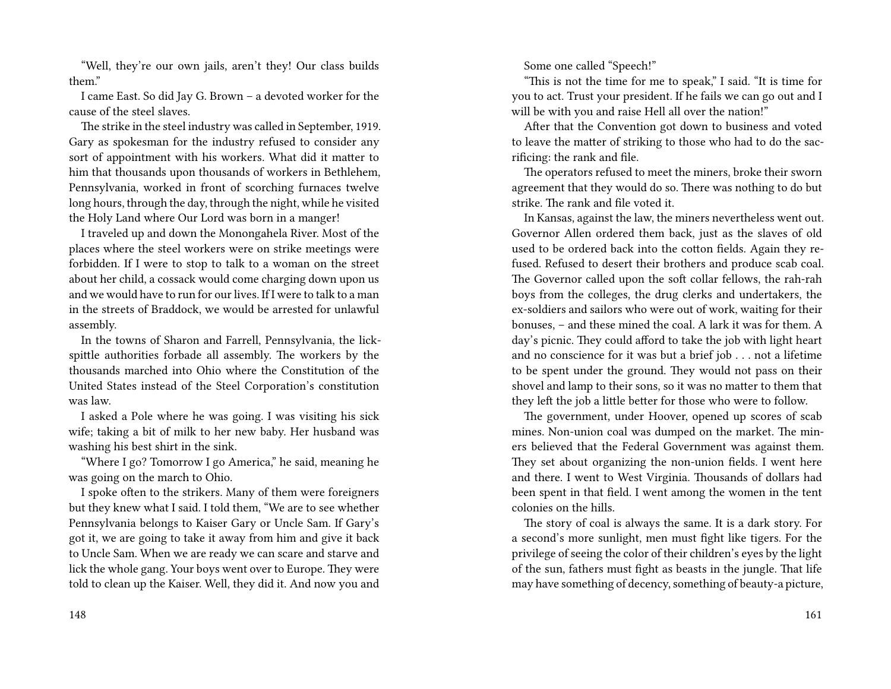"Well, they're our own jails, aren't they! Our class builds them."

I came East. So did Jay G. Brown – a devoted worker for the cause of the steel slaves.

The strike in the steel industry was called in September, 1919. Gary as spokesman for the industry refused to consider any sort of appointment with his workers. What did it matter to him that thousands upon thousands of workers in Bethlehem, Pennsylvania, worked in front of scorching furnaces twelve long hours, through the day, through the night, while he visited the Holy Land where Our Lord was born in a manger!

I traveled up and down the Monongahela River. Most of the places where the steel workers were on strike meetings were forbidden. If I were to stop to talk to a woman on the street about her child, a cossack would come charging down upon us and we would have to run for our lives. If I were to talk to a man in the streets of Braddock, we would be arrested for unlawful assembly.

In the towns of Sharon and Farrell, Pennsylvania, the lick-spittle authorities forbade all assembly. The workers by the thousands marched into Ohio where the Constitution of the United States instead of the Steel Corporation's constitution was law.

I asked a Pole where he was going. I was visiting his sick wife; taking a bit of milk to her new baby. Her husband was washing his best shirt in the sink.

"Where I go? Tomorrow I go America," he said, meaning he was going on the march to Ohio.

I spoke often to the strikers. Many of them were foreigners but they knew what I said. I told them, "We are to see whether Pennsylvania belongs to Kaiser Gary or Uncle Sam. If Gary's got it, we are going to take it away from him and give it back to Uncle Sam. When we are ready we can scare and starve and lick the whole gang. Your boys went over to Europe. They were told to clean up the Kaiser. Well, they did it. And now you and

Some one called "Speech!"

"This is not the time for me to speak," I said. "It is time for you to act. Trust your president. If he fails we can go out and I will be with you and raise Hell all over the nation!"

After that the Convention got down to business and voted to leave the matter of striking to those who had to do the sacrificing: the rank and file.

The operators refused to meet the miners, broke their sworn agreement that they would do so. There was nothing to do but strike. The rank and file voted it.

In Kansas, against the law, the miners nevertheless went out. Governor Allen ordered them back, just as the slaves of old used to be ordered back into the cotton fields. Again they refused. Refused to desert their brothers and produce scab coal. The Governor called upon the soft collar fellows, the rah-rah boys from the colleges, the drug clerks and undertakers, the ex-soldiers and sailors who were out of work, waiting for their bonuses, – and these mined the coal. A lark it was for them. A day's picnic. They could afford to take the job with light heart and no conscience for it was but a brief job . . . not a lifetime to be spent under the ground. They would not pass on their shovel and lamp to their sons, so it was no matter to them that they left the job a little better for those who were to follow.

The government, under Hoover, opened up scores of scab mines. Non-union coal was dumped on the market. The miners believed that the Federal Government was against them. They set about organizing the non-union fields. I went here and there. I went to West Virginia. Thousands of dollars had been spent in that field. I went among the women in the tent colonies on the hills.

The story of coal is always the same. It is a dark story. For a second's more sunlight, men must fight like tigers. For the privilege of seeing the color of their children's eyes by the light of the sun, fathers must fight as beasts in the jungle. That life may have something of decency, something of beauty-a picture,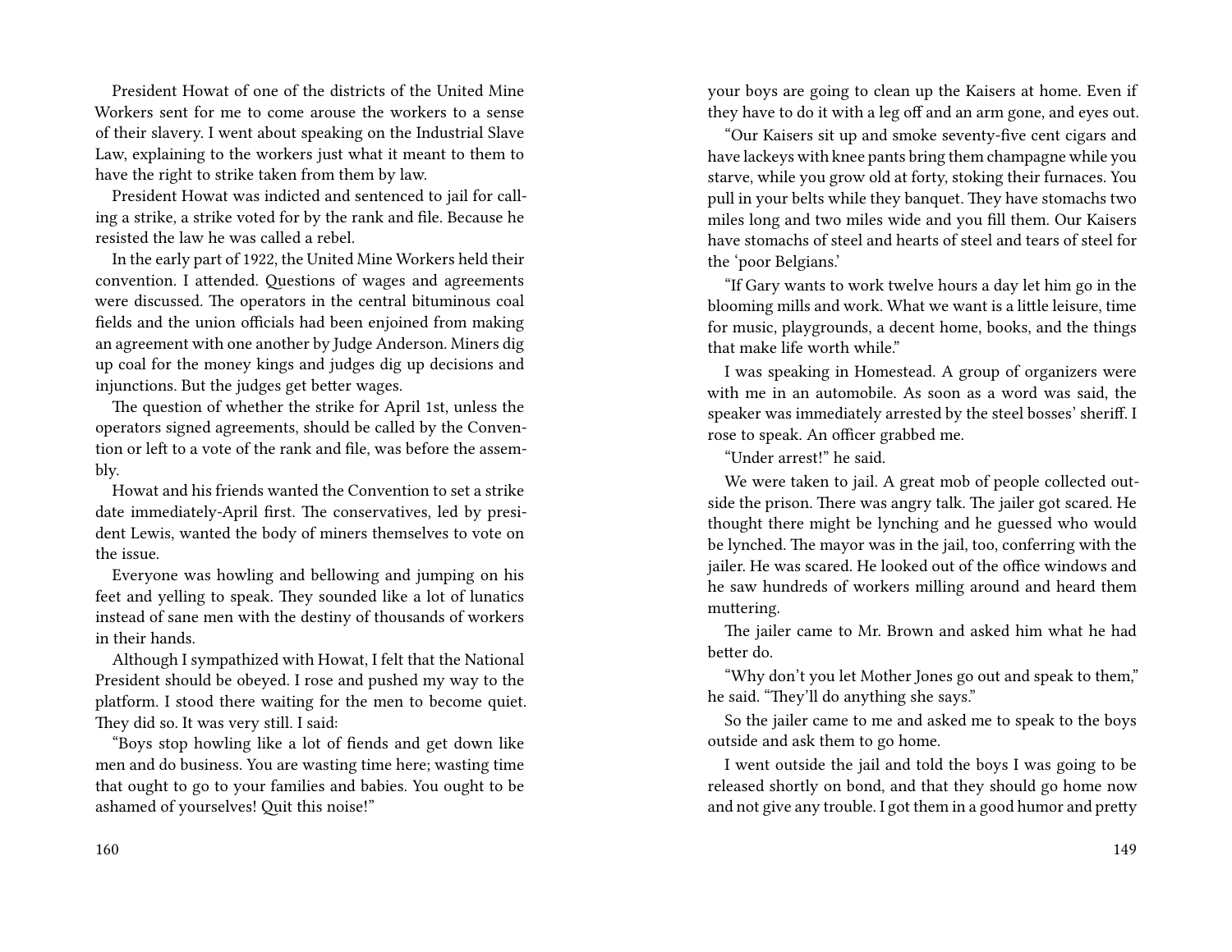President Howat of one of the districts of the United Mine Workers sent for me to come arouse the workers to a sense of their slavery. I went about speaking on the Industrial Slave Law, explaining to the workers just what it meant to them to have the right to strike taken from them by law.

President Howat was indicted and sentenced to jail for calling a strike, a strike voted for by the rank and file. Because he resisted the law he was called a rebel.

In the early part of 1922, the United Mine Workers held their convention. I attended. Questions of wages and agreements were discussed. The operators in the central bituminous coal fields and the union officials had been enjoined from making an agreement with one another by Judge Anderson. Miners dig up coal for the money kings and judges dig up decisions and injunctions. But the judges get better wages.

The question of whether the strike for April 1st, unless the operators signed agreements, should be called by the Convention or left to a vote of the rank and file, was before the assembly.

Howat and his friends wanted the Convention to set a strike date immediately-April first. The conservatives, led by president Lewis, wanted the body of miners themselves to vote on the issue.

Everyone was howling and bellowing and jumping on his feet and yelling to speak. They sounded like a lot of lunatics instead of sane men with the destiny of thousands of workers in their hands.

Although I sympathized with Howat, I felt that the National President should be obeyed. I rose and pushed my way to the platform. I stood there waiting for the men to become quiet. They did so. It was very still. I said:

"Boys stop howling like a lot of fiends and get down like men and do business. You are wasting time here; wasting time that ought to go to your families and babies. You ought to be ashamed of yourselves! Quit this noise!"

your boys are going to clean up the Kaisers at home. Even if they have to do it with a leg off and an arm gone, and eyes out.

"Our Kaisers sit up and smoke seventy-five cent cigars and have lackeys with knee pants bring them champagne while you starve, while you grow old at forty, stoking their furnaces. You pull in your belts while they banquet. They have stomachs two miles long and two miles wide and you fill them. Our Kaisers have stomachs of steel and hearts of steel and tears of steel for the 'poor Belgians.'

"If Gary wants to work twelve hours a day let him go in the blooming mills and work. What we want is a little leisure, time for music, playgrounds, a decent home, books, and the things that make life worth while."

I was speaking in Homestead. A group of organizers were with me in an automobile. As soon as a word was said, the speaker was immediately arrested by the steel bosses' sheriff. I rose to speak. An officer grabbed me.

"Under arrest!" he said.

We were taken to jail. A great mob of people collected outside the prison. There was angry talk. The jailer got scared. He thought there might be lynching and he guessed who would be lynched. The mayor was in the jail, too, conferring with the jailer. He was scared. He looked out of the office windows and he saw hundreds of workers milling around and heard them muttering.

The jailer came to Mr. Brown and asked him what he had better do.

"Why don't you let Mother Jones go out and speak to them," he said. "They'll do anything she says."

So the jailer came to me and asked me to speak to the boys outside and ask them to go home.

I went outside the jail and told the boys I was going to be released shortly on bond, and that they should go home now and not give any trouble. I got them in a good humor and pretty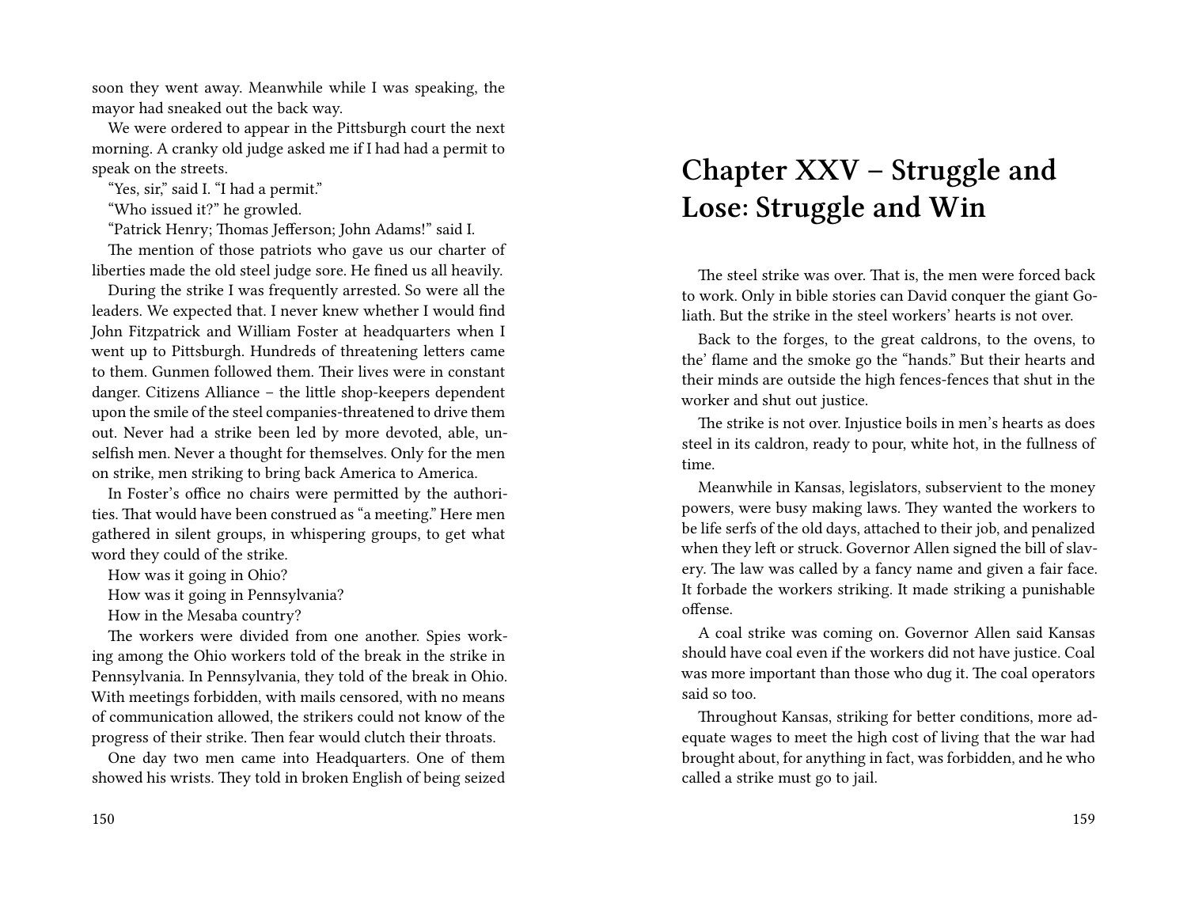soon they went away. Meanwhile while I was speaking, the mayor had sneaked out the back way.

We were ordered to appear in the Pittsburgh court the next morning. A cranky old judge asked me if I had had a permit to speak on the streets.

"Yes, sir," said I. "I had a permit."

"Who issued it?" he growled.

"Patrick Henry; Thomas Jefferson; John Adams!" said I.

The mention of those patriots who gave us our charter of liberties made the old steel judge sore. He fined us all heavily.

During the strike I was frequently arrested. So were all the leaders. We expected that. I never knew whether I would find John Fitzpatrick and William Foster at headquarters when I went up to Pittsburgh. Hundreds of threatening letters came to them. Gunmen followed them. Their lives were in constant danger. Citizens Alliance – the little shop-keepers dependent upon the smile of the steel companies-threatened to drive them out. Never had a strike been led by more devoted, able, unselfish men. Never a thought for themselves. Only for the men on strike, men striking to bring back America to America.

In Foster's office no chairs were permitted by the authorities. That would have been construed as "a meeting." Here men gathered in silent groups, in whispering groups, to get what word they could of the strike.

How was it going in Ohio?

How was it going in Pennsylvania?

How in the Mesaba country?

The workers were divided from one another. Spies working among the Ohio workers told of the break in the strike in Pennsylvania. In Pennsylvania, they told of the break in Ohio. With meetings forbidden, with mails censored, with no means of communication allowed, the strikers could not know of the progress of their strike. Then fear would clutch their throats.

One day two men came into Headquarters. One of them showed his wrists. They told in broken English of being seized

# Chapter XXV – Struggle and Lose: Struggle and Win

The steel strike was over. That is, the men were forced back to work. Only in bible stories can David conquer the giant Goliath. But the strike in the steel workers' hearts is not over.

Back to the forges, to the great caldrons, to the ovens, to the' flame and the smoke go the "hands." But their hearts and their minds are outside the high fences-fences that shut in the worker and shut out justice.

The strike is not over. Injustice boils in men's hearts as does steel in its caldron, ready to pour, white hot, in the fullness of time.

Meanwhile in Kansas, legislators, subservient to the money powers, were busy making laws. They wanted the workers to be life serfs of the old days, attached to their job, and penalized when they left or struck. Governor Allen signed the bill of slavery. The law was called by a fancy name and given a fair face. It forbade the workers striking. It made striking a punishable offense.

A coal strike was coming on. Governor Allen said Kansas should have coal even if the workers did not have justice. Coal was more important than those who dug it. The coal operators said so too.

Throughout Kansas, striking for better conditions, more adequate wages to meet the high cost of living that the war had brought about, for anything in fact, was forbidden, and he who called a strike must go to jail.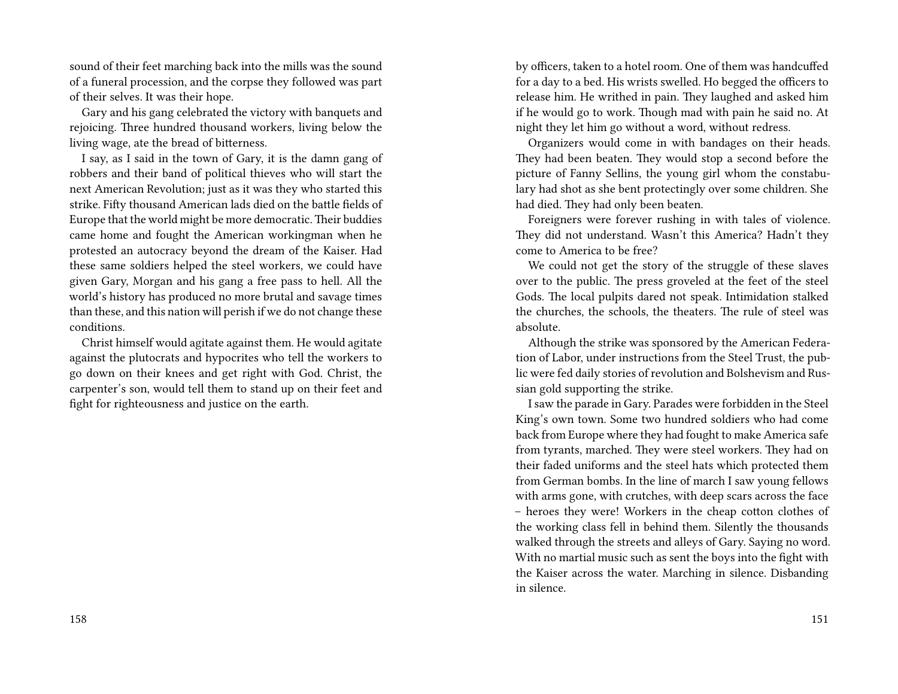sound of their feet marching back into the mills was the sound of a funeral procession, and the corpse they followed was part of their selves. It was their hope.

Gary and his gang celebrated the victory with banquets and rejoicing. Three hundred thousand workers, living below the living wage, ate the bread of bitterness.

I say, as I said in the town of Gary, it is the damn gang of robbers and their band of political thieves who will start the next American Revolution; just as it was they who started this strike. Fifty thousand American lads died on the battle fields of Europe that the world might be more democratic. Their buddies came home and fought the American workingman when he protested an autocracy beyond the dream of the Kaiser. Had these same soldiers helped the steel workers, we could have given Gary, Morgan and his gang a free pass to hell. All the world's history has produced no more brutal and savage times than these, and this nation will perish if we do not change these conditions.

Christ himself would agitate against them. He would agitate against the plutocrats and hypocrites who tell the workers to go down on their knees and get right with God. Christ, the carpenter's son, would tell them to stand up on their feet and fight for righteousness and justice on the earth.

by officers, taken to a hotel room. One of them was handcuffed for a day to a bed. His wrists swelled. Ho begged the officers to release him. He writhed in pain. They laughed and asked him if he would go to work. Though mad with pain he said no. At night they let him go without a word, without redress.

Organizers would come in with bandages on their heads. They had been beaten. They would stop a second before the picture of Fanny Sellins, the young girl whom the constabulary had shot as she bent protectingly over some children. She had died. They had only been beaten.

Foreigners were forever rushing in with tales of violence. They did not understand. Wasn't this America? Hadn't they come to America to be free?

We could not get the story of the struggle of these slaves over to the public. The press groveled at the feet of the steel Gods. The local pulpits dared not speak. Intimidation stalked the churches, the schools, the theaters. The rule of steel was absolute.

Although the strike was sponsored by the American Federation of Labor, under instructions from the Steel Trust, the public were fed daily stories of revolution and Bolshevism and Russian gold supporting the strike.

I saw the parade in Gary. Parades were forbidden in the Steel King's own town. Some two hundred soldiers who had come back from Europe where they had fought to make America safe from tyrants, marched. They were steel workers. They had on their faded uniforms and the steel hats which protected them from German bombs. In the line of march I saw young fellows with arms gone, with crutches, with deep scars across the face – heroes they were! Workers in the cheap cotton clothes of the working class fell in behind them. Silently the thousands walked through the streets and alleys of Gary. Saying no word. With no martial music such as sent the boys into the fight with the Kaiser across the water. Marching in silence. Disbanding in silence.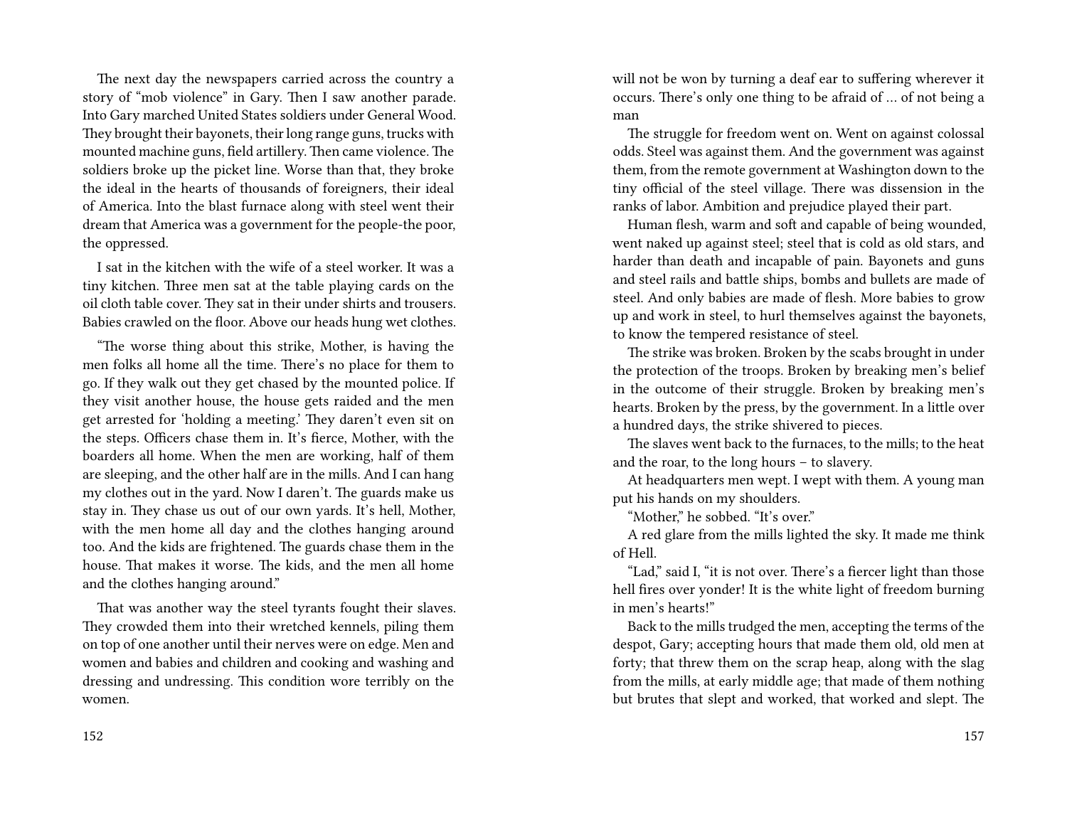The next day the newspapers carried across the country a story of "mob violence" in Gary. Then I saw another parade. Into Gary marched United States soldiers under General Wood. They brought their bayonets, their long range guns, trucks with mounted machine guns, field artillery. Then came violence. The soldiers broke up the picket line. Worse than that, they broke the ideal in the hearts of thousands of foreigners, their ideal of America. Into the blast furnace along with steel went their dream that America was a government for the people-the poor, the oppressed.

I sat in the kitchen with the wife of a steel worker. It was a tiny kitchen. Three men sat at the table playing cards on the oil cloth table cover. They sat in their under shirts and trousers. Babies crawled on the floor. Above our heads hung wet clothes.

"The worse thing about this strike, Mother, is having the men folks all home all the time. There's no place for them to go. If they walk out they get chased by the mounted police. If they visit another house, the house gets raided and the men get arrested for 'holding a meeting.' They daren't even sit on the steps. Officers chase them in. It's fierce, Mother, with the boarders all home. When the men are working, half of them are sleeping, and the other half are in the mills. And I can hang my clothes out in the yard. Now I daren't. The guards make us stay in. They chase us out of our own yards. It's hell, Mother, with the men home all day and the clothes hanging around too. And the kids are frightened. The guards chase them in the house. That makes it worse. The kids, and the men all home and the clothes hanging around."

That was another way the steel tyrants fought their slaves. They crowded them into their wretched kennels, piling them on top of one another until their nerves were on edge. Men and women and babies and children and cooking and washing and dressing and undressing. This condition wore terribly on the women.

will not be won by turning a deaf ear to suffering wherever it occurs. There's only one thing to be afraid of … of not being a man

The struggle for freedom went on. Went on against colossal odds. Steel was against them. And the government was against them, from the remote government at Washington down to the tiny official of the steel village. There was dissension in the ranks of labor. Ambition and prejudice played their part.

Human flesh, warm and soft and capable of being wounded, went naked up against steel; steel that is cold as old stars, and harder than death and incapable of pain. Bayonets and guns and steel rails and battle ships, bombs and bullets are made of steel. And only babies are made of flesh. More babies to grow up and work in steel, to hurl themselves against the bayonets, to know the tempered resistance of steel.

The strike was broken. Broken by the scabs brought in under the protection of the troops. Broken by breaking men's belief in the outcome of their struggle. Broken by breaking men's hearts. Broken by the press, by the government. In a little over a hundred days, the strike shivered to pieces.

The slaves went back to the furnaces, to the mills; to the heat and the roar, to the long hours – to slavery.

At headquarters men wept. I wept with them. A young man put his hands on my shoulders.

"Mother," he sobbed. "It's over."

A red glare from the mills lighted the sky. It made me think of Hell.

"Lad," said I, "it is not over. There's a fiercer light than those hell fires over yonder! It is the white light of freedom burning in men's hearts!"

Back to the mills trudged the men, accepting the terms of the despot, Gary; accepting hours that made them old, old men at forty; that threw them on the scrap heap, along with the slag from the mills, at early middle age; that made of them nothing but brutes that slept and worked, that worked and slept. The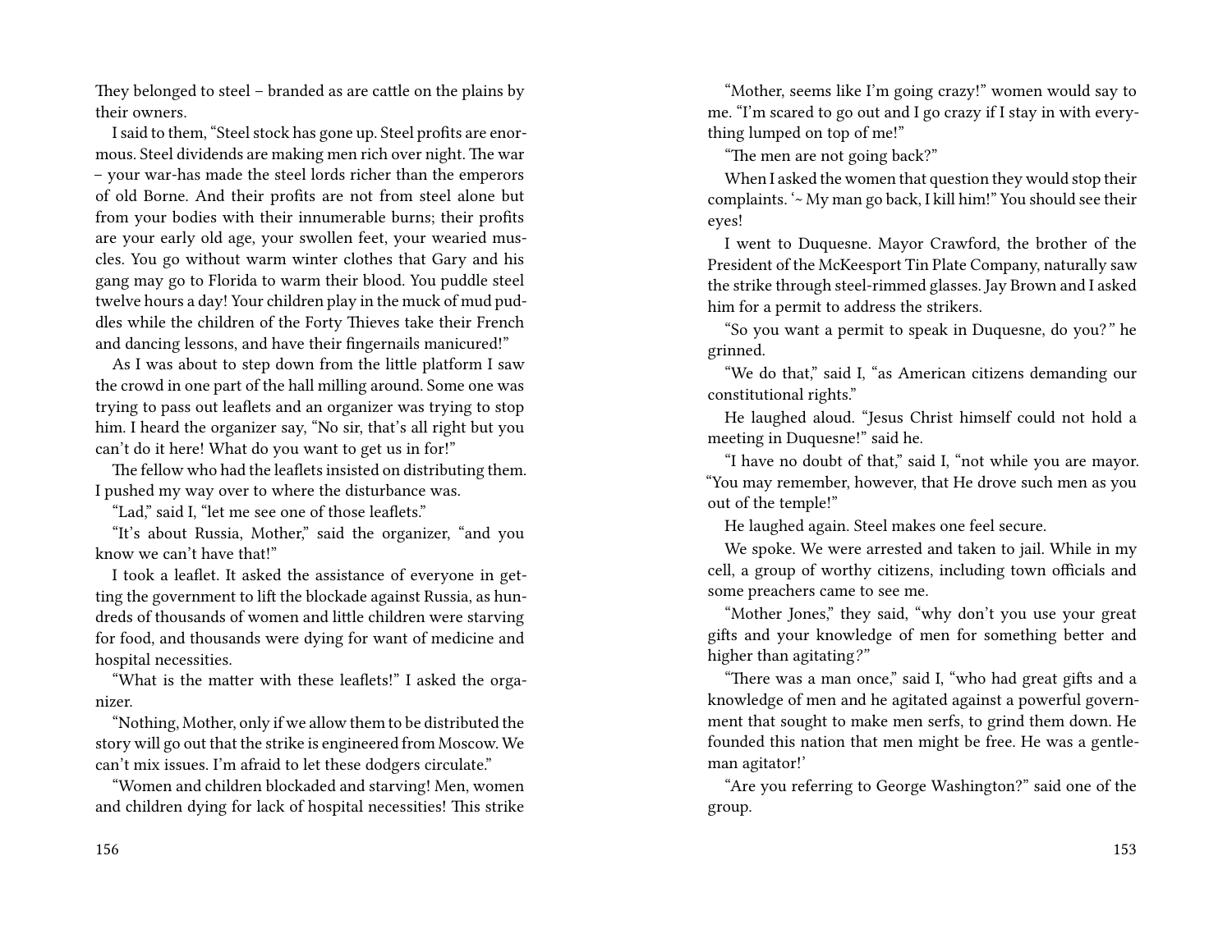They belonged to steel – branded as are cattle on the plains by their owners.

I said to them, "Steel stock has gone up. Steel profits are enormous. Steel dividends are making men rich over night. The war – your war-has made the steel lords richer than the emperors of old Borne. And their profits are not from steel alone but from your bodies with their innumerable burns; their profits are your early old age, your swollen feet, your wearied muscles. You go without warm winter clothes that Gary and his gang may go to Florida to warm their blood. You puddle steel twelve hours a day! Your children play in the muck of mud puddles while the children of the Forty Thieves take their French and dancing lessons, and have their fingernails manicured!"

As I was about to step down from the little platform I saw the crowd in one part of the hall milling around. Some one was trying to pass out leaflets and an organizer was trying to stop him. I heard the organizer say, "No sir, that's all right but you can't do it here! What do you want to get us in for!"

The fellow who had the leaflets insisted on distributing them. I pushed my way over to where the disturbance was.

"Lad," said I, "let me see one of those leaflets."

"It's about Russia, Mother," said the organizer, "and you know we can't have that!"

I took a leaflet. It asked the assistance of everyone in getting the government to lift the blockade against Russia, as hundreds of thousands of women and little children were starving for food, and thousands were dying for want of medicine and hospital necessities.

"What is the matter with these leaflets!" I asked the organizer.

"Nothing, Mother, only if we allow them to be distributed the story will go out that the strike is engineered from Moscow. We can't mix issues. I'm afraid to let these dodgers circulate."

"Women and children blockaded and starving! Men, women and children dying for lack of hospital necessities! This strike

"Mother, seems like I'm going crazy!" women would say to me. "I'm scared to go out and I go crazy if I stay in with everything lumped on top of me!"

"The men are not going back?"

When I asked the women that question they would stop their complaints. '~ My man go back, I kill him!" You should see their eyes!

I went to Duquesne. Mayor Crawford, the brother of the President of the McKeesport Tin Plate Company, naturally saw the strike through steel-rimmed glasses. Jay Brown and I asked him for a permit to address the strikers.

"So you want a permit to speak in Duquesne, do you?" he grinned.

"We do that," said I, "as American citizens demanding our constitutional rights."

He laughed aloud. "Jesus Christ himself could not hold a meeting in Duquesne!" said he.

"I have no doubt of that," said I, "not while you are mayor. "You may remember, however, that He drove such men as you out of the temple!"

He laughed again. Steel makes one feel secure.

We spoke. We were arrested and taken to jail. While in my cell, a group of worthy citizens, including town officials and some preachers came to see me.

"Mother Jones," they said, "why don't you use your great gifts and your knowledge of men for something better and higher than agitating?"

"There was a man once," said I, "who had great gifts and a knowledge of men and he agitated against a powerful government that sought to make men serfs, to grind them down. He founded this nation that men might be free. He was a gentleman agitator!'

"Are you referring to George Washington?" said one of the group.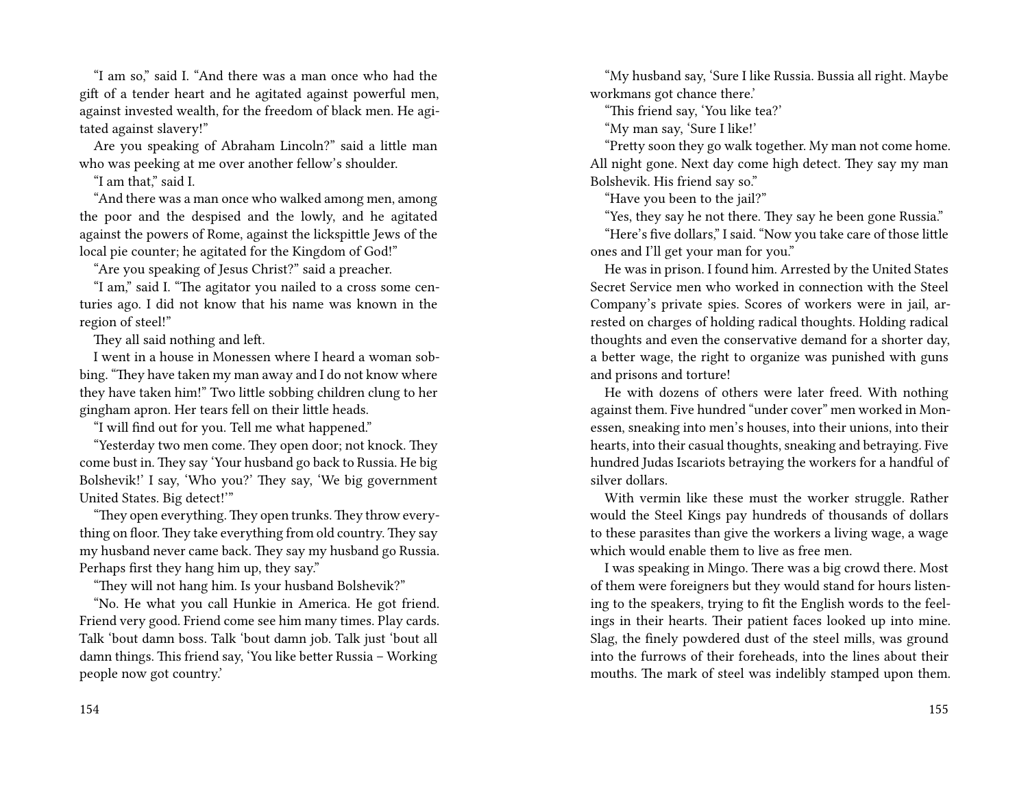"I am so," said I. "And there was a man once who had the gift of a tender heart and he agitated against powerful men, against invested wealth, for the freedom of black men. He agitated against slavery!"

Are you speaking of Abraham Lincoln?" said a little man who was peeking at me over another fellow's shoulder.

"I am that," said I.

"And there was a man once who walked among men, among the poor and the despised and the lowly, and he agitated against the powers of Rome, against the lickspittle Jews of the local pie counter; he agitated for the Kingdom of God!"

"Are you speaking of Jesus Christ?" said a preacher.

"I am," said I. "The agitator you nailed to a cross some centuries ago. I did not know that his name was known in the region of steel!"

They all said nothing and left.

I went in a house in Monessen where I heard a woman sobbing. "They have taken my man away and I do not know where they have taken him!" Two little sobbing children clung to her gingham apron. Her tears fell on their little heads.

"I will find out for you. Tell me what happened."

"Yesterday two men come. They open door; not knock. They come bust in. They say 'Your husband go back to Russia. He big Bolshevik!' I say, 'Who you?' They say, 'We big government United States. Big detect!'"

"They open everything. They open trunks. They throw everything on floor. They take everything from old country. They say my husband never came back. They say my husband go Russia. Perhaps first they hang him up, they say."

"They will not hang him. Is your husband Bolshevik?"

"No. He what you call Hunkie in America. He got friend. Friend very good. Friend come see him many times. Play cards. Talk 'bout damn boss. Talk 'bout damn job. Talk just 'bout all damn things. This friend say, 'You like better Russia – Working people now got country.'

"My husband say, 'Sure I like Russia. Bussia all right. Maybe workmans got chance there.'

"This friend say, 'You like tea?'

"My man say, 'Sure I like!'

"Pretty soon they go walk together. My man not come home. All night gone. Next day come high detect. They say my man Bolshevik. His friend say so."

"Have you been to the jail?"

"Yes, they say he not there. They say he been gone Russia."

"Here's five dollars," I said. "Now you take care of those little ones and I'll get your man for you."

He was in prison. I found him. Arrested by the United States Secret Service men who worked in connection with the Steel Company's private spies. Scores of workers were in jail, arrested on charges of holding radical thoughts. Holding radical thoughts and even the conservative demand for a shorter day, a better wage, the right to organize was punished with guns and prisons and torture!

He with dozens of others were later freed. With nothing against them. Five hundred "under cover" men worked in Monessen, sneaking into men's houses, into their unions, into their hearts, into their casual thoughts, sneaking and betraying. Five hundred Judas Iscariots betraying the workers for a handful of silver dollars.

With vermin like these must the worker struggle. Rather would the Steel Kings pay hundreds of thousands of dollars to these parasites than give the workers a living wage, a wage which would enable them to live as free men.

I was speaking in Mingo. There was a big crowd there. Most of them were foreigners but they would stand for hours listening to the speakers, trying to fit the English words to the feelings in their hearts. Their patient faces looked up into mine. Slag, the finely powdered dust of the steel mills, was ground into the furrows of their foreheads, into the lines about their mouths. The mark of steel was indelibly stamped upon them.